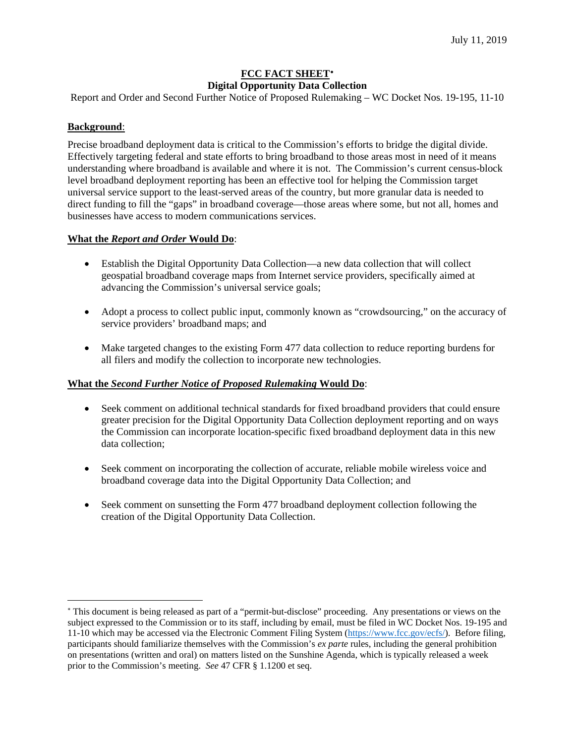July 11, 2019

# FCC FACT SHEET*

## Digital Opportunity Data Collection

Report and Order and Second Further Notice of Proposed Rulemaking – WC Docket Nos. 19-195, 11-10

**Background**:

Precise broadband deployment data is critical to the Commission's efforts to bridge the digital divide. Effectively targeting federal and state efforts to bring broadband to those areas most in need of it means understanding where broadband is available and where it is not. The Commission's current census-block level broadband deployment reporting has been an effective tool for helping the Commission target universal service support to the least-served areas of the country, but more granular data is needed to direct funding to fill the "gaps" in broadband coverage—those areas where some, but not all, homes and businesses have access to modern communications services.

**What the *Report and Order* Would Do**:

- Establish the Digital Opportunity Data Collection—a new data collection that will collect geospatial broadband coverage maps from Internet service providers, specifically aimed at advancing the Commission's universal service goals;
- Adopt a process to collect public input, commonly known as "crowdsourcing," on the accuracy of service providers' broadband maps; and
- Make targeted changes to the existing Form 477 data collection to reduce reporting burdens for all filers and modify the collection to incorporate new technologies.

**What the *Second Further Notice of Proposed Rulemaking* Would Do**:

- Seek comment on additional technical standards for fixed broadband providers that could ensure greater precision for the Digital Opportunity Data Collection deployment reporting and on ways the Commission can incorporate location-specific fixed broadband deployment data in this new data collection;
- Seek comment on incorporating the collection of accurate, reliable mobile wireless voice and broadband coverage data into the Digital Opportunity Data Collection; and
- Seek comment on sunsetting the Form 477 broadband deployment collection following the creation of the Digital Opportunity Data Collection.

---

* This document is being released as part of a "permit-but-disclose" proceeding. Any presentations or views on the subject expressed to the Commission or to its staff, including by email, must be filed in WC Docket Nos. 19-195 and 11-10 which may be accessed via the Electronic Comment Filing System (https://www.fcc.gov/ecfs/). Before filing, participants should familiarize themselves with the Commission's *ex parte* rules, including the general prohibition on presentations (written and oral) on matters listed on the Sunshine Agenda, which is typically released a week prior to the Commission's meeting. *See* 47 CFR § 1.1200 et seq.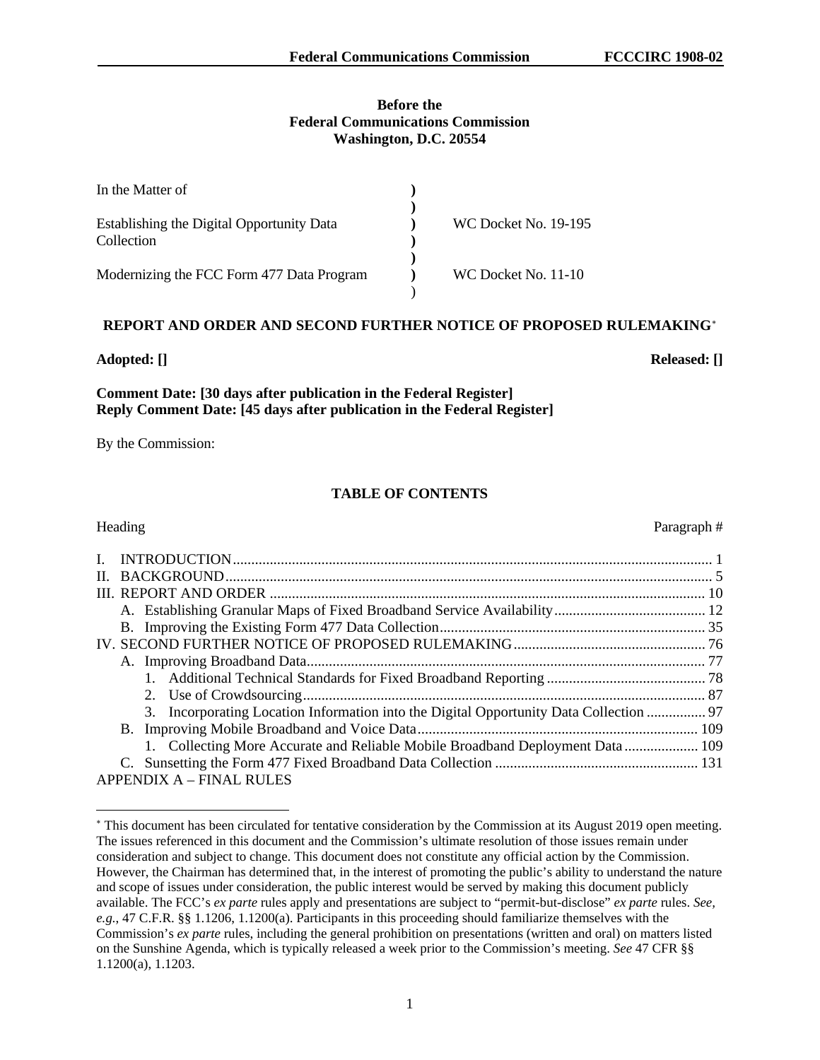**Before the**
**Federal Communications Commission**
**Washington, D.C. 20554**

| | | |
|---|---|---|
| In the Matter of | ) | |
| | ) | |
| Establishing the Digital Opportunity Data Collection | ) | WC Docket No. 19-195 |
| | ) | |
| Modernizing the FCC Form 477 Data Program | ) | WC Docket No. 11-10 |
| | ) | |

## REPORT AND ORDER AND SECOND FURTHER NOTICE OF PROPOSED RULEMAKING[*]

**Adopted: []** **Released: []**

**Comment Date: [30 days after publication in the Federal Register]**
**Reply Comment Date: [45 days after publication in the Federal Register]**

By the Commission:

### TABLE OF CONTENTS

| Heading | Paragraph # |
|---|---|
| I. INTRODUCTION | 1 |
| II. BACKGROUND | 5 |
| III. REPORT AND ORDER | 10 |
| A. Establishing Granular Maps of Fixed Broadband Service Availability | 12 |
| B. Improving the Existing Form 477 Data Collection | 35 |
| IV. SECOND FURTHER NOTICE OF PROPOSED RULEMAKING | 76 |
| A. Improving Broadband Data | 77 |
| 1. Additional Technical Standards for Fixed Broadband Reporting | 78 |
| 2. Use of Crowdsourcing | 87 |
| 3. Incorporating Location Information into the Digital Opportunity Data Collection | 97 |
| B. Improving Mobile Broadband and Voice Data | 109 |
| 1. Collecting More Accurate and Reliable Mobile Broadband Deployment Data | 109 |
| C. Sunsetting the Form 477 Fixed Broadband Data Collection | 131 |
| APPENDIX A – FINAL RULES | |

[*] This document has been circulated for tentative consideration by the Commission at its August 2019 open meeting. The issues referenced in this document and the Commission's ultimate resolution of those issues remain under consideration and subject to change. This document does not constitute any official action by the Commission. However, the Chairman has determined that, in the interest of promoting the public's ability to understand the nature and scope of issues under consideration, the public interest would be served by making this document publicly available. The FCC's *ex parte* rules apply and presentations are subject to "permit-but-disclose" *ex parte* rules. *See, e.g.*, 47 C.F.R. §§ 1.1206, 1.1200(a). Participants in this proceeding should familiarize themselves with the Commission's *ex parte* rules, including the general prohibition on presentations (written and oral) on matters listed on the Sunshine Agenda, which is typically released a week prior to the Commission's meeting. *See* 47 CFR §§ 1.1200(a), 1.1203.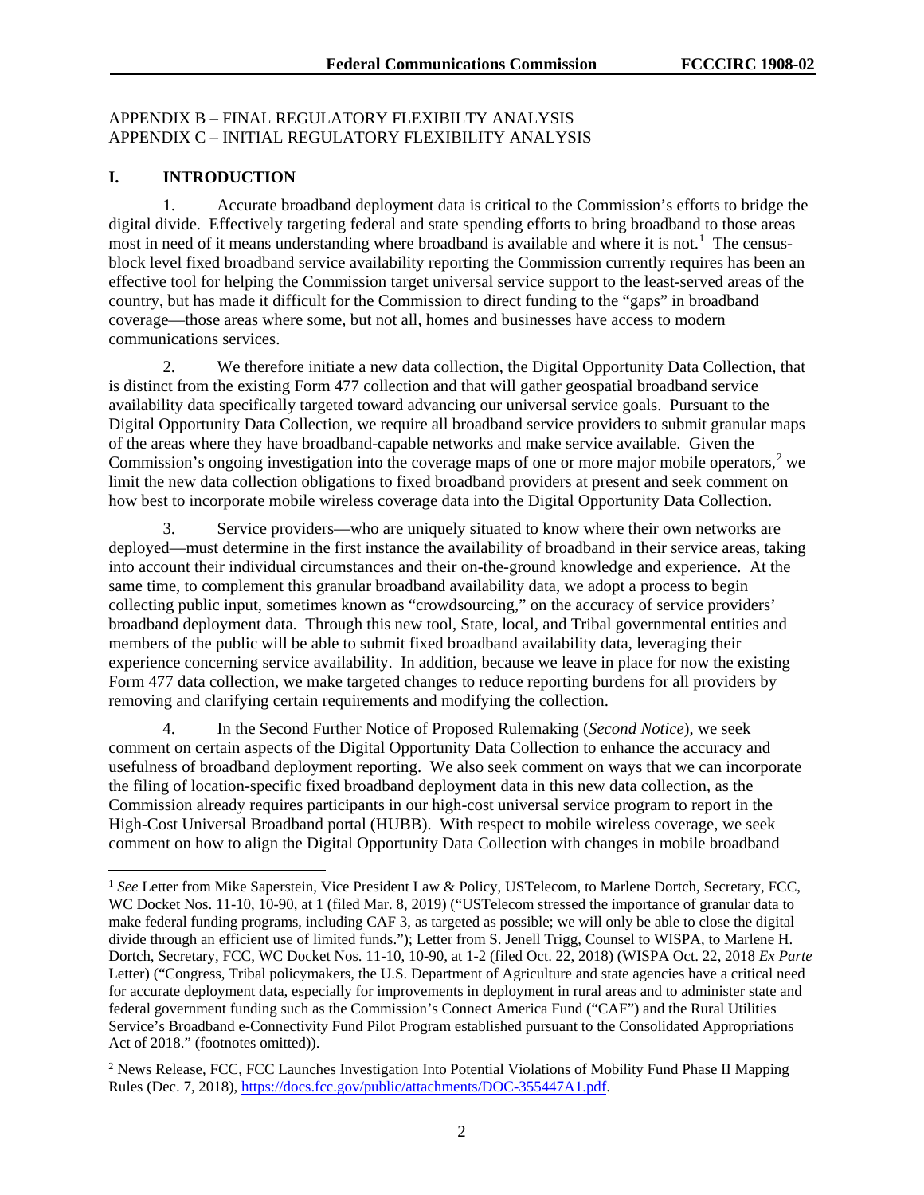APPENDIX B – FINAL REGULATORY FLEXIBILTY ANALYSIS
APPENDIX C – INITIAL REGULATORY FLEXIBILITY ANALYSIS

## I. INTRODUCTION

1. Accurate broadband deployment data is critical to the Commission's efforts to bridge the digital divide. Effectively targeting federal and state spending efforts to bring broadband to those areas most in need of it means understanding where broadband is available and where it is not.[1] The census-block level fixed broadband service availability reporting the Commission currently requires has been an effective tool for helping the Commission target universal service support to the least-served areas of the country, but has made it difficult for the Commission to direct funding to the "gaps" in broadband coverage—those areas where some, but not all, homes and businesses have access to modern communications services.

2. We therefore initiate a new data collection, the Digital Opportunity Data Collection, that is distinct from the existing Form 477 collection and that will gather geospatial broadband service availability data specifically targeted toward advancing our universal service goals. Pursuant to the Digital Opportunity Data Collection, we require all broadband service providers to submit granular maps of the areas where they have broadband-capable networks and make service available. Given the Commission's ongoing investigation into the coverage maps of one or more major mobile operators,[2] we limit the new data collection obligations to fixed broadband providers at present and seek comment on how best to incorporate mobile wireless coverage data into the Digital Opportunity Data Collection.

3. Service providers—who are uniquely situated to know where their own networks are deployed—must determine in the first instance the availability of broadband in their service areas, taking into account their individual circumstances and their on-the-ground knowledge and experience. At the same time, to complement this granular broadband availability data, we adopt a process to begin collecting public input, sometimes known as "crowdsourcing," on the accuracy of service providers' broadband deployment data. Through this new tool, State, local, and Tribal governmental entities and members of the public will be able to submit fixed broadband availability data, leveraging their experience concerning service availability. In addition, because we leave in place for now the existing Form 477 data collection, we make targeted changes to reduce reporting burdens for all providers by removing and clarifying certain requirements and modifying the collection.

4. In the Second Further Notice of Proposed Rulemaking (*Second Notice*), we seek comment on certain aspects of the Digital Opportunity Data Collection to enhance the accuracy and usefulness of broadband deployment reporting. We also seek comment on ways that we can incorporate the filing of location-specific fixed broadband deployment data in this new data collection, as the Commission already requires participants in our high-cost universal service program to report in the High-Cost Universal Broadband portal (HUBB). With respect to mobile wireless coverage, we seek comment on how to align the Digital Opportunity Data Collection with changes in mobile broadband

---

[1] *See* Letter from Mike Saperstein, Vice President Law & Policy, USTelecom, to Marlene Dortch, Secretary, FCC, WC Docket Nos. 11-10, 10-90, at 1 (filed Mar. 8, 2019) ("USTelecom stressed the importance of granular data to make federal funding programs, including CAF 3, as targeted as possible; we will only be able to close the digital divide through an efficient use of limited funds."); Letter from S. Jenell Trigg, Counsel to WISPA, to Marlene H. Dortch, Secretary, FCC, WC Docket Nos. 11-10, 10-90, at 1-2 (filed Oct. 22, 2018) (WISPA Oct. 22, 2018 *Ex Parte* Letter) ("Congress, Tribal policymakers, the U.S. Department of Agriculture and state agencies have a critical need for accurate deployment data, especially for improvements in deployment in rural areas and to administer state and federal government funding such as the Commission's Connect America Fund ("CAF") and the Rural Utilities Service's Broadband e-Connectivity Fund Pilot Program established pursuant to the Consolidated Appropriations Act of 2018." (footnotes omitted)).

[2] News Release, FCC, FCC Launches Investigation Into Potential Violations of Mobility Fund Phase II Mapping Rules (Dec. 7, 2018), https://docs.fcc.gov/public/attachments/DOC-355447A1.pdf.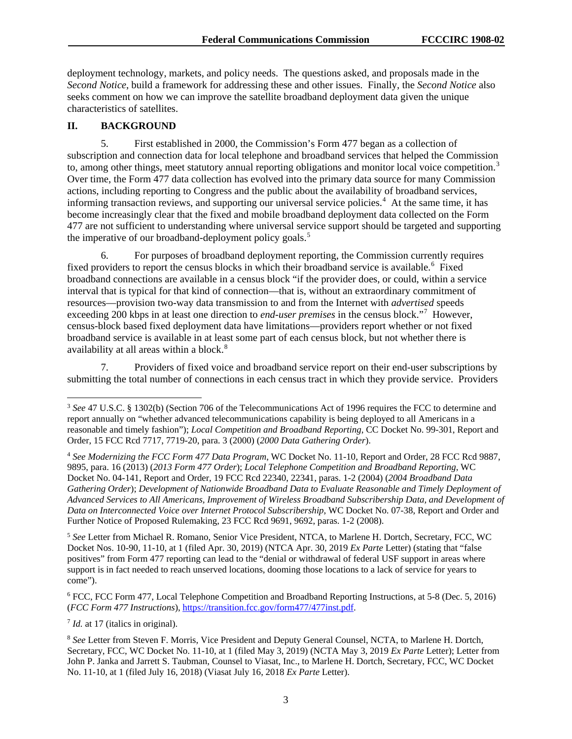deployment technology, markets, and policy needs. The questions asked, and proposals made in the *Second Notice*, build a framework for addressing these and other issues. Finally, the *Second Notice* also seeks comment on how we can improve the satellite broadband deployment data given the unique characteristics of satellites.

## II. BACKGROUND

5. First established in 2000, the Commission's Form 477 began as a collection of subscription and connection data for local telephone and broadband services that helped the Commission to, among other things, meet statutory annual reporting obligations and monitor local voice competition.[3] Over time, the Form 477 data collection has evolved into the primary data source for many Commission actions, including reporting to Congress and the public about the availability of broadband services, informing transaction reviews, and supporting our universal service policies.[4] At the same time, it has become increasingly clear that the fixed and mobile broadband deployment data collected on the Form 477 are not sufficient to understanding where universal service support should be targeted and supporting the imperative of our broadband-deployment policy goals.[5]

6. For purposes of broadband deployment reporting, the Commission currently requires fixed providers to report the census blocks in which their broadband service is available.[6] Fixed broadband connections are available in a census block "if the provider does, or could, within a service interval that is typical for that kind of connection—that is, without an extraordinary commitment of resources—provision two-way data transmission to and from the Internet with *advertised* speeds exceeding 200 kbps in at least one direction to *end-user premises* in the census block."[7] However, census-block based fixed deployment data have limitations—providers report whether or not fixed broadband service is available in at least some part of each census block, but not whether there is availability at all areas within a block.[8]

7. Providers of fixed voice and broadband service report on their end-user subscriptions by submitting the total number of connections in each census tract in which they provide service. Providers

---

[3] *See* 47 U.S.C. § 1302(b) (Section 706 of the Telecommunications Act of 1996 requires the FCC to determine and report annually on "whether advanced telecommunications capability is being deployed to all Americans in a reasonable and timely fashion"); *Local Competition and Broadband Reporting*, CC Docket No. 99-301, Report and Order, 15 FCC Rcd 7717, 7719-20, para. 3 (2000) (*2000 Data Gathering Order*).

[4] *See Modernizing the FCC Form 477 Data Program*, WC Docket No. 11-10, Report and Order, 28 FCC Rcd 9887, 9895, para. 16 (2013) (*2013 Form 477 Order*); *Local Telephone Competition and Broadband Reporting*, WC Docket No. 04-141, Report and Order, 19 FCC Rcd 22340, 22341, paras. 1-2 (2004) (*2004 Broadband Data Gathering Order*); *Development of Nationwide Broadband Data to Evaluate Reasonable and Timely Deployment of Advanced Services to All Americans, Improvement of Wireless Broadband Subscribership Data, and Development of Data on Interconnected Voice over Internet Protocol Subscribership*, WC Docket No. 07-38, Report and Order and Further Notice of Proposed Rulemaking, 23 FCC Rcd 9691, 9692, paras. 1-2 (2008).

[5] *See* Letter from Michael R. Romano, Senior Vice President, NTCA, to Marlene H. Dortch, Secretary, FCC, WC Docket Nos. 10-90, 11-10, at 1 (filed Apr. 30, 2019) (NTCA Apr. 30, 2019 *Ex Parte* Letter) (stating that "false positives" from Form 477 reporting can lead to the "denial or withdrawal of federal USF support in areas where support is in fact needed to reach unserved locations, dooming those locations to a lack of service for years to come").

[6] FCC, FCC Form 477, Local Telephone Competition and Broadband Reporting Instructions, at 5-8 (Dec. 5, 2016) (*FCC Form 477 Instructions*), https://transition.fcc.gov/form477/477inst.pdf.

[7] *Id.* at 17 (italics in original).

[8] *See* Letter from Steven F. Morris, Vice President and Deputy General Counsel, NCTA, to Marlene H. Dortch, Secretary, FCC, WC Docket No. 11-10, at 1 (filed May 3, 2019) (NCTA May 3, 2019 *Ex Parte* Letter); Letter from John P. Janka and Jarrett S. Taubman, Counsel to Viasat, Inc., to Marlene H. Dortch, Secretary, FCC, WC Docket No. 11-10, at 1 (filed July 16, 2018) (Viasat July 16, 2018 *Ex Parte* Letter).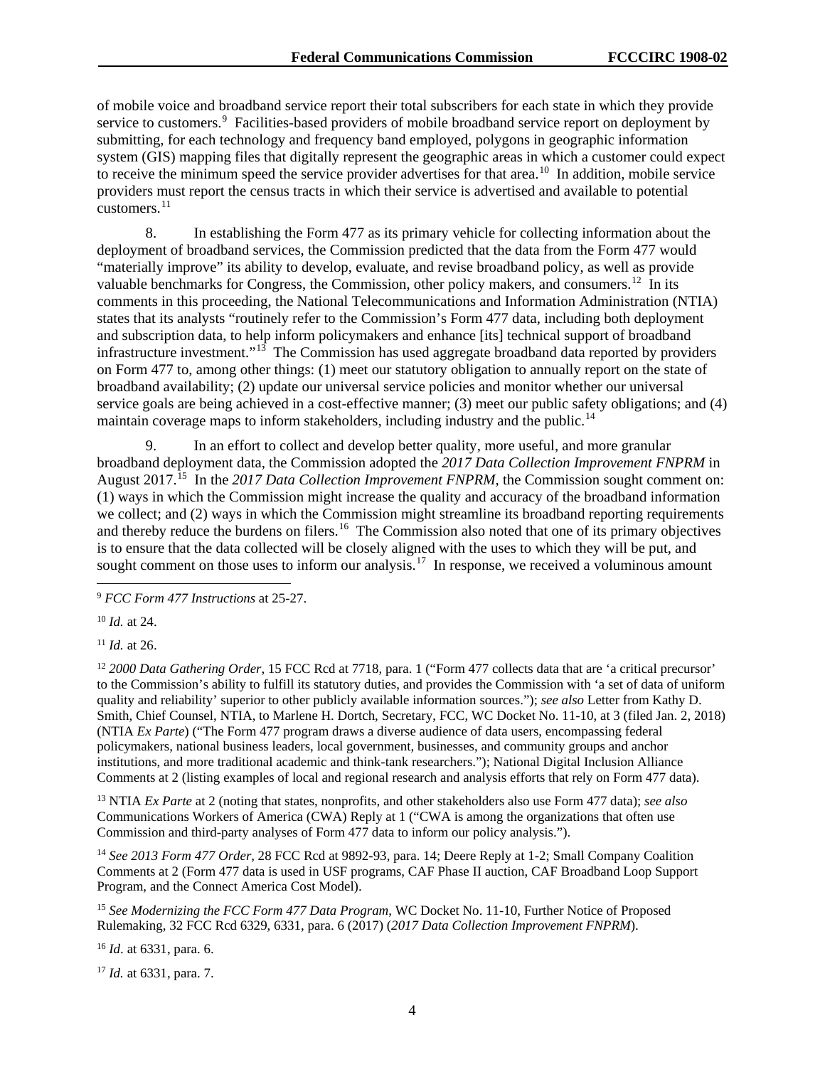of mobile voice and broadband service report their total subscribers for each state in which they provide service to customers.[9] Facilities-based providers of mobile broadband service report on deployment by submitting, for each technology and frequency band employed, polygons in geographic information system (GIS) mapping files that digitally represent the geographic areas in which a customer could expect to receive the minimum speed the service provider advertises for that area.[10] In addition, mobile service providers must report the census tracts in which their service is advertised and available to potential customers.[11]

8. In establishing the Form 477 as its primary vehicle for collecting information about the deployment of broadband services, the Commission predicted that the data from the Form 477 would "materially improve" its ability to develop, evaluate, and revise broadband policy, as well as provide valuable benchmarks for Congress, the Commission, other policy makers, and consumers.[12] In its comments in this proceeding, the National Telecommunications and Information Administration (NTIA) states that its analysts "routinely refer to the Commission's Form 477 data, including both deployment and subscription data, to help inform policymakers and enhance [its] technical support of broadband infrastructure investment."[13] The Commission has used aggregate broadband data reported by providers on Form 477 to, among other things: (1) meet our statutory obligation to annually report on the state of broadband availability; (2) update our universal service policies and monitor whether our universal service goals are being achieved in a cost-effective manner; (3) meet our public safety obligations; and (4) maintain coverage maps to inform stakeholders, including industry and the public.[14]

9. In an effort to collect and develop better quality, more useful, and more granular broadband deployment data, the Commission adopted the *2017 Data Collection Improvement FNPRM* in August 2017.[15] In the *2017 Data Collection Improvement FNPRM*, the Commission sought comment on: (1) ways in which the Commission might increase the quality and accuracy of the broadband information we collect; and (2) ways in which the Commission might streamline its broadband reporting requirements and thereby reduce the burdens on filers.[16] The Commission also noted that one of its primary objectives is to ensure that the data collected will be closely aligned with the uses to which they will be put, and sought comment on those uses to inform our analysis.[17] In response, we received a voluminous amount

---

[9] *FCC Form 477 Instructions* at 25-27.

[10] *Id.* at 24.

[11] *Id.* at 26.

[12] *2000 Data Gathering Order*, 15 FCC Rcd at 7718, para. 1 ("Form 477 collects data that are 'a critical precursor' to the Commission's ability to fulfill its statutory duties, and provides the Commission with 'a set of data of uniform quality and reliability' superior to other publicly available information sources."); *see also* Letter from Kathy D. Smith, Chief Counsel, NTIA, to Marlene H. Dortch, Secretary, FCC, WC Docket No. 11-10, at 3 (filed Jan. 2, 2018) (NTIA *Ex Parte*) ("The Form 477 program draws a diverse audience of data users, encompassing federal policymakers, national business leaders, local government, businesses, and community groups and anchor institutions, and more traditional academic and think-tank researchers."); National Digital Inclusion Alliance Comments at 2 (listing examples of local and regional research and analysis efforts that rely on Form 477 data).

[13] NTIA *Ex Parte* at 2 (noting that states, nonprofits, and other stakeholders also use Form 477 data); *see also* Communications Workers of America (CWA) Reply at 1 ("CWA is among the organizations that often use Commission and third-party analyses of Form 477 data to inform our policy analysis.").

[14] *See 2013 Form 477 Order*, 28 FCC Rcd at 9892-93, para. 14; Deere Reply at 1-2; Small Company Coalition Comments at 2 (Form 477 data is used in USF programs, CAF Phase II auction, CAF Broadband Loop Support Program, and the Connect America Cost Model).

[15] *See Modernizing the FCC Form 477 Data Program*, WC Docket No. 11-10, Further Notice of Proposed Rulemaking, 32 FCC Rcd 6329, 6331, para. 6 (2017) (*2017 Data Collection Improvement FNPRM*).

[16] *Id*. at 6331, para. 6.

[17] *Id.* at 6331, para. 7.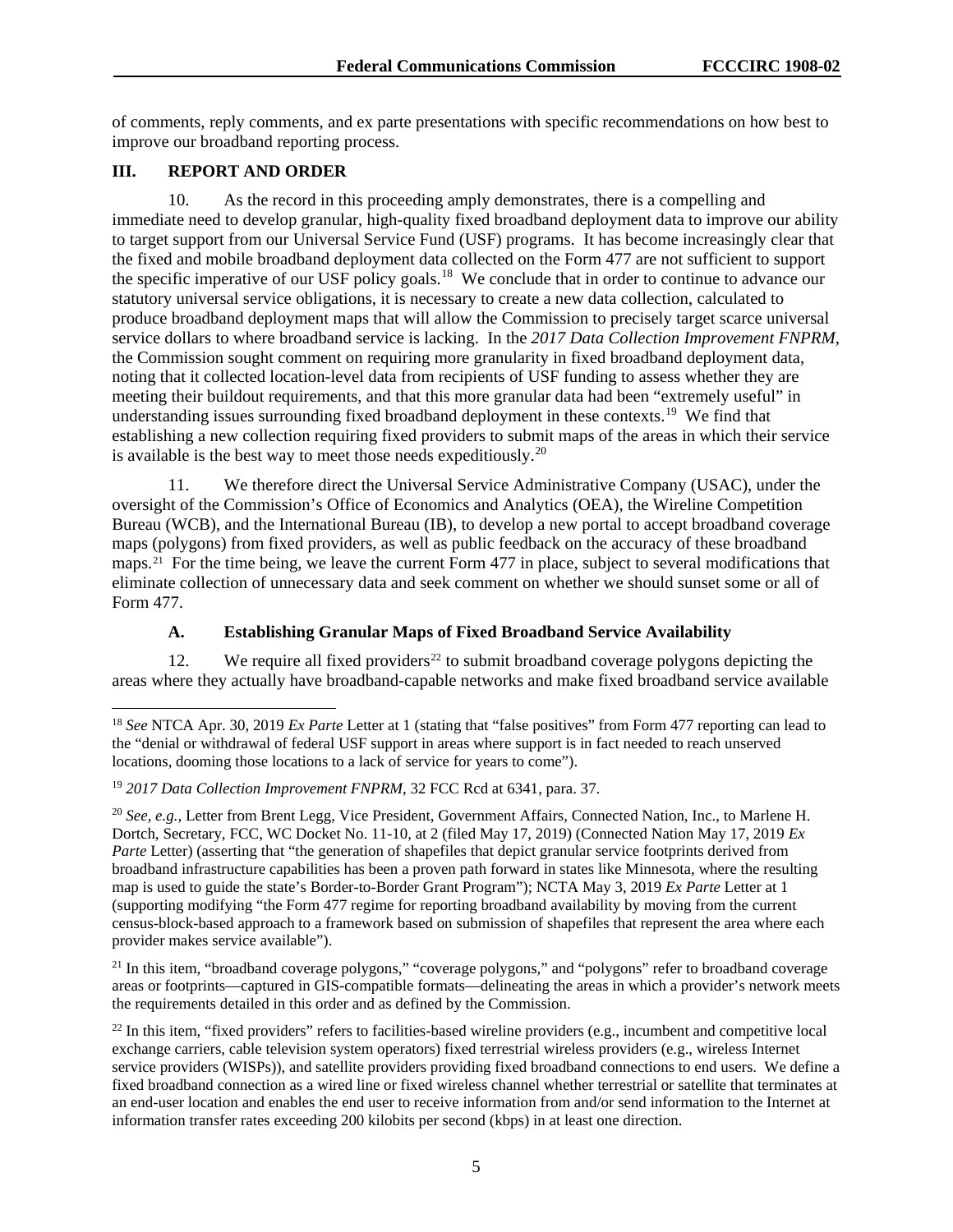of comments, reply comments, and ex parte presentations with specific recommendations on how best to improve our broadband reporting process.

## III. REPORT AND ORDER

10. As the record in this proceeding amply demonstrates, there is a compelling and immediate need to develop granular, high-quality fixed broadband deployment data to improve our ability to target support from our Universal Service Fund (USF) programs. It has become increasingly clear that the fixed and mobile broadband deployment data collected on the Form 477 are not sufficient to support the specific imperative of our USF policy goals.[18] We conclude that in order to continue to advance our statutory universal service obligations, it is necessary to create a new data collection, calculated to produce broadband deployment maps that will allow the Commission to precisely target scarce universal service dollars to where broadband service is lacking. In the *2017 Data Collection Improvement FNPRM*, the Commission sought comment on requiring more granularity in fixed broadband deployment data, noting that it collected location-level data from recipients of USF funding to assess whether they are meeting their buildout requirements, and that this more granular data had been "extremely useful" in understanding issues surrounding fixed broadband deployment in these contexts.[19] We find that establishing a new collection requiring fixed providers to submit maps of the areas in which their service is available is the best way to meet those needs expeditiously.[20]

11. We therefore direct the Universal Service Administrative Company (USAC), under the oversight of the Commission's Office of Economics and Analytics (OEA), the Wireline Competition Bureau (WCB), and the International Bureau (IB), to develop a new portal to accept broadband coverage maps (polygons) from fixed providers, as well as public feedback on the accuracy of these broadband maps.[21] For the time being, we leave the current Form 477 in place, subject to several modifications that eliminate collection of unnecessary data and seek comment on whether we should sunset some or all of Form 477.

### A. Establishing Granular Maps of Fixed Broadband Service Availability

12. We require all fixed providers[22] to submit broadband coverage polygons depicting the areas where they actually have broadband-capable networks and make fixed broadband service available

---

[18] *See* NTCA Apr. 30, 2019 *Ex Parte* Letter at 1 (stating that "false positives" from Form 477 reporting can lead to the "denial or withdrawal of federal USF support in areas where support is in fact needed to reach unserved locations, dooming those locations to a lack of service for years to come").

[19] *2017 Data Collection Improvement FNPRM*, 32 FCC Rcd at 6341, para. 37.

[20] *See, e.g.*, Letter from Brent Legg, Vice President, Government Affairs, Connected Nation, Inc., to Marlene H. Dortch, Secretary, FCC, WC Docket No. 11-10, at 2 (filed May 17, 2019) (Connected Nation May 17, 2019 *Ex Parte* Letter) (asserting that "the generation of shapefiles that depict granular service footprints derived from broadband infrastructure capabilities has been a proven path forward in states like Minnesota, where the resulting map is used to guide the state's Border-to-Border Grant Program"); NCTA May 3, 2019 *Ex Parte* Letter at 1 (supporting modifying "the Form 477 regime for reporting broadband availability by moving from the current census-block-based approach to a framework based on submission of shapefiles that represent the area where each provider makes service available").

[21] In this item, "broadband coverage polygons," "coverage polygons," and "polygons" refer to broadband coverage areas or footprints—captured in GIS-compatible formats—delineating the areas in which a provider's network meets the requirements detailed in this order and as defined by the Commission.

[22] In this item, "fixed providers" refers to facilities-based wireline providers (e.g., incumbent and competitive local exchange carriers, cable television system operators) fixed terrestrial wireless providers (e.g., wireless Internet service providers (WISPs)), and satellite providers providing fixed broadband connections to end users. We define a fixed broadband connection as a wired line or fixed wireless channel whether terrestrial or satellite that terminates at an end-user location and enables the end user to receive information from and/or send information to the Internet at information transfer rates exceeding 200 kilobits per second (kbps) in at least one direction.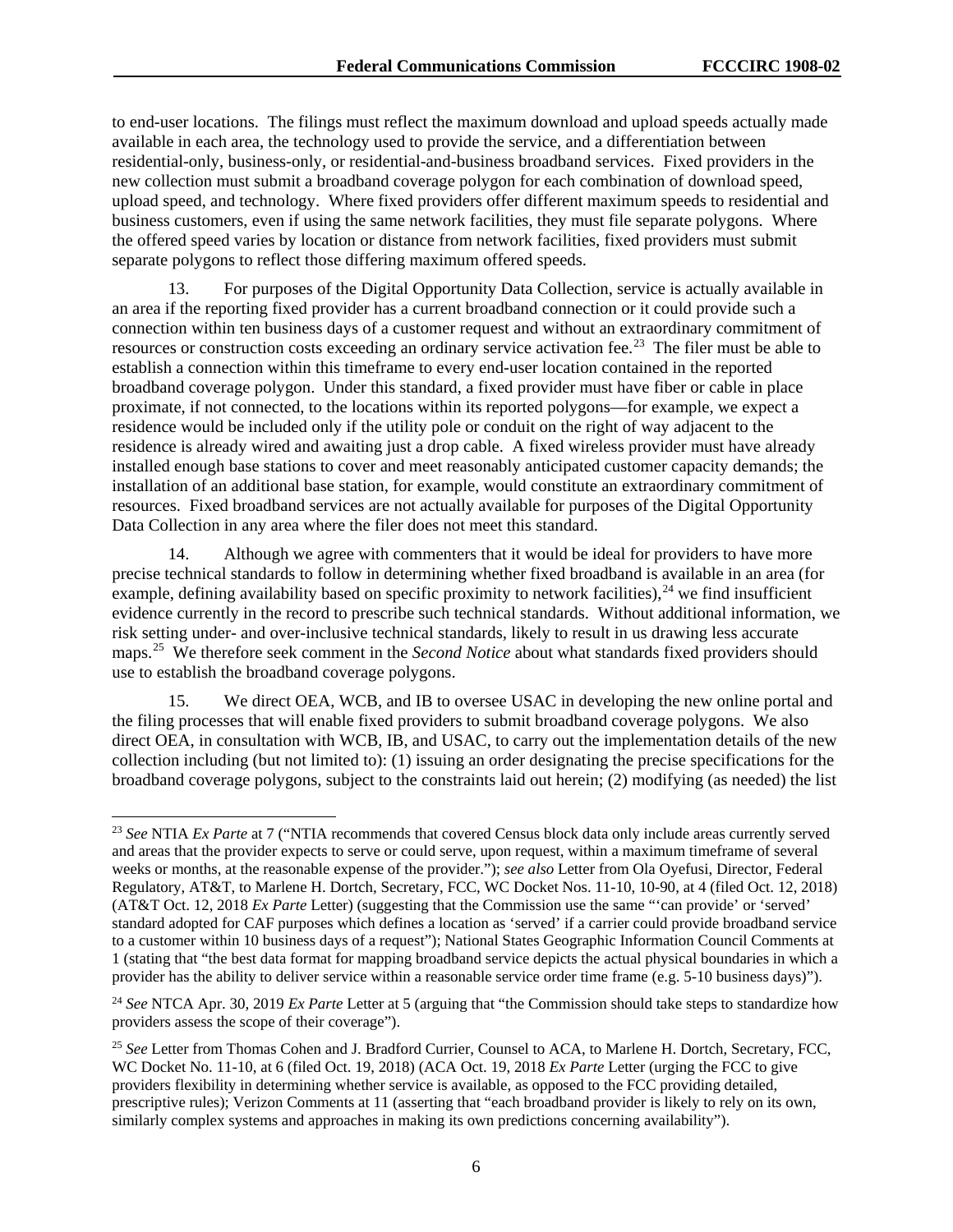to end-user locations. The filings must reflect the maximum download and upload speeds actually made available in each area, the technology used to provide the service, and a differentiation between residential-only, business-only, or residential-and-business broadband services. Fixed providers in the new collection must submit a broadband coverage polygon for each combination of download speed, upload speed, and technology. Where fixed providers offer different maximum speeds to residential and business customers, even if using the same network facilities, they must file separate polygons. Where the offered speed varies by location or distance from network facilities, fixed providers must submit separate polygons to reflect those differing maximum offered speeds.

13. For purposes of the Digital Opportunity Data Collection, service is actually available in an area if the reporting fixed provider has a current broadband connection or it could provide such a connection within ten business days of a customer request and without an extraordinary commitment of resources or construction costs exceeding an ordinary service activation fee.[23] The filer must be able to establish a connection within this timeframe to every end-user location contained in the reported broadband coverage polygon. Under this standard, a fixed provider must have fiber or cable in place proximate, if not connected, to the locations within its reported polygons—for example, we expect a residence would be included only if the utility pole or conduit on the right of way adjacent to the residence is already wired and awaiting just a drop cable. A fixed wireless provider must have already installed enough base stations to cover and meet reasonably anticipated customer capacity demands; the installation of an additional base station, for example, would constitute an extraordinary commitment of resources. Fixed broadband services are not actually available for purposes of the Digital Opportunity Data Collection in any area where the filer does not meet this standard.

14. Although we agree with commenters that it would be ideal for providers to have more precise technical standards to follow in determining whether fixed broadband is available in an area (for example, defining availability based on specific proximity to network facilities),[24] we find insufficient evidence currently in the record to prescribe such technical standards. Without additional information, we risk setting under- and over-inclusive technical standards, likely to result in us drawing less accurate maps.[25] We therefore seek comment in the *Second Notice* about what standards fixed providers should use to establish the broadband coverage polygons.

15. We direct OEA, WCB, and IB to oversee USAC in developing the new online portal and the filing processes that will enable fixed providers to submit broadband coverage polygons. We also direct OEA, in consultation with WCB, IB, and USAC, to carry out the implementation details of the new collection including (but not limited to): (1) issuing an order designating the precise specifications for the broadband coverage polygons, subject to the constraints laid out herein; (2) modifying (as needed) the list

---

[23] *See* NTIA *Ex Parte* at 7 ("NTIA recommends that covered Census block data only include areas currently served and areas that the provider expects to serve or could serve, upon request, within a maximum timeframe of several weeks or months, at the reasonable expense of the provider."); *see also* Letter from Ola Oyefusi, Director, Federal Regulatory, AT&T, to Marlene H. Dortch, Secretary, FCC, WC Docket Nos. 11-10, 10-90, at 4 (filed Oct. 12, 2018) (AT&T Oct. 12, 2018 *Ex Parte* Letter) (suggesting that the Commission use the same "'can provide' or 'served' standard adopted for CAF purposes which defines a location as 'served' if a carrier could provide broadband service to a customer within 10 business days of a request"); National States Geographic Information Council Comments at 1 (stating that "the best data format for mapping broadband service depicts the actual physical boundaries in which a provider has the ability to deliver service within a reasonable service order time frame (e.g. 5-10 business days)").

[24] *See* NTCA Apr. 30, 2019 *Ex Parte* Letter at 5 (arguing that "the Commission should take steps to standardize how providers assess the scope of their coverage").

[25] *See* Letter from Thomas Cohen and J. Bradford Currier, Counsel to ACA, to Marlene H. Dortch, Secretary, FCC, WC Docket No. 11-10, at 6 (filed Oct. 19, 2018) (ACA Oct. 19, 2018 *Ex Parte* Letter (urging the FCC to give providers flexibility in determining whether service is available, as opposed to the FCC providing detailed, prescriptive rules); Verizon Comments at 11 (asserting that "each broadband provider is likely to rely on its own, similarly complex systems and approaches in making its own predictions concerning availability").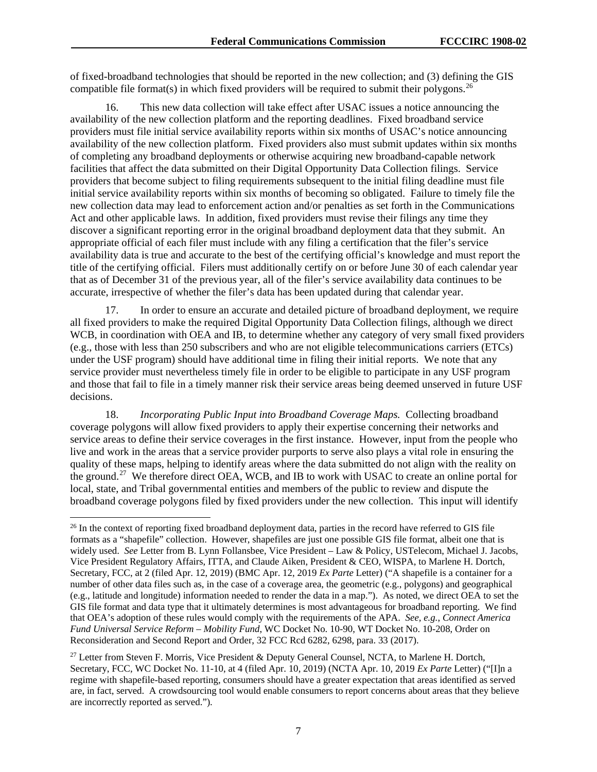of fixed-broadband technologies that should be reported in the new collection; and (3) defining the GIS compatible file format(s) in which fixed providers will be required to submit their polygons.[26]

16. This new data collection will take effect after USAC issues a notice announcing the availability of the new collection platform and the reporting deadlines. Fixed broadband service providers must file initial service availability reports within six months of USAC's notice announcing availability of the new collection platform. Fixed providers also must submit updates within six months of completing any broadband deployments or otherwise acquiring new broadband-capable network facilities that affect the data submitted on their Digital Opportunity Data Collection filings. Service providers that become subject to filing requirements subsequent to the initial filing deadline must file initial service availability reports within six months of becoming so obligated. Failure to timely file the new collection data may lead to enforcement action and/or penalties as set forth in the Communications Act and other applicable laws. In addition, fixed providers must revise their filings any time they discover a significant reporting error in the original broadband deployment data that they submit. An appropriate official of each filer must include with any filing a certification that the filer's service availability data is true and accurate to the best of the certifying official's knowledge and must report the title of the certifying official. Filers must additionally certify on or before June 30 of each calendar year that as of December 31 of the previous year, all of the filer's service availability data continues to be accurate, irrespective of whether the filer's data has been updated during that calendar year.

17. In order to ensure an accurate and detailed picture of broadband deployment, we require all fixed providers to make the required Digital Opportunity Data Collection filings, although we direct WCB, in coordination with OEA and IB, to determine whether any category of very small fixed providers (e.g., those with less than 250 subscribers and who are not eligible telecommunications carriers (ETCs) under the USF program) should have additional time in filing their initial reports. We note that any service provider must nevertheless timely file in order to be eligible to participate in any USF program and those that fail to file in a timely manner risk their service areas being deemed unserved in future USF decisions.

18. *Incorporating Public Input into Broadband Coverage Maps.* Collecting broadband coverage polygons will allow fixed providers to apply their expertise concerning their networks and service areas to define their service coverages in the first instance. However, input from the people who live and work in the areas that a service provider purports to serve also plays a vital role in ensuring the quality of these maps, helping to identify areas where the data submitted do not align with the reality on the ground.[27] We therefore direct OEA, WCB, and IB to work with USAC to create an online portal for local, state, and Tribal governmental entities and members of the public to review and dispute the broadband coverage polygons filed by fixed providers under the new collection. This input will identify

---

[26] In the context of reporting fixed broadband deployment data, parties in the record have referred to GIS file formats as a "shapefile" collection. However, shapefiles are just one possible GIS file format, albeit one that is widely used. *See* Letter from B. Lynn Follansbee, Vice President – Law & Policy, USTelecom, Michael J. Jacobs, Vice President Regulatory Affairs, ITTA, and Claude Aiken, President & CEO, WISPA, to Marlene H. Dortch, Secretary, FCC, at 2 (filed Apr. 12, 2019) (BMC Apr. 12, 2019 *Ex Parte* Letter) ("A shapefile is a container for a number of other data files such as, in the case of a coverage area, the geometric (e.g., polygons) and geographical (e.g., latitude and longitude) information needed to render the data in a map."). As noted, we direct OEA to set the GIS file format and data type that it ultimately determines is most advantageous for broadband reporting. We find that OEA's adoption of these rules would comply with the requirements of the APA. *See, e.g.*, *Connect America Fund Universal Service Reform – Mobility Fund*, WC Docket No. 10-90, WT Docket No. 10-208, Order on Reconsideration and Second Report and Order, 32 FCC Rcd 6282, 6298, para. 33 (2017).

[27] Letter from Steven F. Morris, Vice President & Deputy General Counsel, NCTA, to Marlene H. Dortch, Secretary, FCC, WC Docket No. 11-10, at 4 (filed Apr. 10, 2019) (NCTA Apr. 10, 2019 *Ex Parte* Letter) ("[I]n a regime with shapefile-based reporting, consumers should have a greater expectation that areas identified as served are, in fact, served. A crowdsourcing tool would enable consumers to report concerns about areas that they believe are incorrectly reported as served.").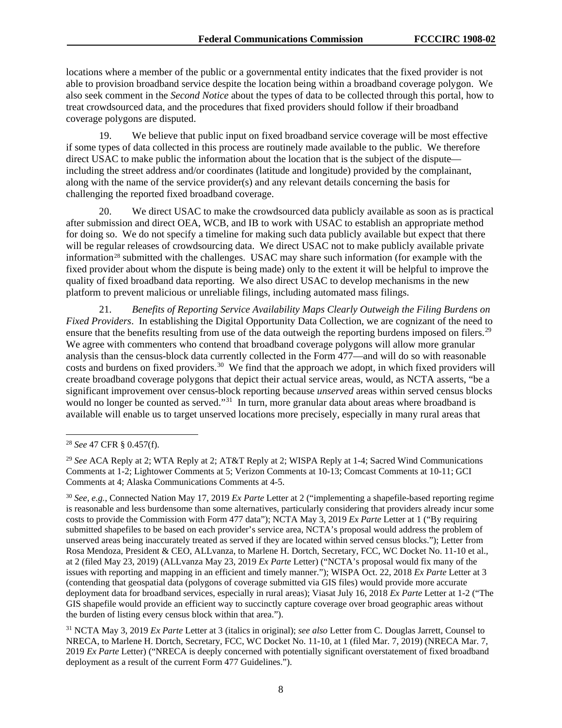locations where a member of the public or a governmental entity indicates that the fixed provider is not able to provision broadband service despite the location being within a broadband coverage polygon. We also seek comment in the *Second Notice* about the types of data to be collected through this portal, how to treat crowdsourced data, and the procedures that fixed providers should follow if their broadband coverage polygons are disputed.

19. We believe that public input on fixed broadband service coverage will be most effective if some types of data collected in this process are routinely made available to the public. We therefore direct USAC to make public the information about the location that is the subject of the dispute—including the street address and/or coordinates (latitude and longitude) provided by the complainant, along with the name of the service provider(s) and any relevant details concerning the basis for challenging the reported fixed broadband coverage.

20. We direct USAC to make the crowdsourced data publicly available as soon as is practical after submission and direct OEA, WCB, and IB to work with USAC to establish an appropriate method for doing so. We do not specify a timeline for making such data publicly available but expect that there will be regular releases of crowdsourcing data. We direct USAC not to make publicly available private information[28] submitted with the challenges. USAC may share such information (for example with the fixed provider about whom the dispute is being made) only to the extent it will be helpful to improve the quality of fixed broadband data reporting. We also direct USAC to develop mechanisms in the new platform to prevent malicious or unreliable filings, including automated mass filings.

21. *Benefits of Reporting Service Availability Maps Clearly Outweigh the Filing Burdens on Fixed Providers*. In establishing the Digital Opportunity Data Collection, we are cognizant of the need to ensure that the benefits resulting from use of the data outweigh the reporting burdens imposed on filers.[29] We agree with commenters who contend that broadband coverage polygons will allow more granular analysis than the census-block data currently collected in the Form 477—and will do so with reasonable costs and burdens on fixed providers.[30] We find that the approach we adopt, in which fixed providers will create broadband coverage polygons that depict their actual service areas, would, as NCTA asserts, "be a significant improvement over census-block reporting because *unserved* areas within served census blocks would no longer be counted as served."[31] In turn, more granular data about areas where broadband is available will enable us to target unserved locations more precisely, especially in many rural areas that

[28] *See* 47 CFR § 0.457(f).

[29] *See* ACA Reply at 2; WTA Reply at 2; AT&T Reply at 2; WISPA Reply at 1-4; Sacred Wind Communications Comments at 1-2; Lightower Comments at 5; Verizon Comments at 10-13; Comcast Comments at 10-11; GCI Comments at 4; Alaska Communications Comments at 4-5.

[30] *See, e.g.*, Connected Nation May 17, 2019 *Ex Parte* Letter at 2 ("implementing a shapefile-based reporting regime is reasonable and less burdensome than some alternatives, particularly considering that providers already incur some costs to provide the Commission with Form 477 data"); NCTA May 3, 2019 *Ex Parte* Letter at 1 ("By requiring submitted shapefiles to be based on each provider's service area, NCTA's proposal would address the problem of unserved areas being inaccurately treated as served if they are located within served census blocks."); Letter from Rosa Mendoza, President & CEO, ALLvanza, to Marlene H. Dortch, Secretary, FCC, WC Docket No. 11-10 et al., at 2 (filed May 23, 2019) (ALLvanza May 23, 2019 *Ex Parte* Letter) ("NCTA's proposal would fix many of the issues with reporting and mapping in an efficient and timely manner."); WISPA Oct. 22, 2018 *Ex Parte* Letter at 3 (contending that geospatial data (polygons of coverage submitted via GIS files) would provide more accurate deployment data for broadband services, especially in rural areas); Viasat July 16, 2018 *Ex Parte* Letter at 1-2 ("The GIS shapefile would provide an efficient way to succinctly capture coverage over broad geographic areas without the burden of listing every census block within that area.").

[31] NCTA May 3, 2019 *Ex Parte* Letter at 3 (italics in original); *see also* Letter from C. Douglas Jarrett, Counsel to NRECA, to Marlene H. Dortch, Secretary, FCC, WC Docket No. 11-10, at 1 (filed Mar. 7, 2019) (NRECA Mar. 7, 2019 *Ex Parte* Letter) ("NRECA is deeply concerned with potentially significant overstatement of fixed broadband deployment as a result of the current Form 477 Guidelines.").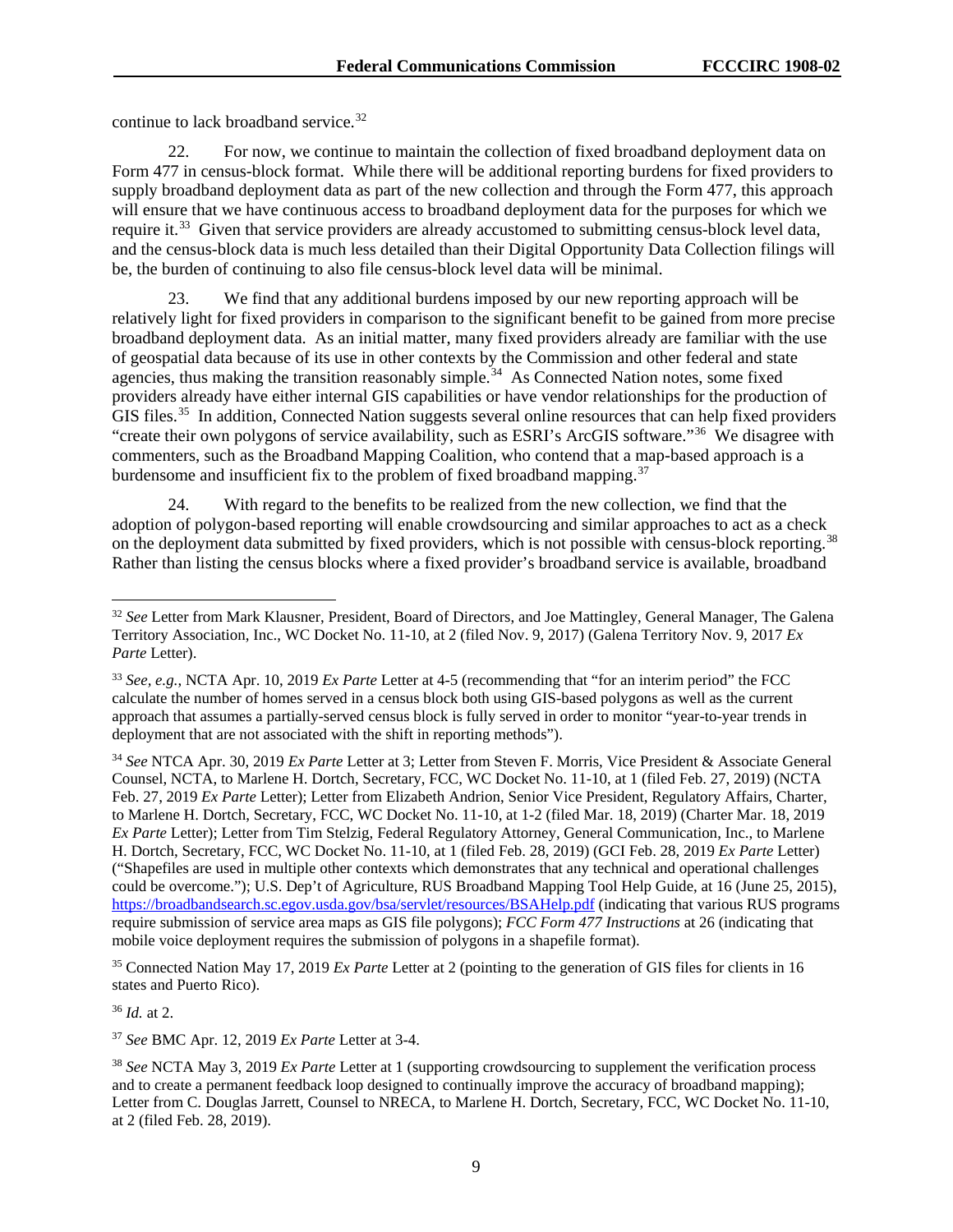continue to lack broadband service.[32]

22. For now, we continue to maintain the collection of fixed broadband deployment data on Form 477 in census-block format. While there will be additional reporting burdens for fixed providers to supply broadband deployment data as part of the new collection and through the Form 477, this approach will ensure that we have continuous access to broadband deployment data for the purposes for which we require it.[33] Given that service providers are already accustomed to submitting census-block level data, and the census-block data is much less detailed than their Digital Opportunity Data Collection filings will be, the burden of continuing to also file census-block level data will be minimal.

23. We find that any additional burdens imposed by our new reporting approach will be relatively light for fixed providers in comparison to the significant benefit to be gained from more precise broadband deployment data. As an initial matter, many fixed providers already are familiar with the use of geospatial data because of its use in other contexts by the Commission and other federal and state agencies, thus making the transition reasonably simple.[34] As Connected Nation notes, some fixed providers already have either internal GIS capabilities or have vendor relationships for the production of GIS files.[35] In addition, Connected Nation suggests several online resources that can help fixed providers "create their own polygons of service availability, such as ESRI's ArcGIS software."[36] We disagree with commenters, such as the Broadband Mapping Coalition, who contend that a map-based approach is a burdensome and insufficient fix to the problem of fixed broadband mapping.[37]

24. With regard to the benefits to be realized from the new collection, we find that the adoption of polygon-based reporting will enable crowdsourcing and similar approaches to act as a check on the deployment data submitted by fixed providers, which is not possible with census-block reporting.[38] Rather than listing the census blocks where a fixed provider's broadband service is available, broadband

---

[32] *See* Letter from Mark Klausner, President, Board of Directors, and Joe Mattingley, General Manager, The Galena Territory Association, Inc., WC Docket No. 11-10, at 2 (filed Nov. 9, 2017) (Galena Territory Nov. 9, 2017 *Ex Parte* Letter).

[33] *See, e.g.*, NCTA Apr. 10, 2019 *Ex Parte* Letter at 4-5 (recommending that "for an interim period" the FCC calculate the number of homes served in a census block both using GIS-based polygons as well as the current approach that assumes a partially-served census block is fully served in order to monitor "year-to-year trends in deployment that are not associated with the shift in reporting methods").

[34] *See* NTCA Apr. 30, 2019 *Ex Parte* Letter at 3; Letter from Steven F. Morris, Vice President & Associate General Counsel, NCTA, to Marlene H. Dortch, Secretary, FCC, WC Docket No. 11-10, at 1 (filed Feb. 27, 2019) (NCTA Feb. 27, 2019 *Ex Parte* Letter); Letter from Elizabeth Andrion, Senior Vice President, Regulatory Affairs, Charter, to Marlene H. Dortch, Secretary, FCC, WC Docket No. 11-10, at 1-2 (filed Mar. 18, 2019) (Charter Mar. 18, 2019 *Ex Parte* Letter); Letter from Tim Stelzig, Federal Regulatory Attorney, General Communication, Inc., to Marlene H. Dortch, Secretary, FCC, WC Docket No. 11-10, at 1 (filed Feb. 28, 2019) (GCI Feb. 28, 2019 *Ex Parte* Letter) ("Shapefiles are used in multiple other contexts which demonstrates that any technical and operational challenges could be overcome."); U.S. Dep't of Agriculture, RUS Broadband Mapping Tool Help Guide, at 16 (June 25, 2015), https://broadbandsearch.sc.egov.usda.gov/bsa/servlet/resources/BSAHelp.pdf (indicating that various RUS programs require submission of service area maps as GIS file polygons); *FCC Form 477 Instructions* at 26 (indicating that mobile voice deployment requires the submission of polygons in a shapefile format).

[35] Connected Nation May 17, 2019 *Ex Parte* Letter at 2 (pointing to the generation of GIS files for clients in 16 states and Puerto Rico).

[36] *Id.* at 2.

[37] *See* BMC Apr. 12, 2019 *Ex Parte* Letter at 3-4.

[38] *See* NCTA May 3, 2019 *Ex Parte* Letter at 1 (supporting crowdsourcing to supplement the verification process and to create a permanent feedback loop designed to continually improve the accuracy of broadband mapping); Letter from C. Douglas Jarrett, Counsel to NRECA, to Marlene H. Dortch, Secretary, FCC, WC Docket No. 11-10, at 2 (filed Feb. 28, 2019).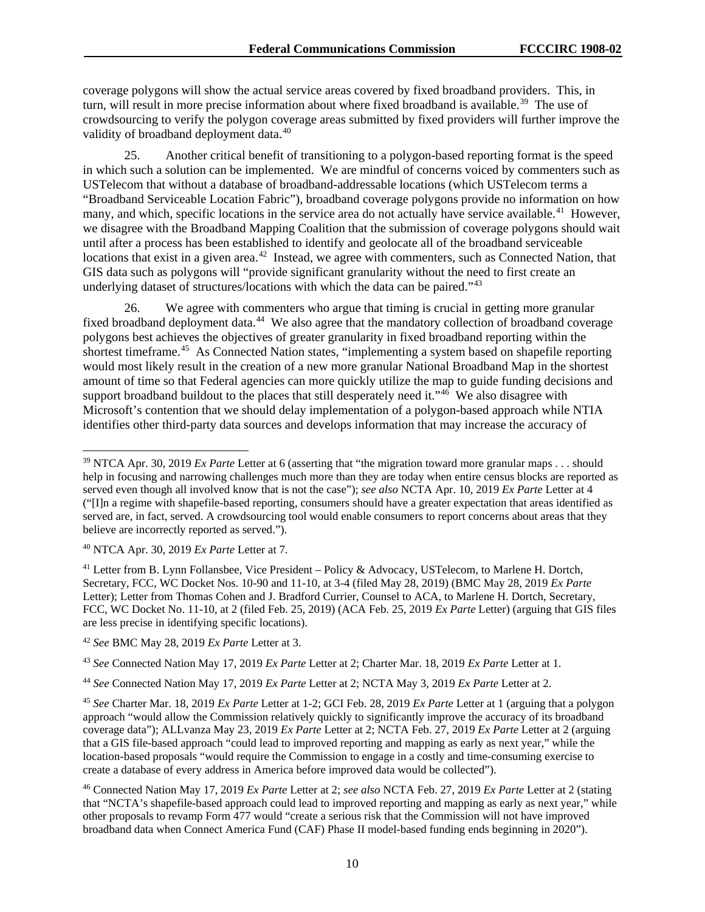coverage polygons will show the actual service areas covered by fixed broadband providers. This, in turn, will result in more precise information about where fixed broadband is available.[39] The use of crowdsourcing to verify the polygon coverage areas submitted by fixed providers will further improve the validity of broadband deployment data.[40]

25. Another critical benefit of transitioning to a polygon-based reporting format is the speed in which such a solution can be implemented. We are mindful of concerns voiced by commenters such as USTelecom that without a database of broadband-addressable locations (which USTelecom terms a "Broadband Serviceable Location Fabric"), broadband coverage polygons provide no information on how many, and which, specific locations in the service area do not actually have service available.[41] However, we disagree with the Broadband Mapping Coalition that the submission of coverage polygons should wait until after a process has been established to identify and geolocate all of the broadband serviceable locations that exist in a given area.[42] Instead, we agree with commenters, such as Connected Nation, that GIS data such as polygons will "provide significant granularity without the need to first create an underlying dataset of structures/locations with which the data can be paired."[43]

26. We agree with commenters who argue that timing is crucial in getting more granular fixed broadband deployment data.[44] We also agree that the mandatory collection of broadband coverage polygons best achieves the objectives of greater granularity in fixed broadband reporting within the shortest timeframe.[45] As Connected Nation states, "implementing a system based on shapefile reporting would most likely result in the creation of a new more granular National Broadband Map in the shortest amount of time so that Federal agencies can more quickly utilize the map to guide funding decisions and support broadband buildout to the places that still desperately need it."[46] We also disagree with Microsoft's contention that we should delay implementation of a polygon-based approach while NTIA identifies other third-party data sources and develops information that may increase the accuracy of

---

[39] NTCA Apr. 30, 2019 *Ex Parte* Letter at 6 (asserting that "the migration toward more granular maps . . . should help in focusing and narrowing challenges much more than they are today when entire census blocks are reported as served even though all involved know that is not the case"); *see also* NCTA Apr. 10, 2019 *Ex Parte* Letter at 4 ("[I]n a regime with shapefile-based reporting, consumers should have a greater expectation that areas identified as served are, in fact, served. A crowdsourcing tool would enable consumers to report concerns about areas that they believe are incorrectly reported as served.").

[40] NTCA Apr. 30, 2019 *Ex Parte* Letter at 7.

[41] Letter from B. Lynn Follansbee, Vice President – Policy & Advocacy, USTelecom, to Marlene H. Dortch, Secretary, FCC, WC Docket Nos. 10-90 and 11-10, at 3-4 (filed May 28, 2019) (BMC May 28, 2019 *Ex Parte* Letter); Letter from Thomas Cohen and J. Bradford Currier, Counsel to ACA, to Marlene H. Dortch, Secretary, FCC, WC Docket No. 11-10, at 2 (filed Feb. 25, 2019) (ACA Feb. 25, 2019 *Ex Parte* Letter) (arguing that GIS files are less precise in identifying specific locations).

[42] *See* BMC May 28, 2019 *Ex Parte* Letter at 3.

[43] *See* Connected Nation May 17, 2019 *Ex Parte* Letter at 2; Charter Mar. 18, 2019 *Ex Parte* Letter at 1.

[44] *See* Connected Nation May 17, 2019 *Ex Parte* Letter at 2; NCTA May 3, 2019 *Ex Parte* Letter at 2.

[45] *See* Charter Mar. 18, 2019 *Ex Parte* Letter at 1-2; GCI Feb. 28, 2019 *Ex Parte* Letter at 1 (arguing that a polygon approach "would allow the Commission relatively quickly to significantly improve the accuracy of its broadband coverage data"); ALLvanza May 23, 2019 *Ex Parte* Letter at 2; NCTA Feb. 27, 2019 *Ex Parte* Letter at 2 (arguing that a GIS file-based approach "could lead to improved reporting and mapping as early as next year," while the location-based proposals "would require the Commission to engage in a costly and time-consuming exercise to create a database of every address in America before improved data would be collected").

[46] Connected Nation May 17, 2019 *Ex Parte* Letter at 2; *see also* NCTA Feb. 27, 2019 *Ex Parte* Letter at 2 (stating that "NCTA's shapefile-based approach could lead to improved reporting and mapping as early as next year," while other proposals to revamp Form 477 would "create a serious risk that the Commission will not have improved broadband data when Connect America Fund (CAF) Phase II model-based funding ends beginning in 2020").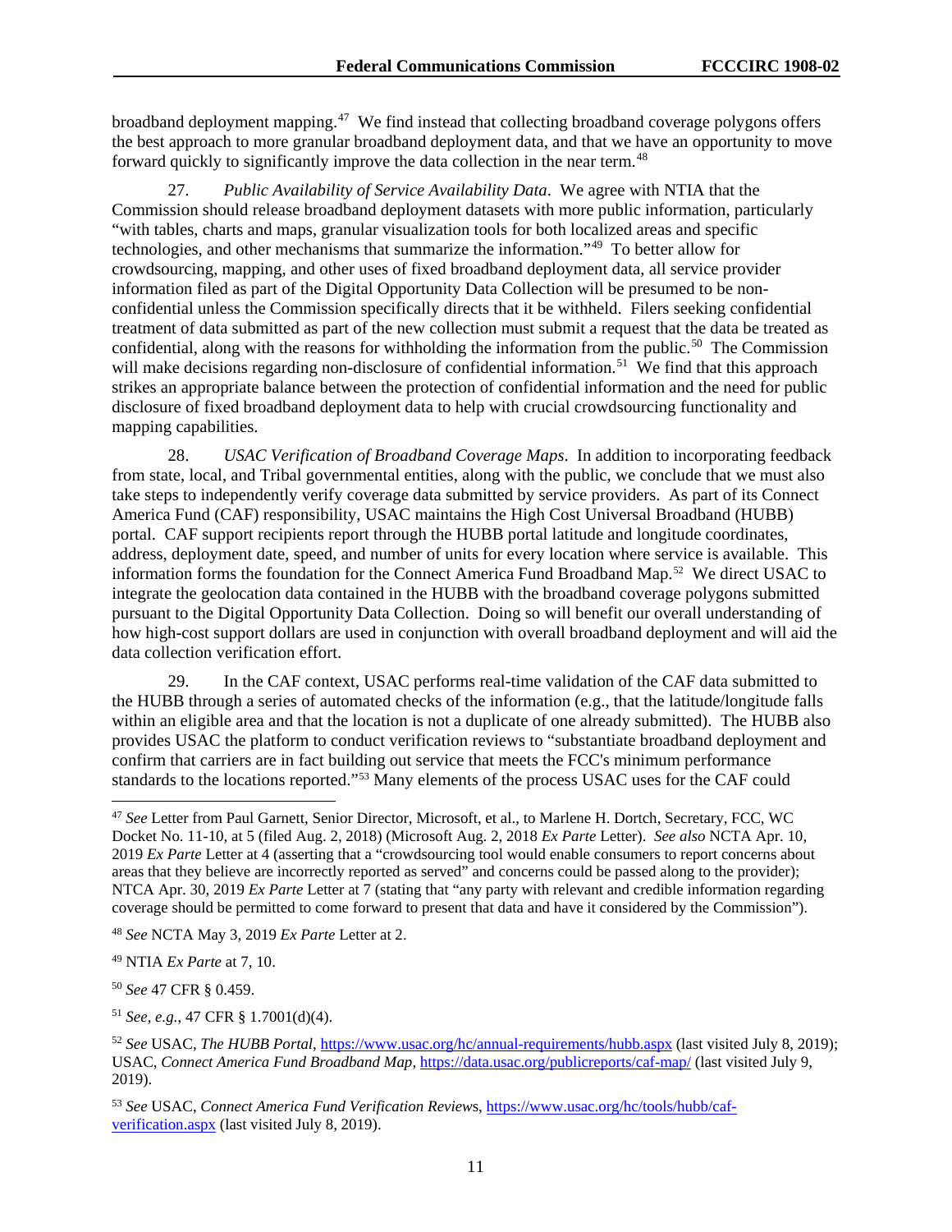broadband deployment mapping.[47] We find instead that collecting broadband coverage polygons offers the best approach to more granular broadband deployment data, and that we have an opportunity to move forward quickly to significantly improve the data collection in the near term.[48]

27. *Public Availability of Service Availability Data*. We agree with NTIA that the Commission should release broadband deployment datasets with more public information, particularly "with tables, charts and maps, granular visualization tools for both localized areas and specific technologies, and other mechanisms that summarize the information."[49] To better allow for crowdsourcing, mapping, and other uses of fixed broadband deployment data, all service provider information filed as part of the Digital Opportunity Data Collection will be presumed to be non-confidential unless the Commission specifically directs that it be withheld. Filers seeking confidential treatment of data submitted as part of the new collection must submit a request that the data be treated as confidential, along with the reasons for withholding the information from the public.[50] The Commission will make decisions regarding non-disclosure of confidential information.[51] We find that this approach strikes an appropriate balance between the protection of confidential information and the need for public disclosure of fixed broadband deployment data to help with crucial crowdsourcing functionality and mapping capabilities.

28. *USAC Verification of Broadband Coverage Maps*. In addition to incorporating feedback from state, local, and Tribal governmental entities, along with the public, we conclude that we must also take steps to independently verify coverage data submitted by service providers. As part of its Connect America Fund (CAF) responsibility, USAC maintains the High Cost Universal Broadband (HUBB) portal. CAF support recipients report through the HUBB portal latitude and longitude coordinates, address, deployment date, speed, and number of units for every location where service is available. This information forms the foundation for the Connect America Fund Broadband Map.[52] We direct USAC to integrate the geolocation data contained in the HUBB with the broadband coverage polygons submitted pursuant to the Digital Opportunity Data Collection. Doing so will benefit our overall understanding of how high-cost support dollars are used in conjunction with overall broadband deployment and will aid the data collection verification effort.

29. In the CAF context, USAC performs real-time validation of the CAF data submitted to the HUBB through a series of automated checks of the information (e.g., that the latitude/longitude falls within an eligible area and that the location is not a duplicate of one already submitted). The HUBB also provides USAC the platform to conduct verification reviews to "substantiate broadband deployment and confirm that carriers are in fact building out service that meets the FCC's minimum performance standards to the locations reported."[53] Many elements of the process USAC uses for the CAF could

---

[47] *See* Letter from Paul Garnett, Senior Director, Microsoft, et al., to Marlene H. Dortch, Secretary, FCC, WC Docket No. 11-10, at 5 (filed Aug. 2, 2018) (Microsoft Aug. 2, 2018 *Ex Parte* Letter). *See also* NCTA Apr. 10, 2019 *Ex Parte* Letter at 4 (asserting that a "crowdsourcing tool would enable consumers to report concerns about areas that they believe are incorrectly reported as served" and concerns could be passed along to the provider); NTCA Apr. 30, 2019 *Ex Parte* Letter at 7 (stating that "any party with relevant and credible information regarding coverage should be permitted to come forward to present that data and have it considered by the Commission").

[48] *See* NCTA May 3, 2019 *Ex Parte* Letter at 2.

[49] NTIA *Ex Parte* at 7, 10.

[50] *See* 47 CFR § 0.459.

[51] *See*, *e.g.*, 47 CFR § 1.7001(d)(4).

[52] *See* USAC, *The HUBB Portal*, https://www.usac.org/hc/annual-requirements/hubb.aspx (last visited July 8, 2019); USAC, *Connect America Fund Broadband Map*, https://data.usac.org/publicreports/caf-map/ (last visited July 9, 2019).

[53] *See* USAC, *Connect America Fund Verification Reviews*, https://www.usac.org/hc/tools/hubb/caf-verification.aspx (last visited July 8, 2019).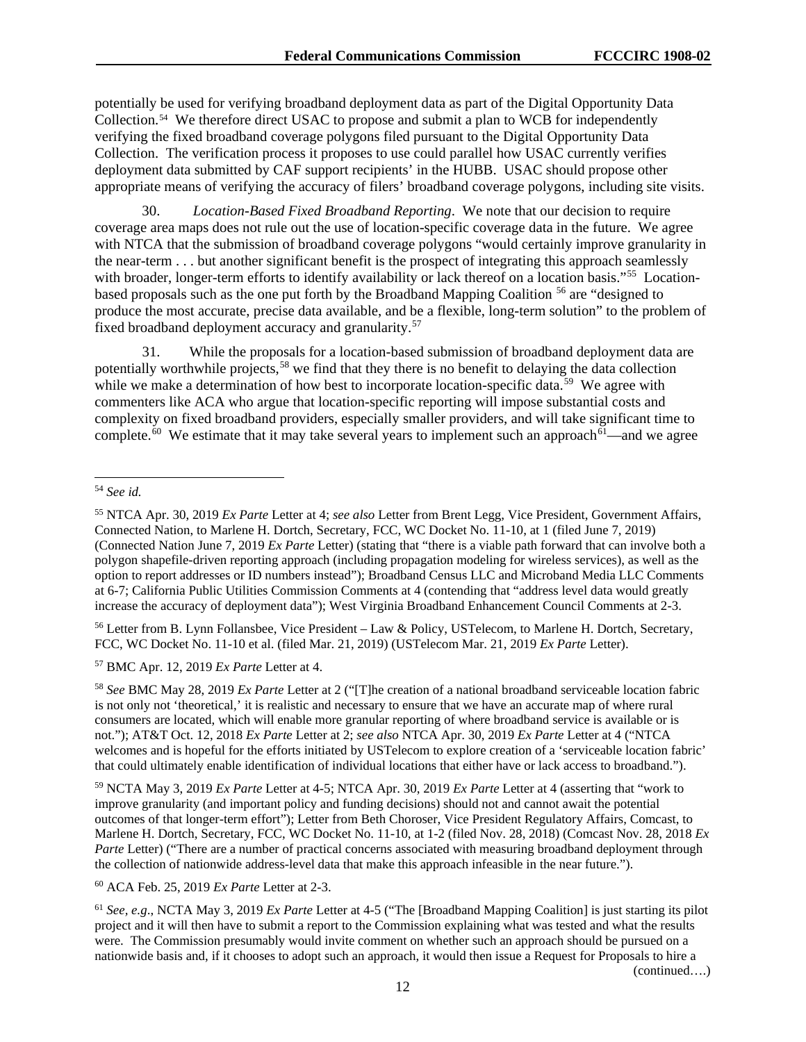potentially be used for verifying broadband deployment data as part of the Digital Opportunity Data Collection.[54] We therefore direct USAC to propose and submit a plan to WCB for independently verifying the fixed broadband coverage polygons filed pursuant to the Digital Opportunity Data Collection. The verification process it proposes to use could parallel how USAC currently verifies deployment data submitted by CAF support recipients' in the HUBB. USAC should propose other appropriate means of verifying the accuracy of filers' broadband coverage polygons, including site visits.

30. *Location-Based Fixed Broadband Reporting*. We note that our decision to require coverage area maps does not rule out the use of location-specific coverage data in the future. We agree with NTCA that the submission of broadband coverage polygons "would certainly improve granularity in the near-term . . . but another significant benefit is the prospect of integrating this approach seamlessly with broader, longer-term efforts to identify availability or lack thereof on a location basis."[55] Location-based proposals such as the one put forth by the Broadband Mapping Coalition [56] are "designed to produce the most accurate, precise data available, and be a flexible, long-term solution" to the problem of fixed broadband deployment accuracy and granularity.[57]

31. While the proposals for a location-based submission of broadband deployment data are potentially worthwhile projects,[58] we find that they there is no benefit to delaying the data collection while we make a determination of how best to incorporate location-specific data.[59] We agree with commenters like ACA who argue that location-specific reporting will impose substantial costs and complexity on fixed broadband providers, especially smaller providers, and will take significant time to complete.[60] We estimate that it may take several years to implement such an approach[61]—and we agree

---

[54] *See id.*

[55] NTCA Apr. 30, 2019 *Ex Parte* Letter at 4; *see also* Letter from Brent Legg, Vice President, Government Affairs, Connected Nation, to Marlene H. Dortch, Secretary, FCC, WC Docket No. 11-10, at 1 (filed June 7, 2019) (Connected Nation June 7, 2019 *Ex Parte* Letter) (stating that "there is a viable path forward that can involve both a polygon shapefile-driven reporting approach (including propagation modeling for wireless services), as well as the option to report addresses or ID numbers instead"); Broadband Census LLC and Microband Media LLC Comments at 6-7; California Public Utilities Commission Comments at 4 (contending that "address level data would greatly increase the accuracy of deployment data"); West Virginia Broadband Enhancement Council Comments at 2-3.

[56] Letter from B. Lynn Follansbee, Vice President – Law & Policy, USTelecom, to Marlene H. Dortch, Secretary, FCC, WC Docket No. 11-10 et al. (filed Mar. 21, 2019) (USTelecom Mar. 21, 2019 *Ex Parte* Letter).

[57] BMC Apr. 12, 2019 *Ex Parte* Letter at 4.

[58] *See* BMC May 28, 2019 *Ex Parte* Letter at 2 ("[T]he creation of a national broadband serviceable location fabric is not only not 'theoretical,' it is realistic and necessary to ensure that we have an accurate map of where rural consumers are located, which will enable more granular reporting of where broadband service is available or is not."); AT&T Oct. 12, 2018 *Ex Parte* Letter at 2; *see also* NTCA Apr. 30, 2019 *Ex Parte* Letter at 4 ("NTCA welcomes and is hopeful for the efforts initiated by USTelecom to explore creation of a 'serviceable location fabric' that could ultimately enable identification of individual locations that either have or lack access to broadband.").

[59] NCTA May 3, 2019 *Ex Parte* Letter at 4-5; NTCA Apr. 30, 2019 *Ex Parte* Letter at 4 (asserting that "work to improve granularity (and important policy and funding decisions) should not and cannot await the potential outcomes of that longer-term effort"); Letter from Beth Choroser, Vice President Regulatory Affairs, Comcast, to Marlene H. Dortch, Secretary, FCC, WC Docket No. 11-10, at 1-2 (filed Nov. 28, 2018) (Comcast Nov. 28, 2018 *Ex Parte* Letter) ("There are a number of practical concerns associated with measuring broadband deployment through the collection of nationwide address-level data that make this approach infeasible in the near future.").

[60] ACA Feb. 25, 2019 *Ex Parte* Letter at 2-3.

[61] *See, e.g.*, NCTA May 3, 2019 *Ex Parte* Letter at 4-5 ("The [Broadband Mapping Coalition] is just starting its pilot project and it will then have to submit a report to the Commission explaining what was tested and what the results were. The Commission presumably would invite comment on whether such an approach should be pursued on a nationwide basis and, if it chooses to adopt such an approach, it would then issue a Request for Proposals to hire a

(continued….)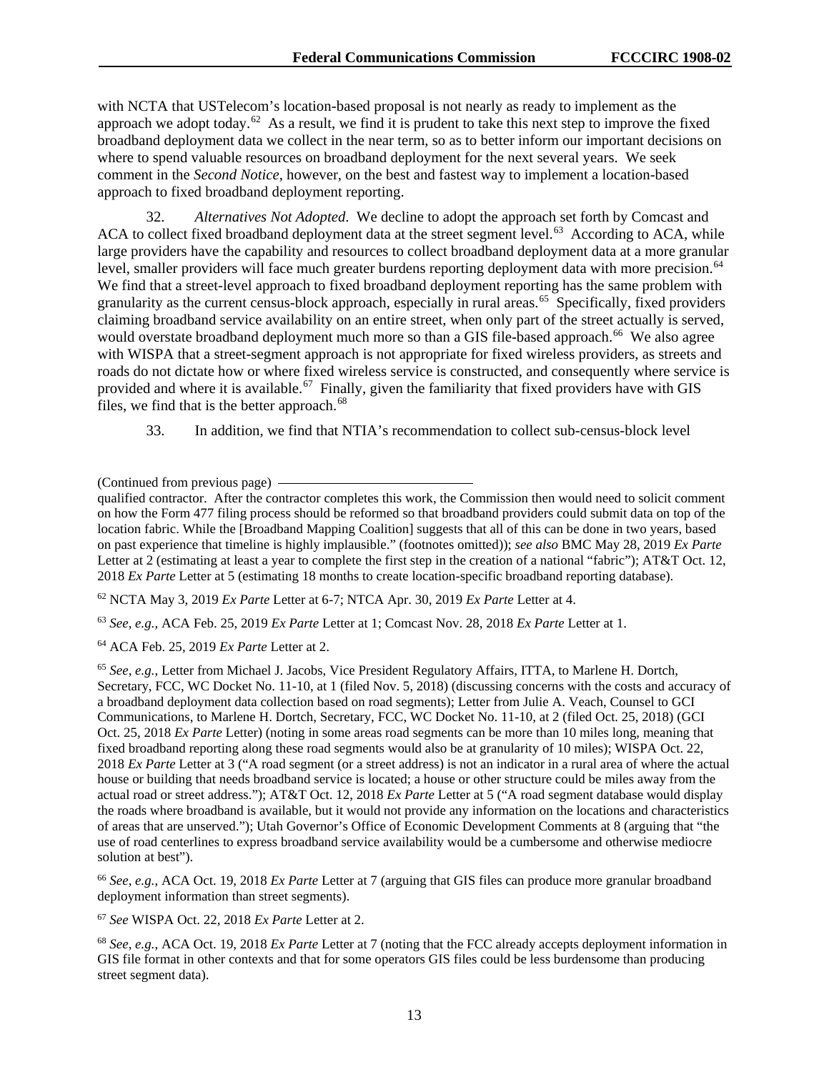with NCTA that USTelecom's location-based proposal is not nearly as ready to implement as the approach we adopt today.[62] As a result, we find it is prudent to take this next step to improve the fixed broadband deployment data we collect in the near term, so as to better inform our important decisions on where to spend valuable resources on broadband deployment for the next several years. We seek comment in the *Second Notice*, however, on the best and fastest way to implement a location-based approach to fixed broadband deployment reporting.

32. *Alternatives Not Adopted*. We decline to adopt the approach set forth by Comcast and ACA to collect fixed broadband deployment data at the street segment level.[63] According to ACA, while large providers have the capability and resources to collect broadband deployment data at a more granular level, smaller providers will face much greater burdens reporting deployment data with more precision.[64] We find that a street-level approach to fixed broadband deployment reporting has the same problem with granularity as the current census-block approach, especially in rural areas.[65] Specifically, fixed providers claiming broadband service availability on an entire street, when only part of the street actually is served, would overstate broadband deployment much more so than a GIS file-based approach.[66] We also agree with WISPA that a street-segment approach is not appropriate for fixed wireless providers, as streets and roads do not dictate how or where fixed wireless service is constructed, and consequently where service is provided and where it is available.[67] Finally, given the familiarity that fixed providers have with GIS files, we find that is the better approach.[68]

33. In addition, we find that NTIA's recommendation to collect sub-census-block level

(Continued from previous page)

qualified contractor. After the contractor completes this work, the Commission then would need to solicit comment on how the Form 477 filing process should be reformed so that broadband providers could submit data on top of the location fabric. While the [Broadband Mapping Coalition] suggests that all of this can be done in two years, based on past experience that timeline is highly implausible." (footnotes omitted)); *see also* BMC May 28, 2019 *Ex Parte* Letter at 2 (estimating at least a year to complete the first step in the creation of a national "fabric"); AT&T Oct. 12, 2018 *Ex Parte* Letter at 5 (estimating 18 months to create location-specific broadband reporting database).

[62] NCTA May 3, 2019 *Ex Parte* Letter at 6-7; NTCA Apr. 30, 2019 *Ex Parte* Letter at 4.

[63] *See, e.g.*, ACA Feb. 25, 2019 *Ex Parte* Letter at 1; Comcast Nov. 28, 2018 *Ex Parte* Letter at 1.

[64] ACA Feb. 25, 2019 *Ex Parte* Letter at 2.

[65] *See, e.g.*, Letter from Michael J. Jacobs, Vice President Regulatory Affairs, ITTA, to Marlene H. Dortch, Secretary, FCC, WC Docket No. 11-10, at 1 (filed Nov. 5, 2018) (discussing concerns with the costs and accuracy of a broadband deployment data collection based on road segments); Letter from Julie A. Veach, Counsel to GCI Communications, to Marlene H. Dortch, Secretary, FCC, WC Docket No. 11-10, at 2 (filed Oct. 25, 2018) (GCI Oct. 25, 2018 *Ex Parte* Letter) (noting in some areas road segments can be more than 10 miles long, meaning that fixed broadband reporting along these road segments would also be at granularity of 10 miles); WISPA Oct. 22, 2018 *Ex Parte* Letter at 3 ("A road segment (or a street address) is not an indicator in a rural area of where the actual house or building that needs broadband service is located; a house or other structure could be miles away from the actual road or street address."); AT&T Oct. 12, 2018 *Ex Parte* Letter at 5 ("A road segment database would display the roads where broadband is available, but it would not provide any information on the locations and characteristics of areas that are unserved."); Utah Governor's Office of Economic Development Comments at 8 (arguing that "the use of road centerlines to express broadband service availability would be a cumbersome and otherwise mediocre solution at best").

[66] *See, e.g.*, ACA Oct. 19, 2018 *Ex Parte* Letter at 7 (arguing that GIS files can produce more granular broadband deployment information than street segments).

[67] *See* WISPA Oct. 22, 2018 *Ex Parte* Letter at 2.

[68] *See, e.g.*, ACA Oct. 19, 2018 *Ex Parte* Letter at 7 (noting that the FCC already accepts deployment information in GIS file format in other contexts and that for some operators GIS files could be less burdensome than producing street segment data).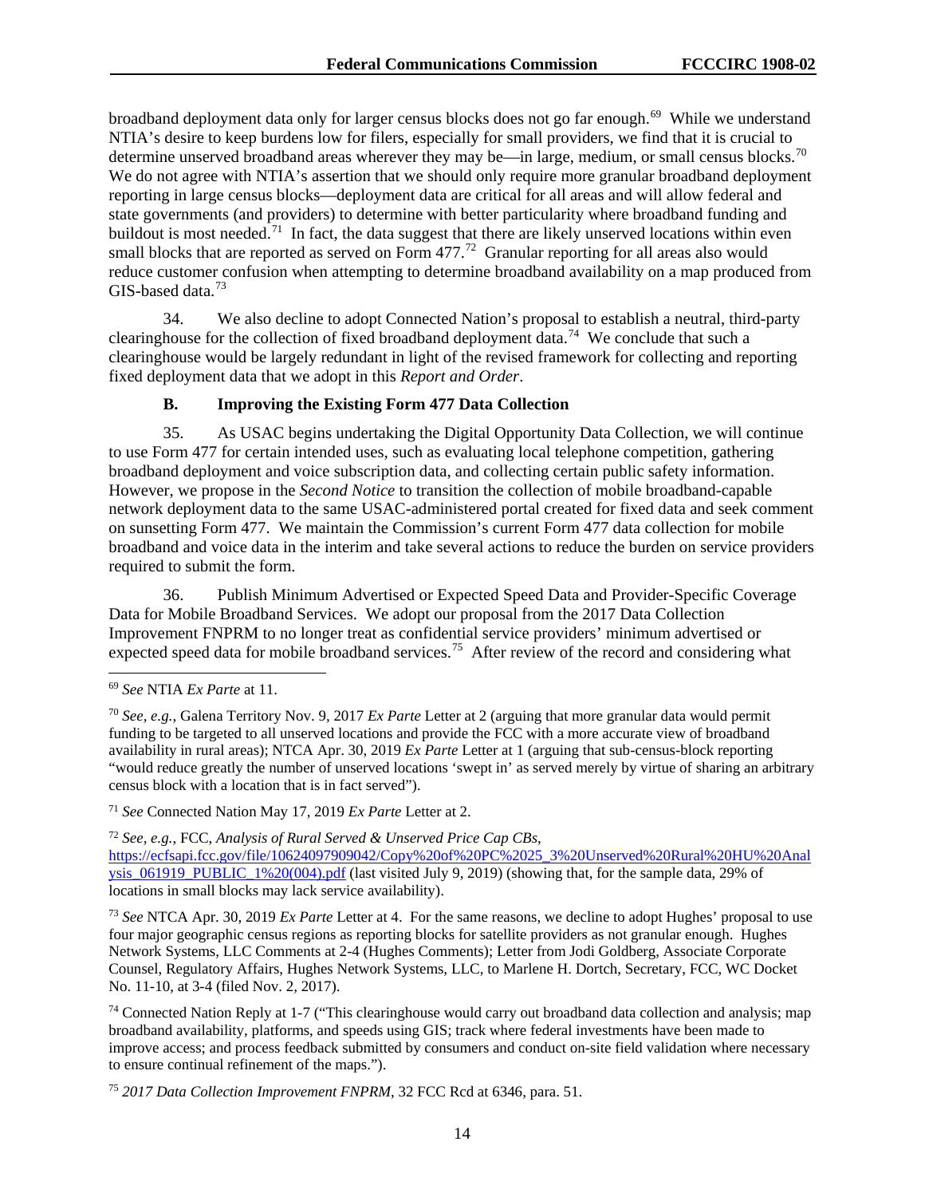broadband deployment data only for larger census blocks does not go far enough.[69] While we understand NTIA's desire to keep burdens low for filers, especially for small providers, we find that it is crucial to determine unserved broadband areas wherever they may be—in large, medium, or small census blocks.[70] We do not agree with NTIA's assertion that we should only require more granular broadband deployment reporting in large census blocks—deployment data are critical for all areas and will allow federal and state governments (and providers) to determine with better particularity where broadband funding and buildout is most needed.[71] In fact, the data suggest that there are likely unserved locations within even small blocks that are reported as served on Form 477.[72] Granular reporting for all areas also would reduce customer confusion when attempting to determine broadband availability on a map produced from GIS-based data.[73]

34. We also decline to adopt Connected Nation's proposal to establish a neutral, third-party clearinghouse for the collection of fixed broadband deployment data.[74] We conclude that such a clearinghouse would be largely redundant in light of the revised framework for collecting and reporting fixed deployment data that we adopt in this *Report and Order*.

### B. Improving the Existing Form 477 Data Collection

35. As USAC begins undertaking the Digital Opportunity Data Collection, we will continue to use Form 477 for certain intended uses, such as evaluating local telephone competition, gathering broadband deployment and voice subscription data, and collecting certain public safety information. However, we propose in the *Second Notice* to transition the collection of mobile broadband-capable network deployment data to the same USAC-administered portal created for fixed data and seek comment on sunsetting Form 477. We maintain the Commission's current Form 477 data collection for mobile broadband and voice data in the interim and take several actions to reduce the burden on service providers required to submit the form.

36. Publish Minimum Advertised or Expected Speed Data and Provider-Specific Coverage Data for Mobile Broadband Services. We adopt our proposal from the 2017 Data Collection Improvement FNPRM to no longer treat as confidential service providers' minimum advertised or expected speed data for mobile broadband services.[75] After review of the record and considering what

---

[69] *See* NTIA *Ex Parte* at 11.

[70] *See, e.g.*, Galena Territory Nov. 9, 2017 *Ex Parte* Letter at 2 (arguing that more granular data would permit funding to be targeted to all unserved locations and provide the FCC with a more accurate view of broadband availability in rural areas); NTCA Apr. 30, 2019 *Ex Parte* Letter at 1 (arguing that sub-census-block reporting "would reduce greatly the number of unserved locations 'swept in' as served merely by virtue of sharing an arbitrary census block with a location that is in fact served").

[71] *See* Connected Nation May 17, 2019 *Ex Parte* Letter at 2.

[72] *See, e.g.*, FCC, *Analysis of Rural Served & Unserved Price Cap CBs*, https://ecfsapi.fcc.gov/file/10624097909042/Copy%20of%20PC%2025_3%20Unserved%20Rural%20HU%20Analysis_061919_PUBLIC_1%20(004).pdf (last visited July 9, 2019) (showing that, for the sample data, 29% of locations in small blocks may lack service availability).

[73] *See* NTCA Apr. 30, 2019 *Ex Parte* Letter at 4. For the same reasons, we decline to adopt Hughes' proposal to use four major geographic census regions as reporting blocks for satellite providers as not granular enough. Hughes Network Systems, LLC Comments at 2-4 (Hughes Comments); Letter from Jodi Goldberg, Associate Corporate Counsel, Regulatory Affairs, Hughes Network Systems, LLC, to Marlene H. Dortch, Secretary, FCC, WC Docket No. 11-10, at 3-4 (filed Nov. 2, 2017).

[74] Connected Nation Reply at 1-7 ("This clearinghouse would carry out broadband data collection and analysis; map broadband availability, platforms, and speeds using GIS; track where federal investments have been made to improve access; and process feedback submitted by consumers and conduct on-site field validation where necessary to ensure continual refinement of the maps.").

[75] *2017 Data Collection Improvement FNPRM*, 32 FCC Rcd at 6346, para. 51.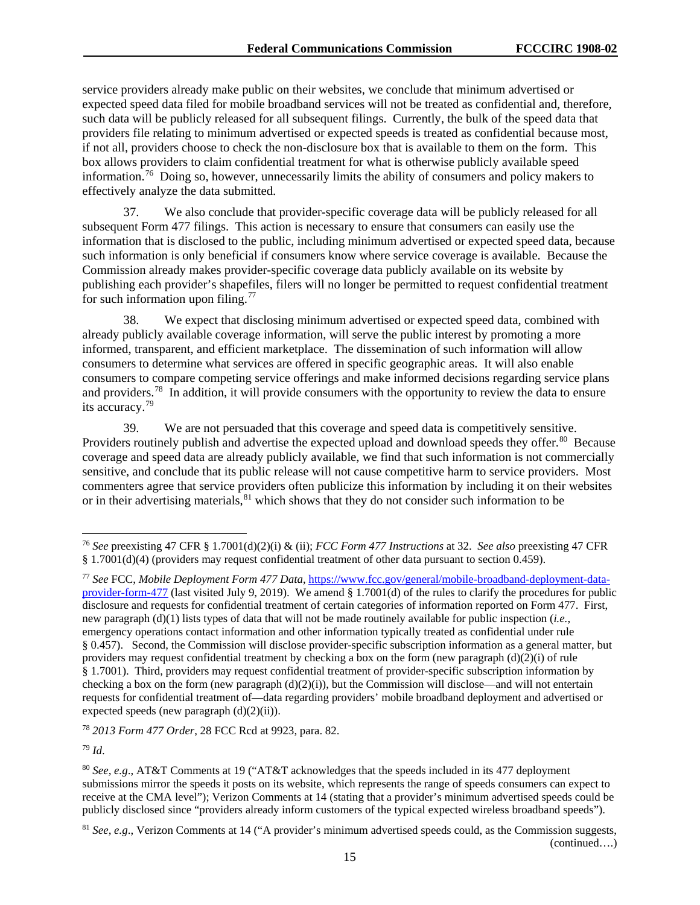service providers already make public on their websites, we conclude that minimum advertised or expected speed data filed for mobile broadband services will not be treated as confidential and, therefore, such data will be publicly released for all subsequent filings. Currently, the bulk of the speed data that providers file relating to minimum advertised or expected speeds is treated as confidential because most, if not all, providers choose to check the non-disclosure box that is available to them on the form. This box allows providers to claim confidential treatment for what is otherwise publicly available speed information.[76] Doing so, however, unnecessarily limits the ability of consumers and policy makers to effectively analyze the data submitted.

37. We also conclude that provider-specific coverage data will be publicly released for all subsequent Form 477 filings. This action is necessary to ensure that consumers can easily use the information that is disclosed to the public, including minimum advertised or expected speed data, because such information is only beneficial if consumers know where service coverage is available. Because the Commission already makes provider-specific coverage data publicly available on its website by publishing each provider's shapefiles, filers will no longer be permitted to request confidential treatment for such information upon filing.[77]

38. We expect that disclosing minimum advertised or expected speed data, combined with already publicly available coverage information, will serve the public interest by promoting a more informed, transparent, and efficient marketplace. The dissemination of such information will allow consumers to determine what services are offered in specific geographic areas. It will also enable consumers to compare competing service offerings and make informed decisions regarding service plans and providers.[78] In addition, it will provide consumers with the opportunity to review the data to ensure its accuracy.[79]

39. We are not persuaded that this coverage and speed data is competitively sensitive. Providers routinely publish and advertise the expected upload and download speeds they offer.[80] Because coverage and speed data are already publicly available, we find that such information is not commercially sensitive, and conclude that its public release will not cause competitive harm to service providers. Most commenters agree that service providers often publicize this information by including it on their websites or in their advertising materials,[81] which shows that they do not consider such information to be

---

[76] *See* preexisting 47 CFR § 1.7001(d)(2)(i) & (ii); *FCC Form 477 Instructions* at 32. *See also* preexisting 47 CFR § 1.7001(d)(4) (providers may request confidential treatment of other data pursuant to section 0.459).

[77] *See* FCC, *Mobile Deployment Form 477 Data*, https://www.fcc.gov/general/mobile-broadband-deployment-data-provider-form-477 (last visited July 9, 2019). We amend § 1.7001(d) of the rules to clarify the procedures for public disclosure and requests for confidential treatment of certain categories of information reported on Form 477. First, new paragraph (d)(1) lists types of data that will not be made routinely available for public inspection (*i.e.*, emergency operations contact information and other information typically treated as confidential under rule § 0.457). Second, the Commission will disclose provider-specific subscription information as a general matter, but providers may request confidential treatment by checking a box on the form (new paragraph (d)(2)(i) of rule § 1.7001). Third, providers may request confidential treatment of provider-specific subscription information by checking a box on the form (new paragraph (d)(2)(i)), but the Commission will disclose—and will not entertain requests for confidential treatment of—data regarding providers' mobile broadband deployment and advertised or expected speeds (new paragraph (d)(2)(ii)).

[78] *2013 Form 477 Order*, 28 FCC Rcd at 9923, para. 82.

[79] *Id*.

[80] *See, e.g.*, AT&T Comments at 19 ("AT&T acknowledges that the speeds included in its 477 deployment submissions mirror the speeds it posts on its website, which represents the range of speeds consumers can expect to receive at the CMA level"); Verizon Comments at 14 (stating that a provider's minimum advertised speeds could be publicly disclosed since "providers already inform customers of the typical expected wireless broadband speeds").

[81] *See, e.g.*, Verizon Comments at 14 ("A provider's minimum advertised speeds could, as the Commission suggests, (continued….)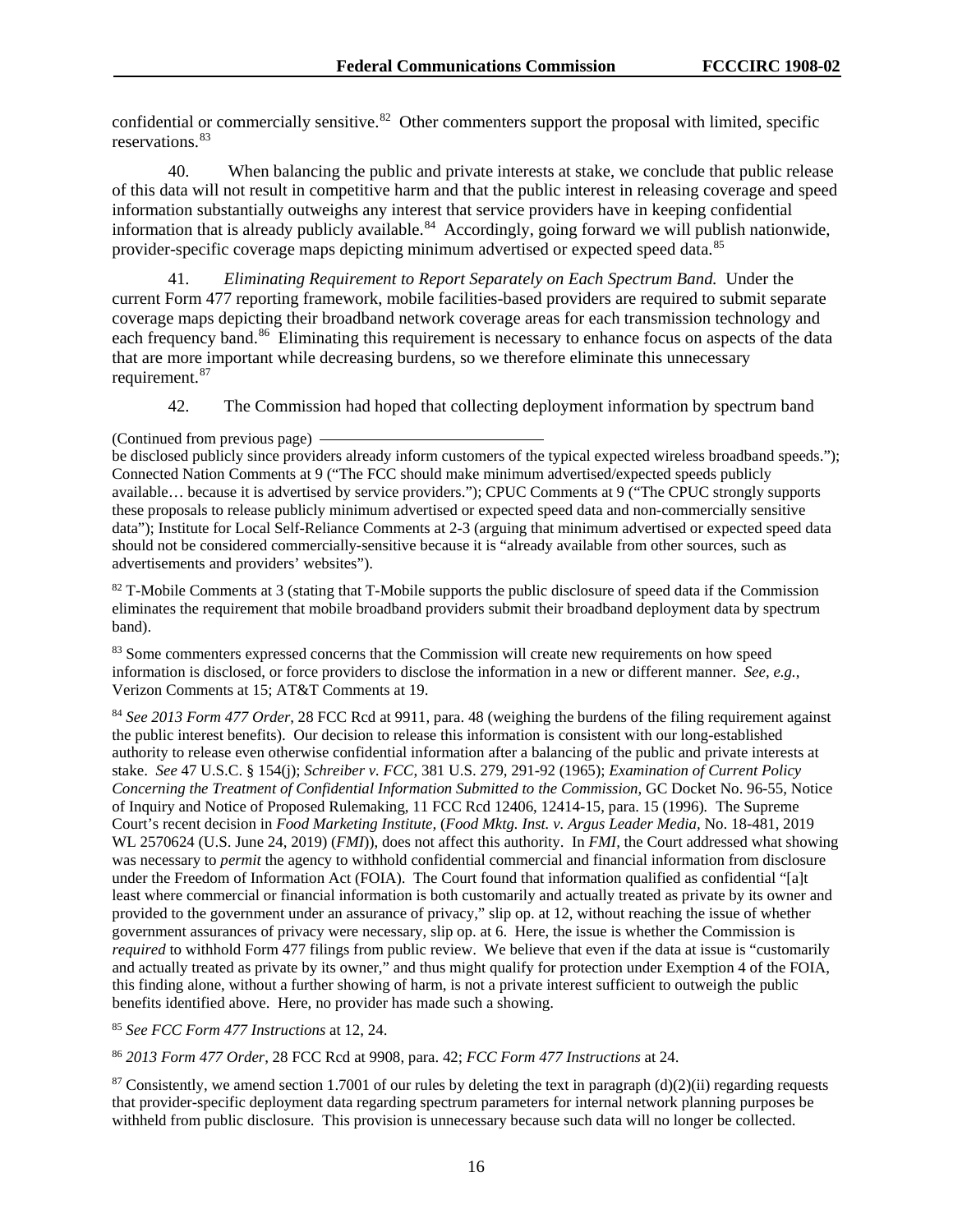confidential or commercially sensitive.[82] Other commenters support the proposal with limited, specific reservations.[83]

40. When balancing the public and private interests at stake, we conclude that public release of this data will not result in competitive harm and that the public interest in releasing coverage and speed information substantially outweighs any interest that service providers have in keeping confidential information that is already publicly available.[84] Accordingly, going forward we will publish nationwide, provider-specific coverage maps depicting minimum advertised or expected speed data.[85]

41. *Eliminating Requirement to Report Separately on Each Spectrum Band.* Under the current Form 477 reporting framework, mobile facilities-based providers are required to submit separate coverage maps depicting their broadband network coverage areas for each transmission technology and each frequency band.[86] Eliminating this requirement is necessary to enhance focus on aspects of the data that are more important while decreasing burdens, so we therefore eliminate this unnecessary requirement.[87]

42. The Commission had hoped that collecting deployment information by spectrum band

(Continued from previous page)
be disclosed publicly since providers already inform customers of the typical expected wireless broadband speeds."); Connected Nation Comments at 9 ("The FCC should make minimum advertised/expected speeds publicly available… because it is advertised by service providers."); CPUC Comments at 9 ("The CPUC strongly supports these proposals to release publicly minimum advertised or expected speed data and non-commercially sensitive data"); Institute for Local Self-Reliance Comments at 2-3 (arguing that minimum advertised or expected speed data should not be considered commercially-sensitive because it is "already available from other sources, such as advertisements and providers' websites").

[82] T-Mobile Comments at 3 (stating that T-Mobile supports the public disclosure of speed data if the Commission eliminates the requirement that mobile broadband providers submit their broadband deployment data by spectrum band).

[83] Some commenters expressed concerns that the Commission will create new requirements on how speed information is disclosed, or force providers to disclose the information in a new or different manner. *See, e.g.*, Verizon Comments at 15; AT&T Comments at 19.

[84] *See 2013 Form 477 Order*, 28 FCC Rcd at 9911, para. 48 (weighing the burdens of the filing requirement against the public interest benefits). Our decision to release this information is consistent with our long-established authority to release even otherwise confidential information after a balancing of the public and private interests at stake. *See* 47 U.S.C. § 154(j); *Schreiber v. FCC*, 381 U.S. 279, 291-92 (1965); *Examination of Current Policy Concerning the Treatment of Confidential Information Submitted to the Commission*, GC Docket No. 96-55, Notice of Inquiry and Notice of Proposed Rulemaking, 11 FCC Rcd 12406, 12414-15, para. 15 (1996)*.* The Supreme Court's recent decision in *Food Marketing Institute*, (*Food Mktg. Inst. v. Argus Leader Media*, No. 18-481, 2019 WL 2570624 (U.S. June 24, 2019) (*FMI*)), does not affect this authority. In *FMI*, the Court addressed what showing was necessary to *permit* the agency to withhold confidential commercial and financial information from disclosure under the Freedom of Information Act (FOIA). The Court found that information qualified as confidential "[a]t least where commercial or financial information is both customarily and actually treated as private by its owner and provided to the government under an assurance of privacy," slip op. at 12, without reaching the issue of whether government assurances of privacy were necessary, slip op. at 6. Here, the issue is whether the Commission is *required* to withhold Form 477 filings from public review. We believe that even if the data at issue is "customarily and actually treated as private by its owner," and thus might qualify for protection under Exemption 4 of the FOIA, this finding alone, without a further showing of harm, is not a private interest sufficient to outweigh the public benefits identified above. Here, no provider has made such a showing.

[85] *See FCC Form 477 Instructions* at 12, 24.

[86] *2013 Form 477 Order*, 28 FCC Rcd at 9908, para. 42; *FCC Form 477 Instructions* at 24.

[87] Consistently, we amend section 1.7001 of our rules by deleting the text in paragraph (d)(2)(ii) regarding requests that provider-specific deployment data regarding spectrum parameters for internal network planning purposes be withheld from public disclosure. This provision is unnecessary because such data will no longer be collected.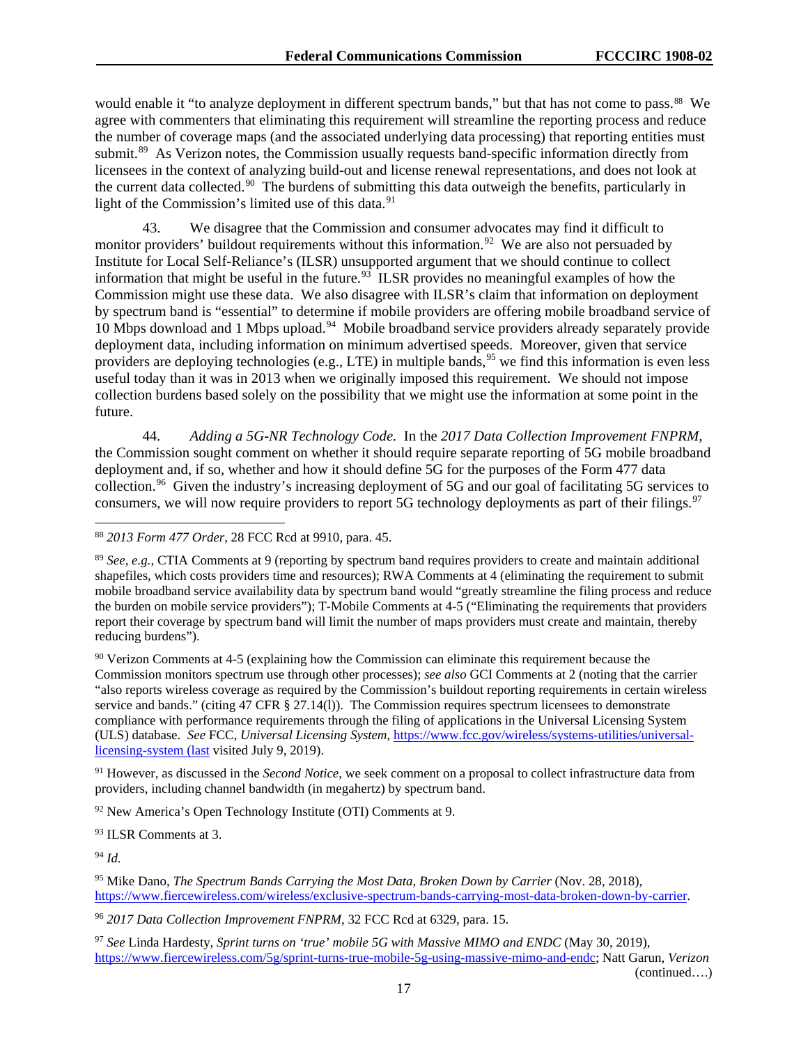would enable it "to analyze deployment in different spectrum bands," but that has not come to pass.[88] We agree with commenters that eliminating this requirement will streamline the reporting process and reduce the number of coverage maps (and the associated underlying data processing) that reporting entities must submit.[89] As Verizon notes, the Commission usually requests band-specific information directly from licensees in the context of analyzing build-out and license renewal representations, and does not look at the current data collected.[90] The burdens of submitting this data outweigh the benefits, particularly in light of the Commission's limited use of this data.[91]

43. We disagree that the Commission and consumer advocates may find it difficult to monitor providers' buildout requirements without this information.[92] We are also not persuaded by Institute for Local Self-Reliance's (ILSR) unsupported argument that we should continue to collect information that might be useful in the future.[93] ILSR provides no meaningful examples of how the Commission might use these data. We also disagree with ILSR's claim that information on deployment by spectrum band is "essential" to determine if mobile providers are offering mobile broadband service of 10 Mbps download and 1 Mbps upload.[94] Mobile broadband service providers already separately provide deployment data, including information on minimum advertised speeds. Moreover, given that service providers are deploying technologies (e.g., LTE) in multiple bands,[95] we find this information is even less useful today than it was in 2013 when we originally imposed this requirement. We should not impose collection burdens based solely on the possibility that we might use the information at some point in the future.

44. *Adding a 5G-NR Technology Code.* In the *2017 Data Collection Improvement FNPRM*, the Commission sought comment on whether it should require separate reporting of 5G mobile broadband deployment and, if so, whether and how it should define 5G for the purposes of the Form 477 data collection.[96] Given the industry's increasing deployment of 5G and our goal of facilitating 5G services to consumers, we will now require providers to report 5G technology deployments as part of their filings.[97]

---

[88] *2013 Form 477 Order*, 28 FCC Rcd at 9910, para. 45.

[89] *See, e.g.,* CTIA Comments at 9 (reporting by spectrum band requires providers to create and maintain additional shapefiles, which costs providers time and resources); RWA Comments at 4 (eliminating the requirement to submit mobile broadband service availability data by spectrum band would "greatly streamline the filing process and reduce the burden on mobile service providers"); T-Mobile Comments at 4-5 ("Eliminating the requirements that providers report their coverage by spectrum band will limit the number of maps providers must create and maintain, thereby reducing burdens").

[90] Verizon Comments at 4-5 (explaining how the Commission can eliminate this requirement because the Commission monitors spectrum use through other processes); *see also* GCI Comments at 2 (noting that the carrier "also reports wireless coverage as required by the Commission's buildout reporting requirements in certain wireless service and bands." (citing 47 CFR § 27.14(l)). The Commission requires spectrum licensees to demonstrate compliance with performance requirements through the filing of applications in the Universal Licensing System (ULS) database. *See* FCC, *Universal Licensing System*, https://www.fcc.gov/wireless/systems-utilities/universal-licensing-system (last visited July 9, 2019).

[91] However, as discussed in the *Second Notice*, we seek comment on a proposal to collect infrastructure data from providers, including channel bandwidth (in megahertz) by spectrum band.

[92] New America's Open Technology Institute (OTI) Comments at 9.

[93] ILSR Comments at 3.

[94] *Id.*

[95] Mike Dano, *The Spectrum Bands Carrying the Most Data, Broken Down by Carrier* (Nov. 28, 2018), https://www.fiercewireless.com/wireless/exclusive-spectrum-bands-carrying-most-data-broken-down-by-carrier.

[96] *2017 Data Collection Improvement FNPRM*, 32 FCC Rcd at 6329, para. 15.

[97] *See* Linda Hardesty, *Sprint turns on 'true' mobile 5G with Massive MIMO and ENDC* (May 30, 2019), https://www.fiercewireless.com/5g/sprint-turns-true-mobile-5g-using-massive-mimo-and-endc; Natt Garun, *Verizon*

(continued….)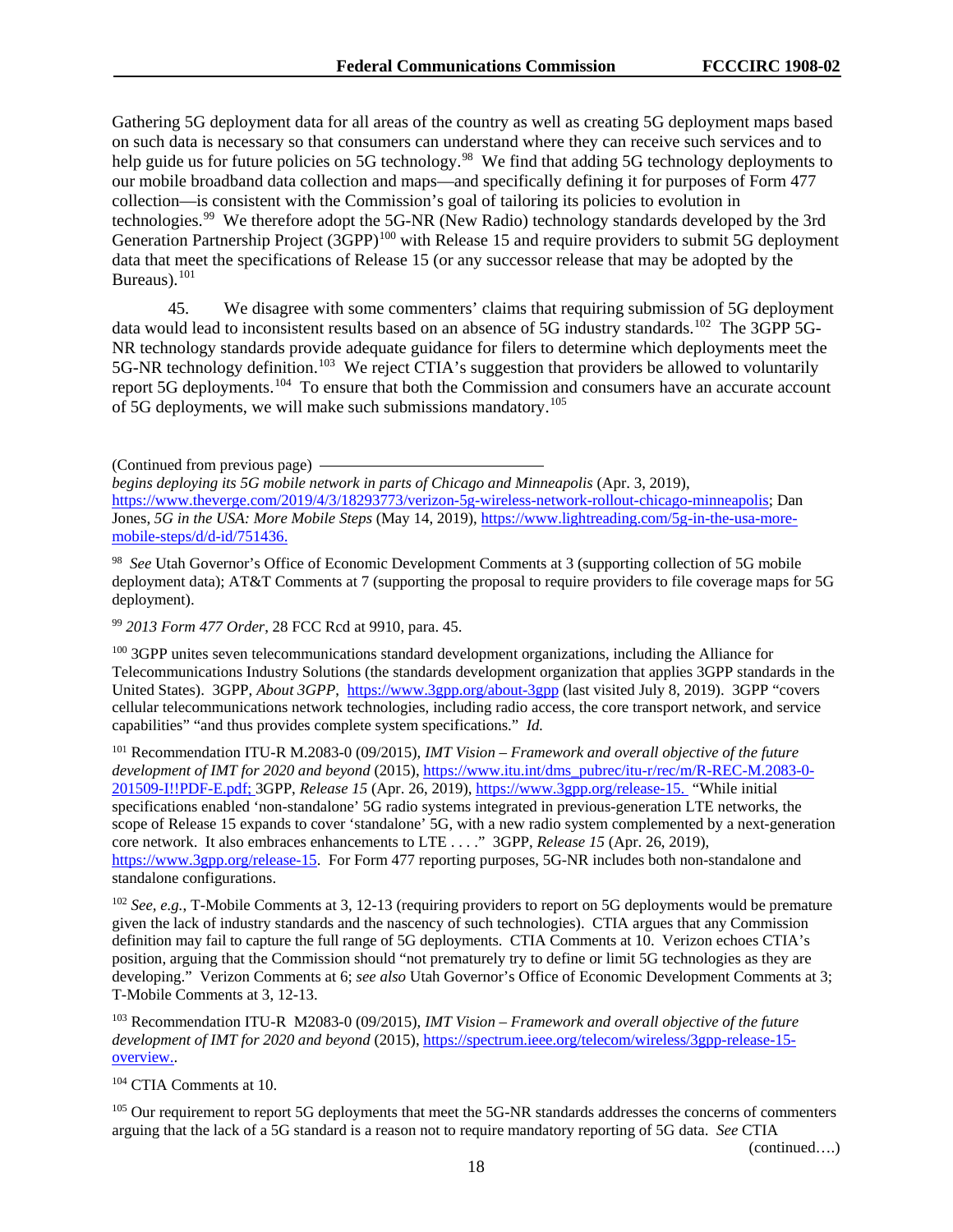Gathering 5G deployment data for all areas of the country as well as creating 5G deployment maps based on such data is necessary so that consumers can understand where they can receive such services and to help guide us for future policies on 5G technology.[98] We find that adding 5G technology deployments to our mobile broadband data collection and maps—and specifically defining it for purposes of Form 477 collection—is consistent with the Commission's goal of tailoring its policies to evolution in technologies.[99] We therefore adopt the 5G-NR (New Radio) technology standards developed by the 3rd Generation Partnership Project (3GPP)[100] with Release 15 and require providers to submit 5G deployment data that meet the specifications of Release 15 (or any successor release that may be adopted by the Bureaus).[101]

45. We disagree with some commenters' claims that requiring submission of 5G deployment data would lead to inconsistent results based on an absence of 5G industry standards.[102] The 3GPP 5G-NR technology standards provide adequate guidance for filers to determine which deployments meet the 5G-NR technology definition.[103] We reject CTIA's suggestion that providers be allowed to voluntarily report 5G deployments.[104] To ensure that both the Commission and consumers have an accurate account of 5G deployments, we will make such submissions mandatory.[105]

---

(Continued from previous page)
*begins deploying its 5G mobile network in parts of Chicago and Minneapolis* (Apr. 3, 2019), https://www.theverge.com/2019/4/3/18293773/verizon-5g-wireless-network-rollout-chicago-minneapolis; Dan Jones, *5G in the USA: More Mobile Steps* (May 14, 2019), https://www.lightreading.com/5g-in-the-usa-more-mobile-steps/d/d-id/751436.

[98] *See* Utah Governor's Office of Economic Development Comments at 3 (supporting collection of 5G mobile deployment data); AT&T Comments at 7 (supporting the proposal to require providers to file coverage maps for 5G deployment).

[99] *2013 Form 477 Order*, 28 FCC Rcd at 9910, para. 45.

[100] 3GPP unites seven telecommunications standard development organizations, including the Alliance for Telecommunications Industry Solutions (the standards development organization that applies 3GPP standards in the United States). 3GPP, *About 3GPP*, https://www.3gpp.org/about-3gpp (last visited July 8, 2019). 3GPP "covers cellular telecommunications network technologies, including radio access, the core transport network, and service capabilities" "and thus provides complete system specifications." *Id.*

[101] Recommendation ITU-R M.2083-0 (09/2015), *IMT Vision – Framework and overall objective of the future development of IMT for 2020 and beyond* (2015), https://www.itu.int/dms_pubrec/itu-r/rec/m/R-REC-M.2083-0-201509-I!!PDF-E.pdf; 3GPP, *Release 15* (Apr. 26, 2019), https://www.3gpp.org/release-15. "While initial specifications enabled 'non-standalone' 5G radio systems integrated in previous-generation LTE networks, the scope of Release 15 expands to cover 'standalone' 5G, with a new radio system complemented by a next-generation core network. It also embraces enhancements to LTE . . . ." 3GPP, *Release 15* (Apr. 26, 2019), https://www.3gpp.org/release-15. For Form 477 reporting purposes, 5G-NR includes both non-standalone and standalone configurations.

[102] *See, e.g.*, T-Mobile Comments at 3, 12-13 (requiring providers to report on 5G deployments would be premature given the lack of industry standards and the nascency of such technologies). CTIA argues that any Commission definition may fail to capture the full range of 5G deployments. CTIA Comments at 10. Verizon echoes CTIA's position, arguing that the Commission should "not prematurely try to define or limit 5G technologies as they are developing." Verizon Comments at 6; *see also* Utah Governor's Office of Economic Development Comments at 3; T-Mobile Comments at 3, 12-13.

[103] Recommendation ITU-R M2083-0 (09/2015), *IMT Vision – Framework and overall objective of the future development of IMT for 2020 and beyond* (2015), https://spectrum.ieee.org/telecom/wireless/3gpp-release-15-overview..

[104] CTIA Comments at 10.

[105] Our requirement to report 5G deployments that meet the 5G-NR standards addresses the concerns of commenters arguing that the lack of a 5G standard is a reason not to require mandatory reporting of 5G data. *See* CTIA

(continued….)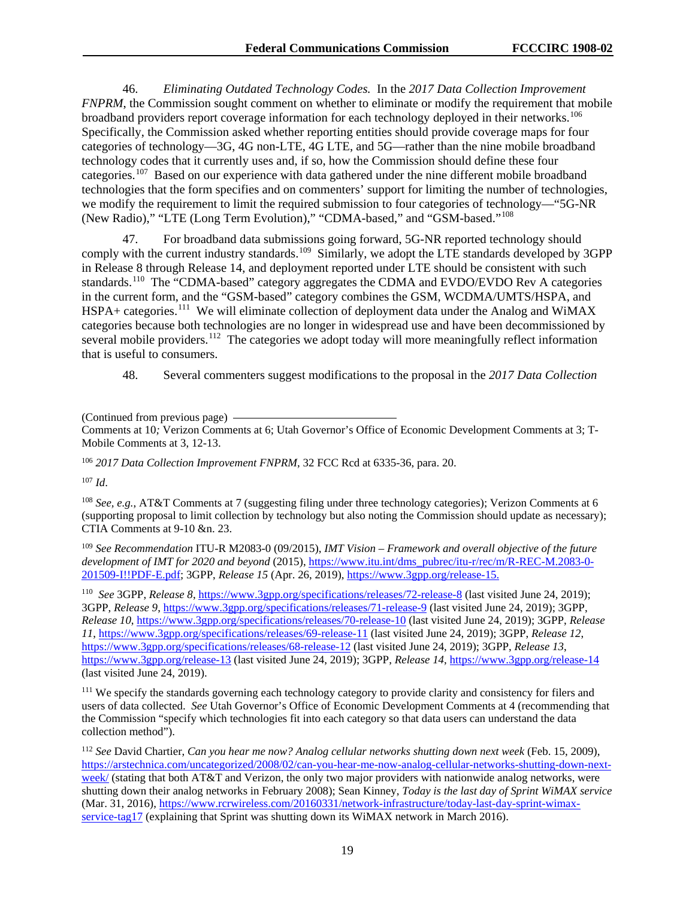46. *Eliminating Outdated Technology Codes.* In the *2017 Data Collection Improvement FNPRM*, the Commission sought comment on whether to eliminate or modify the requirement that mobile broadband providers report coverage information for each technology deployed in their networks.[106] Specifically, the Commission asked whether reporting entities should provide coverage maps for four categories of technology—3G, 4G non-LTE, 4G LTE, and 5G—rather than the nine mobile broadband technology codes that it currently uses and, if so, how the Commission should define these four categories.[107] Based on our experience with data gathered under the nine different mobile broadband technologies that the form specifies and on commenters' support for limiting the number of technologies, we modify the requirement to limit the required submission to four categories of technology—"5G-NR (New Radio)," "LTE (Long Term Evolution)," "CDMA-based," and "GSM-based."[108]

47. For broadband data submissions going forward, 5G-NR reported technology should comply with the current industry standards.[109] Similarly, we adopt the LTE standards developed by 3GPP in Release 8 through Release 14, and deployment reported under LTE should be consistent with such standards.[110] The "CDMA-based" category aggregates the CDMA and EVDO/EVDO Rev A categories in the current form, and the "GSM-based" category combines the GSM, WCDMA/UMTS/HSPA, and HSPA+ categories.[111] We will eliminate collection of deployment data under the Analog and WiMAX categories because both technologies are no longer in widespread use and have been decommissioned by several mobile providers.[112] The categories we adopt today will more meaningfully reflect information that is useful to consumers.

48. Several commenters suggest modifications to the proposal in the *2017 Data Collection*

---

(Continued from previous page)
Comments at 10*;* Verizon Comments at 6; Utah Governor's Office of Economic Development Comments at 3; T-Mobile Comments at 3, 12-13.

[106] *2017 Data Collection Improvement FNPRM*, 32 FCC Rcd at 6335-36, para. 20.

[107] *Id*.

[108] *See, e.g.*, AT&T Comments at 7 (suggesting filing under three technology categories); Verizon Comments at 6 (supporting proposal to limit collection by technology but also noting the Commission should update as necessary); CTIA Comments at 9-10 &n. 23.

[109] *See Recommendation* ITU-R M2083-0 (09/2015), *IMT Vision – Framework and overall objective of the future development of IMT for 2020 and beyond* (2015), https://www.itu.int/dms_pubrec/itu-r/rec/m/R-REC-M.2083-0-201509-I!!PDF-E.pdf; 3GPP, *Release 15* (Apr. 26, 2019), https://www.3gpp.org/release-15.

[110] *See* 3GPP, *Release 8*, https://www.3gpp.org/specifications/releases/72-release-8 (last visited June 24, 2019); 3GPP, *Release 9*, https://www.3gpp.org/specifications/releases/71-release-9 (last visited June 24, 2019); 3GPP, *Release 10*, https://www.3gpp.org/specifications/releases/70-release-10 (last visited June 24, 2019); 3GPP, *Release 11*, https://www.3gpp.org/specifications/releases/69-release-11 (last visited June 24, 2019); 3GPP, *Release 12*, https://www.3gpp.org/specifications/releases/68-release-12 (last visited June 24, 2019); 3GPP, *Release 13*, https://www.3gpp.org/release-13 (last visited June 24, 2019); 3GPP, *Release 14*, https://www.3gpp.org/release-14 (last visited June 24, 2019).

[111] We specify the standards governing each technology category to provide clarity and consistency for filers and users of data collected. *See* Utah Governor's Office of Economic Development Comments at 4 (recommending that the Commission "specify which technologies fit into each category so that data users can understand the data collection method").

[112] *See* David Chartier, *Can you hear me now? Analog cellular networks shutting down next week* (Feb. 15, 2009), https://arstechnica.com/uncategorized/2008/02/can-you-hear-me-now-analog-cellular-networks-shutting-down-next-week/ (stating that both AT&T and Verizon, the only two major providers with nationwide analog networks, were shutting down their analog networks in February 2008); Sean Kinney, *Today is the last day of Sprint WiMAX service* (Mar. 31, 2016), https://www.rcrwireless.com/20160331/network-infrastructure/today-last-day-sprint-wimax-service-tag17 (explaining that Sprint was shutting down its WiMAX network in March 2016).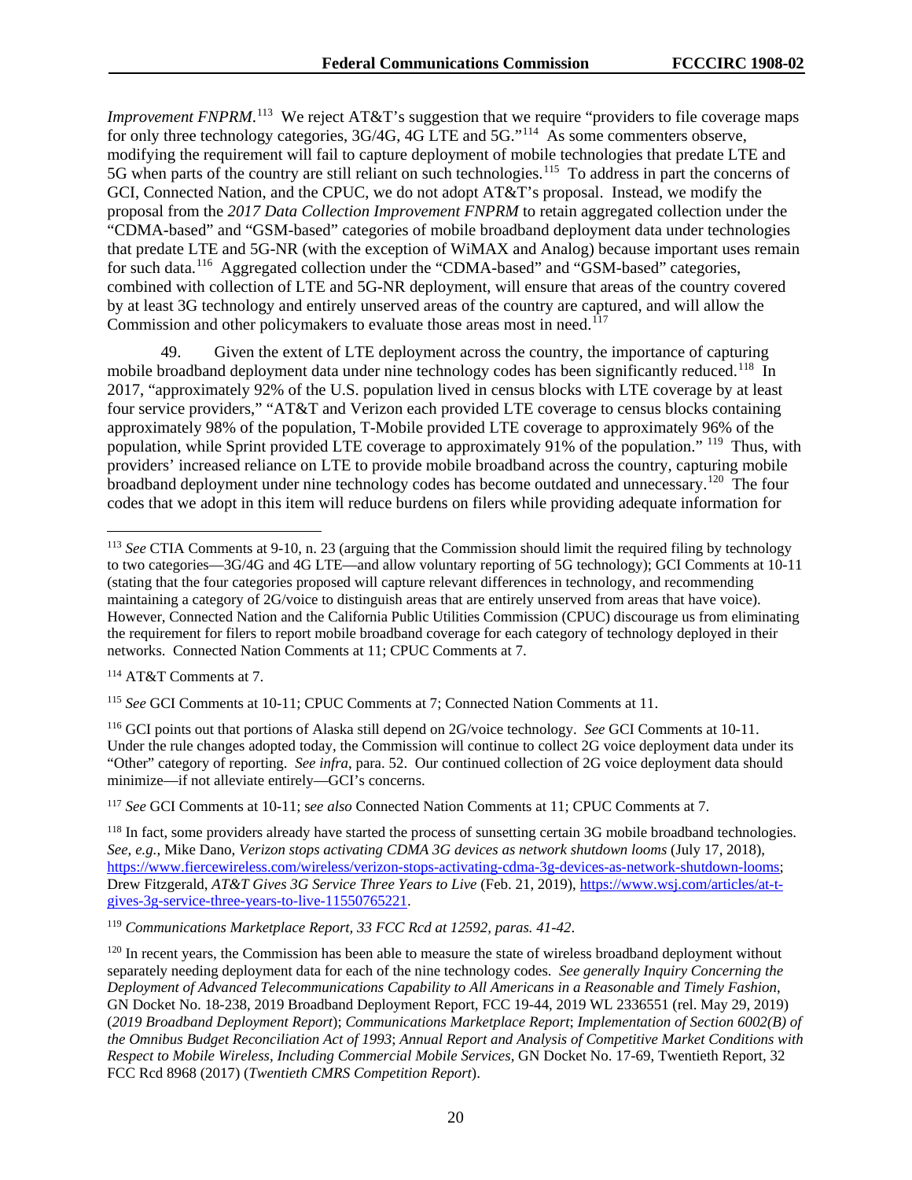*Improvement FNPRM*.[113] We reject AT&T's suggestion that we require "providers to file coverage maps for only three technology categories, 3G/4G, 4G LTE and 5G."[114] As some commenters observe, modifying the requirement will fail to capture deployment of mobile technologies that predate LTE and 5G when parts of the country are still reliant on such technologies.[115] To address in part the concerns of GCI, Connected Nation, and the CPUC, we do not adopt AT&T's proposal. Instead, we modify the proposal from the *2017 Data Collection Improvement FNPRM* to retain aggregated collection under the "CDMA-based" and "GSM-based" categories of mobile broadband deployment data under technologies that predate LTE and 5G-NR (with the exception of WiMAX and Analog) because important uses remain for such data.[116] Aggregated collection under the "CDMA-based" and "GSM-based" categories, combined with collection of LTE and 5G-NR deployment, will ensure that areas of the country covered by at least 3G technology and entirely unserved areas of the country are captured, and will allow the Commission and other policymakers to evaluate those areas most in need.[117]

49. Given the extent of LTE deployment across the country, the importance of capturing mobile broadband deployment data under nine technology codes has been significantly reduced.[118] In 2017, "approximately 92% of the U.S. population lived in census blocks with LTE coverage by at least four service providers," "AT&T and Verizon each provided LTE coverage to census blocks containing approximately 98% of the population, T-Mobile provided LTE coverage to approximately 96% of the population, while Sprint provided LTE coverage to approximately 91% of the population." [119] Thus, with providers' increased reliance on LTE to provide mobile broadband across the country, capturing mobile broadband deployment under nine technology codes has become outdated and unnecessary.[120] The four codes that we adopt in this item will reduce burdens on filers while providing adequate information for

---

[113] *See* CTIA Comments at 9-10, n. 23 (arguing that the Commission should limit the required filing by technology to two categories—3G/4G and 4G LTE—and allow voluntary reporting of 5G technology); GCI Comments at 10-11 (stating that the four categories proposed will capture relevant differences in technology, and recommending maintaining a category of 2G/voice to distinguish areas that are entirely unserved from areas that have voice). However, Connected Nation and the California Public Utilities Commission (CPUC) discourage us from eliminating the requirement for filers to report mobile broadband coverage for each category of technology deployed in their networks. Connected Nation Comments at 11; CPUC Comments at 7.

[114] AT&T Comments at 7.

[115] *See* GCI Comments at 10-11; CPUC Comments at 7; Connected Nation Comments at 11.

[116] GCI points out that portions of Alaska still depend on 2G/voice technology. *See* GCI Comments at 10-11. Under the rule changes adopted today, the Commission will continue to collect 2G voice deployment data under its "Other" category of reporting. *See infra*, para. 52. Our continued collection of 2G voice deployment data should minimize—if not alleviate entirely—GCI's concerns.

[117] *See* GCI Comments at 10-11; s*ee also* Connected Nation Comments at 11; CPUC Comments at 7.

[118] In fact, some providers already have started the process of sunsetting certain 3G mobile broadband technologies. *See, e.g.*, Mike Dano, *Verizon stops activating CDMA 3G devices as network shutdown looms* (July 17, 2018), https://www.fiercewireless.com/wireless/verizon-stops-activating-cdma-3g-devices-as-network-shutdown-looms; Drew Fitzgerald, *AT&T Gives 3G Service Three Years to Live* (Feb. 21, 2019), https://www.wsj.com/articles/at-t-gives-3g-service-three-years-to-live-11550765221.

[119] *Communications Marketplace Report, 33 FCC Rcd at 12592, paras. 41-42*.

[120] In recent years, the Commission has been able to measure the state of wireless broadband deployment without separately needing deployment data for each of the nine technology codes. *See generally Inquiry Concerning the Deployment of Advanced Telecommunications Capability to All Americans in a Reasonable and Timely Fashion*, GN Docket No. 18-238, 2019 Broadband Deployment Report, FCC 19-44, 2019 WL 2336551 (rel. May 29, 2019) (*2019 Broadband Deployment Report*); *Communications Marketplace Report*; *Implementation of Section 6002(B) of the Omnibus Budget Reconciliation Act of 1993*; *Annual Report and Analysis of Competitive Market Conditions with Respect to Mobile Wireless, Including Commercial Mobile Services*, GN Docket No. 17-69, Twentieth Report, 32 FCC Rcd 8968 (2017) (*Twentieth CMRS Competition Report*).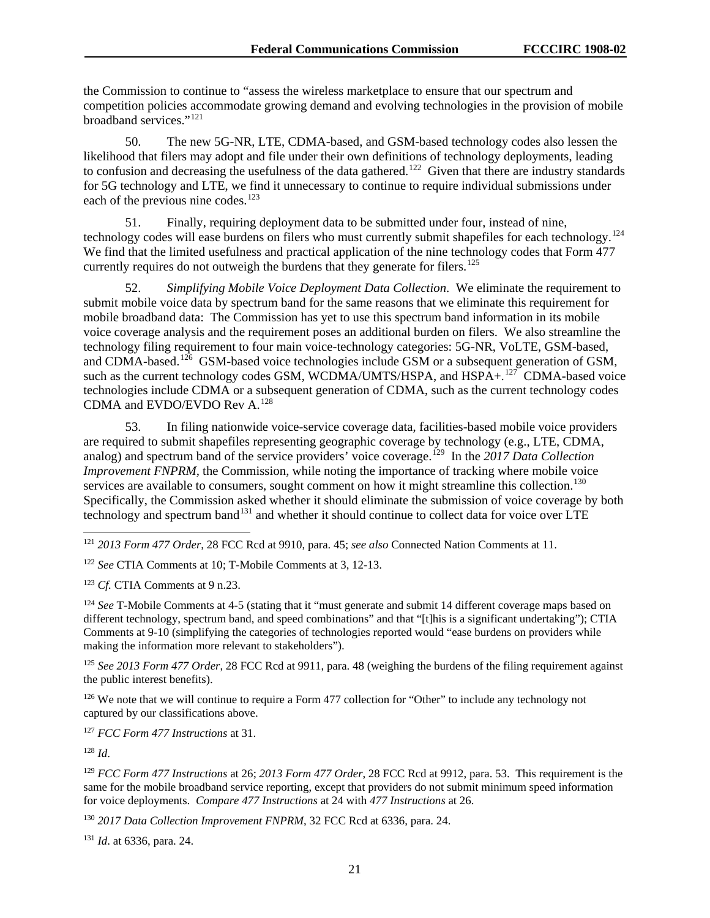the Commission to continue to "assess the wireless marketplace to ensure that our spectrum and competition policies accommodate growing demand and evolving technologies in the provision of mobile broadband services."[121]

50. The new 5G-NR, LTE, CDMA-based, and GSM-based technology codes also lessen the likelihood that filers may adopt and file under their own definitions of technology deployments, leading to confusion and decreasing the usefulness of the data gathered.[122] Given that there are industry standards for 5G technology and LTE, we find it unnecessary to continue to require individual submissions under each of the previous nine codes.[123]

51. Finally, requiring deployment data to be submitted under four, instead of nine, technology codes will ease burdens on filers who must currently submit shapefiles for each technology.[124] We find that the limited usefulness and practical application of the nine technology codes that Form 477 currently requires do not outweigh the burdens that they generate for filers.[125]

52. *Simplifying Mobile Voice Deployment Data Collection*. We eliminate the requirement to submit mobile voice data by spectrum band for the same reasons that we eliminate this requirement for mobile broadband data: The Commission has yet to use this spectrum band information in its mobile voice coverage analysis and the requirement poses an additional burden on filers. We also streamline the technology filing requirement to four main voice-technology categories: 5G-NR, VoLTE, GSM-based, and CDMA-based.[126] GSM-based voice technologies include GSM or a subsequent generation of GSM, such as the current technology codes GSM, WCDMA/UMTS/HSPA, and HSPA+.[127] CDMA-based voice technologies include CDMA or a subsequent generation of CDMA, such as the current technology codes CDMA and EVDO/EVDO Rev A.[128]

53. In filing nationwide voice-service coverage data, facilities-based mobile voice providers are required to submit shapefiles representing geographic coverage by technology (e.g., LTE, CDMA, analog) and spectrum band of the service providers' voice coverage.[129] In the *2017 Data Collection Improvement FNPRM*, the Commission, while noting the importance of tracking where mobile voice services are available to consumers, sought comment on how it might streamline this collection.[130] Specifically, the Commission asked whether it should eliminate the submission of voice coverage by both technology and spectrum band[131] and whether it should continue to collect data for voice over LTE

---

[121] *2013 Form 477 Order*, 28 FCC Rcd at 9910, para. 45; *see also* Connected Nation Comments at 11.

[122] *See* CTIA Comments at 10; T-Mobile Comments at 3, 12-13.

[123] *Cf.* CTIA Comments at 9 n.23.

[124] *See* T-Mobile Comments at 4-5 (stating that it "must generate and submit 14 different coverage maps based on different technology, spectrum band, and speed combinations" and that "[t]his is a significant undertaking"); CTIA Comments at 9-10 (simplifying the categories of technologies reported would "ease burdens on providers while making the information more relevant to stakeholders").

[125] *See 2013 Form 477 Order*, 28 FCC Rcd at 9911, para. 48 (weighing the burdens of the filing requirement against the public interest benefits).

[126] We note that we will continue to require a Form 477 collection for "Other" to include any technology not captured by our classifications above.

[127] *FCC Form 477 Instructions* at 31.

[128] *Id*.

[129] *FCC Form 477 Instructions* at 26; *2013 Form 477 Order*, 28 FCC Rcd at 9912, para. 53. This requirement is the same for the mobile broadband service reporting, except that providers do not submit minimum speed information for voice deployments. *Compare 477 Instructions* at 24 with *477 Instructions* at 26.

[130] *2017 Data Collection Improvement FNPRM*, 32 FCC Rcd at 6336, para. 24.

[131] *Id*. at 6336, para. 24.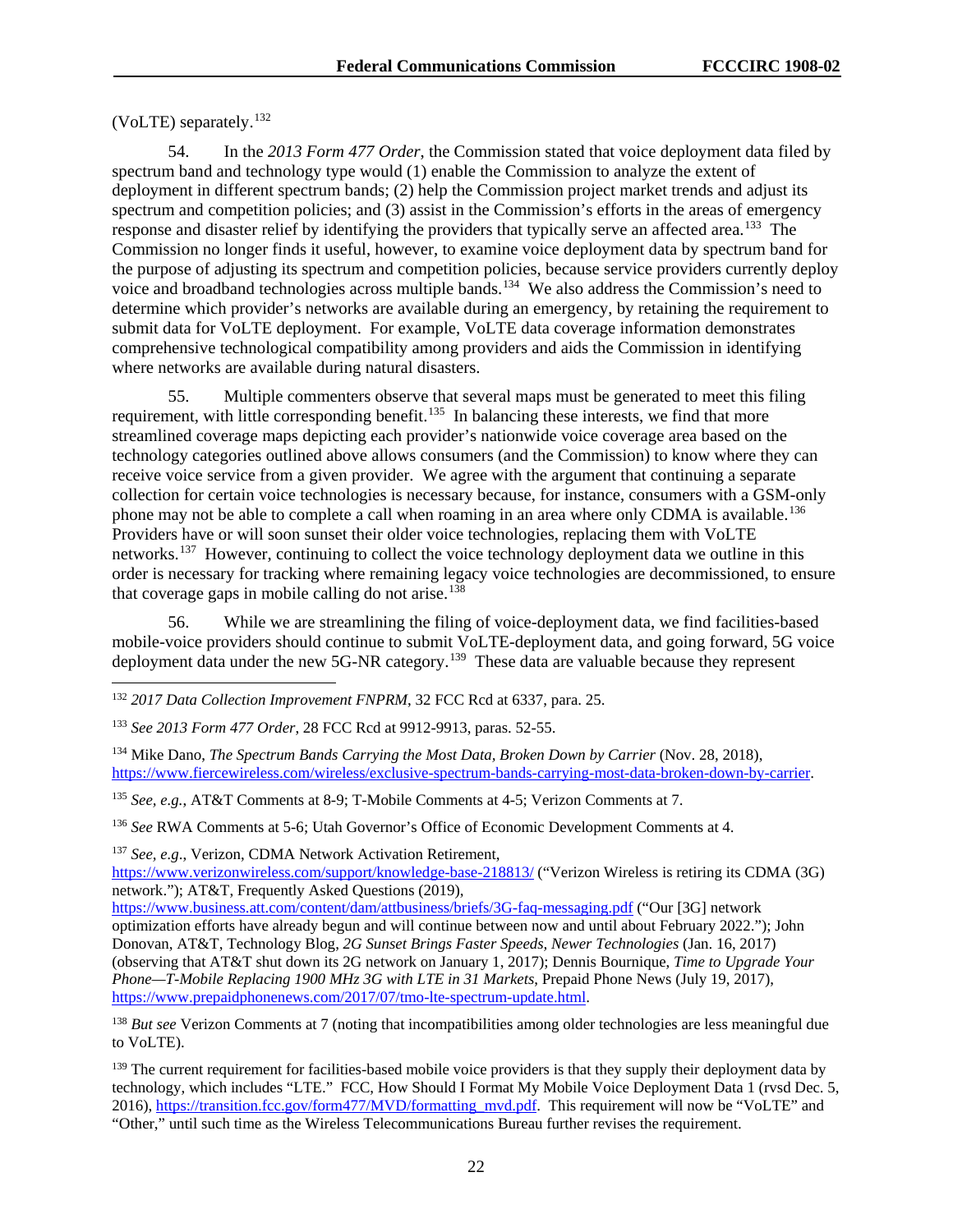(VoLTE) separately.[132]

54. In the *2013 Form 477 Order*, the Commission stated that voice deployment data filed by spectrum band and technology type would (1) enable the Commission to analyze the extent of deployment in different spectrum bands; (2) help the Commission project market trends and adjust its spectrum and competition policies; and (3) assist in the Commission's efforts in the areas of emergency response and disaster relief by identifying the providers that typically serve an affected area.[133] The Commission no longer finds it useful, however, to examine voice deployment data by spectrum band for the purpose of adjusting its spectrum and competition policies, because service providers currently deploy voice and broadband technologies across multiple bands.[134] We also address the Commission's need to determine which provider's networks are available during an emergency, by retaining the requirement to submit data for VoLTE deployment. For example, VoLTE data coverage information demonstrates comprehensive technological compatibility among providers and aids the Commission in identifying where networks are available during natural disasters.

55. Multiple commenters observe that several maps must be generated to meet this filing requirement, with little corresponding benefit.[135] In balancing these interests, we find that more streamlined coverage maps depicting each provider's nationwide voice coverage area based on the technology categories outlined above allows consumers (and the Commission) to know where they can receive voice service from a given provider. We agree with the argument that continuing a separate collection for certain voice technologies is necessary because, for instance, consumers with a GSM-only phone may not be able to complete a call when roaming in an area where only CDMA is available.[136] Providers have or will soon sunset their older voice technologies, replacing them with VoLTE networks.[137] However, continuing to collect the voice technology deployment data we outline in this order is necessary for tracking where remaining legacy voice technologies are decommissioned, to ensure that coverage gaps in mobile calling do not arise.[138]

56. While we are streamlining the filing of voice-deployment data, we find facilities-based mobile-voice providers should continue to submit VoLTE-deployment data, and going forward, 5G voice deployment data under the new 5G-NR category.[139] These data are valuable because they represent

---

[132] *2017 Data Collection Improvement FNPRM*, 32 FCC Rcd at 6337, para. 25.

[133] *See 2013 Form 477 Order*, 28 FCC Rcd at 9912-9913, paras. 52-55.

[134] Mike Dano, *The Spectrum Bands Carrying the Most Data, Broken Down by Carrier* (Nov. 28, 2018), https://www.fiercewireless.com/wireless/exclusive-spectrum-bands-carrying-most-data-broken-down-by-carrier.

[135] *See, e.g.*, AT&T Comments at 8-9; T-Mobile Comments at 4-5; Verizon Comments at 7.

[136] *See* RWA Comments at 5-6; Utah Governor's Office of Economic Development Comments at 4.

[137] *See, e.g.*, Verizon, CDMA Network Activation Retirement, https://www.verizonwireless.com/support/knowledge-base-218813/ ("Verizon Wireless is retiring its CDMA (3G) network."); AT&T, Frequently Asked Questions (2019), https://www.business.att.com/content/dam/attbusiness/briefs/3G-faq-messaging.pdf ("Our [3G] network optimization efforts have already begun and will continue between now and until about February 2022."); John Donovan, AT&T, Technology Blog, *2G Sunset Brings Faster Speeds, Newer Technologies* (Jan. 16, 2017) (observing that AT&T shut down its 2G network on January 1, 2017); Dennis Bournique, *Time to Upgrade Your Phone—T-Mobile Replacing 1900 MHz 3G with LTE in 31 Markets*, Prepaid Phone News (July 19, 2017), https://www.prepaidphonenews.com/2017/07/tmo-lte-spectrum-update.html.

[138] *But see* Verizon Comments at 7 (noting that incompatibilities among older technologies are less meaningful due to VoLTE).

[139] The current requirement for facilities-based mobile voice providers is that they supply their deployment data by technology, which includes "LTE." FCC, How Should I Format My Mobile Voice Deployment Data 1 (rvsd Dec. 5, 2016), https://transition.fcc.gov/form477/MVD/formatting_mvd.pdf. This requirement will now be "VoLTE" and "Other," until such time as the Wireless Telecommunications Bureau further revises the requirement.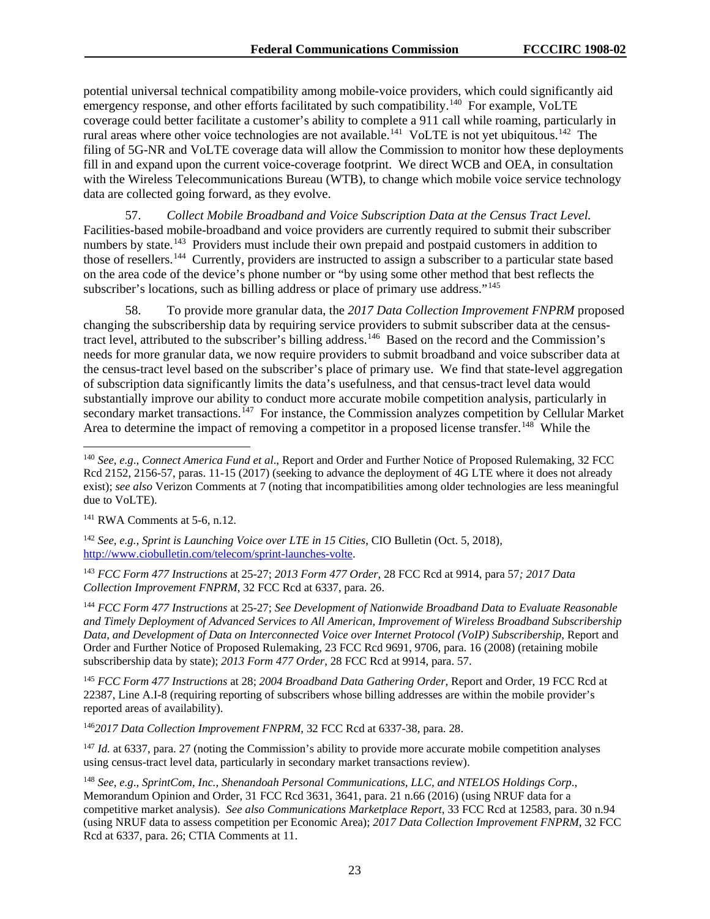potential universal technical compatibility among mobile-voice providers, which could significantly aid emergency response, and other efforts facilitated by such compatibility.[140] For example, VoLTE coverage could better facilitate a customer's ability to complete a 911 call while roaming, particularly in rural areas where other voice technologies are not available.[141] VoLTE is not yet ubiquitous.[142] The filing of 5G-NR and VoLTE coverage data will allow the Commission to monitor how these deployments fill in and expand upon the current voice-coverage footprint. We direct WCB and OEA, in consultation with the Wireless Telecommunications Bureau (WTB), to change which mobile voice service technology data are collected going forward, as they evolve.

57. *Collect Mobile Broadband and Voice Subscription Data at the Census Tract Level.* Facilities-based mobile-broadband and voice providers are currently required to submit their subscriber numbers by state.[143] Providers must include their own prepaid and postpaid customers in addition to those of resellers.[144] Currently, providers are instructed to assign a subscriber to a particular state based on the area code of the device's phone number or "by using some other method that best reflects the subscriber's locations, such as billing address or place of primary use address."[145]

58. To provide more granular data, the *2017 Data Collection Improvement FNPRM* proposed changing the subscribership data by requiring service providers to submit subscriber data at the census-tract level, attributed to the subscriber's billing address.[146] Based on the record and the Commission's needs for more granular data, we now require providers to submit broadband and voice subscriber data at the census-tract level based on the subscriber's place of primary use. We find that state-level aggregation of subscription data significantly limits the data's usefulness, and that census-tract level data would substantially improve our ability to conduct more accurate mobile competition analysis, particularly in secondary market transactions.[147] For instance, the Commission analyzes competition by Cellular Market Area to determine the impact of removing a competitor in a proposed license transfer.[148] While the

---

[140] *See, e.g*., *Connect America Fund et al*., Report and Order and Further Notice of Proposed Rulemaking, 32 FCC Rcd 2152, 2156-57, paras. 11-15 (2017) (seeking to advance the deployment of 4G LTE where it does not already exist); *see also* Verizon Comments at 7 (noting that incompatibilities among older technologies are less meaningful due to VoLTE).

[141] RWA Comments at 5-6, n.12.

[142] *See, e.g., Sprint is Launching Voice over LTE in 15 Cities*, CIO Bulletin (Oct. 5, 2018), http://www.ciobulletin.com/telecom/sprint-launches-volte.

[143] *FCC Form 477 Instructions* at 25-27; *2013 Form 477 Order*, 28 FCC Rcd at 9914, para 57*; 2017 Data Collection Improvement FNPRM*, 32 FCC Rcd at 6337, para. 26.

[144] *FCC Form 477 Instructions* at 25-27; *See Development of Nationwide Broadband Data to Evaluate Reasonable and Timely Deployment of Advanced Services to All American, Improvement of Wireless Broadband Subscribership Data, and Development of Data on Interconnected Voice over Internet Protocol (VoIP) Subscribership*, Report and Order and Further Notice of Proposed Rulemaking, 23 FCC Rcd 9691, 9706, para. 16 (2008) (retaining mobile subscribership data by state); *2013 Form 477 Order*, 28 FCC Rcd at 9914, para. 57.

[145] *FCC Form 477 Instructions* at 28; *2004 Broadband Data Gathering Order*, Report and Order, 19 FCC Rcd at 22387, Line A.I-8 (requiring reporting of subscribers whose billing addresses are within the mobile provider's reported areas of availability).

[146] *2017 Data Collection Improvement FNPRM*, 32 FCC Rcd at 6337-38, para. 28.

[147] *Id.* at 6337, para. 27 (noting the Commission's ability to provide more accurate mobile competition analyses using census-tract level data, particularly in secondary market transactions review).

[148] *See, e.g*., *SprintCom, Inc., Shenandoah Personal Communications, LLC, and NTELOS Holdings Corp*., Memorandum Opinion and Order, 31 FCC Rcd 3631, 3641, para. 21 n.66 (2016) (using NRUF data for a competitive market analysis). *See also Communications Marketplace Report*, 33 FCC Rcd at 12583, para. 30 n.94 (using NRUF data to assess competition per Economic Area); *2017 Data Collection Improvement FNPRM*, 32 FCC Rcd at 6337, para. 26; CTIA Comments at 11.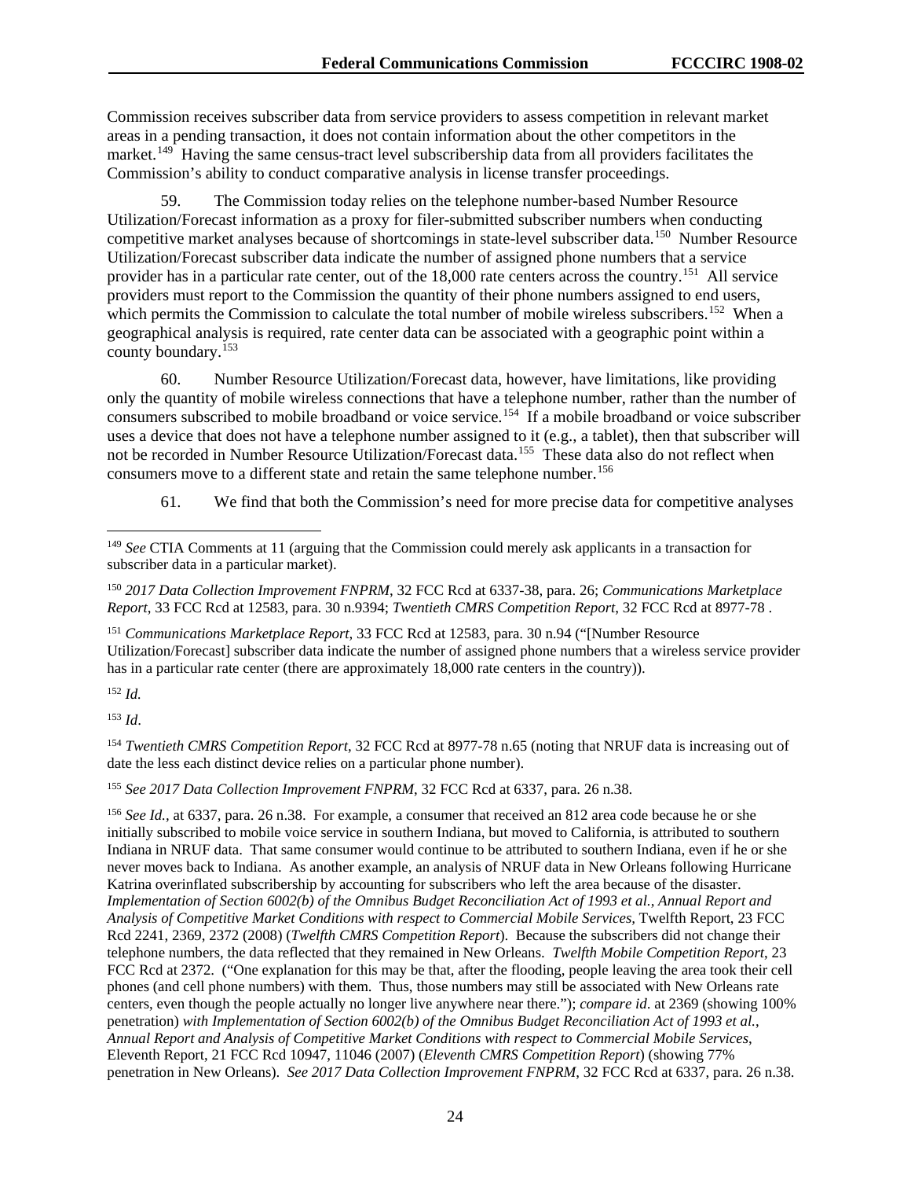Commission receives subscriber data from service providers to assess competition in relevant market areas in a pending transaction, it does not contain information about the other competitors in the market.[149] Having the same census-tract level subscribership data from all providers facilitates the Commission's ability to conduct comparative analysis in license transfer proceedings.

59. The Commission today relies on the telephone number-based Number Resource Utilization/Forecast information as a proxy for filer-submitted subscriber numbers when conducting competitive market analyses because of shortcomings in state-level subscriber data.[150] Number Resource Utilization/Forecast subscriber data indicate the number of assigned phone numbers that a service provider has in a particular rate center, out of the 18,000 rate centers across the country.[151] All service providers must report to the Commission the quantity of their phone numbers assigned to end users, which permits the Commission to calculate the total number of mobile wireless subscribers.[152] When a geographical analysis is required, rate center data can be associated with a geographic point within a county boundary.[153]

60. Number Resource Utilization/Forecast data, however, have limitations, like providing only the quantity of mobile wireless connections that have a telephone number, rather than the number of consumers subscribed to mobile broadband or voice service.[154] If a mobile broadband or voice subscriber uses a device that does not have a telephone number assigned to it (e.g., a tablet), then that subscriber will not be recorded in Number Resource Utilization/Forecast data.[155] These data also do not reflect when consumers move to a different state and retain the same telephone number.[156]

61. We find that both the Commission's need for more precise data for competitive analyses

---

[149] *See* CTIA Comments at 11 (arguing that the Commission could merely ask applicants in a transaction for subscriber data in a particular market).

[150] *2017 Data Collection Improvement FNPRM*, 32 FCC Rcd at 6337-38, para. 26; *Communications Marketplace Report*, 33 FCC Rcd at 12583, para. 30 n.9394; *Twentieth CMRS Competition Report*, 32 FCC Rcd at 8977-78 .

[151] *Communications Marketplace Report*, 33 FCC Rcd at 12583, para. 30 n.94 ("[Number Resource Utilization/Forecast] subscriber data indicate the number of assigned phone numbers that a wireless service provider has in a particular rate center (there are approximately 18,000 rate centers in the country)).

[152] *Id.*

[153] *Id*.

[154] *Twentieth CMRS Competition Report*, 32 FCC Rcd at 8977-78 n.65 (noting that NRUF data is increasing out of date the less each distinct device relies on a particular phone number).

[155] *See 2017 Data Collection Improvement FNPRM*, 32 FCC Rcd at 6337, para. 26 n.38.

[156] *See Id.*, at 6337, para. 26 n.38. For example, a consumer that received an 812 area code because he or she initially subscribed to mobile voice service in southern Indiana, but moved to California, is attributed to southern Indiana in NRUF data. That same consumer would continue to be attributed to southern Indiana, even if he or she never moves back to Indiana. As another example, an analysis of NRUF data in New Orleans following Hurricane Katrina overinflated subscribership by accounting for subscribers who left the area because of the disaster. *Implementation of Section 6002(b) of the Omnibus Budget Reconciliation Act of 1993 et al.*, *Annual Report and Analysis of Competitive Market Conditions with respect to Commercial Mobile Services*, Twelfth Report, 23 FCC Rcd 2241, 2369, 2372 (2008) (*Twelfth CMRS Competition Report*). Because the subscribers did not change their telephone numbers, the data reflected that they remained in New Orleans. *Twelfth Mobile Competition Report*, 23 FCC Rcd at 2372. ("One explanation for this may be that, after the flooding, people leaving the area took their cell phones (and cell phone numbers) with them. Thus, those numbers may still be associated with New Orleans rate centers, even though the people actually no longer live anywhere near there."); *compare id*. at 2369 (showing 100% penetration) *with Implementation of Section 6002(b) of the Omnibus Budget Reconciliation Act of 1993 et al.*, *Annual Report and Analysis of Competitive Market Conditions with respect to Commercial Mobile Services*, Eleventh Report, 21 FCC Rcd 10947, 11046 (2007) (*Eleventh CMRS Competition Report*) (showing 77% penetration in New Orleans). *See 2017 Data Collection Improvement FNPRM*, 32 FCC Rcd at 6337, para. 26 n.38.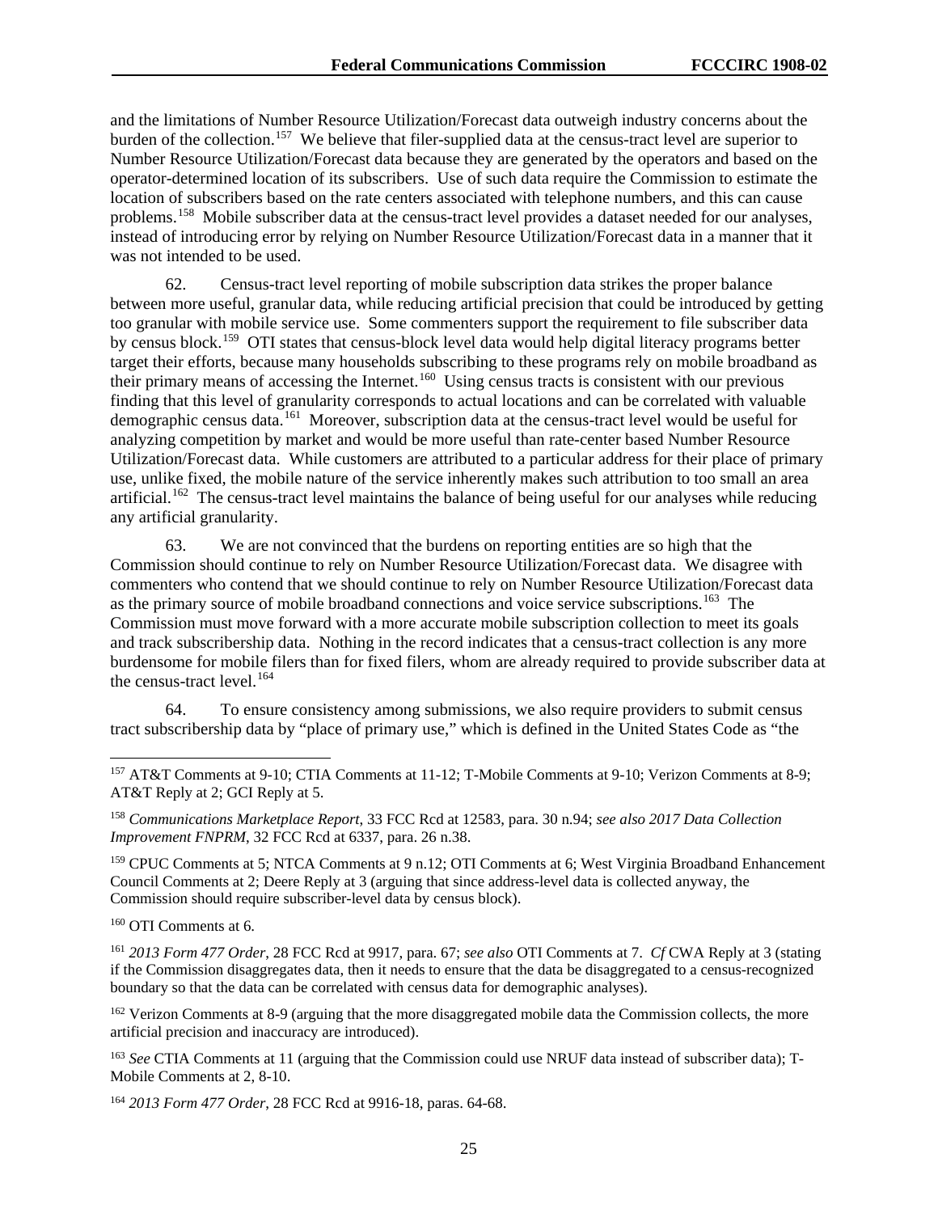and the limitations of Number Resource Utilization/Forecast data outweigh industry concerns about the burden of the collection.[157] We believe that filer-supplied data at the census-tract level are superior to Number Resource Utilization/Forecast data because they are generated by the operators and based on the operator-determined location of its subscribers. Use of such data require the Commission to estimate the location of subscribers based on the rate centers associated with telephone numbers, and this can cause problems.[158] Mobile subscriber data at the census-tract level provides a dataset needed for our analyses, instead of introducing error by relying on Number Resource Utilization/Forecast data in a manner that it was not intended to be used.

62. Census-tract level reporting of mobile subscription data strikes the proper balance between more useful, granular data, while reducing artificial precision that could be introduced by getting too granular with mobile service use. Some commenters support the requirement to file subscriber data by census block.[159] OTI states that census-block level data would help digital literacy programs better target their efforts, because many households subscribing to these programs rely on mobile broadband as their primary means of accessing the Internet.[160] Using census tracts is consistent with our previous finding that this level of granularity corresponds to actual locations and can be correlated with valuable demographic census data.[161] Moreover, subscription data at the census-tract level would be useful for analyzing competition by market and would be more useful than rate-center based Number Resource Utilization/Forecast data. While customers are attributed to a particular address for their place of primary use, unlike fixed, the mobile nature of the service inherently makes such attribution to too small an area artificial.[162] The census-tract level maintains the balance of being useful for our analyses while reducing any artificial granularity.

63. We are not convinced that the burdens on reporting entities are so high that the Commission should continue to rely on Number Resource Utilization/Forecast data. We disagree with commenters who contend that we should continue to rely on Number Resource Utilization/Forecast data as the primary source of mobile broadband connections and voice service subscriptions.[163] The Commission must move forward with a more accurate mobile subscription collection to meet its goals and track subscribership data. Nothing in the record indicates that a census-tract collection is any more burdensome for mobile filers than for fixed filers, whom are already required to provide subscriber data at the census-tract level.[164]

64. To ensure consistency among submissions, we also require providers to submit census tract subscribership data by "place of primary use," which is defined in the United States Code as "the

---

[157] AT&T Comments at 9-10; CTIA Comments at 11-12; T-Mobile Comments at 9-10; Verizon Comments at 8-9; AT&T Reply at 2; GCI Reply at 5.

[158] *Communications Marketplace Report*, 33 FCC Rcd at 12583, para. 30 n.94; *see also 2017 Data Collection Improvement FNPRM*, 32 FCC Rcd at 6337, para. 26 n.38.

[159] CPUC Comments at 5; NTCA Comments at 9 n.12; OTI Comments at 6; West Virginia Broadband Enhancement Council Comments at 2; Deere Reply at 3 (arguing that since address-level data is collected anyway, the Commission should require subscriber-level data by census block).

[160] OTI Comments at 6.

[161] *2013 Form 477 Order*, 28 FCC Rcd at 9917, para. 67; *see also* OTI Comments at 7. *Cf* CWA Reply at 3 (stating if the Commission disaggregates data, then it needs to ensure that the data be disaggregated to a census-recognized boundary so that the data can be correlated with census data for demographic analyses).

[162] Verizon Comments at 8-9 (arguing that the more disaggregated mobile data the Commission collects, the more artificial precision and inaccuracy are introduced).

[163] *See* CTIA Comments at 11 (arguing that the Commission could use NRUF data instead of subscriber data); T-Mobile Comments at 2, 8-10.

[164] *2013 Form 477 Order*, 28 FCC Rcd at 9916-18, paras. 64-68.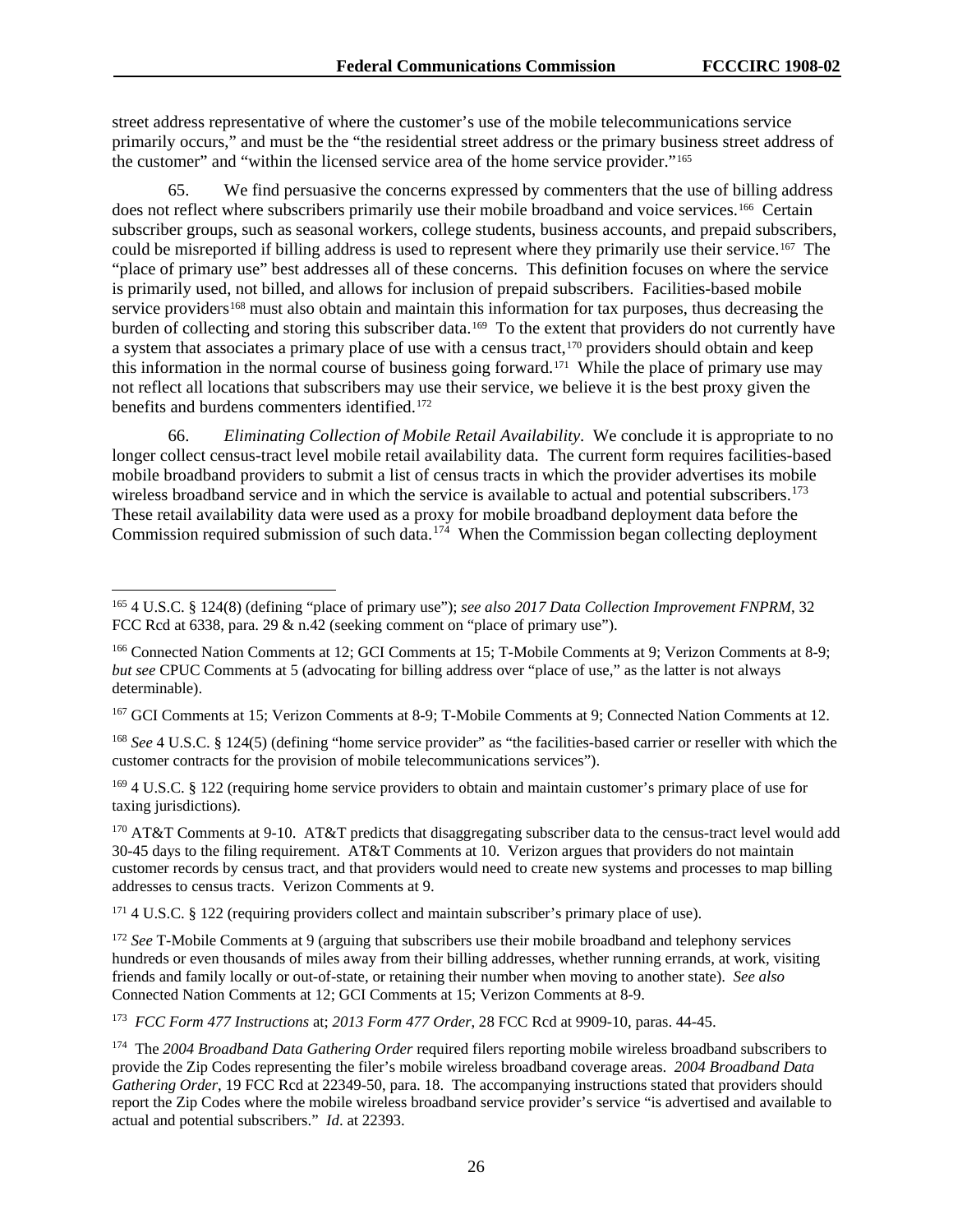street address representative of where the customer's use of the mobile telecommunications service primarily occurs," and must be the "the residential street address or the primary business street address of the customer" and "within the licensed service area of the home service provider."[165]

65. We find persuasive the concerns expressed by commenters that the use of billing address does not reflect where subscribers primarily use their mobile broadband and voice services.[166] Certain subscriber groups, such as seasonal workers, college students, business accounts, and prepaid subscribers, could be misreported if billing address is used to represent where they primarily use their service.[167] The "place of primary use" best addresses all of these concerns. This definition focuses on where the service is primarily used, not billed, and allows for inclusion of prepaid subscribers. Facilities-based mobile service providers[168] must also obtain and maintain this information for tax purposes, thus decreasing the burden of collecting and storing this subscriber data.[169] To the extent that providers do not currently have a system that associates a primary place of use with a census tract,[170] providers should obtain and keep this information in the normal course of business going forward.[171] While the place of primary use may not reflect all locations that subscribers may use their service, we believe it is the best proxy given the benefits and burdens commenters identified.[172]

66. *Eliminating Collection of Mobile Retail Availability*. We conclude it is appropriate to no longer collect census-tract level mobile retail availability data. The current form requires facilities-based mobile broadband providers to submit a list of census tracts in which the provider advertises its mobile wireless broadband service and in which the service is available to actual and potential subscribers.[173] These retail availability data were used as a proxy for mobile broadband deployment data before the Commission required submission of such data.[174] When the Commission began collecting deployment

---

[165] 4 U.S.C. § 124(8) (defining "place of primary use"); *see also 2017 Data Collection Improvement FNPRM*, 32 FCC Rcd at 6338, para. 29 & n.42 (seeking comment on "place of primary use").

[166] Connected Nation Comments at 12; GCI Comments at 15; T-Mobile Comments at 9; Verizon Comments at 8-9; *but see* CPUC Comments at 5 (advocating for billing address over "place of use," as the latter is not always determinable).

[167] GCI Comments at 15; Verizon Comments at 8-9; T-Mobile Comments at 9; Connected Nation Comments at 12.

[168] *See* 4 U.S.C. § 124(5) (defining "home service provider" as "the facilities-based carrier or reseller with which the customer contracts for the provision of mobile telecommunications services").

[169] 4 U.S.C. § 122 (requiring home service providers to obtain and maintain customer's primary place of use for taxing jurisdictions).

[170] AT&T Comments at 9-10. AT&T predicts that disaggregating subscriber data to the census-tract level would add 30-45 days to the filing requirement. AT&T Comments at 10. Verizon argues that providers do not maintain customer records by census tract, and that providers would need to create new systems and processes to map billing addresses to census tracts. Verizon Comments at 9.

[171] 4 U.S.C. § 122 (requiring providers collect and maintain subscriber's primary place of use).

[172] *See* T-Mobile Comments at 9 (arguing that subscribers use their mobile broadband and telephony services hundreds or even thousands of miles away from their billing addresses, whether running errands, at work, visiting friends and family locally or out-of-state, or retaining their number when moving to another state). *See also* Connected Nation Comments at 12; GCI Comments at 15; Verizon Comments at 8-9.

[173] *FCC Form 477 Instructions* at; *2013 Form 477 Order*, 28 FCC Rcd at 9909-10, paras. 44-45.

[174] The *2004 Broadband Data Gathering Order* required filers reporting mobile wireless broadband subscribers to provide the Zip Codes representing the filer's mobile wireless broadband coverage areas. *2004 Broadband Data Gathering Order*, 19 FCC Rcd at 22349-50, para. 18. The accompanying instructions stated that providers should report the Zip Codes where the mobile wireless broadband service provider's service "is advertised and available to actual and potential subscribers." *Id*. at 22393.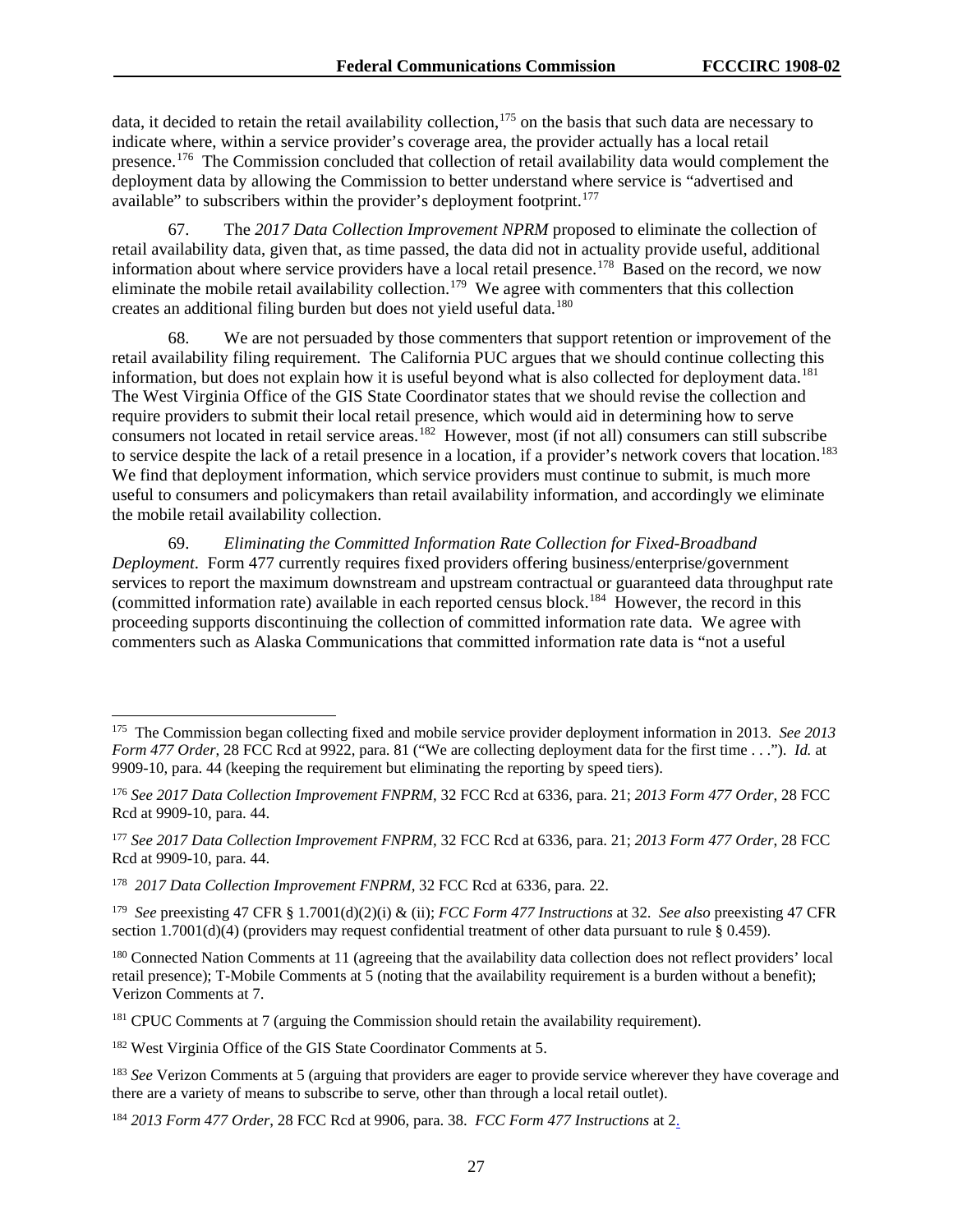data, it decided to retain the retail availability collection,[175] on the basis that such data are necessary to indicate where, within a service provider's coverage area, the provider actually has a local retail presence.[176] The Commission concluded that collection of retail availability data would complement the deployment data by allowing the Commission to better understand where service is "advertised and available" to subscribers within the provider's deployment footprint.[177]

67. The *2017 Data Collection Improvement NPRM* proposed to eliminate the collection of retail availability data, given that, as time passed, the data did not in actuality provide useful, additional information about where service providers have a local retail presence.[178] Based on the record, we now eliminate the mobile retail availability collection.[179] We agree with commenters that this collection creates an additional filing burden but does not yield useful data.[180]

68. We are not persuaded by those commenters that support retention or improvement of the retail availability filing requirement. The California PUC argues that we should continue collecting this information, but does not explain how it is useful beyond what is also collected for deployment data.[181] The West Virginia Office of the GIS State Coordinator states that we should revise the collection and require providers to submit their local retail presence, which would aid in determining how to serve consumers not located in retail service areas.[182] However, most (if not all) consumers can still subscribe to service despite the lack of a retail presence in a location, if a provider's network covers that location.[183] We find that deployment information, which service providers must continue to submit, is much more useful to consumers and policymakers than retail availability information, and accordingly we eliminate the mobile retail availability collection.

69. *Eliminating the Committed Information Rate Collection for Fixed-Broadband Deployment*. Form 477 currently requires fixed providers offering business/enterprise/government services to report the maximum downstream and upstream contractual or guaranteed data throughput rate (committed information rate) available in each reported census block.[184] However, the record in this proceeding supports discontinuing the collection of committed information rate data. We agree with commenters such as Alaska Communications that committed information rate data is "not a useful

---

[175] The Commission began collecting fixed and mobile service provider deployment information in 2013. *See 2013 Form 477 Order*, 28 FCC Rcd at 9922, para. 81 ("We are collecting deployment data for the first time . . ."). *Id.* at 9909-10, para. 44 (keeping the requirement but eliminating the reporting by speed tiers).

[176] *See 2017 Data Collection Improvement FNPRM*, 32 FCC Rcd at 6336, para. 21; *2013 Form 477 Order*, 28 FCC Rcd at 9909-10, para. 44.

[177] *See 2017 Data Collection Improvement FNPRM*, 32 FCC Rcd at 6336, para. 21; *2013 Form 477 Order*, 28 FCC Rcd at 9909-10, para. 44.

[178] *2017 Data Collection Improvement FNPRM*, 32 FCC Rcd at 6336, para. 22.

[179] *See* preexisting 47 CFR § 1.7001(d)(2)(i) & (ii); *FCC Form 477 Instructions* at 32. *See also* preexisting 47 CFR section 1.7001(d)(4) (providers may request confidential treatment of other data pursuant to rule § 0.459).

[180] Connected Nation Comments at 11 (agreeing that the availability data collection does not reflect providers' local retail presence); T-Mobile Comments at 5 (noting that the availability requirement is a burden without a benefit); Verizon Comments at 7.

[181] CPUC Comments at 7 (arguing the Commission should retain the availability requirement).

[182] West Virginia Office of the GIS State Coordinator Comments at 5.

[183] *See* Verizon Comments at 5 (arguing that providers are eager to provide service wherever they have coverage and there are a variety of means to subscribe to serve, other than through a local retail outlet).

[184] *2013 Form 477 Order*, 28 FCC Rcd at 9906, para. 38. *FCC Form 477 Instructions* at 2.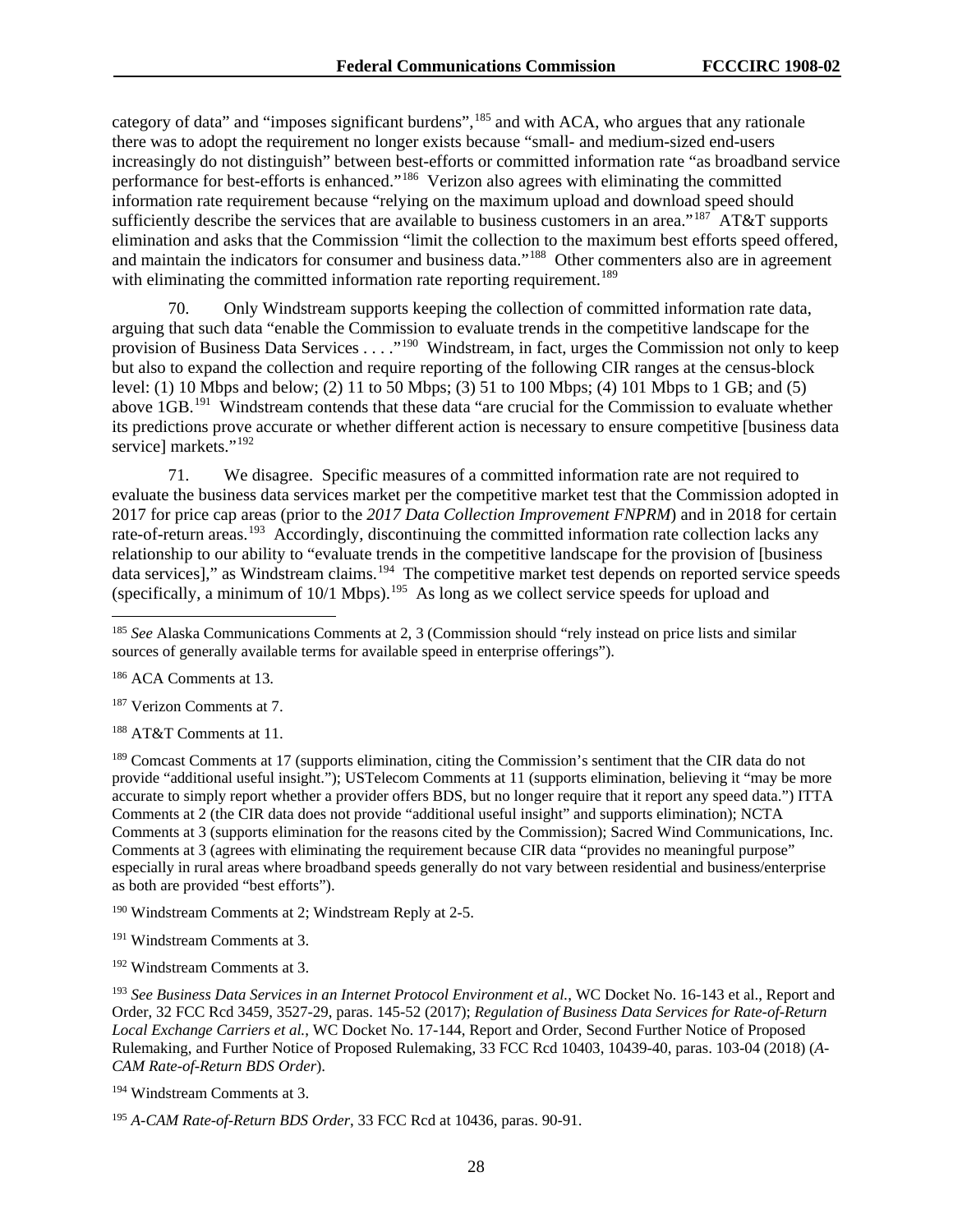category of data" and "imposes significant burdens",[185] and with ACA, who argues that any rationale there was to adopt the requirement no longer exists because "small- and medium-sized end-users increasingly do not distinguish" between best-efforts or committed information rate "as broadband service performance for best-efforts is enhanced."[186] Verizon also agrees with eliminating the committed information rate requirement because "relying on the maximum upload and download speed should sufficiently describe the services that are available to business customers in an area."[187] AT&T supports elimination and asks that the Commission "limit the collection to the maximum best efforts speed offered, and maintain the indicators for consumer and business data."[188] Other commenters also are in agreement with eliminating the committed information rate reporting requirement.[189]

70. Only Windstream supports keeping the collection of committed information rate data, arguing that such data "enable the Commission to evaluate trends in the competitive landscape for the provision of Business Data Services . . . ."[190] Windstream, in fact, urges the Commission not only to keep but also to expand the collection and require reporting of the following CIR ranges at the census-block level: (1) 10 Mbps and below; (2) 11 to 50 Mbps; (3) 51 to 100 Mbps; (4) 101 Mbps to 1 GB; and (5) above 1GB.[191] Windstream contends that these data "are crucial for the Commission to evaluate whether its predictions prove accurate or whether different action is necessary to ensure competitive [business data service] markets."[192]

71. We disagree. Specific measures of a committed information rate are not required to evaluate the business data services market per the competitive market test that the Commission adopted in 2017 for price cap areas (prior to the *2017 Data Collection Improvement FNPRM*) and in 2018 for certain rate-of-return areas.[193] Accordingly, discontinuing the committed information rate collection lacks any relationship to our ability to "evaluate trends in the competitive landscape for the provision of [business data services]," as Windstream claims.[194] The competitive market test depends on reported service speeds (specifically, a minimum of 10/1 Mbps).[195] As long as we collect service speeds for upload and

---

[185] *See* Alaska Communications Comments at 2, 3 (Commission should "rely instead on price lists and similar sources of generally available terms for available speed in enterprise offerings").

[186] ACA Comments at 13.

[187] Verizon Comments at 7.

[188] AT&T Comments at 11.

[189] Comcast Comments at 17 (supports elimination, citing the Commission's sentiment that the CIR data do not provide "additional useful insight."); USTelecom Comments at 11 (supports elimination, believing it "may be more accurate to simply report whether a provider offers BDS, but no longer require that it report any speed data.") ITTA Comments at 2 (the CIR data does not provide "additional useful insight" and supports elimination); NCTA Comments at 3 (supports elimination for the reasons cited by the Commission); Sacred Wind Communications, Inc. Comments at 3 (agrees with eliminating the requirement because CIR data "provides no meaningful purpose" especially in rural areas where broadband speeds generally do not vary between residential and business/enterprise as both are provided "best efforts").

[190] Windstream Comments at 2; Windstream Reply at 2-5.

[191] Windstream Comments at 3.

[192] Windstream Comments at 3.

[193] *See Business Data Services in an Internet Protocol Environment et al.*, WC Docket No. 16-143 et al., Report and Order, 32 FCC Rcd 3459, 3527-29, paras. 145-52 (2017); *Regulation of Business Data Services for Rate-of-Return Local Exchange Carriers et al.*, WC Docket No. 17-144, Report and Order, Second Further Notice of Proposed Rulemaking, and Further Notice of Proposed Rulemaking, 33 FCC Rcd 10403, 10439-40, paras. 103-04 (2018) (*A-CAM Rate-of-Return BDS Order*).

[194] Windstream Comments at 3.

[195] *A-CAM Rate-of-Return BDS Order*, 33 FCC Rcd at 10436, paras. 90-91.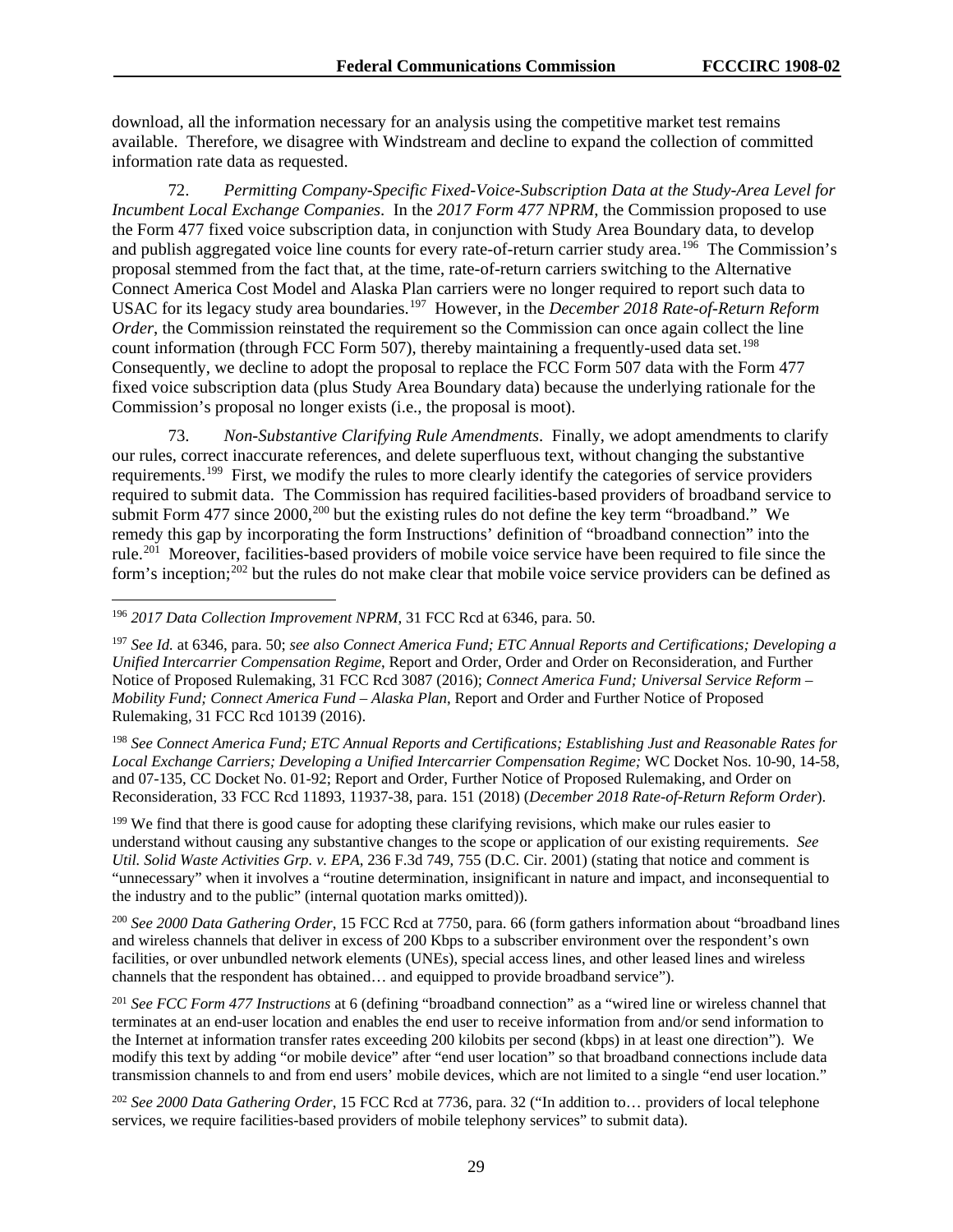download, all the information necessary for an analysis using the competitive market test remains available. Therefore, we disagree with Windstream and decline to expand the collection of committed information rate data as requested.

72. *Permitting Company-Specific Fixed-Voice-Subscription Data at the Study-Area Level for Incumbent Local Exchange Companies*. In the *2017 Form 477 NPRM*, the Commission proposed to use the Form 477 fixed voice subscription data, in conjunction with Study Area Boundary data, to develop and publish aggregated voice line counts for every rate-of-return carrier study area.[196] The Commission's proposal stemmed from the fact that, at the time, rate-of-return carriers switching to the Alternative Connect America Cost Model and Alaska Plan carriers were no longer required to report such data to USAC for its legacy study area boundaries.[197] However, in the *December 2018 Rate-of-Return Reform Order*, the Commission reinstated the requirement so the Commission can once again collect the line count information (through FCC Form 507), thereby maintaining a frequently-used data set.[198] Consequently, we decline to adopt the proposal to replace the FCC Form 507 data with the Form 477 fixed voice subscription data (plus Study Area Boundary data) because the underlying rationale for the Commission's proposal no longer exists (i.e., the proposal is moot).

73. *Non-Substantive Clarifying Rule Amendments*. Finally, we adopt amendments to clarify our rules, correct inaccurate references, and delete superfluous text, without changing the substantive requirements.[199] First, we modify the rules to more clearly identify the categories of service providers required to submit data. The Commission has required facilities-based providers of broadband service to submit Form 477 since 2000,[200] but the existing rules do not define the key term "broadband." We remedy this gap by incorporating the form Instructions' definition of "broadband connection" into the rule.[201] Moreover, facilities-based providers of mobile voice service have been required to file since the form's inception;[202] but the rules do not make clear that mobile voice service providers can be defined as

---

[196] *2017 Data Collection Improvement NPRM*, 31 FCC Rcd at 6346, para. 50.

[197] *See Id.* at 6346, para. 50; *see also Connect America Fund; ETC Annual Reports and Certifications; Developing a Unified Intercarrier Compensation Regime*, Report and Order, Order and Order on Reconsideration, and Further Notice of Proposed Rulemaking, 31 FCC Rcd 3087 (2016); *Connect America Fund; Universal Service Reform – Mobility Fund; Connect America Fund – Alaska Plan*, Report and Order and Further Notice of Proposed Rulemaking, 31 FCC Rcd 10139 (2016).

[198] *See Connect America Fund; ETC Annual Reports and Certifications; Establishing Just and Reasonable Rates for Local Exchange Carriers; Developing a Unified Intercarrier Compensation Regime;* WC Docket Nos. 10-90, 14-58, and 07-135, CC Docket No. 01-92; Report and Order, Further Notice of Proposed Rulemaking, and Order on Reconsideration, 33 FCC Rcd 11893, 11937-38, para. 151 (2018) (*December 2018 Rate-of-Return Reform Order*).

[199] We find that there is good cause for adopting these clarifying revisions, which make our rules easier to understand without causing any substantive changes to the scope or application of our existing requirements. *See Util. Solid Waste Activities Grp. v. EPA*, 236 F.3d 749, 755 (D.C. Cir. 2001) (stating that notice and comment is "unnecessary" when it involves a "routine determination, insignificant in nature and impact, and inconsequential to the industry and to the public" (internal quotation marks omitted)).

[200] *See 2000 Data Gathering Order*, 15 FCC Rcd at 7750, para. 66 (form gathers information about "broadband lines and wireless channels that deliver in excess of 200 Kbps to a subscriber environment over the respondent's own facilities, or over unbundled network elements (UNEs), special access lines, and other leased lines and wireless channels that the respondent has obtained… and equipped to provide broadband service").

[201] *See FCC Form 477 Instructions* at 6 (defining "broadband connection" as a "wired line or wireless channel that terminates at an end-user location and enables the end user to receive information from and/or send information to the Internet at information transfer rates exceeding 200 kilobits per second (kbps) in at least one direction"). We modify this text by adding "or mobile device" after "end user location" so that broadband connections include data transmission channels to and from end users' mobile devices, which are not limited to a single "end user location."

[202] *See 2000 Data Gathering Order*, 15 FCC Rcd at 7736, para. 32 ("In addition to… providers of local telephone services, we require facilities-based providers of mobile telephony services" to submit data).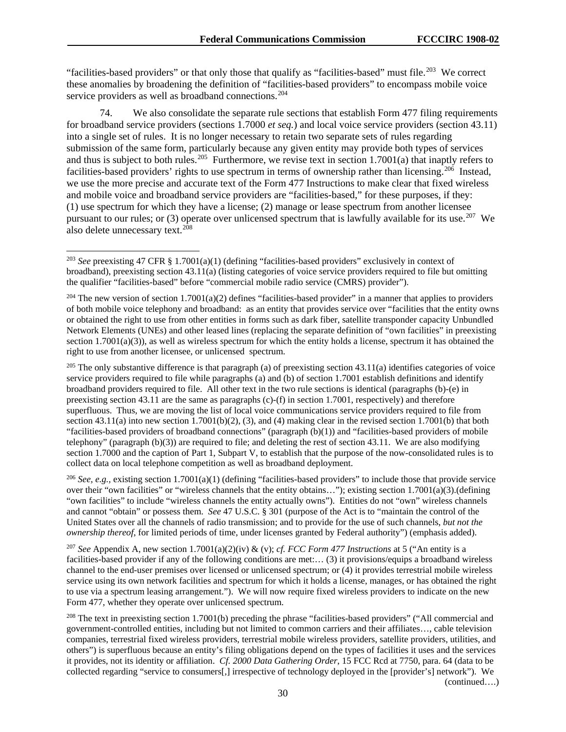"facilities-based providers" or that only those that qualify as "facilities-based" must file.[203] We correct these anomalies by broadening the definition of "facilities-based providers" to encompass mobile voice service providers as well as broadband connections.[204]

74. We also consolidate the separate rule sections that establish Form 477 filing requirements for broadband service providers (sections 1.7000 *et seq.*) and local voice service providers (section 43.11) into a single set of rules. It is no longer necessary to retain two separate sets of rules regarding submission of the same form, particularly because any given entity may provide both types of services and thus is subject to both rules.[205] Furthermore, we revise text in section 1.7001(a) that inaptly refers to facilities-based providers' rights to use spectrum in terms of ownership rather than licensing.[206] Instead, we use the more precise and accurate text of the Form 477 Instructions to make clear that fixed wireless and mobile voice and broadband service providers are "facilities-based," for these purposes, if they: (1) use spectrum for which they have a license; (2) manage or lease spectrum from another licensee pursuant to our rules; or (3) operate over unlicensed spectrum that is lawfully available for its use.[207] We also delete unnecessary text.[208]

---

[203] *See* preexisting 47 CFR § 1.7001(a)(1) (defining "facilities-based providers" exclusively in context of broadband), preexisting section 43.11(a) (listing categories of voice service providers required to file but omitting the qualifier "facilities-based" before "commercial mobile radio service (CMRS) provider").

[204] The new version of section 1.7001(a)(2) defines "facilities-based provider" in a manner that applies to providers of both mobile voice telephony and broadband: as an entity that provides service over "facilities that the entity owns or obtained the right to use from other entities in forms such as dark fiber, satellite transponder capacity Unbundled Network Elements (UNEs) and other leased lines (replacing the separate definition of "own facilities" in preexisting section 1.7001(a)(3)), as well as wireless spectrum for which the entity holds a license, spectrum it has obtained the right to use from another licensee, or unlicensed spectrum.

[205] The only substantive difference is that paragraph (a) of preexisting section 43.11(a) identifies categories of voice service providers required to file while paragraphs (a) and (b) of section 1.7001 establish definitions and identify broadband providers required to file. All other text in the two rule sections is identical (paragraphs (b)-(e) in preexisting section 43.11 are the same as paragraphs (c)-(f) in section 1.7001, respectively) and therefore superfluous. Thus, we are moving the list of local voice communications service providers required to file from section 43.11(a) into new section 1.7001(b)(2), (3), and (4) making clear in the revised section 1.7001(b) that both "facilities-based providers of broadband connections" (paragraph (b)(1)) and "facilities-based providers of mobile telephony" (paragraph (b)(3)) are required to file; and deleting the rest of section 43.11. We are also modifying section 1.7000 and the caption of Part 1, Subpart V, to establish that the purpose of the now-consolidated rules is to collect data on local telephone competition as well as broadband deployment.

[206] *See, e.g.,* existing section 1.7001(a)(1) (defining "facilities-based providers" to include those that provide service over their "own facilities" or "wireless channels that the entity obtains…"); existing section 1.7001(a)(3).(defining "own facilities" to include "wireless channels the entity actually owns"). Entities do not "own" wireless channels and cannot "obtain" or possess them. *See* 47 U.S.C. § 301 (purpose of the Act is to "maintain the control of the United States over all the channels of radio transmission; and to provide for the use of such channels, *but not the ownership thereof*, for limited periods of time, under licenses granted by Federal authority") (emphasis added).

[207] *See* Appendix A, new section 1.7001(a)(2)(iv) & (v); *cf. FCC Form 477 Instructions* at 5 ("An entity is a facilities-based provider if any of the following conditions are met:… (3) it provisions/equips a broadband wireless channel to the end-user premises over licensed or unlicensed spectrum; or (4) it provides terrestrial mobile wireless service using its own network facilities and spectrum for which it holds a license, manages, or has obtained the right to use via a spectrum leasing arrangement."). We will now require fixed wireless providers to indicate on the new Form 477, whether they operate over unlicensed spectrum.

[208] The text in preexisting section 1.7001(b) preceding the phrase "facilities-based providers" ("All commercial and government-controlled entities, including but not limited to common carriers and their affiliates…, cable television companies, terrestrial fixed wireless providers, terrestrial mobile wireless providers, satellite providers, utilities, and others") is superfluous because an entity's filing obligations depend on the types of facilities it uses and the services it provides, not its identity or affiliation. *Cf. 2000 Data Gathering Order*, 15 FCC Rcd at 7750, para. 64 (data to be collected regarding "service to consumers[,] irrespective of technology deployed in the [provider's] network"). We (continued….)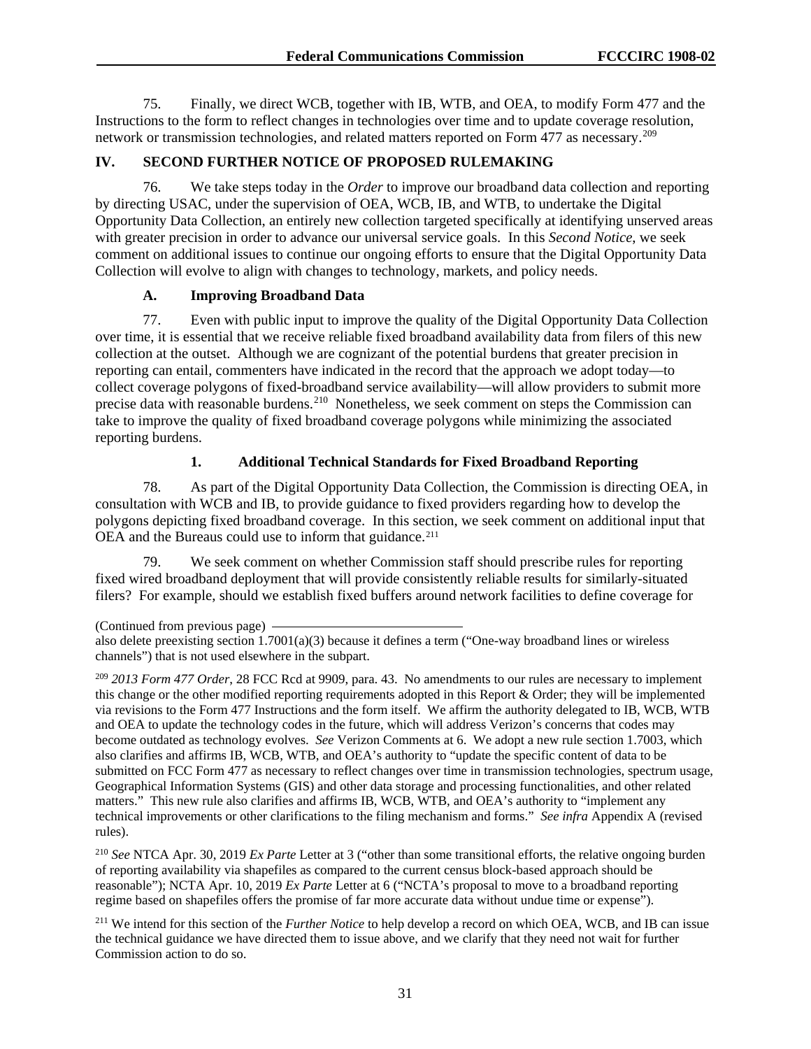75. Finally, we direct WCB, together with IB, WTB, and OEA, to modify Form 477 and the Instructions to the form to reflect changes in technologies over time and to update coverage resolution, network or transmission technologies, and related matters reported on Form 477 as necessary.[209]

## IV. SECOND FURTHER NOTICE OF PROPOSED RULEMAKING

76. We take steps today in the *Order* to improve our broadband data collection and reporting by directing USAC, under the supervision of OEA, WCB, IB, and WTB, to undertake the Digital Opportunity Data Collection, an entirely new collection targeted specifically at identifying unserved areas with greater precision in order to advance our universal service goals. In this *Second Notice*, we seek comment on additional issues to continue our ongoing efforts to ensure that the Digital Opportunity Data Collection will evolve to align with changes to technology, markets, and policy needs.

### A. Improving Broadband Data

77. Even with public input to improve the quality of the Digital Opportunity Data Collection over time, it is essential that we receive reliable fixed broadband availability data from filers of this new collection at the outset. Although we are cognizant of the potential burdens that greater precision in reporting can entail, commenters have indicated in the record that the approach we adopt today—to collect coverage polygons of fixed-broadband service availability—will allow providers to submit more precise data with reasonable burdens.[210] Nonetheless, we seek comment on steps the Commission can take to improve the quality of fixed broadband coverage polygons while minimizing the associated reporting burdens.

#### 1. Additional Technical Standards for Fixed Broadband Reporting

78. As part of the Digital Opportunity Data Collection, the Commission is directing OEA, in consultation with WCB and IB, to provide guidance to fixed providers regarding how to develop the polygons depicting fixed broadband coverage. In this section, we seek comment on additional input that OEA and the Bureaus could use to inform that guidance.[211]

79. We seek comment on whether Commission staff should prescribe rules for reporting fixed wired broadband deployment that will provide consistently reliable results for similarly-situated filers? For example, should we establish fixed buffers around network facilities to define coverage for

---

(Continued from previous page)

also delete preexisting section 1.7001(a)(3) because it defines a term ("One-way broadband lines or wireless channels") that is not used elsewhere in the subpart.

[209] *2013 Form 477 Order*, 28 FCC Rcd at 9909, para. 43. No amendments to our rules are necessary to implement this change or the other modified reporting requirements adopted in this Report & Order; they will be implemented via revisions to the Form 477 Instructions and the form itself. We affirm the authority delegated to IB, WCB, WTB and OEA to update the technology codes in the future, which will address Verizon's concerns that codes may become outdated as technology evolves. *See* Verizon Comments at 6. We adopt a new rule section 1.7003, which also clarifies and affirms IB, WCB, WTB, and OEA's authority to "update the specific content of data to be submitted on FCC Form 477 as necessary to reflect changes over time in transmission technologies, spectrum usage, Geographical Information Systems (GIS) and other data storage and processing functionalities, and other related matters." This new rule also clarifies and affirms IB, WCB, WTB, and OEA's authority to "implement any technical improvements or other clarifications to the filing mechanism and forms." *See infra* Appendix A (revised rules).

[210] *See* NTCA Apr. 30, 2019 *Ex Parte* Letter at 3 ("other than some transitional efforts, the relative ongoing burden of reporting availability via shapefiles as compared to the current census block-based approach should be reasonable"); NCTA Apr. 10, 2019 *Ex Parte* Letter at 6 ("NCTA's proposal to move to a broadband reporting regime based on shapefiles offers the promise of far more accurate data without undue time or expense").

[211] We intend for this section of the *Further Notice* to help develop a record on which OEA, WCB, and IB can issue the technical guidance we have directed them to issue above, and we clarify that they need not wait for further Commission action to do so.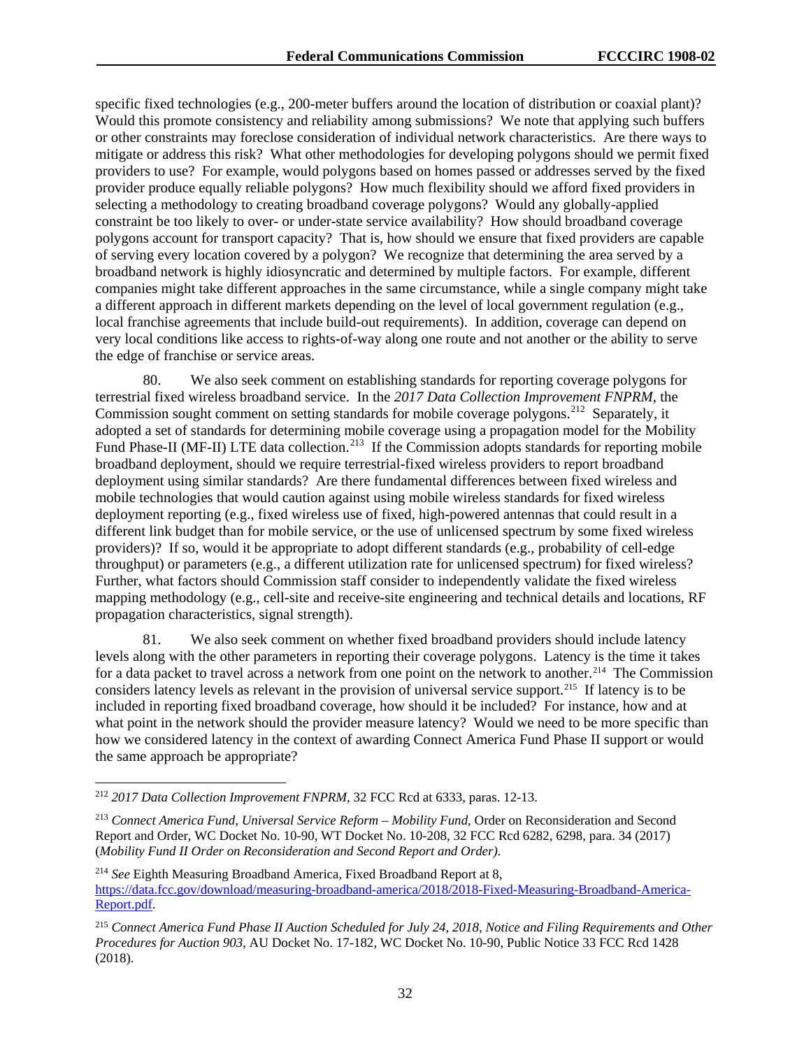specific fixed technologies (e.g., 200-meter buffers around the location of distribution or coaxial plant)? Would this promote consistency and reliability among submissions? We note that applying such buffers or other constraints may foreclose consideration of individual network characteristics. Are there ways to mitigate or address this risk? What other methodologies for developing polygons should we permit fixed providers to use? For example, would polygons based on homes passed or addresses served by the fixed provider produce equally reliable polygons? How much flexibility should we afford fixed providers in selecting a methodology to creating broadband coverage polygons? Would any globally-applied constraint be too likely to over- or under-state service availability? How should broadband coverage polygons account for transport capacity? That is, how should we ensure that fixed providers are capable of serving every location covered by a polygon? We recognize that determining the area served by a broadband network is highly idiosyncratic and determined by multiple factors. For example, different companies might take different approaches in the same circumstance, while a single company might take a different approach in different markets depending on the level of local government regulation (e.g., local franchise agreements that include build-out requirements). In addition, coverage can depend on very local conditions like access to rights-of-way along one route and not another or the ability to serve the edge of franchise or service areas.

80. We also seek comment on establishing standards for reporting coverage polygons for terrestrial fixed wireless broadband service. In the *2017 Data Collection Improvement FNPRM*, the Commission sought comment on setting standards for mobile coverage polygons.[212] Separately, it adopted a set of standards for determining mobile coverage using a propagation model for the Mobility Fund Phase-II (MF-II) LTE data collection.[213] If the Commission adopts standards for reporting mobile broadband deployment, should we require terrestrial-fixed wireless providers to report broadband deployment using similar standards? Are there fundamental differences between fixed wireless and mobile technologies that would caution against using mobile wireless standards for fixed wireless deployment reporting (e.g., fixed wireless use of fixed, high-powered antennas that could result in a different link budget than for mobile service, or the use of unlicensed spectrum by some fixed wireless providers)? If so, would it be appropriate to adopt different standards (e.g., probability of cell-edge throughput) or parameters (e.g., a different utilization rate for unlicensed spectrum) for fixed wireless? Further, what factors should Commission staff consider to independently validate the fixed wireless mapping methodology (e.g., cell-site and receive-site engineering and technical details and locations, RF propagation characteristics, signal strength).

81. We also seek comment on whether fixed broadband providers should include latency levels along with the other parameters in reporting their coverage polygons. Latency is the time it takes for a data packet to travel across a network from one point on the network to another.[214] The Commission considers latency levels as relevant in the provision of universal service support.[215] If latency is to be included in reporting fixed broadband coverage, how should it be included? For instance, how and at what point in the network should the provider measure latency? Would we need to be more specific than how we considered latency in the context of awarding Connect America Fund Phase II support or would the same approach be appropriate?

---

[212] *2017 Data Collection Improvement FNPRM*, 32 FCC Rcd at 6333, paras. 12-13.

[213] *Connect America Fund, Universal Service Reform – Mobility Fund*, Order on Reconsideration and Second Report and Order, WC Docket No. 10-90, WT Docket No. 10-208, 32 FCC Rcd 6282, 6298, para. 34 (2017) (*Mobility Fund II Order on Reconsideration and Second Report and Order)*.

[214] *See* Eighth Measuring Broadband America, Fixed Broadband Report at 8, https://data.fcc.gov/download/measuring-broadband-america/2018/2018-Fixed-Measuring-Broadband-America-Report.pdf.

[215] *Connect America Fund Phase II Auction Scheduled for July 24, 2018, Notice and Filing Requirements and Other Procedures for Auction 903*, AU Docket No. 17-182, WC Docket No. 10-90, Public Notice 33 FCC Rcd 1428 (2018).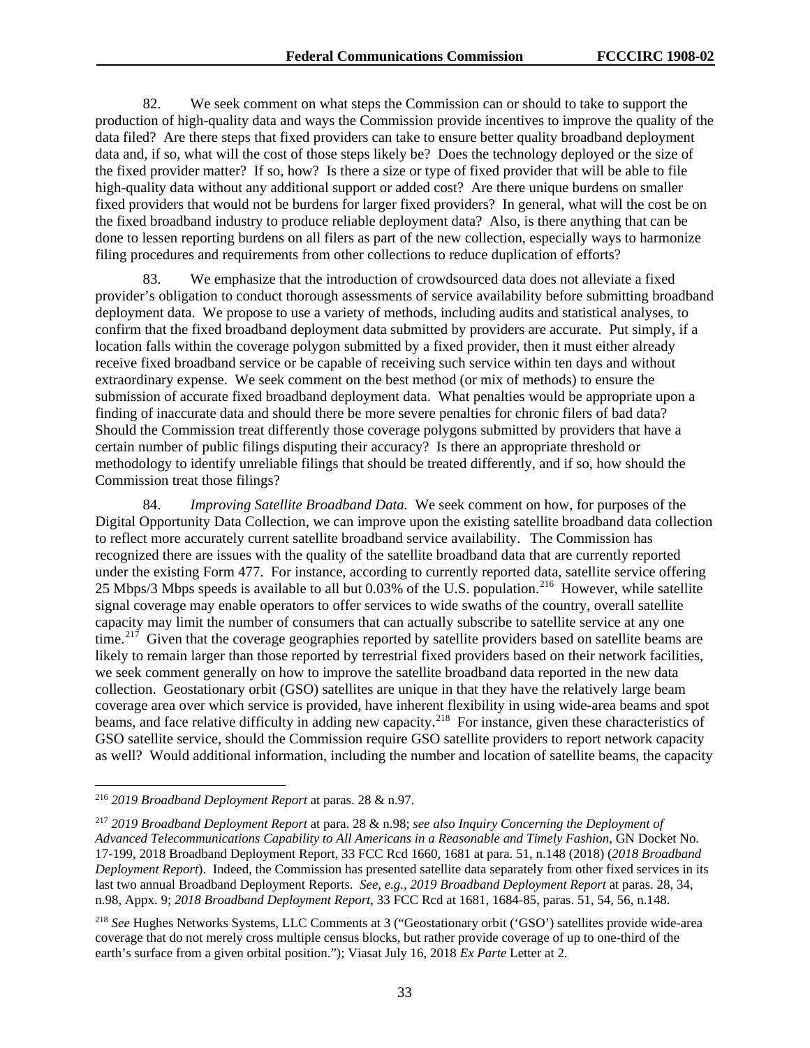82. We seek comment on what steps the Commission can or should to take to support the production of high-quality data and ways the Commission provide incentives to improve the quality of the data filed? Are there steps that fixed providers can take to ensure better quality broadband deployment data and, if so, what will the cost of those steps likely be? Does the technology deployed or the size of the fixed provider matter? If so, how? Is there a size or type of fixed provider that will be able to file high-quality data without any additional support or added cost? Are there unique burdens on smaller fixed providers that would not be burdens for larger fixed providers? In general, what will the cost be on the fixed broadband industry to produce reliable deployment data? Also, is there anything that can be done to lessen reporting burdens on all filers as part of the new collection, especially ways to harmonize filing procedures and requirements from other collections to reduce duplication of efforts?

83. We emphasize that the introduction of crowdsourced data does not alleviate a fixed provider's obligation to conduct thorough assessments of service availability before submitting broadband deployment data. We propose to use a variety of methods, including audits and statistical analyses, to confirm that the fixed broadband deployment data submitted by providers are accurate. Put simply, if a location falls within the coverage polygon submitted by a fixed provider, then it must either already receive fixed broadband service or be capable of receiving such service within ten days and without extraordinary expense. We seek comment on the best method (or mix of methods) to ensure the submission of accurate fixed broadband deployment data. What penalties would be appropriate upon a finding of inaccurate data and should there be more severe penalties for chronic filers of bad data? Should the Commission treat differently those coverage polygons submitted by providers that have a certain number of public filings disputing their accuracy? Is there an appropriate threshold or methodology to identify unreliable filings that should be treated differently, and if so, how should the Commission treat those filings?

84. *Improving Satellite Broadband Data.* We seek comment on how, for purposes of the Digital Opportunity Data Collection, we can improve upon the existing satellite broadband data collection to reflect more accurately current satellite broadband service availability. The Commission has recognized there are issues with the quality of the satellite broadband data that are currently reported under the existing Form 477. For instance, according to currently reported data, satellite service offering 25 Mbps/3 Mbps speeds is available to all but 0.03% of the U.S. population.[216] However, while satellite signal coverage may enable operators to offer services to wide swaths of the country, overall satellite capacity may limit the number of consumers that can actually subscribe to satellite service at any one time.[217] Given that the coverage geographies reported by satellite providers based on satellite beams are likely to remain larger than those reported by terrestrial fixed providers based on their network facilities, we seek comment generally on how to improve the satellite broadband data reported in the new data collection. Geostationary orbit (GSO) satellites are unique in that they have the relatively large beam coverage area over which service is provided, have inherent flexibility in using wide-area beams and spot beams, and face relative difficulty in adding new capacity.[218] For instance, given these characteristics of GSO satellite service, should the Commission require GSO satellite providers to report network capacity as well? Would additional information, including the number and location of satellite beams, the capacity

---

[216] *2019 Broadband Deployment Report* at paras. 28 & n.97.

[217] *2019 Broadband Deployment Report* at para. 28 & n.98; *see also Inquiry Concerning the Deployment of Advanced Telecommunications Capability to All Americans in a Reasonable and Timely Fashion*, GN Docket No. 17-199, 2018 Broadband Deployment Report, 33 FCC Rcd 1660, 1681 at para. 51, n.148 (2018) (*2018 Broadband Deployment Report*). Indeed, the Commission has presented satellite data separately from other fixed services in its last two annual Broadband Deployment Reports. *See, e.g.*, *2019 Broadband Deployment Report* at paras. 28, 34, n.98, Appx. 9; *2018 Broadband Deployment Report*, 33 FCC Rcd at 1681, 1684-85, paras. 51, 54, 56, n.148.

[218] *See* Hughes Networks Systems, LLC Comments at 3 ("Geostationary orbit ('GSO') satellites provide wide-area coverage that do not merely cross multiple census blocks, but rather provide coverage of up to one-third of the earth's surface from a given orbital position."); Viasat July 16, 2018 *Ex Parte* Letter at 2.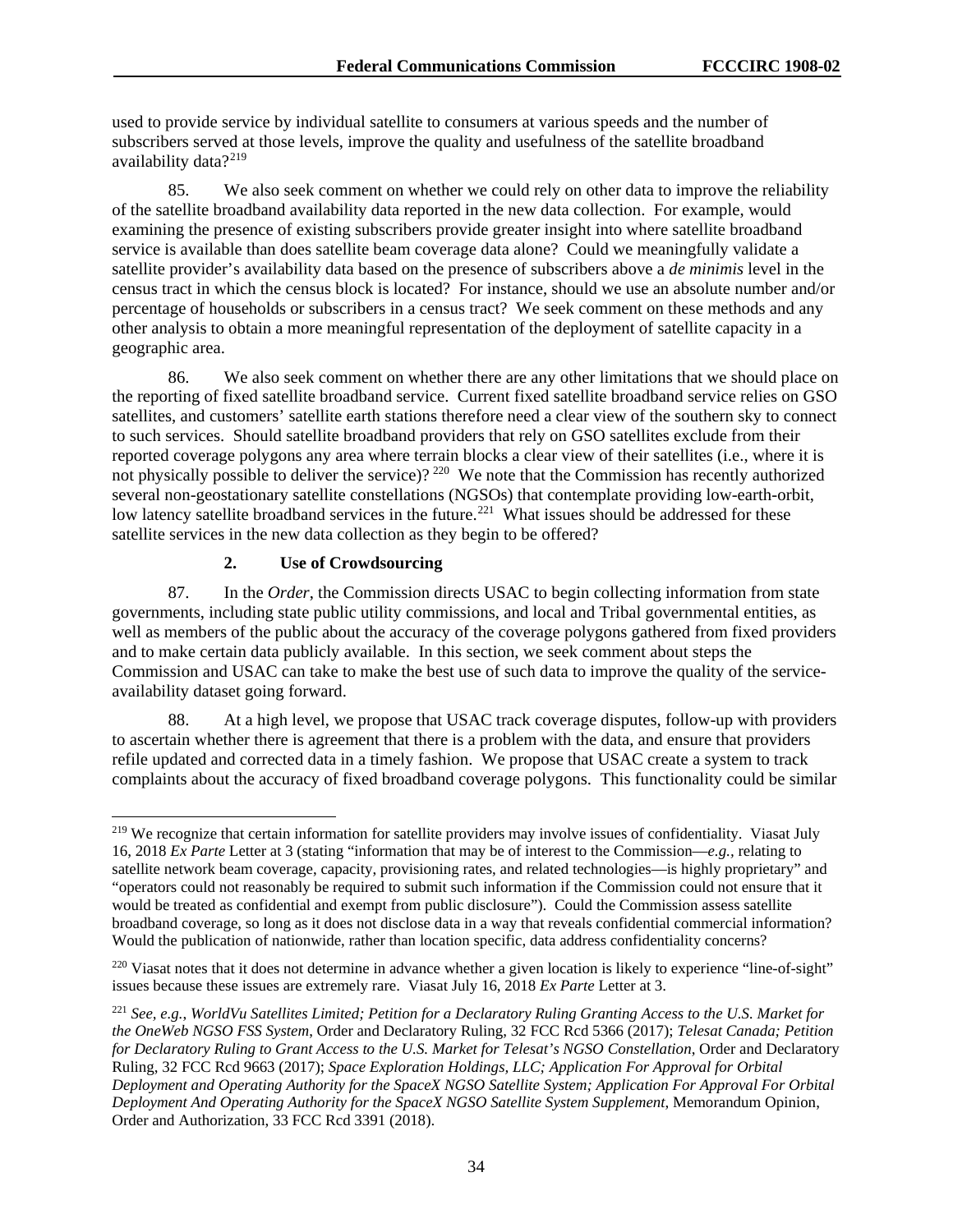used to provide service by individual satellite to consumers at various speeds and the number of subscribers served at those levels, improve the quality and usefulness of the satellite broadband availability data?[219]

85. We also seek comment on whether we could rely on other data to improve the reliability of the satellite broadband availability data reported in the new data collection. For example, would examining the presence of existing subscribers provide greater insight into where satellite broadband service is available than does satellite beam coverage data alone? Could we meaningfully validate a satellite provider's availability data based on the presence of subscribers above a *de minimis* level in the census tract in which the census block is located? For instance, should we use an absolute number and/or percentage of households or subscribers in a census tract? We seek comment on these methods and any other analysis to obtain a more meaningful representation of the deployment of satellite capacity in a geographic area.

86. We also seek comment on whether there are any other limitations that we should place on the reporting of fixed satellite broadband service. Current fixed satellite broadband service relies on GSO satellites, and customers' satellite earth stations therefore need a clear view of the southern sky to connect to such services. Should satellite broadband providers that rely on GSO satellites exclude from their reported coverage polygons any area where terrain blocks a clear view of their satellites (i.e., where it is not physically possible to deliver the service)? [220] We note that the Commission has recently authorized several non-geostationary satellite constellations (NGSOs) that contemplate providing low-earth-orbit, low latency satellite broadband services in the future.[221] What issues should be addressed for these satellite services in the new data collection as they begin to be offered?

### 2. Use of Crowdsourcing

87. In the *Order*, the Commission directs USAC to begin collecting information from state governments, including state public utility commissions, and local and Tribal governmental entities, as well as members of the public about the accuracy of the coverage polygons gathered from fixed providers and to make certain data publicly available. In this section, we seek comment about steps the Commission and USAC can take to make the best use of such data to improve the quality of the service-availability dataset going forward.

88. At a high level, we propose that USAC track coverage disputes, follow-up with providers to ascertain whether there is agreement that there is a problem with the data, and ensure that providers refile updated and corrected data in a timely fashion. We propose that USAC create a system to track complaints about the accuracy of fixed broadband coverage polygons. This functionality could be similar

---

[219] We recognize that certain information for satellite providers may involve issues of confidentiality. Viasat July 16, 2018 *Ex Parte* Letter at 3 (stating "information that may be of interest to the Commission—*e.g.,* relating to satellite network beam coverage, capacity, provisioning rates, and related technologies—is highly proprietary" and "operators could not reasonably be required to submit such information if the Commission could not ensure that it would be treated as confidential and exempt from public disclosure"). Could the Commission assess satellite broadband coverage, so long as it does not disclose data in a way that reveals confidential commercial information? Would the publication of nationwide, rather than location specific, data address confidentiality concerns?

[220] Viasat notes that it does not determine in advance whether a given location is likely to experience "line-of-sight" issues because these issues are extremely rare. Viasat July 16, 2018 *Ex Parte* Letter at 3.

[221] *See, e.g., WorldVu Satellites Limited; Petition for a Declaratory Ruling Granting Access to the U.S. Market for the OneWeb NGSO FSS System*, Order and Declaratory Ruling, 32 FCC Rcd 5366 (2017); *Telesat Canada; Petition for Declaratory Ruling to Grant Access to the U.S. Market for Telesat's NGSO Constellation*, Order and Declaratory Ruling, 32 FCC Rcd 9663 (2017); *Space Exploration Holdings, LLC; Application For Approval for Orbital Deployment and Operating Authority for the SpaceX NGSO Satellite System; Application For Approval For Orbital Deployment And Operating Authority for the SpaceX NGSO Satellite System Supplement*, Memorandum Opinion, Order and Authorization, 33 FCC Rcd 3391 (2018).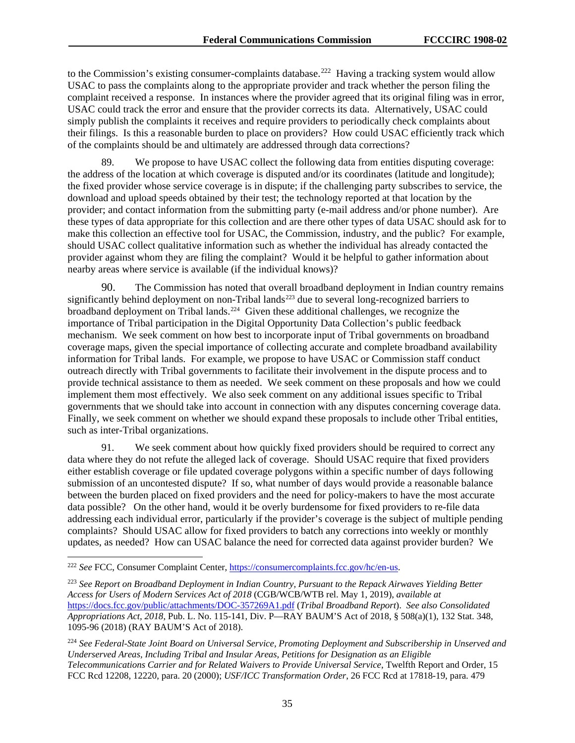to the Commission's existing consumer-complaints database.[222] Having a tracking system would allow USAC to pass the complaints along to the appropriate provider and track whether the person filing the complaint received a response. In instances where the provider agreed that its original filing was in error, USAC could track the error and ensure that the provider corrects its data. Alternatively, USAC could simply publish the complaints it receives and require providers to periodically check complaints about their filings. Is this a reasonable burden to place on providers? How could USAC efficiently track which of the complaints should be and ultimately are addressed through data corrections?

89. We propose to have USAC collect the following data from entities disputing coverage: the address of the location at which coverage is disputed and/or its coordinates (latitude and longitude); the fixed provider whose service coverage is in dispute; if the challenging party subscribes to service, the download and upload speeds obtained by their test; the technology reported at that location by the provider; and contact information from the submitting party (e-mail address and/or phone number). Are these types of data appropriate for this collection and are there other types of data USAC should ask for to make this collection an effective tool for USAC, the Commission, industry, and the public? For example, should USAC collect qualitative information such as whether the individual has already contacted the provider against whom they are filing the complaint? Would it be helpful to gather information about nearby areas where service is available (if the individual knows)?

90. The Commission has noted that overall broadband deployment in Indian country remains significantly behind deployment on non-Tribal lands[223] due to several long-recognized barriers to broadband deployment on Tribal lands.[224] Given these additional challenges, we recognize the importance of Tribal participation in the Digital Opportunity Data Collection's public feedback mechanism. We seek comment on how best to incorporate input of Tribal governments on broadband coverage maps, given the special importance of collecting accurate and complete broadband availability information for Tribal lands. For example, we propose to have USAC or Commission staff conduct outreach directly with Tribal governments to facilitate their involvement in the dispute process and to provide technical assistance to them as needed. We seek comment on these proposals and how we could implement them most effectively. We also seek comment on any additional issues specific to Tribal governments that we should take into account in connection with any disputes concerning coverage data. Finally, we seek comment on whether we should expand these proposals to include other Tribal entities, such as inter-Tribal organizations.

91. We seek comment about how quickly fixed providers should be required to correct any data where they do not refute the alleged lack of coverage. Should USAC require that fixed providers either establish coverage or file updated coverage polygons within a specific number of days following submission of an uncontested dispute? If so, what number of days would provide a reasonable balance between the burden placed on fixed providers and the need for policy-makers to have the most accurate data possible? On the other hand, would it be overly burdensome for fixed providers to re-file data addressing each individual error, particularly if the provider's coverage is the subject of multiple pending complaints? Should USAC allow for fixed providers to batch any corrections into weekly or monthly updates, as needed? How can USAC balance the need for corrected data against provider burden? We

---

[222] *See* FCC, Consumer Complaint Center, https://consumercomplaints.fcc.gov/hc/en-us.

[223] *See Report on Broadband Deployment in Indian Country, Pursuant to the Repack Airwaves Yielding Better Access for Users of Modern Services Act of 2018* (CGB/WCB/WTB rel. May 1, 2019), *available at* https://docs.fcc.gov/public/attachments/DOC-357269A1.pdf (*Tribal Broadband Report*). *See also Consolidated Appropriations Act, 2018*, Pub. L. No. 115-141, Div. P—RAY BAUM'S Act of 2018, § 508(a)(1), 132 Stat. 348, 1095-96 (2018) (RAY BAUM'S Act of 2018).

[224] *See Federal-State Joint Board on Universal Service, Promoting Deployment and Subscribership in Unserved and Underserved Areas, Including Tribal and Insular Areas, Petitions for Designation as an Eligible Telecommunications Carrier and for Related Waivers to Provide Universal Service*, Twelfth Report and Order, 15 FCC Rcd 12208, 12220, para. 20 (2000); *USF/ICC Transformation Order*, 26 FCC Rcd at 17818-19, para. 479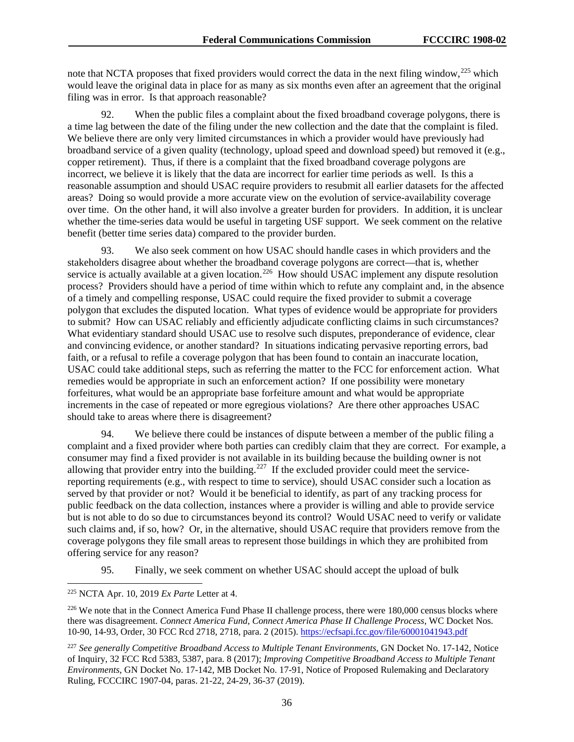note that NCTA proposes that fixed providers would correct the data in the next filing window,[225] which would leave the original data in place for as many as six months even after an agreement that the original filing was in error. Is that approach reasonable?

92. When the public files a complaint about the fixed broadband coverage polygons, there is a time lag between the date of the filing under the new collection and the date that the complaint is filed. We believe there are only very limited circumstances in which a provider would have previously had broadband service of a given quality (technology, upload speed and download speed) but removed it (e.g., copper retirement). Thus, if there is a complaint that the fixed broadband coverage polygons are incorrect, we believe it is likely that the data are incorrect for earlier time periods as well. Is this a reasonable assumption and should USAC require providers to resubmit all earlier datasets for the affected areas? Doing so would provide a more accurate view on the evolution of service-availability coverage over time. On the other hand, it will also involve a greater burden for providers. In addition, it is unclear whether the time-series data would be useful in targeting USF support. We seek comment on the relative benefit (better time series data) compared to the provider burden.

93. We also seek comment on how USAC should handle cases in which providers and the stakeholders disagree about whether the broadband coverage polygons are correct—that is, whether service is actually available at a given location.[226] How should USAC implement any dispute resolution process? Providers should have a period of time within which to refute any complaint and, in the absence of a timely and compelling response, USAC could require the fixed provider to submit a coverage polygon that excludes the disputed location. What types of evidence would be appropriate for providers to submit? How can USAC reliably and efficiently adjudicate conflicting claims in such circumstances? What evidentiary standard should USAC use to resolve such disputes, preponderance of evidence, clear and convincing evidence, or another standard? In situations indicating pervasive reporting errors, bad faith, or a refusal to refile a coverage polygon that has been found to contain an inaccurate location, USAC could take additional steps, such as referring the matter to the FCC for enforcement action. What remedies would be appropriate in such an enforcement action? If one possibility were monetary forfeitures, what would be an appropriate base forfeiture amount and what would be appropriate increments in the case of repeated or more egregious violations? Are there other approaches USAC should take to areas where there is disagreement?

94. We believe there could be instances of dispute between a member of the public filing a complaint and a fixed provider where both parties can credibly claim that they are correct. For example, a consumer may find a fixed provider is not available in its building because the building owner is not allowing that provider entry into the building.[227] If the excluded provider could meet the service-reporting requirements (e.g., with respect to time to service), should USAC consider such a location as served by that provider or not? Would it be beneficial to identify, as part of any tracking process for public feedback on the data collection, instances where a provider is willing and able to provide service but is not able to do so due to circumstances beyond its control? Would USAC need to verify or validate such claims and, if so, how? Or, in the alternative, should USAC require that providers remove from the coverage polygons they file small areas to represent those buildings in which they are prohibited from offering service for any reason?

95. Finally, we seek comment on whether USAC should accept the upload of bulk

---

[225] NCTA Apr. 10, 2019 *Ex Parte* Letter at 4.

[226] We note that in the Connect America Fund Phase II challenge process, there were 180,000 census blocks where there was disagreement. *Connect America Fund*, *Connect America Phase II Challenge Process*, WC Docket Nos. 10-90, 14-93, Order, 30 FCC Rcd 2718, 2718, para. 2 (2015). https://ecfsapi.fcc.gov/file/60001041943.pdf

[227] *See generally Competitive Broadband Access to Multiple Tenant Environments*, GN Docket No. 17-142, Notice of Inquiry, 32 FCC Rcd 5383, 5387, para. 8 (2017); *Improving Competitive Broadband Access to Multiple Tenant Environments*, GN Docket No. 17-142, MB Docket No. 17-91, Notice of Proposed Rulemaking and Declaratory Ruling, FCCCIRC 1907-04, paras. 21-22, 24-29, 36-37 (2019).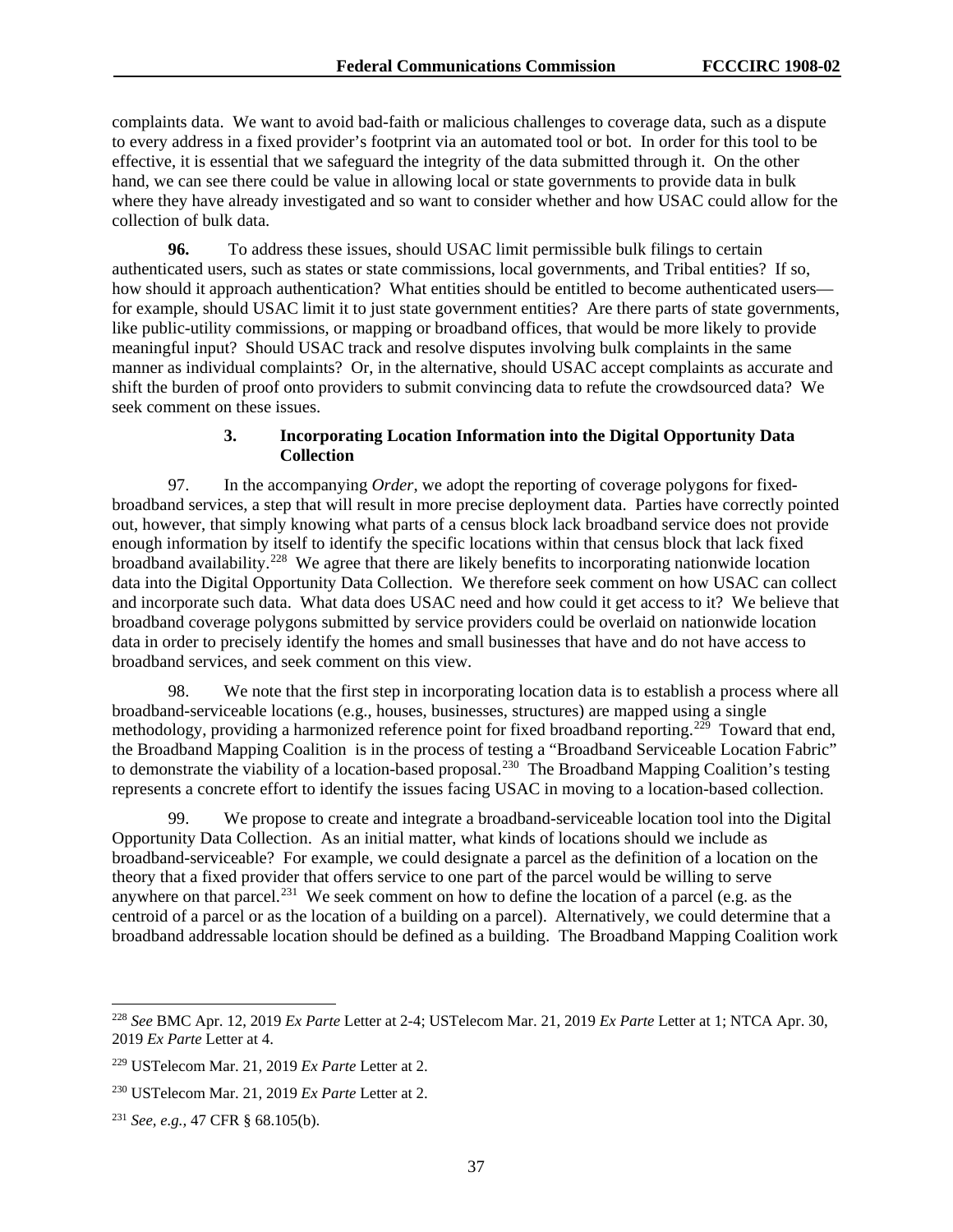complaints data. We want to avoid bad-faith or malicious challenges to coverage data, such as a dispute to every address in a fixed provider's footprint via an automated tool or bot. In order for this tool to be effective, it is essential that we safeguard the integrity of the data submitted through it. On the other hand, we can see there could be value in allowing local or state governments to provide data in bulk where they have already investigated and so want to consider whether and how USAC could allow for the collection of bulk data.

**96.** To address these issues, should USAC limit permissible bulk filings to certain authenticated users, such as states or state commissions, local governments, and Tribal entities? If so, how should it approach authentication? What entities should be entitled to become authenticated users—for example, should USAC limit it to just state government entities? Are there parts of state governments, like public-utility commissions, or mapping or broadband offices, that would be more likely to provide meaningful input? Should USAC track and resolve disputes involving bulk complaints in the same manner as individual complaints? Or, in the alternative, should USAC accept complaints as accurate and shift the burden of proof onto providers to submit convincing data to refute the crowdsourced data? We seek comment on these issues.

### 3. Incorporating Location Information into the Digital Opportunity Data Collection

97. In the accompanying *Order*, we adopt the reporting of coverage polygons for fixed-broadband services, a step that will result in more precise deployment data. Parties have correctly pointed out, however, that simply knowing what parts of a census block lack broadband service does not provide enough information by itself to identify the specific locations within that census block that lack fixed broadband availability.[228] We agree that there are likely benefits to incorporating nationwide location data into the Digital Opportunity Data Collection. We therefore seek comment on how USAC can collect and incorporate such data. What data does USAC need and how could it get access to it? We believe that broadband coverage polygons submitted by service providers could be overlaid on nationwide location data in order to precisely identify the homes and small businesses that have and do not have access to broadband services, and seek comment on this view.

98. We note that the first step in incorporating location data is to establish a process where all broadband-serviceable locations (e.g., houses, businesses, structures) are mapped using a single methodology, providing a harmonized reference point for fixed broadband reporting.[229] Toward that end, the Broadband Mapping Coalition is in the process of testing a "Broadband Serviceable Location Fabric" to demonstrate the viability of a location-based proposal.[230] The Broadband Mapping Coalition's testing represents a concrete effort to identify the issues facing USAC in moving to a location-based collection.

99. We propose to create and integrate a broadband-serviceable location tool into the Digital Opportunity Data Collection. As an initial matter, what kinds of locations should we include as broadband-serviceable? For example, we could designate a parcel as the definition of a location on the theory that a fixed provider that offers service to one part of the parcel would be willing to serve anywhere on that parcel.[231] We seek comment on how to define the location of a parcel (e.g. as the centroid of a parcel or as the location of a building on a parcel). Alternatively, we could determine that a broadband addressable location should be defined as a building. The Broadband Mapping Coalition work

---

[228] *See* BMC Apr. 12, 2019 *Ex Parte* Letter at 2-4; USTelecom Mar. 21, 2019 *Ex Parte* Letter at 1; NTCA Apr. 30, 2019 *Ex Parte* Letter at 4.

[229] USTelecom Mar. 21, 2019 *Ex Parte* Letter at 2.

[230] USTelecom Mar. 21, 2019 *Ex Parte* Letter at 2.

[231] *See, e.g.*, 47 CFR § 68.105(b).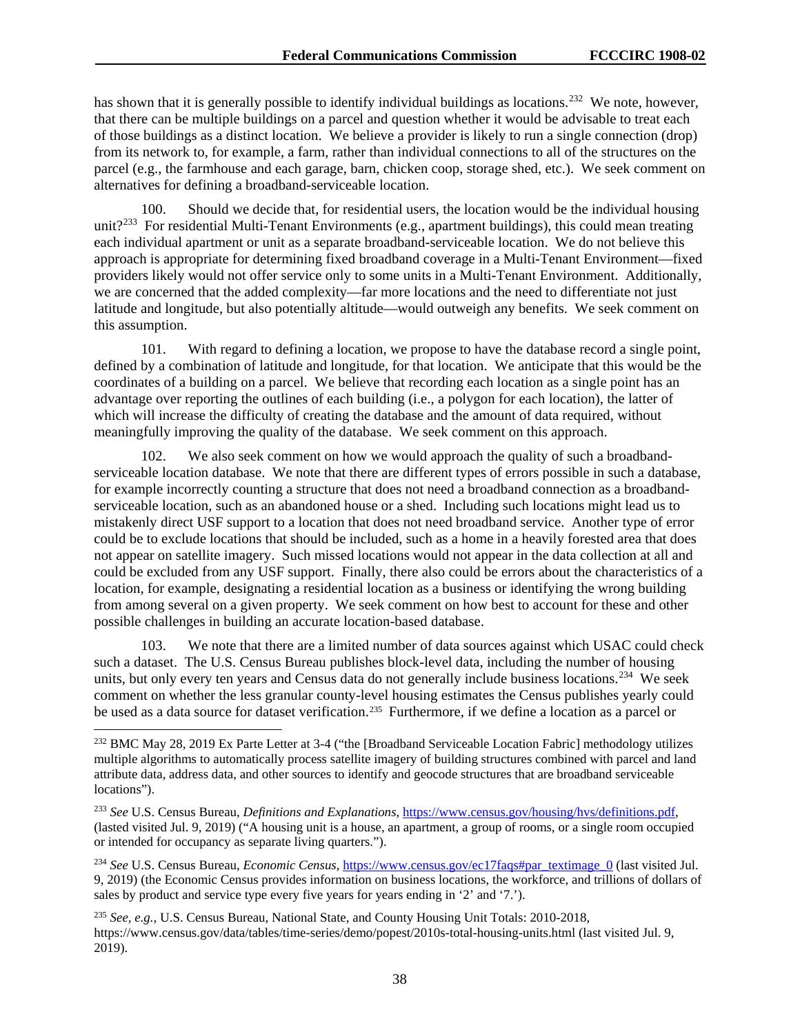has shown that it is generally possible to identify individual buildings as locations.[232] We note, however, that there can be multiple buildings on a parcel and question whether it would be advisable to treat each of those buildings as a distinct location. We believe a provider is likely to run a single connection (drop) from its network to, for example, a farm, rather than individual connections to all of the structures on the parcel (e.g., the farmhouse and each garage, barn, chicken coop, storage shed, etc.). We seek comment on alternatives for defining a broadband-serviceable location.

100. Should we decide that, for residential users, the location would be the individual housing unit?[233] For residential Multi-Tenant Environments (e.g., apartment buildings), this could mean treating each individual apartment or unit as a separate broadband-serviceable location. We do not believe this approach is appropriate for determining fixed broadband coverage in a Multi-Tenant Environment—fixed providers likely would not offer service only to some units in a Multi-Tenant Environment. Additionally, we are concerned that the added complexity—far more locations and the need to differentiate not just latitude and longitude, but also potentially altitude—would outweigh any benefits. We seek comment on this assumption.

101. With regard to defining a location, we propose to have the database record a single point, defined by a combination of latitude and longitude, for that location. We anticipate that this would be the coordinates of a building on a parcel. We believe that recording each location as a single point has an advantage over reporting the outlines of each building (i.e., a polygon for each location), the latter of which will increase the difficulty of creating the database and the amount of data required, without meaningfully improving the quality of the database. We seek comment on this approach.

102. We also seek comment on how we would approach the quality of such a broadband-serviceable location database. We note that there are different types of errors possible in such a database, for example incorrectly counting a structure that does not need a broadband connection as a broadband-serviceable location, such as an abandoned house or a shed. Including such locations might lead us to mistakenly direct USF support to a location that does not need broadband service. Another type of error could be to exclude locations that should be included, such as a home in a heavily forested area that does not appear on satellite imagery. Such missed locations would not appear in the data collection at all and could be excluded from any USF support. Finally, there also could be errors about the characteristics of a location, for example, designating a residential location as a business or identifying the wrong building from among several on a given property. We seek comment on how best to account for these and other possible challenges in building an accurate location-based database.

103. We note that there are a limited number of data sources against which USAC could check such a dataset. The U.S. Census Bureau publishes block-level data, including the number of housing units, but only every ten years and Census data do not generally include business locations.[234] We seek comment on whether the less granular county-level housing estimates the Census publishes yearly could be used as a data source for dataset verification.[235] Furthermore, if we define a location as a parcel or

---

[232] BMC May 28, 2019 Ex Parte Letter at 3-4 ("the [Broadband Serviceable Location Fabric] methodology utilizes multiple algorithms to automatically process satellite imagery of building structures combined with parcel and land attribute data, address data, and other sources to identify and geocode structures that are broadband serviceable locations").

[233] *See* U.S. Census Bureau, *Definitions and Explanations*, https://www.census.gov/housing/hvs/definitions.pdf, (lasted visited Jul. 9, 2019) ("A housing unit is a house, an apartment, a group of rooms, or a single room occupied or intended for occupancy as separate living quarters.").

[234] *See* U.S. Census Bureau, *Economic Census*, https://www.census.gov/ec17faqs#par_textimage_0 (last visited Jul. 9, 2019) (the Economic Census provides information on business locations, the workforce, and trillions of dollars of sales by product and service type every five years for years ending in '2' and '7.').

[235] *See, e.g.*, U.S. Census Bureau, National State, and County Housing Unit Totals: 2010-2018, https://www.census.gov/data/tables/time-series/demo/popest/2010s-total-housing-units.html (last visited Jul. 9, 2019).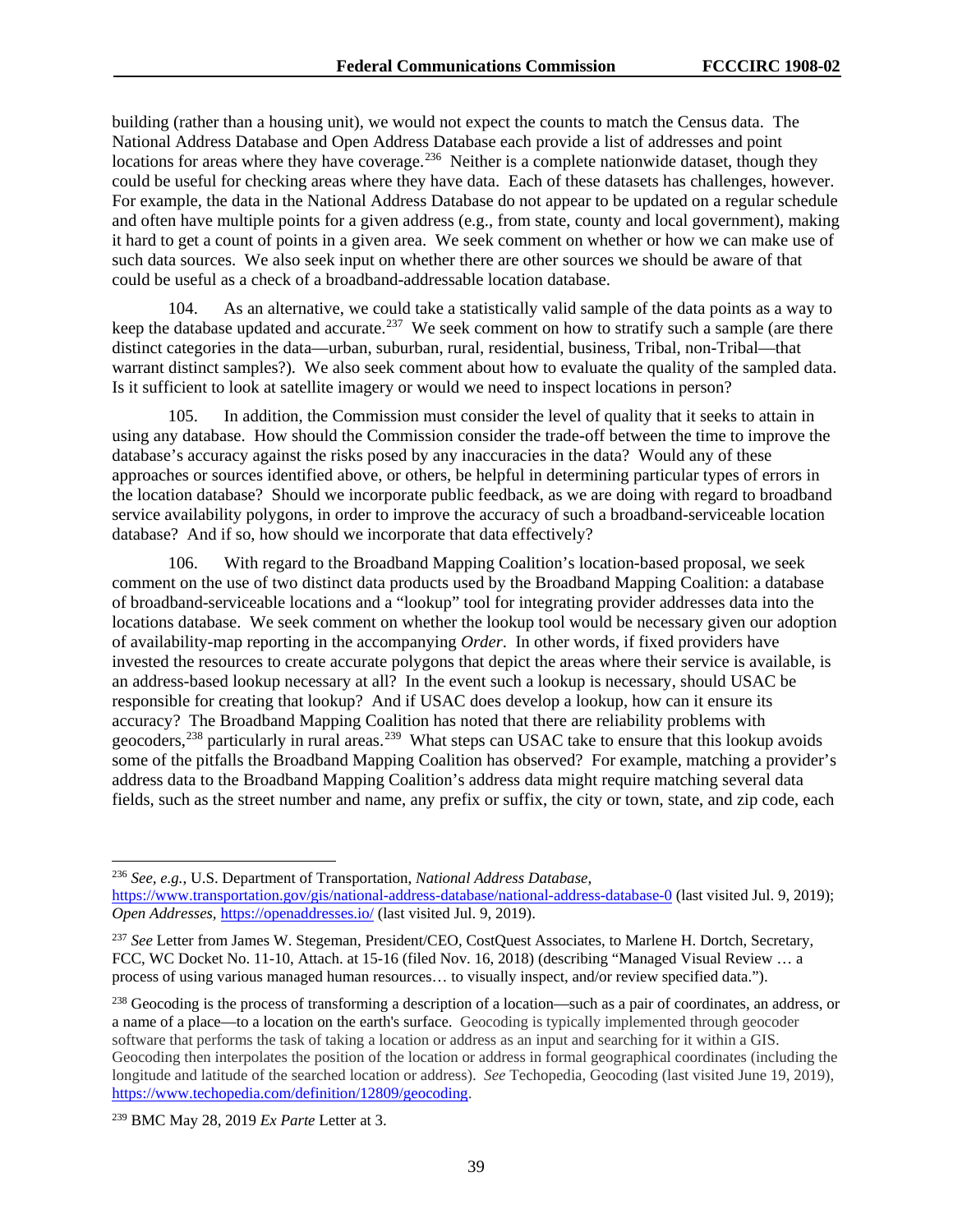building (rather than a housing unit), we would not expect the counts to match the Census data. The National Address Database and Open Address Database each provide a list of addresses and point locations for areas where they have coverage.[236] Neither is a complete nationwide dataset, though they could be useful for checking areas where they have data. Each of these datasets has challenges, however. For example, the data in the National Address Database do not appear to be updated on a regular schedule and often have multiple points for a given address (e.g., from state, county and local government), making it hard to get a count of points in a given area. We seek comment on whether or how we can make use of such data sources. We also seek input on whether there are other sources we should be aware of that could be useful as a check of a broadband-addressable location database.

104. As an alternative, we could take a statistically valid sample of the data points as a way to keep the database updated and accurate.[237] We seek comment on how to stratify such a sample (are there distinct categories in the data—urban, suburban, rural, residential, business, Tribal, non-Tribal—that warrant distinct samples?). We also seek comment about how to evaluate the quality of the sampled data. Is it sufficient to look at satellite imagery or would we need to inspect locations in person?

105. In addition, the Commission must consider the level of quality that it seeks to attain in using any database. How should the Commission consider the trade-off between the time to improve the database's accuracy against the risks posed by any inaccuracies in the data? Would any of these approaches or sources identified above, or others, be helpful in determining particular types of errors in the location database? Should we incorporate public feedback, as we are doing with regard to broadband service availability polygons, in order to improve the accuracy of such a broadband-serviceable location database? And if so, how should we incorporate that data effectively?

106. With regard to the Broadband Mapping Coalition's location-based proposal, we seek comment on the use of two distinct data products used by the Broadband Mapping Coalition: a database of broadband-serviceable locations and a "lookup" tool for integrating provider addresses data into the locations database. We seek comment on whether the lookup tool would be necessary given our adoption of availability-map reporting in the accompanying *Order*. In other words, if fixed providers have invested the resources to create accurate polygons that depict the areas where their service is available, is an address-based lookup necessary at all? In the event such a lookup is necessary, should USAC be responsible for creating that lookup? And if USAC does develop a lookup, how can it ensure its accuracy? The Broadband Mapping Coalition has noted that there are reliability problems with geocoders,[238] particularly in rural areas.[239] What steps can USAC take to ensure that this lookup avoids some of the pitfalls the Broadband Mapping Coalition has observed? For example, matching a provider's address data to the Broadband Mapping Coalition's address data might require matching several data fields, such as the street number and name, any prefix or suffix, the city or town, state, and zip code, each

---

[236] *See, e.g.*, U.S. Department of Transportation, *National Address Database*, https://www.transportation.gov/gis/national-address-database/national-address-database-0 (last visited Jul. 9, 2019); *Open Addresses*, https://openaddresses.io/ (last visited Jul. 9, 2019).

[237] *See* Letter from James W. Stegeman, President/CEO, CostQuest Associates, to Marlene H. Dortch, Secretary, FCC, WC Docket No. 11-10, Attach. at 15-16 (filed Nov. 16, 2018) (describing "Managed Visual Review … a process of using various managed human resources… to visually inspect, and/or review specified data.").

[238] Geocoding is the process of transforming a description of a location—such as a pair of coordinates, an address, or a name of a place—to a location on the earth's surface. Geocoding is typically implemented through geocoder software that performs the task of taking a location or address as an input and searching for it within a GIS. Geocoding then interpolates the position of the location or address in formal geographical coordinates (including the longitude and latitude of the searched location or address). *See* Techopedia, Geocoding (last visited June 19, 2019), https://www.techopedia.com/definition/12809/geocoding.

[239] BMC May 28, 2019 *Ex Parte* Letter at 3.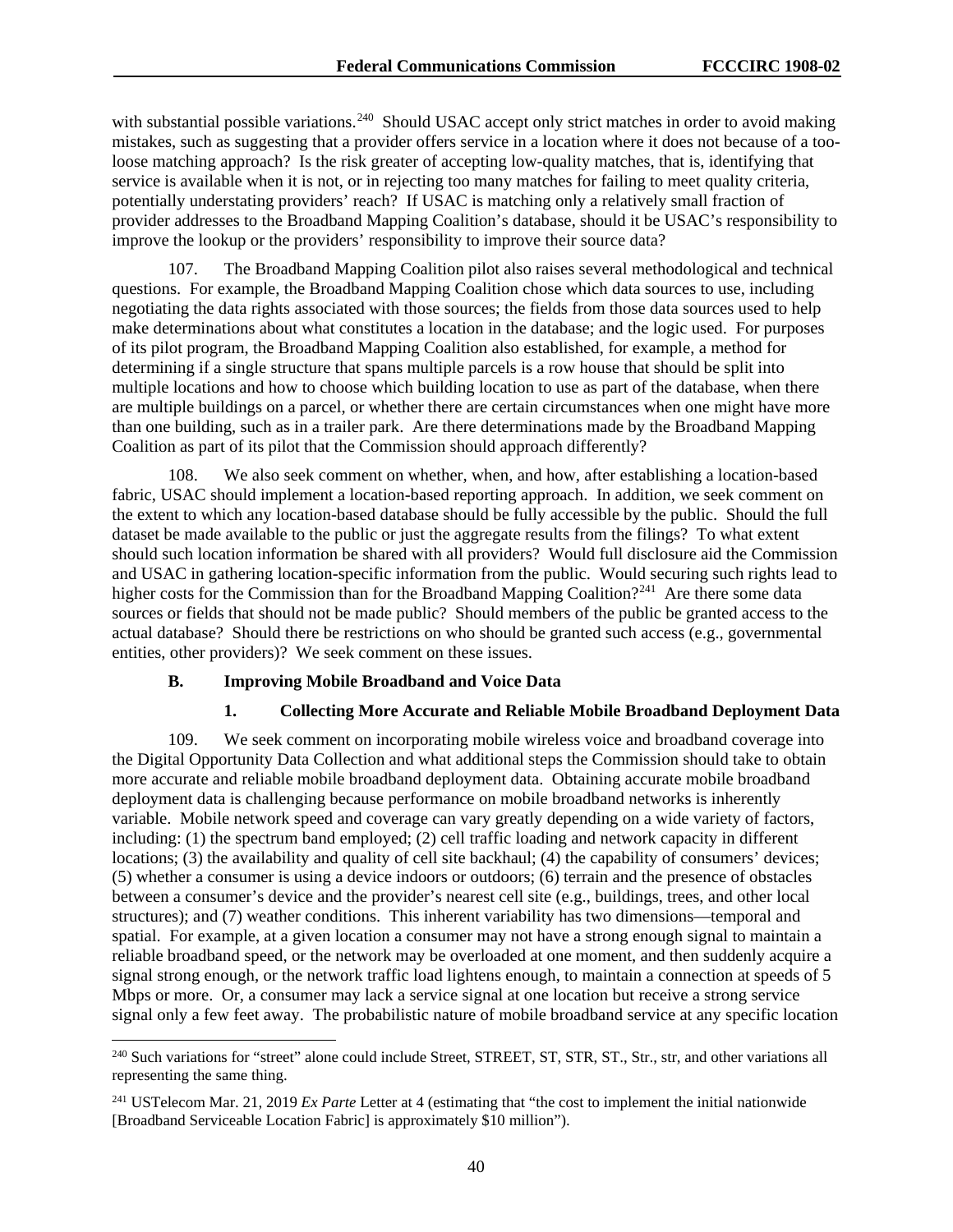with substantial possible variations.[240] Should USAC accept only strict matches in order to avoid making mistakes, such as suggesting that a provider offers service in a location where it does not because of a too-loose matching approach? Is the risk greater of accepting low-quality matches, that is, identifying that service is available when it is not, or in rejecting too many matches for failing to meet quality criteria, potentially understating providers' reach? If USAC is matching only a relatively small fraction of provider addresses to the Broadband Mapping Coalition's database, should it be USAC's responsibility to improve the lookup or the providers' responsibility to improve their source data?

107. The Broadband Mapping Coalition pilot also raises several methodological and technical questions. For example, the Broadband Mapping Coalition chose which data sources to use, including negotiating the data rights associated with those sources; the fields from those data sources used to help make determinations about what constitutes a location in the database; and the logic used. For purposes of its pilot program, the Broadband Mapping Coalition also established, for example, a method for determining if a single structure that spans multiple parcels is a row house that should be split into multiple locations and how to choose which building location to use as part of the database, when there are multiple buildings on a parcel, or whether there are certain circumstances when one might have more than one building, such as in a trailer park. Are there determinations made by the Broadband Mapping Coalition as part of its pilot that the Commission should approach differently?

108. We also seek comment on whether, when, and how, after establishing a location-based fabric, USAC should implement a location-based reporting approach. In addition, we seek comment on the extent to which any location-based database should be fully accessible by the public. Should the full dataset be made available to the public or just the aggregate results from the filings? To what extent should such location information be shared with all providers? Would full disclosure aid the Commission and USAC in gathering location-specific information from the public. Would securing such rights lead to higher costs for the Commission than for the Broadband Mapping Coalition?[241] Are there some data sources or fields that should not be made public? Should members of the public be granted access to the actual database? Should there be restrictions on who should be granted such access (e.g., governmental entities, other providers)? We seek comment on these issues.

### B. Improving Mobile Broadband and Voice Data

#### 1. Collecting More Accurate and Reliable Mobile Broadband Deployment Data

109. We seek comment on incorporating mobile wireless voice and broadband coverage into the Digital Opportunity Data Collection and what additional steps the Commission should take to obtain more accurate and reliable mobile broadband deployment data. Obtaining accurate mobile broadband deployment data is challenging because performance on mobile broadband networks is inherently variable. Mobile network speed and coverage can vary greatly depending on a wide variety of factors, including: (1) the spectrum band employed; (2) cell traffic loading and network capacity in different locations; (3) the availability and quality of cell site backhaul; (4) the capability of consumers' devices; (5) whether a consumer is using a device indoors or outdoors; (6) terrain and the presence of obstacles between a consumer's device and the provider's nearest cell site (e.g., buildings, trees, and other local structures); and (7) weather conditions. This inherent variability has two dimensions—temporal and spatial. For example, at a given location a consumer may not have a strong enough signal to maintain a reliable broadband speed, or the network may be overloaded at one moment, and then suddenly acquire a signal strong enough, or the network traffic load lightens enough, to maintain a connection at speeds of 5 Mbps or more. Or, a consumer may lack a service signal at one location but receive a strong service signal only a few feet away. The probabilistic nature of mobile broadband service at any specific location

---

[240] Such variations for "street" alone could include Street, STREET, ST, STR, ST., Str., str, and other variations all representing the same thing.

[241] USTelecom Mar. 21, 2019 *Ex Parte* Letter at 4 (estimating that "the cost to implement the initial nationwide [Broadband Serviceable Location Fabric] is approximately $10 million").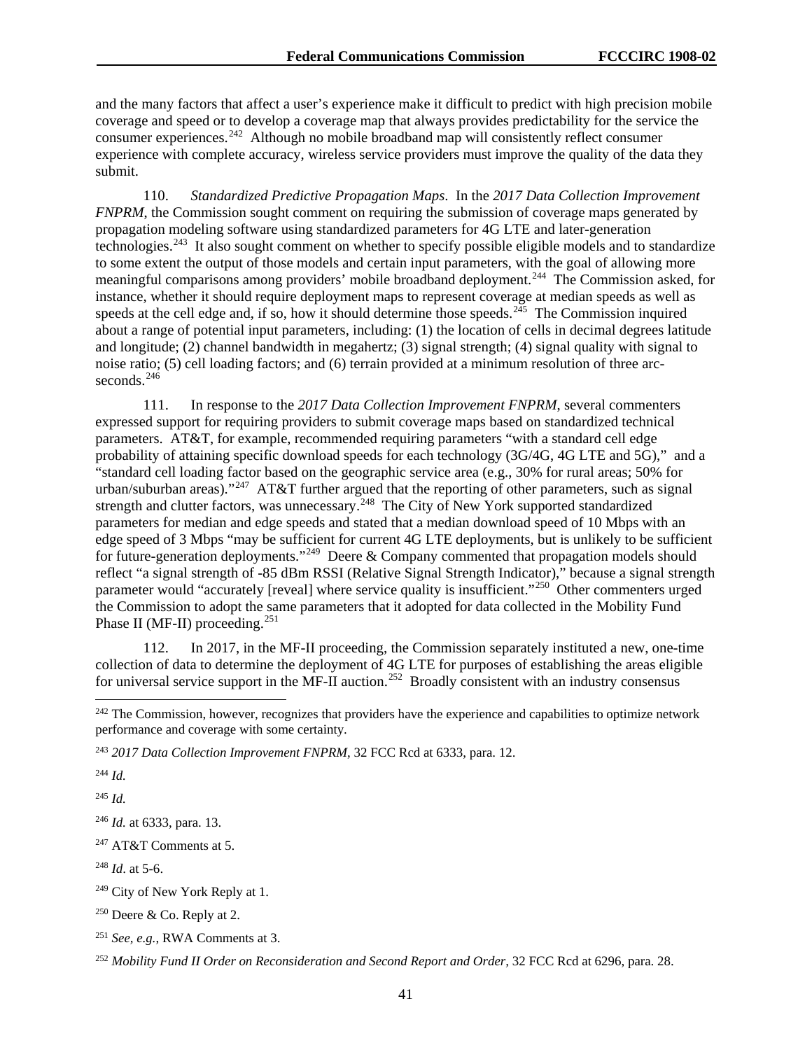and the many factors that affect a user's experience make it difficult to predict with high precision mobile coverage and speed or to develop a coverage map that always provides predictability for the service the consumer experiences.[242] Although no mobile broadband map will consistently reflect consumer experience with complete accuracy, wireless service providers must improve the quality of the data they submit.

110. *Standardized Predictive Propagation Maps*. In the *2017 Data Collection Improvement FNPRM*, the Commission sought comment on requiring the submission of coverage maps generated by propagation modeling software using standardized parameters for 4G LTE and later-generation technologies.[243] It also sought comment on whether to specify possible eligible models and to standardize to some extent the output of those models and certain input parameters, with the goal of allowing more meaningful comparisons among providers' mobile broadband deployment.[244] The Commission asked, for instance, whether it should require deployment maps to represent coverage at median speeds as well as speeds at the cell edge and, if so, how it should determine those speeds.[245] The Commission inquired about a range of potential input parameters, including: (1) the location of cells in decimal degrees latitude and longitude; (2) channel bandwidth in megahertz; (3) signal strength; (4) signal quality with signal to noise ratio; (5) cell loading factors; and (6) terrain provided at a minimum resolution of three arc-seconds.[246]

111. In response to the *2017 Data Collection Improvement FNPRM*, several commenters expressed support for requiring providers to submit coverage maps based on standardized technical parameters. AT&T, for example, recommended requiring parameters "with a standard cell edge probability of attaining specific download speeds for each technology (3G/4G, 4G LTE and 5G)," and a "standard cell loading factor based on the geographic service area (e.g., 30% for rural areas; 50% for urban/suburban areas)."[247] AT&T further argued that the reporting of other parameters, such as signal strength and clutter factors, was unnecessary.[248] The City of New York supported standardized parameters for median and edge speeds and stated that a median download speed of 10 Mbps with an edge speed of 3 Mbps "may be sufficient for current 4G LTE deployments, but is unlikely to be sufficient for future-generation deployments."[249] Deere & Company commented that propagation models should reflect "a signal strength of -85 dBm RSSI (Relative Signal Strength Indicator)," because a signal strength parameter would "accurately [reveal] where service quality is insufficient."[250] Other commenters urged the Commission to adopt the same parameters that it adopted for data collected in the Mobility Fund Phase II (MF-II) proceeding.[251]

112. In 2017, in the MF-II proceeding, the Commission separately instituted a new, one-time collection of data to determine the deployment of 4G LTE for purposes of establishing the areas eligible for universal service support in the MF-II auction.[252] Broadly consistent with an industry consensus

---

[242] The Commission, however, recognizes that providers have the experience and capabilities to optimize network performance and coverage with some certainty.

[243] *2017 Data Collection Improvement FNPRM*, 32 FCC Rcd at 6333, para. 12.

[244] *Id.*

[245] *Id.*

[246] *Id.* at 6333, para. 13.

[247] AT&T Comments at 5.

[248] *Id*. at 5-6.

[249] City of New York Reply at 1.

[250] Deere & Co. Reply at 2.

[251] *See, e.g.*, RWA Comments at 3.

[252] *Mobility Fund II Order on Reconsideration and Second Report and Order*, 32 FCC Rcd at 6296, para. 28.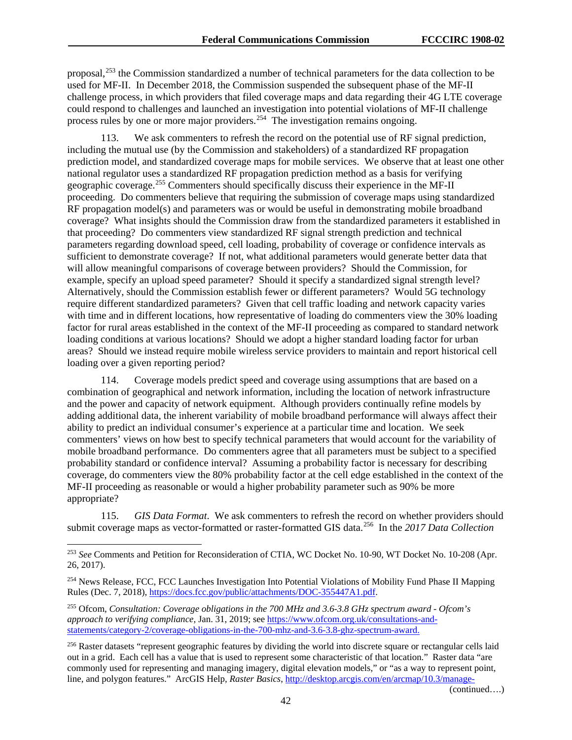proposal,[253] the Commission standardized a number of technical parameters for the data collection to be used for MF-II. In December 2018, the Commission suspended the subsequent phase of the MF-II challenge process, in which providers that filed coverage maps and data regarding their 4G LTE coverage could respond to challenges and launched an investigation into potential violations of MF-II challenge process rules by one or more major providers.[254] The investigation remains ongoing.

113. We ask commenters to refresh the record on the potential use of RF signal prediction, including the mutual use (by the Commission and stakeholders) of a standardized RF propagation prediction model, and standardized coverage maps for mobile services. We observe that at least one other national regulator uses a standardized RF propagation prediction method as a basis for verifying geographic coverage.[255] Commenters should specifically discuss their experience in the MF-II proceeding. Do commenters believe that requiring the submission of coverage maps using standardized RF propagation model(s) and parameters was or would be useful in demonstrating mobile broadband coverage? What insights should the Commission draw from the standardized parameters it established in that proceeding? Do commenters view standardized RF signal strength prediction and technical parameters regarding download speed, cell loading, probability of coverage or confidence intervals as sufficient to demonstrate coverage? If not, what additional parameters would generate better data that will allow meaningful comparisons of coverage between providers? Should the Commission, for example, specify an upload speed parameter? Should it specify a standardized signal strength level? Alternatively, should the Commission establish fewer or different parameters? Would 5G technology require different standardized parameters? Given that cell traffic loading and network capacity varies with time and in different locations, how representative of loading do commenters view the 30% loading factor for rural areas established in the context of the MF-II proceeding as compared to standard network loading conditions at various locations? Should we adopt a higher standard loading factor for urban areas? Should we instead require mobile wireless service providers to maintain and report historical cell loading over a given reporting period?

114. Coverage models predict speed and coverage using assumptions that are based on a combination of geographical and network information, including the location of network infrastructure and the power and capacity of network equipment. Although providers continually refine models by adding additional data, the inherent variability of mobile broadband performance will always affect their ability to predict an individual consumer's experience at a particular time and location. We seek commenters' views on how best to specify technical parameters that would account for the variability of mobile broadband performance. Do commenters agree that all parameters must be subject to a specified probability standard or confidence interval? Assuming a probability factor is necessary for describing coverage, do commenters view the 80% probability factor at the cell edge established in the context of the MF-II proceeding as reasonable or would a higher probability parameter such as 90% be more appropriate?

115. *GIS Data Format*. We ask commenters to refresh the record on whether providers should submit coverage maps as vector-formatted or raster-formatted GIS data.[256] In the *2017 Data Collection*

---

[253] *See* Comments and Petition for Reconsideration of CTIA, WC Docket No. 10-90, WT Docket No. 10-208 (Apr. 26, 2017).

[254] News Release, FCC, FCC Launches Investigation Into Potential Violations of Mobility Fund Phase II Mapping Rules (Dec. 7, 2018), https://docs.fcc.gov/public/attachments/DOC-355447A1.pdf.

[255] Ofcom, *Consultation: Coverage obligations in the 700 MHz and 3.6-3.8 GHz spectrum award - Ofcom's approach to verifying compliance*, Jan. 31, 2019; see https://www.ofcom.org.uk/consultations-and-statements/category-2/coverage-obligations-in-the-700-mhz-and-3.6-3.8-ghz-spectrum-award.

[256] Raster datasets "represent geographic features by dividing the world into discrete square or rectangular cells laid out in a grid. Each cell has a value that is used to represent some characteristic of that location." Raster data "are commonly used for representing and managing imagery, digital elevation models," or "as a way to represent point, line, and polygon features." ArcGIS Help, *Raster Basics*, http://desktop.arcgis.com/en/arcmap/10.3/manage-

(continued….)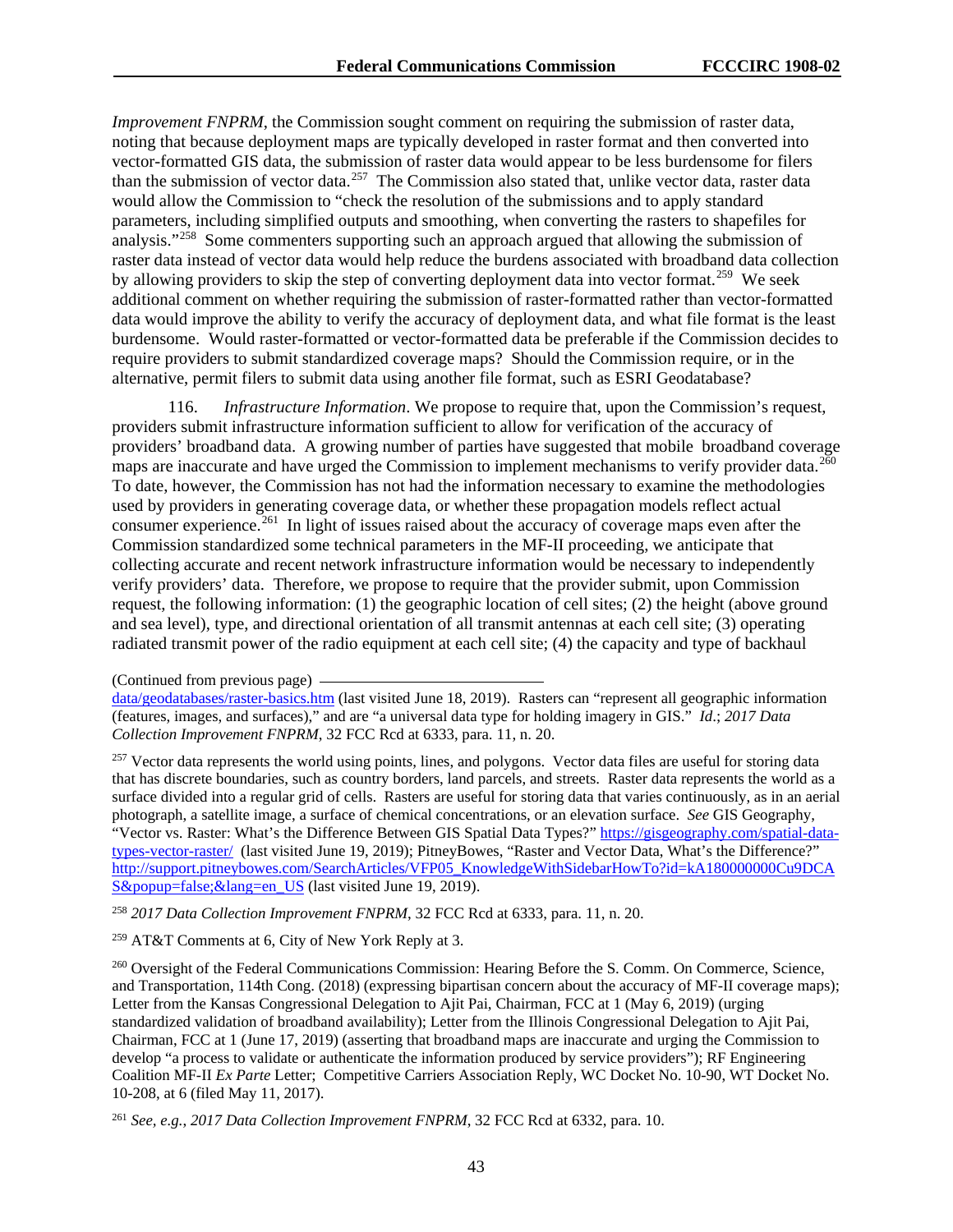*Improvement FNPRM*, the Commission sought comment on requiring the submission of raster data, noting that because deployment maps are typically developed in raster format and then converted into vector-formatted GIS data, the submission of raster data would appear to be less burdensome for filers than the submission of vector data.[257] The Commission also stated that, unlike vector data, raster data would allow the Commission to "check the resolution of the submissions and to apply standard parameters, including simplified outputs and smoothing, when converting the rasters to shapefiles for analysis."[258] Some commenters supporting such an approach argued that allowing the submission of raster data instead of vector data would help reduce the burdens associated with broadband data collection by allowing providers to skip the step of converting deployment data into vector format.[259] We seek additional comment on whether requiring the submission of raster-formatted rather than vector-formatted data would improve the ability to verify the accuracy of deployment data, and what file format is the least burdensome. Would raster-formatted or vector-formatted data be preferable if the Commission decides to require providers to submit standardized coverage maps? Should the Commission require, or in the alternative, permit filers to submit data using another file format, such as ESRI Geodatabase?

116. *Infrastructure Information*. We propose to require that, upon the Commission's request, providers submit infrastructure information sufficient to allow for verification of the accuracy of providers' broadband data. A growing number of parties have suggested that mobile broadband coverage maps are inaccurate and have urged the Commission to implement mechanisms to verify provider data.[260] To date, however, the Commission has not had the information necessary to examine the methodologies used by providers in generating coverage data, or whether these propagation models reflect actual consumer experience.[261] In light of issues raised about the accuracy of coverage maps even after the Commission standardized some technical parameters in the MF-II proceeding, we anticipate that collecting accurate and recent network infrastructure information would be necessary to independently verify providers' data. Therefore, we propose to require that the provider submit, upon Commission request, the following information: (1) the geographic location of cell sites; (2) the height (above ground and sea level), type, and directional orientation of all transmit antennas at each cell site; (3) operating radiated transmit power of the radio equipment at each cell site; (4) the capacity and type of backhaul

---

(Continued from previous page) data/geodatabases/raster-basics.htm (last visited June 18, 2019). Rasters can "represent all geographic information (features, images, and surfaces)," and are "a universal data type for holding imagery in GIS." *Id*.; *2017 Data Collection Improvement FNPRM*, 32 FCC Rcd at 6333, para. 11, n. 20.

[257] Vector data represents the world using points, lines, and polygons. Vector data files are useful for storing data that has discrete boundaries, such as country borders, land parcels, and streets. Raster data represents the world as a surface divided into a regular grid of cells. Rasters are useful for storing data that varies continuously, as in an aerial photograph, a satellite image, a surface of chemical concentrations, or an elevation surface. *See* GIS Geography, "Vector vs. Raster: What's the Difference Between GIS Spatial Data Types?" https://gisgeography.com/spatial-data-types-vector-raster/ (last visited June 19, 2019); PitneyBowes, "Raster and Vector Data, What's the Difference?" http://support.pitneybowes.com/SearchArticles/VFP05_KnowledgeWithSidebarHowTo?id=kA180000000Cu9DCAS&popup=false;&lang=en_US (last visited June 19, 2019).

[258] *2017 Data Collection Improvement FNPRM*, 32 FCC Rcd at 6333, para. 11, n. 20.

[259] AT&T Comments at 6, City of New York Reply at 3.

[260] Oversight of the Federal Communications Commission: Hearing Before the S. Comm. On Commerce, Science, and Transportation, 114th Cong. (2018) (expressing bipartisan concern about the accuracy of MF-II coverage maps); Letter from the Kansas Congressional Delegation to Ajit Pai, Chairman, FCC at 1 (May 6, 2019) (urging standardized validation of broadband availability); Letter from the Illinois Congressional Delegation to Ajit Pai, Chairman, FCC at 1 (June 17, 2019) (asserting that broadband maps are inaccurate and urging the Commission to develop "a process to validate or authenticate the information produced by service providers"); RF Engineering Coalition MF-II *Ex Parte* Letter; Competitive Carriers Association Reply, WC Docket No. 10-90, WT Docket No. 10-208, at 6 (filed May 11, 2017).

[261] *See, e.g.*, *2017 Data Collection Improvement FNPRM*, 32 FCC Rcd at 6332, para. 10.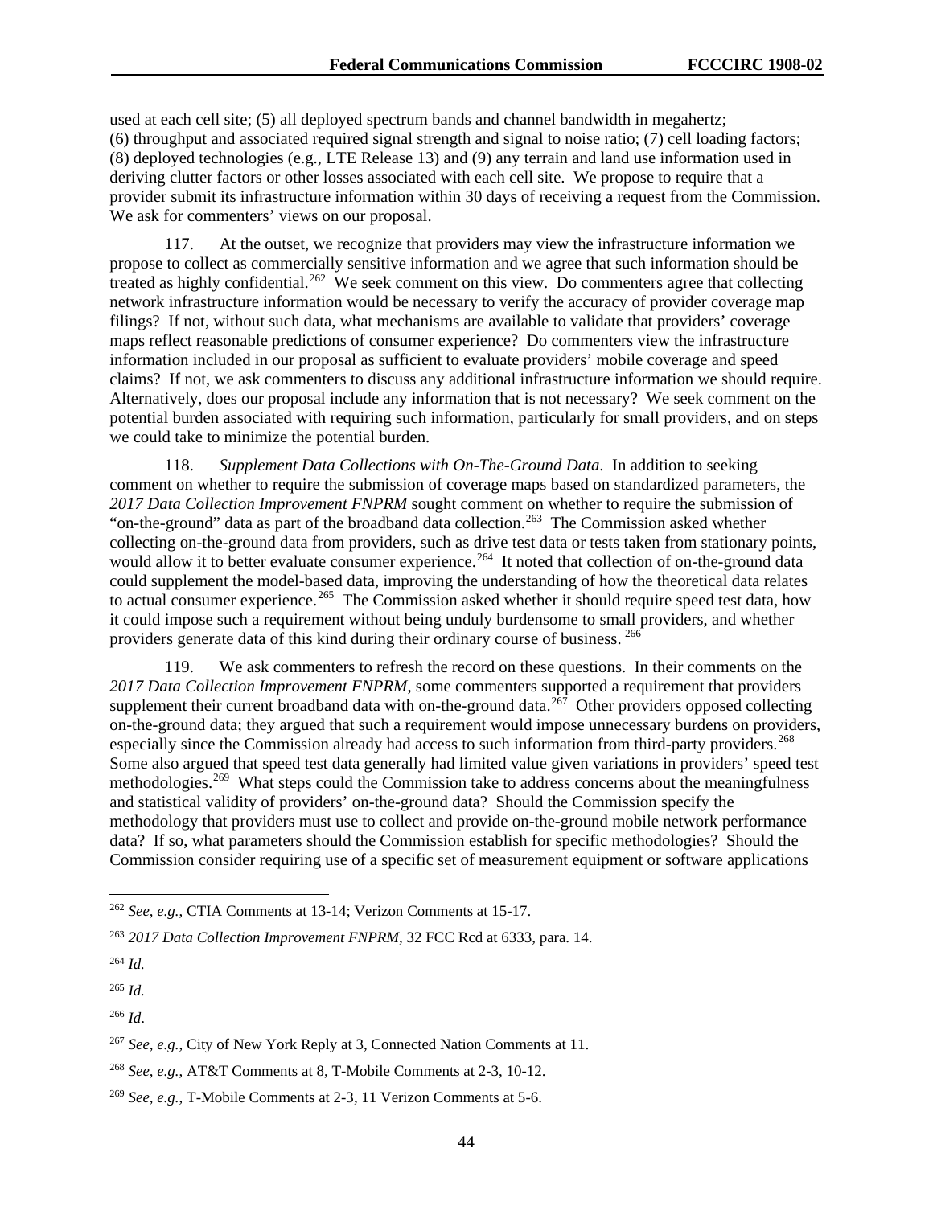used at each cell site; (5) all deployed spectrum bands and channel bandwidth in megahertz; (6) throughput and associated required signal strength and signal to noise ratio; (7) cell loading factors; (8) deployed technologies (e.g., LTE Release 13) and (9) any terrain and land use information used in deriving clutter factors or other losses associated with each cell site. We propose to require that a provider submit its infrastructure information within 30 days of receiving a request from the Commission. We ask for commenters' views on our proposal.

117. At the outset, we recognize that providers may view the infrastructure information we propose to collect as commercially sensitive information and we agree that such information should be treated as highly confidential.[262] We seek comment on this view. Do commenters agree that collecting network infrastructure information would be necessary to verify the accuracy of provider coverage map filings? If not, without such data, what mechanisms are available to validate that providers' coverage maps reflect reasonable predictions of consumer experience? Do commenters view the infrastructure information included in our proposal as sufficient to evaluate providers' mobile coverage and speed claims? If not, we ask commenters to discuss any additional infrastructure information we should require. Alternatively, does our proposal include any information that is not necessary? We seek comment on the potential burden associated with requiring such information, particularly for small providers, and on steps we could take to minimize the potential burden.

118. *Supplement Data Collections with On-The-Ground Data*. In addition to seeking comment on whether to require the submission of coverage maps based on standardized parameters, the *2017 Data Collection Improvement FNPRM* sought comment on whether to require the submission of "on-the-ground" data as part of the broadband data collection.[263] The Commission asked whether collecting on-the-ground data from providers, such as drive test data or tests taken from stationary points, would allow it to better evaluate consumer experience.[264] It noted that collection of on-the-ground data could supplement the model-based data, improving the understanding of how the theoretical data relates to actual consumer experience.[265] The Commission asked whether it should require speed test data, how it could impose such a requirement without being unduly burdensome to small providers, and whether providers generate data of this kind during their ordinary course of business.[266]

119. We ask commenters to refresh the record on these questions. In their comments on the *2017 Data Collection Improvement FNPRM*, some commenters supported a requirement that providers supplement their current broadband data with on-the-ground data.[267] Other providers opposed collecting on-the-ground data; they argued that such a requirement would impose unnecessary burdens on providers, especially since the Commission already had access to such information from third-party providers.[268] Some also argued that speed test data generally had limited value given variations in providers' speed test methodologies.[269] What steps could the Commission take to address concerns about the meaningfulness and statistical validity of providers' on-the-ground data? Should the Commission specify the methodology that providers must use to collect and provide on-the-ground mobile network performance data? If so, what parameters should the Commission establish for specific methodologies? Should the Commission consider requiring use of a specific set of measurement equipment or software applications

---

[262] *See, e.g.*, CTIA Comments at 13-14; Verizon Comments at 15-17.

[263] *2017 Data Collection Improvement FNPRM*, 32 FCC Rcd at 6333, para. 14.

[264] *Id.*

[265] *Id.*

[266] *Id*.

[267] *See, e.g.*, City of New York Reply at 3, Connected Nation Comments at 11.

[268] *See, e.g.*, AT&T Comments at 8, T-Mobile Comments at 2-3, 10-12.

[269] *See, e.g.*, T-Mobile Comments at 2-3, 11 Verizon Comments at 5-6.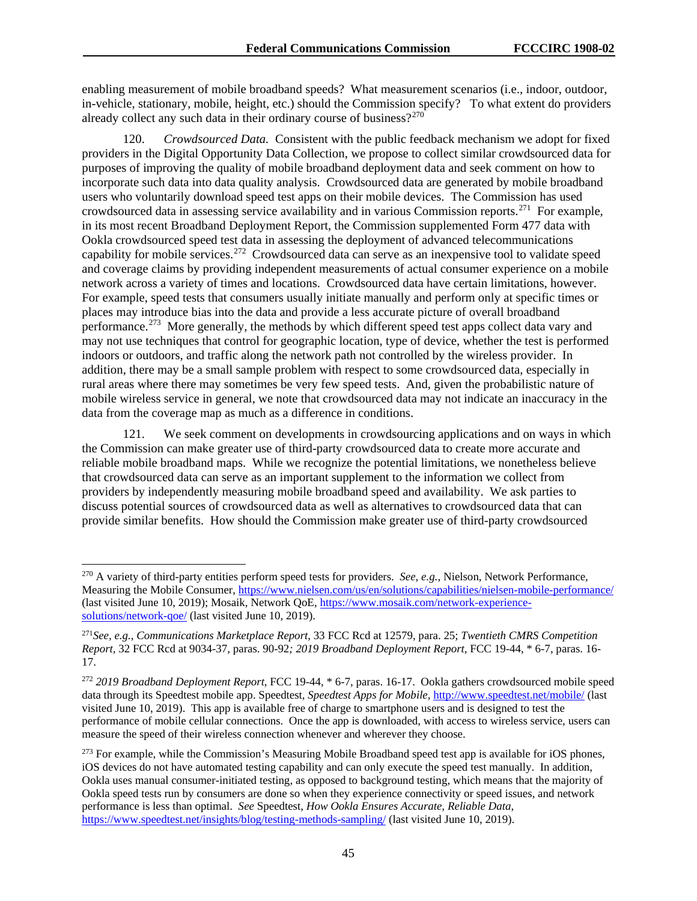enabling measurement of mobile broadband speeds? What measurement scenarios (i.e., indoor, outdoor, in-vehicle, stationary, mobile, height, etc.) should the Commission specify? To what extent do providers already collect any such data in their ordinary course of business?[270]

120. *Crowdsourced Data.* Consistent with the public feedback mechanism we adopt for fixed providers in the Digital Opportunity Data Collection, we propose to collect similar crowdsourced data for purposes of improving the quality of mobile broadband deployment data and seek comment on how to incorporate such data into data quality analysis. Crowdsourced data are generated by mobile broadband users who voluntarily download speed test apps on their mobile devices. The Commission has used crowdsourced data in assessing service availability and in various Commission reports.[271] For example, in its most recent Broadband Deployment Report, the Commission supplemented Form 477 data with Ookla crowdsourced speed test data in assessing the deployment of advanced telecommunications capability for mobile services.[272] Crowdsourced data can serve as an inexpensive tool to validate speed and coverage claims by providing independent measurements of actual consumer experience on a mobile network across a variety of times and locations. Crowdsourced data have certain limitations, however. For example, speed tests that consumers usually initiate manually and perform only at specific times or places may introduce bias into the data and provide a less accurate picture of overall broadband performance.[273] More generally, the methods by which different speed test apps collect data vary and may not use techniques that control for geographic location, type of device, whether the test is performed indoors or outdoors, and traffic along the network path not controlled by the wireless provider. In addition, there may be a small sample problem with respect to some crowdsourced data, especially in rural areas where there may sometimes be very few speed tests. And, given the probabilistic nature of mobile wireless service in general, we note that crowdsourced data may not indicate an inaccuracy in the data from the coverage map as much as a difference in conditions.

121. We seek comment on developments in crowdsourcing applications and on ways in which the Commission can make greater use of third-party crowdsourced data to create more accurate and reliable mobile broadband maps. While we recognize the potential limitations, we nonetheless believe that crowdsourced data can serve as an important supplement to the information we collect from providers by independently measuring mobile broadband speed and availability. We ask parties to discuss potential sources of crowdsourced data as well as alternatives to crowdsourced data that can provide similar benefits. How should the Commission make greater use of third-party crowdsourced

---

[270] A variety of third-party entities perform speed tests for providers. *See, e.g.*, Nielson, Network Performance, Measuring the Mobile Consumer, https://www.nielsen.com/us/en/solutions/capabilities/nielsen-mobile-performance/ (last visited June 10, 2019); Mosaik, Network QoE, https://www.mosaik.com/network-experience-solutions/network-qoe/ (last visited June 10, 2019).

[271] *See, e.g.*, *Communications Marketplace Report*, 33 FCC Rcd at 12579, para. 25; *Twentieth CMRS Competition Report*, 32 FCC Rcd at 9034-37, paras. 90-92*; 2019 Broadband Deployment Report*, FCC 19-44, * 6-7, paras. 16-17.

[272] *2019 Broadband Deployment Report*, FCC 19-44, * 6-7, paras. 16-17. Ookla gathers crowdsourced mobile speed data through its Speedtest mobile app. Speedtest, *Speedtest Apps for Mobile*, http://www.speedtest.net/mobile/ (last visited June 10, 2019). This app is available free of charge to smartphone users and is designed to test the performance of mobile cellular connections. Once the app is downloaded, with access to wireless service, users can measure the speed of their wireless connection whenever and wherever they choose.

[273] For example, while the Commission's Measuring Mobile Broadband speed test app is available for iOS phones, iOS devices do not have automated testing capability and can only execute the speed test manually. In addition, Ookla uses manual consumer-initiated testing, as opposed to background testing, which means that the majority of Ookla speed tests run by consumers are done so when they experience connectivity or speed issues, and network performance is less than optimal. *See* Speedtest, *How Ookla Ensures Accurate, Reliable Data*, https://www.speedtest.net/insights/blog/testing-methods-sampling/ (last visited June 10, 2019).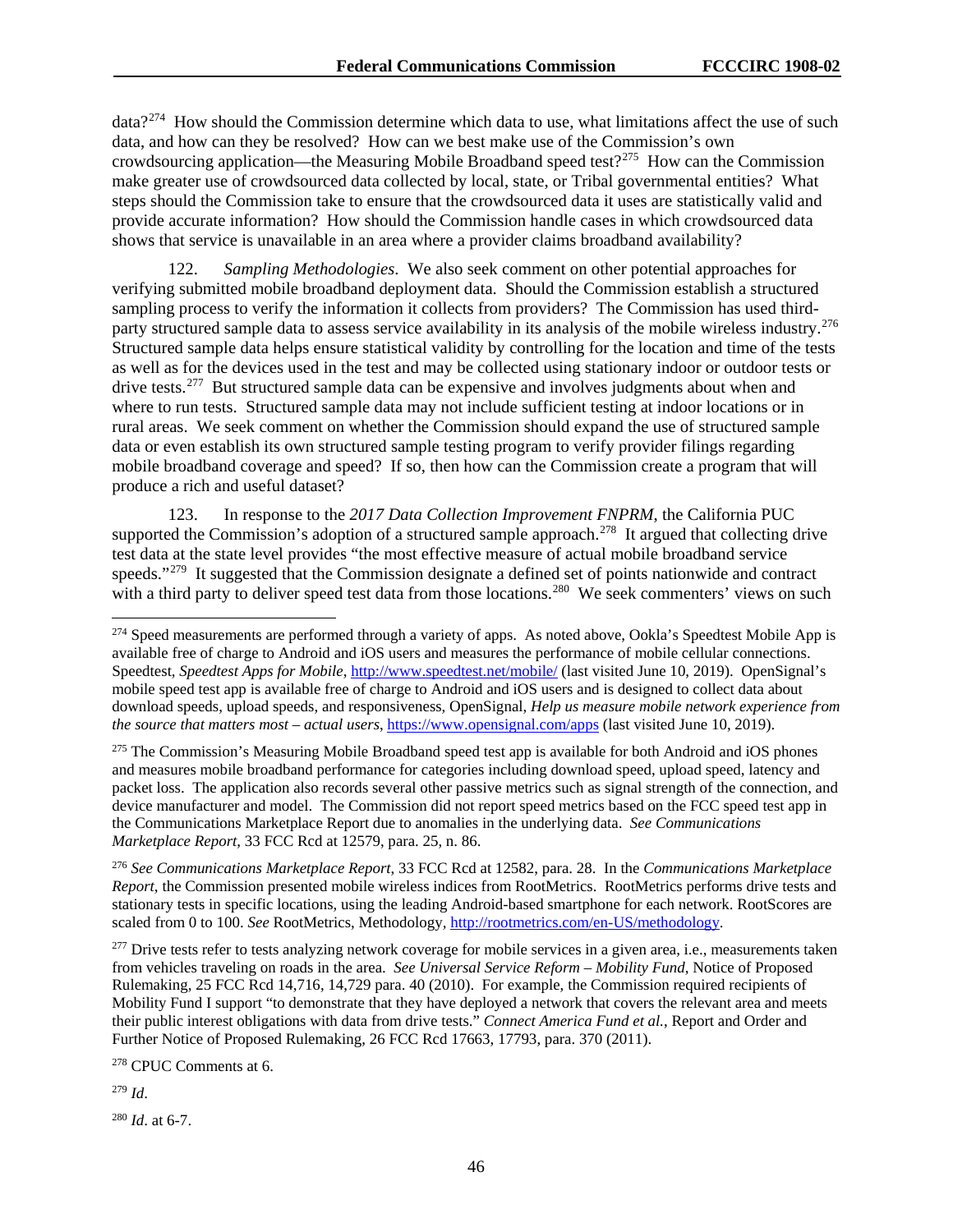data?[274] How should the Commission determine which data to use, what limitations affect the use of such data, and how can they be resolved? How can we best make use of the Commission's own crowdsourcing application—the Measuring Mobile Broadband speed test?[275] How can the Commission make greater use of crowdsourced data collected by local, state, or Tribal governmental entities? What steps should the Commission take to ensure that the crowdsourced data it uses are statistically valid and provide accurate information? How should the Commission handle cases in which crowdsourced data shows that service is unavailable in an area where a provider claims broadband availability?

122. *Sampling Methodologies*. We also seek comment on other potential approaches for verifying submitted mobile broadband deployment data. Should the Commission establish a structured sampling process to verify the information it collects from providers? The Commission has used third-party structured sample data to assess service availability in its analysis of the mobile wireless industry.[276] Structured sample data helps ensure statistical validity by controlling for the location and time of the tests as well as for the devices used in the test and may be collected using stationary indoor or outdoor tests or drive tests.[277] But structured sample data can be expensive and involves judgments about when and where to run tests. Structured sample data may not include sufficient testing at indoor locations or in rural areas. We seek comment on whether the Commission should expand the use of structured sample data or even establish its own structured sample testing program to verify provider filings regarding mobile broadband coverage and speed? If so, then how can the Commission create a program that will produce a rich and useful dataset?

123. In response to the *2017 Data Collection Improvement FNPRM*, the California PUC supported the Commission's adoption of a structured sample approach.[278] It argued that collecting drive test data at the state level provides "the most effective measure of actual mobile broadband service speeds."[279] It suggested that the Commission designate a defined set of points nationwide and contract with a third party to deliver speed test data from those locations.[280] We seek commenters' views on such

---

[274] Speed measurements are performed through a variety of apps. As noted above, Ookla's Speedtest Mobile App is available free of charge to Android and iOS users and measures the performance of mobile cellular connections. Speedtest, *Speedtest Apps for Mobile*, http://www.speedtest.net/mobile/ (last visited June 10, 2019). OpenSignal's mobile speed test app is available free of charge to Android and iOS users and is designed to collect data about download speeds, upload speeds, and responsiveness, OpenSignal, *Help us measure mobile network experience from the source that matters most – actual users*, https://www.opensignal.com/apps (last visited June 10, 2019).

[275] The Commission's Measuring Mobile Broadband speed test app is available for both Android and iOS phones and measures mobile broadband performance for categories including download speed, upload speed, latency and packet loss. The application also records several other passive metrics such as signal strength of the connection, and device manufacturer and model. The Commission did not report speed metrics based on the FCC speed test app in the Communications Marketplace Report due to anomalies in the underlying data. *See Communications Marketplace Report*, 33 FCC Rcd at 12579, para. 25, n. 86.

[276] *See Communications Marketplace Report*, 33 FCC Rcd at 12582, para. 28. In the *Communications Marketplace Report*, the Commission presented mobile wireless indices from RootMetrics. RootMetrics performs drive tests and stationary tests in specific locations, using the leading Android-based smartphone for each network. RootScores are scaled from 0 to 100. *See* RootMetrics, Methodology, http://rootmetrics.com/en-US/methodology.

[277] Drive tests refer to tests analyzing network coverage for mobile services in a given area, i.e., measurements taken from vehicles traveling on roads in the area. *See Universal Service Reform – Mobility Fund,* Notice of Proposed Rulemaking, 25 FCC Rcd 14,716, 14,729 para. 40 (2010). For example, the Commission required recipients of Mobility Fund I support "to demonstrate that they have deployed a network that covers the relevant area and meets their public interest obligations with data from drive tests." *Connect America Fund et al.*, Report and Order and Further Notice of Proposed Rulemaking, 26 FCC Rcd 17663, 17793, para. 370 (2011).

[278] CPUC Comments at 6.

[279] *Id*.

[280] *Id*. at 6-7.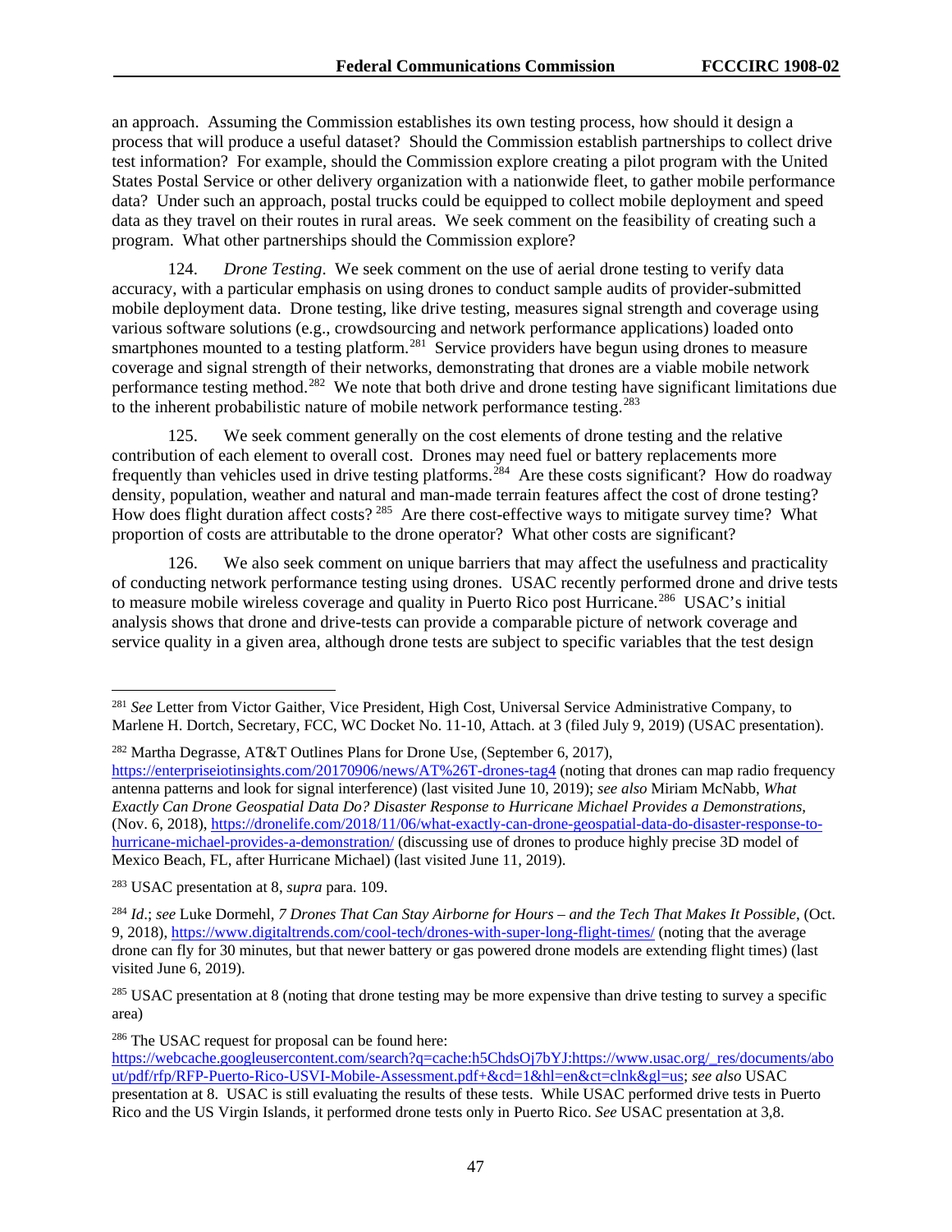an approach. Assuming the Commission establishes its own testing process, how should it design a process that will produce a useful dataset? Should the Commission establish partnerships to collect drive test information? For example, should the Commission explore creating a pilot program with the United States Postal Service or other delivery organization with a nationwide fleet, to gather mobile performance data? Under such an approach, postal trucks could be equipped to collect mobile deployment and speed data as they travel on their routes in rural areas. We seek comment on the feasibility of creating such a program. What other partnerships should the Commission explore?

124. *Drone Testing*. We seek comment on the use of aerial drone testing to verify data accuracy, with a particular emphasis on using drones to conduct sample audits of provider-submitted mobile deployment data. Drone testing, like drive testing, measures signal strength and coverage using various software solutions (e.g., crowdsourcing and network performance applications) loaded onto smartphones mounted to a testing platform.[281] Service providers have begun using drones to measure coverage and signal strength of their networks, demonstrating that drones are a viable mobile network performance testing method.[282] We note that both drive and drone testing have significant limitations due to the inherent probabilistic nature of mobile network performance testing.[283]

125. We seek comment generally on the cost elements of drone testing and the relative contribution of each element to overall cost. Drones may need fuel or battery replacements more frequently than vehicles used in drive testing platforms.[284] Are these costs significant? How do roadway density, population, weather and natural and man-made terrain features affect the cost of drone testing? How does flight duration affect costs?[285] Are there cost-effective ways to mitigate survey time? What proportion of costs are attributable to the drone operator? What other costs are significant?

126. We also seek comment on unique barriers that may affect the usefulness and practicality of conducting network performance testing using drones. USAC recently performed drone and drive tests to measure mobile wireless coverage and quality in Puerto Rico post Hurricane.[286] USAC's initial analysis shows that drone and drive-tests can provide a comparable picture of network coverage and service quality in a given area, although drone tests are subject to specific variables that the test design

---

[281] *See* Letter from Victor Gaither, Vice President, High Cost, Universal Service Administrative Company, to Marlene H. Dortch, Secretary, FCC, WC Docket No. 11-10, Attach. at 3 (filed July 9, 2019) (USAC presentation).

[282] Martha Degrasse, AT&T Outlines Plans for Drone Use, (September 6, 2017), https://enterpriseiotinsights.com/20170906/news/AT%26T-drones-tag4 (noting that drones can map radio frequency antenna patterns and look for signal interference) (last visited June 10, 2019); *see also* Miriam McNabb, *What Exactly Can Drone Geospatial Data Do? Disaster Response to Hurricane Michael Provides a Demonstrations*, (Nov. 6, 2018), https://dronelife.com/2018/11/06/what-exactly-can-drone-geospatial-data-do-disaster-response-to-hurricane-michael-provides-a-demonstration/ (discussing use of drones to produce highly precise 3D model of Mexico Beach, FL, after Hurricane Michael) (last visited June 11, 2019).

[283] USAC presentation at 8, *supra* para. 109.

[284] *Id*.; *see* Luke Dormehl, *7 Drones That Can Stay Airborne for Hours – and the Tech That Makes It Possible*, (Oct. 9, 2018), https://www.digitaltrends.com/cool-tech/drones-with-super-long-flight-times/ (noting that the average drone can fly for 30 minutes, but that newer battery or gas powered drone models are extending flight times) (last visited June 6, 2019).

[285] USAC presentation at 8 (noting that drone testing may be more expensive than drive testing to survey a specific area)

[286] The USAC request for proposal can be found here: https://webcache.googleusercontent.com/search?q=cache:h5ChdsOj7bYJ:https://www.usac.org/_res/documents/about/pdf/rfp/RFP-Puerto-Rico-USVI-Mobile-Assessment.pdf+&cd=1&hl=en&ct=clnk&gl=us; *see also* USAC presentation at 8. USAC is still evaluating the results of these tests. While USAC performed drive tests in Puerto Rico and the US Virgin Islands, it performed drone tests only in Puerto Rico. *See* USAC presentation at 3,8.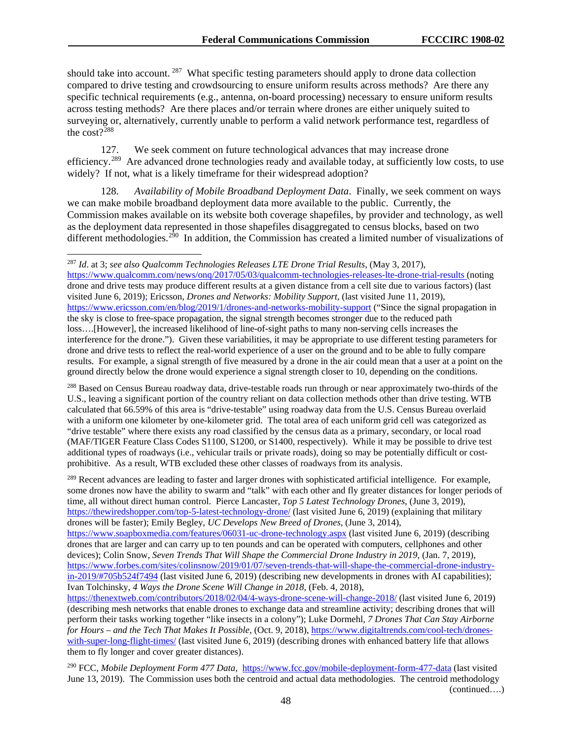should take into account.[287] What specific testing parameters should apply to drone data collection compared to drive testing and crowdsourcing to ensure uniform results across methods? Are there any specific technical requirements (e.g., antenna, on-board processing) necessary to ensure uniform results across testing methods? Are there places and/or terrain where drones are either uniquely suited to surveying or, alternatively, currently unable to perform a valid network performance test, regardless of the cost?[288]

127. We seek comment on future technological advances that may increase drone efficiency.[289] Are advanced drone technologies ready and available today, at sufficiently low costs, to use widely? If not, what is a likely timeframe for their widespread adoption?

128. *Availability of Mobile Broadband Deployment Data*. Finally, we seek comment on ways we can make mobile broadband deployment data more available to the public. Currently, the Commission makes available on its website both coverage shapefiles, by provider and technology, as well as the deployment data represented in those shapefiles disaggregated to census blocks, based on two different methodologies.[290] In addition, the Commission has created a limited number of visualizations of

---

[287] *Id*. at 3; *see also Qualcomm Technologies Releases LTE Drone Trial Results*, (May 3, 2017), https://www.qualcomm.com/news/onq/2017/05/03/qualcomm-technologies-releases-lte-drone-trial-results (noting drone and drive tests may produce different results at a given distance from a cell site due to various factors) (last visited June 6, 2019); Ericsson, *Drones and Networks: Mobility Support*, (last visited June 11, 2019), https://www.ericsson.com/en/blog/2019/1/drones-and-networks-mobility-support ("Since the signal propagation in the sky is close to free-space propagation, the signal strength becomes stronger due to the reduced path loss….[However], the increased likelihood of line-of-sight paths to many non-serving cells increases the interference for the drone."). Given these variabilities, it may be appropriate to use different testing parameters for drone and drive tests to reflect the real-world experience of a user on the ground and to be able to fully compare results. For example, a signal strength of five measured by a drone in the air could mean that a user at a point on the ground directly below the drone would experience a signal strength closer to 10, depending on the conditions.

[288] Based on Census Bureau roadway data, drive-testable roads run through or near approximately two-thirds of the U.S., leaving a significant portion of the country reliant on data collection methods other than drive testing. WTB calculated that 66.59% of this area is "drive-testable" using roadway data from the U.S. Census Bureau overlaid with a uniform one kilometer by one-kilometer grid. The total area of each uniform grid cell was categorized as "drive testable" where there exists any road classified by the census data as a primary, secondary, or local road (MAF/TIGER Feature Class Codes S1100, S1200, or S1400, respectively). While it may be possible to drive test additional types of roadways (i.e., vehicular trails or private roads), doing so may be potentially difficult or cost-prohibitive. As a result, WTB excluded these other classes of roadways from its analysis.

[289] Recent advances are leading to faster and larger drones with sophisticated artificial intelligence. For example, some drones now have the ability to swarm and "talk" with each other and fly greater distances for longer periods of time, all without direct human control. Pierce Lancaster, *Top 5 Latest Technology Drones*, (June 3, 2019), https://thewiredshopper.com/top-5-latest-technology-drone/ (last visited June 6, 2019) (explaining that military drones will be faster); Emily Begley, *UC Develops New Breed of Drones*, (June 3, 2014), https://www.soapboxmedia.com/features/06031-uc-drone-technology.aspx (last visited June 6, 2019) (describing drones that are larger and can carry up to ten pounds and can be operated with computers, cellphones and other devices); Colin Snow, *Seven Trends That Will Shape the Commercial Drone Industry in 2019*, (Jan. 7, 2019), https://www.forbes.com/sites/colinsnow/2019/01/07/seven-trends-that-will-shape-the-commercial-drone-industry-in-2019/#705b524f7494 (last visited June 6, 2019) (describing new developments in drones with AI capabilities); Ivan Tolchinsky, *4 Ways the Drone Scene Will Change in 2018*, (Feb. 4, 2018), https://thenextweb.com/contributors/2018/02/04/4-ways-drone-scene-will-change-2018/ (last visited June 6, 2019) (describing mesh networks that enable drones to exchange data and streamline activity; describing drones that will perform their tasks working together "like insects in a colony"); Luke Dormehl, *7 Drones That Can Stay Airborne for Hours – and the Tech That Makes It Possible*, (Oct. 9, 2018), https://www.digitaltrends.com/cool-tech/drones-with-super-long-flight-times/ (last visited June 6, 2019) (describing drones with enhanced battery life that allows them to fly longer and cover greater distances).

[290] FCC, *Mobile Deployment Form 477 Data*, https://www.fcc.gov/mobile-deployment-form-477-data (last visited June 13, 2019). The Commission uses both the centroid and actual data methodologies. The centroid methodology (continued….)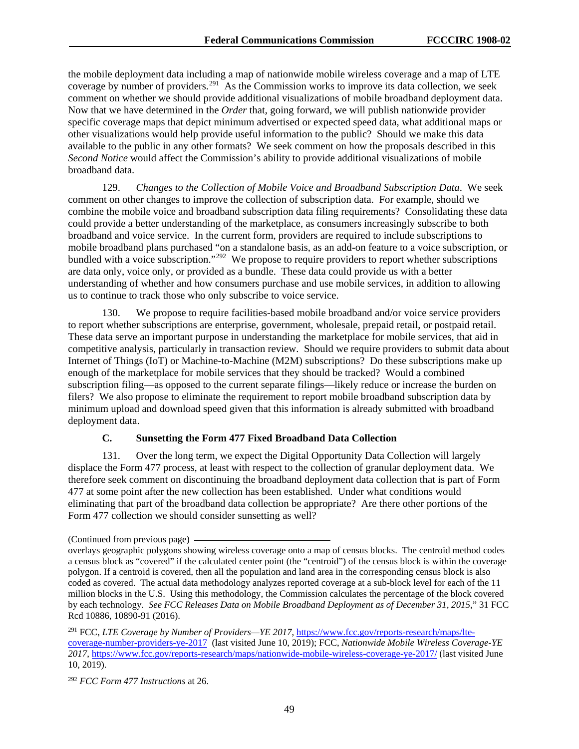the mobile deployment data including a map of nationwide mobile wireless coverage and a map of LTE coverage by number of providers.[291] As the Commission works to improve its data collection, we seek comment on whether we should provide additional visualizations of mobile broadband deployment data. Now that we have determined in the *Order* that, going forward, we will publish nationwide provider specific coverage maps that depict minimum advertised or expected speed data, what additional maps or other visualizations would help provide useful information to the public? Should we make this data available to the public in any other formats? We seek comment on how the proposals described in this *Second Notice* would affect the Commission's ability to provide additional visualizations of mobile broadband data.

129. *Changes to the Collection of Mobile Voice and Broadband Subscription Data*. We seek comment on other changes to improve the collection of subscription data. For example, should we combine the mobile voice and broadband subscription data filing requirements? Consolidating these data could provide a better understanding of the marketplace, as consumers increasingly subscribe to both broadband and voice service. In the current form, providers are required to include subscriptions to mobile broadband plans purchased "on a standalone basis, as an add-on feature to a voice subscription, or bundled with a voice subscription."[292] We propose to require providers to report whether subscriptions are data only, voice only, or provided as a bundle. These data could provide us with a better understanding of whether and how consumers purchase and use mobile services, in addition to allowing us to continue to track those who only subscribe to voice service.

130. We propose to require facilities-based mobile broadband and/or voice service providers to report whether subscriptions are enterprise, government, wholesale, prepaid retail, or postpaid retail. These data serve an important purpose in understanding the marketplace for mobile services, that aid in competitive analysis, particularly in transaction review. Should we require providers to submit data about Internet of Things (IoT) or Machine-to-Machine (M2M) subscriptions? Do these subscriptions make up enough of the marketplace for mobile services that they should be tracked? Would a combined subscription filing—as opposed to the current separate filings—likely reduce or increase the burden on filers? We also propose to eliminate the requirement to report mobile broadband subscription data by minimum upload and download speed given that this information is already submitted with broadband deployment data.

### C. Sunsetting the Form 477 Fixed Broadband Data Collection

131. Over the long term, we expect the Digital Opportunity Data Collection will largely displace the Form 477 process, at least with respect to the collection of granular deployment data. We therefore seek comment on discontinuing the broadband deployment data collection that is part of Form 477 at some point after the new collection has been established. Under what conditions would eliminating that part of the broadband data collection be appropriate? Are there other portions of the Form 477 collection we should consider sunsetting as well?

(Continued from previous page)

overlays geographic polygons showing wireless coverage onto a map of census blocks. The centroid method codes a census block as "covered" if the calculated center point (the "centroid") of the census block is within the coverage polygon. If a centroid is covered, then all the population and land area in the corresponding census block is also coded as covered. The actual data methodology analyzes reported coverage at a sub-block level for each of the 11 million blocks in the U.S. Using this methodology, the Commission calculates the percentage of the block covered by each technology. *See FCC Releases Data on Mobile Broadband Deployment as of December 31, 2015*," 31 FCC Rcd 10886, 10890-91 (2016).

[291] FCC, *LTE Coverage by Number of Providers—YE 2017*, https://www.fcc.gov/reports-research/maps/lte-coverage-number-providers-ye-2017 (last visited June 10, 2019); FCC, *Nationwide Mobile Wireless Coverage-YE 2017*, https://www.fcc.gov/reports-research/maps/nationwide-mobile-wireless-coverage-ye-2017/ (last visited June 10, 2019).

[292] *FCC Form 477 Instructions* at 26.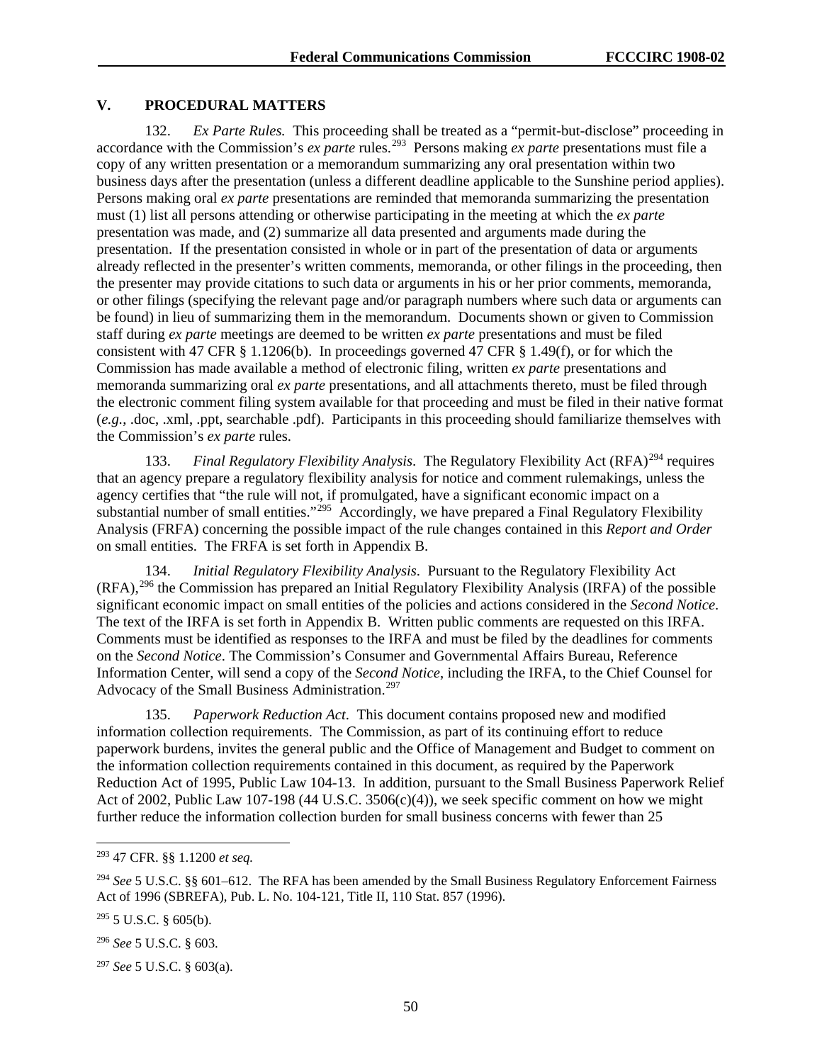## V. PROCEDURAL MATTERS

132. *Ex Parte Rules.* This proceeding shall be treated as a "permit-but-disclose" proceeding in accordance with the Commission's *ex parte* rules.[293] Persons making *ex parte* presentations must file a copy of any written presentation or a memorandum summarizing any oral presentation within two business days after the presentation (unless a different deadline applicable to the Sunshine period applies). Persons making oral *ex parte* presentations are reminded that memoranda summarizing the presentation must (1) list all persons attending or otherwise participating in the meeting at which the *ex parte* presentation was made, and (2) summarize all data presented and arguments made during the presentation. If the presentation consisted in whole or in part of the presentation of data or arguments already reflected in the presenter's written comments, memoranda, or other filings in the proceeding, then the presenter may provide citations to such data or arguments in his or her prior comments, memoranda, or other filings (specifying the relevant page and/or paragraph numbers where such data or arguments can be found) in lieu of summarizing them in the memorandum. Documents shown or given to Commission staff during *ex parte* meetings are deemed to be written *ex parte* presentations and must be filed consistent with 47 CFR § 1.1206(b). In proceedings governed 47 CFR § 1.49(f), or for which the Commission has made available a method of electronic filing, written *ex parte* presentations and memoranda summarizing oral *ex parte* presentations, and all attachments thereto, must be filed through the electronic comment filing system available for that proceeding and must be filed in their native format (*e.g.*, .doc, .xml, .ppt, searchable .pdf). Participants in this proceeding should familiarize themselves with the Commission's *ex parte* rules.

133. *Final Regulatory Flexibility Analysis*. The Regulatory Flexibility Act (RFA)[294] requires that an agency prepare a regulatory flexibility analysis for notice and comment rulemakings, unless the agency certifies that "the rule will not, if promulgated, have a significant economic impact on a substantial number of small entities."[295] Accordingly, we have prepared a Final Regulatory Flexibility Analysis (FRFA) concerning the possible impact of the rule changes contained in this *Report and Order* on small entities. The FRFA is set forth in Appendix B.

134. *Initial Regulatory Flexibility Analysis*. Pursuant to the Regulatory Flexibility Act (RFA),[296] the Commission has prepared an Initial Regulatory Flexibility Analysis (IRFA) of the possible significant economic impact on small entities of the policies and actions considered in the *Second Notice*. The text of the IRFA is set forth in Appendix B. Written public comments are requested on this IRFA. Comments must be identified as responses to the IRFA and must be filed by the deadlines for comments on the *Second Notice*. The Commission's Consumer and Governmental Affairs Bureau, Reference Information Center, will send a copy of the *Second Notice*, including the IRFA, to the Chief Counsel for Advocacy of the Small Business Administration.[297]

135. *Paperwork Reduction Act*. This document contains proposed new and modified information collection requirements. The Commission, as part of its continuing effort to reduce paperwork burdens, invites the general public and the Office of Management and Budget to comment on the information collection requirements contained in this document, as required by the Paperwork Reduction Act of 1995, Public Law 104-13. In addition, pursuant to the Small Business Paperwork Relief Act of 2002, Public Law 107-198 (44 U.S.C. 3506(c)(4)), we seek specific comment on how we might further reduce the information collection burden for small business concerns with fewer than 25

---

[293] 47 CFR. §§ 1.1200 *et seq.*

[294] *See* 5 U.S.C. §§ 601–612. The RFA has been amended by the Small Business Regulatory Enforcement Fairness Act of 1996 (SBREFA), Pub. L. No. 104-121, Title II, 110 Stat. 857 (1996).

[295] 5 U.S.C. § 605(b).

[296] *See* 5 U.S.C. § 603.

[297] *See* 5 U.S.C. § 603(a).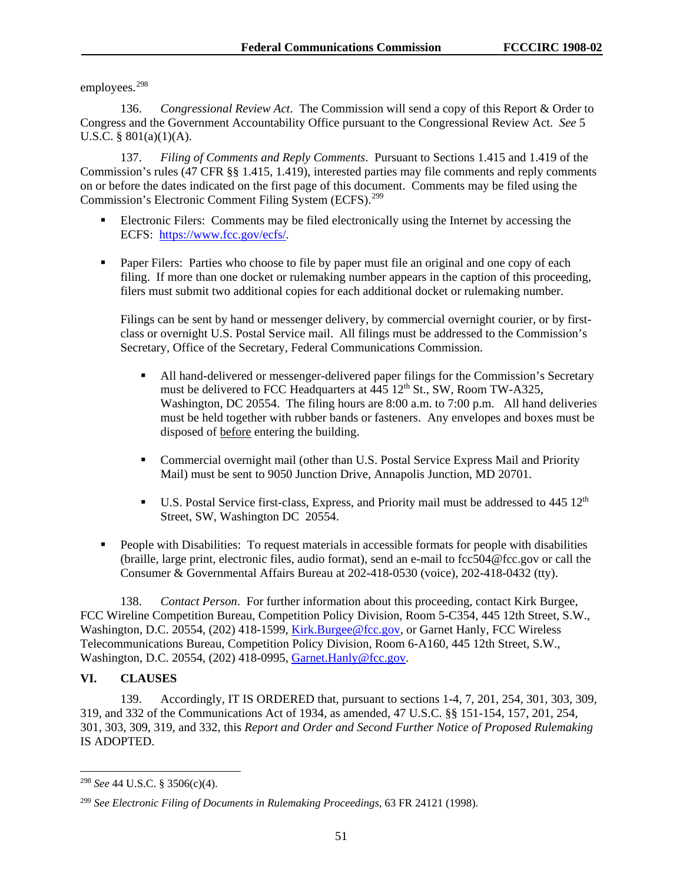employees.[298]

136. *Congressional Review Act*. The Commission will send a copy of this Report & Order to Congress and the Government Accountability Office pursuant to the Congressional Review Act. *See* 5 U.S.C. § 801(a)(1)(A).

137. *Filing of Comments and Reply Comments*. Pursuant to Sections 1.415 and 1.419 of the Commission's rules (47 CFR §§ 1.415, 1.419), interested parties may file comments and reply comments on or before the dates indicated on the first page of this document. Comments may be filed using the Commission's Electronic Comment Filing System (ECFS).[299]

- Electronic Filers: Comments may be filed electronically using the Internet by accessing the ECFS: https://www.fcc.gov/ecfs/.

- Paper Filers: Parties who choose to file by paper must file an original and one copy of each filing. If more than one docket or rulemaking number appears in the caption of this proceeding, filers must submit two additional copies for each additional docket or rulemaking number.

  Filings can be sent by hand or messenger delivery, by commercial overnight courier, or by first-class or overnight U.S. Postal Service mail. All filings must be addressed to the Commission's Secretary, Office of the Secretary, Federal Communications Commission.

  - All hand-delivered or messenger-delivered paper filings for the Commission's Secretary must be delivered to FCC Headquarters at 445 12th St., SW, Room TW-A325, Washington, DC 20554. The filing hours are 8:00 a.m. to 7:00 p.m. All hand deliveries must be held together with rubber bands or fasteners. Any envelopes and boxes must be disposed of before entering the building.

  - Commercial overnight mail (other than U.S. Postal Service Express Mail and Priority Mail) must be sent to 9050 Junction Drive, Annapolis Junction, MD 20701.

  - U.S. Postal Service first-class, Express, and Priority mail must be addressed to 445 12th Street, SW, Washington DC 20554.

- People with Disabilities: To request materials in accessible formats for people with disabilities (braille, large print, electronic files, audio format), send an e-mail to fcc504@fcc.gov or call the Consumer & Governmental Affairs Bureau at 202-418-0530 (voice), 202-418-0432 (tty).

138. *Contact Person*. For further information about this proceeding, contact Kirk Burgee, FCC Wireline Competition Bureau, Competition Policy Division, Room 5-C354, 445 12th Street, S.W., Washington, D.C. 20554, (202) 418-1599, Kirk.Burgee@fcc.gov, or Garnet Hanly, FCC Wireless Telecommunications Bureau, Competition Policy Division, Room 6-A160, 445 12th Street, S.W., Washington, D.C. 20554, (202) 418-0995, Garnet.Hanly@fcc.gov.

## VI. CLAUSES

139. Accordingly, IT IS ORDERED that, pursuant to sections 1-4, 7, 201, 254, 301, 303, 309, 319, and 332 of the Communications Act of 1934, as amended, 47 U.S.C. §§ 151-154, 157, 201, 254, 301, 303, 309, 319, and 332, this *Report and Order and Second Further Notice of Proposed Rulemaking* IS ADOPTED.

---

[298] *See* 44 U.S.C. § 3506(c)(4).

[299] *See Electronic Filing of Documents in Rulemaking Proceedings*, 63 FR 24121 (1998).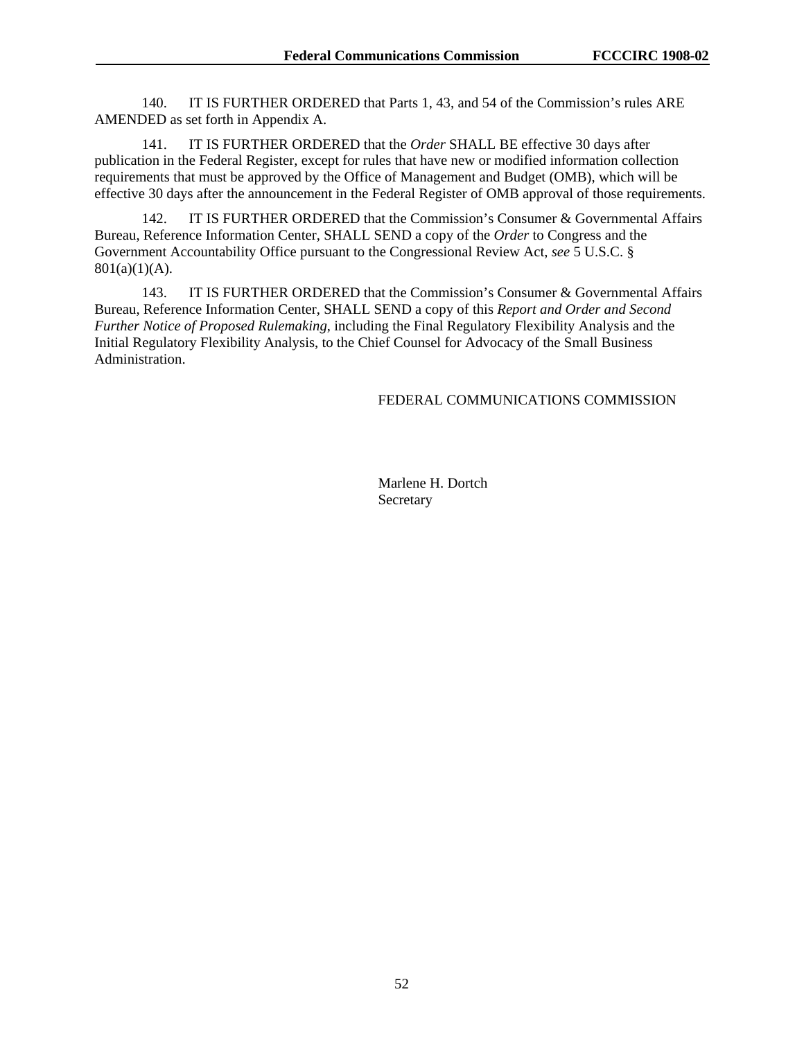140. IT IS FURTHER ORDERED that Parts 1, 43, and 54 of the Commission's rules ARE AMENDED as set forth in Appendix A.

141. IT IS FURTHER ORDERED that the *Order* SHALL BE effective 30 days after publication in the Federal Register, except for rules that have new or modified information collection requirements that must be approved by the Office of Management and Budget (OMB), which will be effective 30 days after the announcement in the Federal Register of OMB approval of those requirements.

142. IT IS FURTHER ORDERED that the Commission's Consumer & Governmental Affairs Bureau, Reference Information Center, SHALL SEND a copy of the *Order* to Congress and the Government Accountability Office pursuant to the Congressional Review Act, *see* 5 U.S.C. § 801(a)(1)(A).

143. IT IS FURTHER ORDERED that the Commission's Consumer & Governmental Affairs Bureau, Reference Information Center, SHALL SEND a copy of this *Report and Order and Second Further Notice of Proposed Rulemaking*, including the Final Regulatory Flexibility Analysis and the Initial Regulatory Flexibility Analysis, to the Chief Counsel for Advocacy of the Small Business Administration.

FEDERAL COMMUNICATIONS COMMISSION

Marlene H. Dortch
Secretary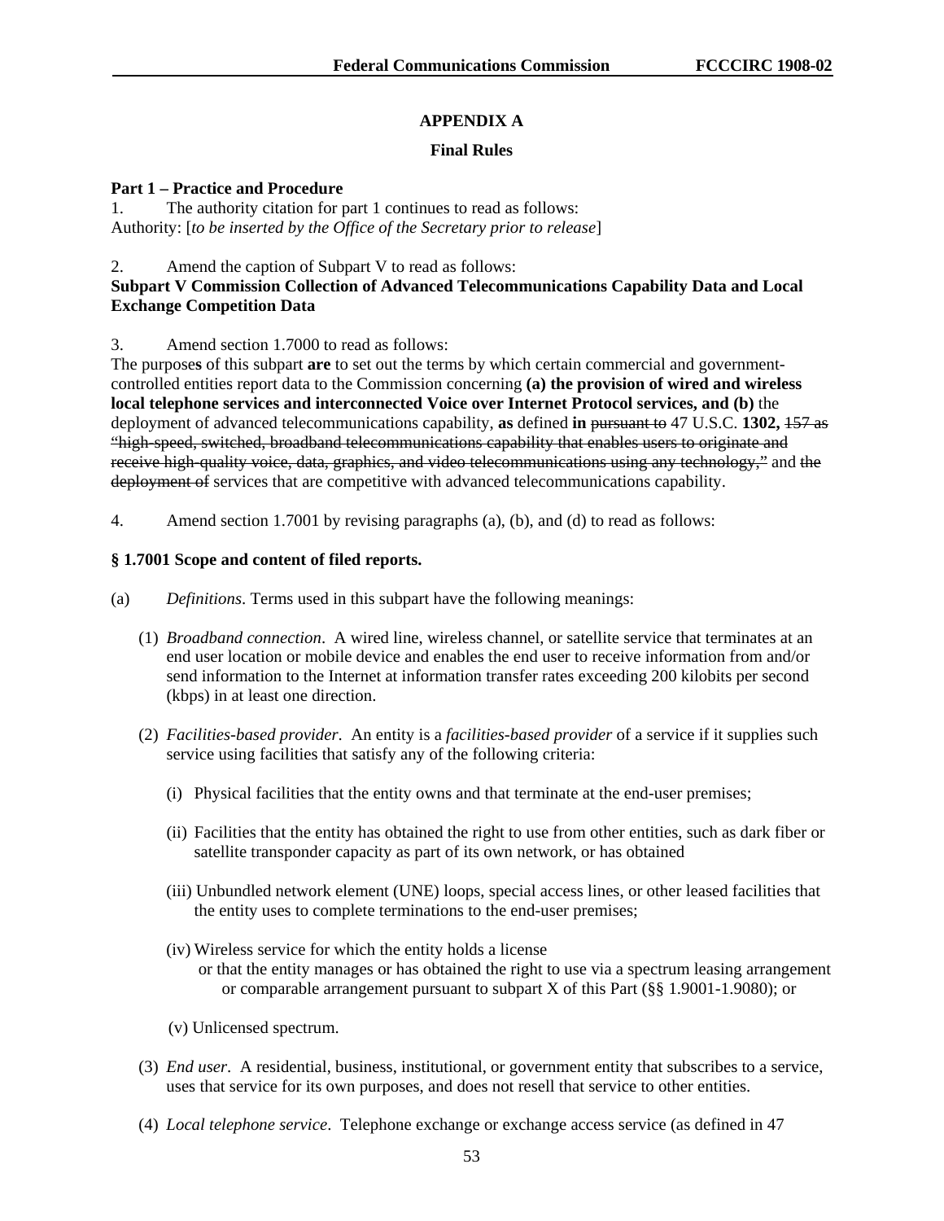## APPENDIX A

### Final Rules

**Part 1 – Practice and Procedure**

1. The authority citation for part 1 continues to read as follows:
Authority: [*to be inserted by the Office of the Secretary prior to release*]

2. Amend the caption of Subpart V to read as follows:
**Subpart V Commission Collection of Advanced Telecommunications Capability Data and Local Exchange Competition Data**

3. Amend section 1.7000 to read as follows:
The purpose**s** of this subpart **are** to set out the terms by which certain commercial and government-controlled entities report data to the Commission concerning **(a) the provision of wired and wireless local telephone services and interconnected Voice over Internet Protocol services, and (b)** the deployment of advanced telecommunications capability, **as** defined **in** ~~pursuant to~~ 47 U.S.C. **1302,** ~~157 as "high-speed, switched, broadband telecommunications capability that enables users to originate and receive high-quality voice, data, graphics, and video telecommunications using any technology,"~~ and ~~the deployment of~~ services that are competitive with advanced telecommunications capability.

4. Amend section 1.7001 by revising paragraphs (a), (b), and (d) to read as follows:

**§ 1.7001 Scope and content of filed reports.**

(a) *Definitions*. Terms used in this subpart have the following meanings:

(1) *Broadband connection*. A wired line, wireless channel, or satellite service that terminates at an end user location or mobile device and enables the end user to receive information from and/or send information to the Internet at information transfer rates exceeding 200 kilobits per second (kbps) in at least one direction.

(2) *Facilities-based provider*. An entity is a *facilities-based provider* of a service if it supplies such service using facilities that satisfy any of the following criteria:

(i) Physical facilities that the entity owns and that terminate at the end-user premises;

(ii) Facilities that the entity has obtained the right to use from other entities, such as dark fiber or satellite transponder capacity as part of its own network, or has obtained

(iii) Unbundled network element (UNE) loops, special access lines, or other leased facilities that the entity uses to complete terminations to the end-user premises;

(iv) Wireless service for which the entity holds a license or that the entity manages or has obtained the right to use via a spectrum leasing arrangement or comparable arrangement pursuant to subpart X of this Part (§§ 1.9001-1.9080); or

(v) Unlicensed spectrum.

(3) *End user*. A residential, business, institutional, or government entity that subscribes to a service, uses that service for its own purposes, and does not resell that service to other entities.

(4) *Local telephone service*. Telephone exchange or exchange access service (as defined in 47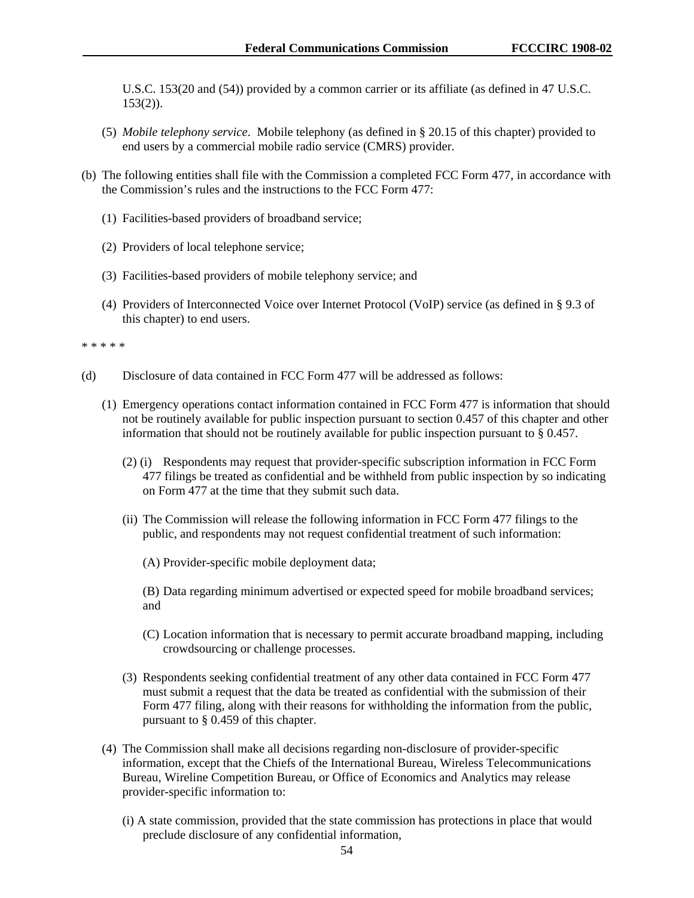U.S.C. 153(20 and (54)) provided by a common carrier or its affiliate (as defined in 47 U.S.C. 153(2)).

(5) *Mobile telephony service*. Mobile telephony (as defined in § 20.15 of this chapter) provided to end users by a commercial mobile radio service (CMRS) provider.

(b) The following entities shall file with the Commission a completed FCC Form 477, in accordance with the Commission's rules and the instructions to the FCC Form 477:

(1) Facilities-based providers of broadband service;

(2) Providers of local telephone service;

(3) Facilities-based providers of mobile telephony service; and

(4) Providers of Interconnected Voice over Internet Protocol (VoIP) service (as defined in § 9.3 of this chapter) to end users.

* * * * *

(d) Disclosure of data contained in FCC Form 477 will be addressed as follows:

(1) Emergency operations contact information contained in FCC Form 477 is information that should not be routinely available for public inspection pursuant to section 0.457 of this chapter and other information that should not be routinely available for public inspection pursuant to § 0.457.

(2) (i) Respondents may request that provider-specific subscription information in FCC Form 477 filings be treated as confidential and be withheld from public inspection by so indicating on Form 477 at the time that they submit such data.

(ii) The Commission will release the following information in FCC Form 477 filings to the public, and respondents may not request confidential treatment of such information:

(A) Provider-specific mobile deployment data;

(B) Data regarding minimum advertised or expected speed for mobile broadband services; and

(C) Location information that is necessary to permit accurate broadband mapping, including crowdsourcing or challenge processes.

(3) Respondents seeking confidential treatment of any other data contained in FCC Form 477 must submit a request that the data be treated as confidential with the submission of their Form 477 filing, along with their reasons for withholding the information from the public, pursuant to § 0.459 of this chapter.

(4) The Commission shall make all decisions regarding non-disclosure of provider-specific information, except that the Chiefs of the International Bureau, Wireless Telecommunications Bureau, Wireline Competition Bureau, or Office of Economics and Analytics may release provider-specific information to:

(i) A state commission, provided that the state commission has protections in place that would preclude disclosure of any confidential information,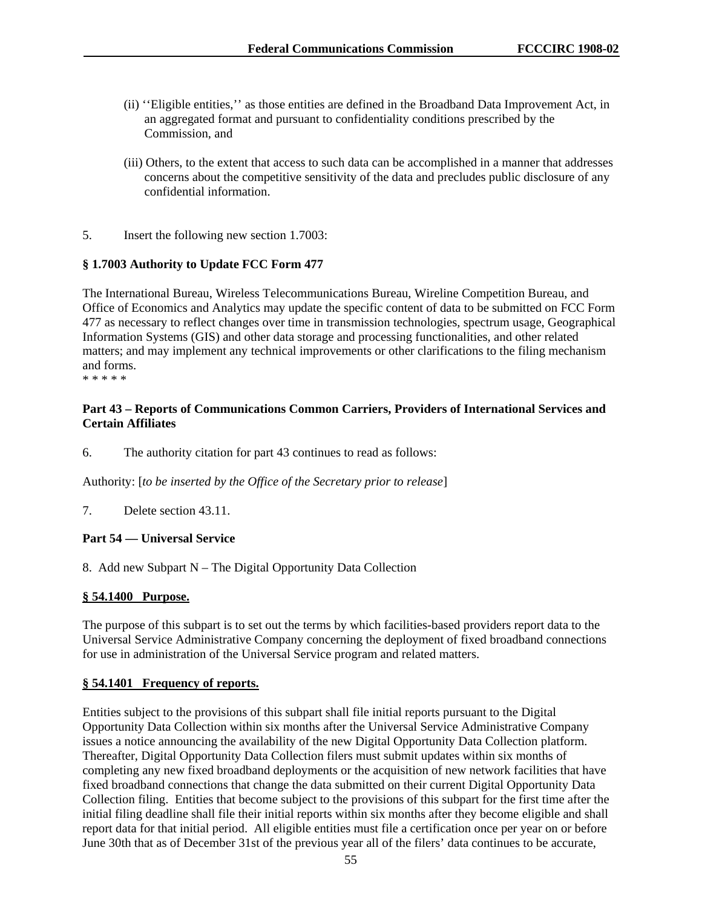(ii) ''Eligible entities,'' as those entities are defined in the Broadband Data Improvement Act, in an aggregated format and pursuant to confidentiality conditions prescribed by the Commission, and

(iii) Others, to the extent that access to such data can be accomplished in a manner that addresses concerns about the competitive sensitivity of the data and precludes public disclosure of any confidential information.

5. Insert the following new section 1.7003:

**§ 1.7003 Authority to Update FCC Form 477**

The International Bureau, Wireless Telecommunications Bureau, Wireline Competition Bureau, and Office of Economics and Analytics may update the specific content of data to be submitted on FCC Form 477 as necessary to reflect changes over time in transmission technologies, spectrum usage, Geographical Information Systems (GIS) and other data storage and processing functionalities, and other related matters; and may implement any technical improvements or other clarifications to the filing mechanism and forms.

* * * * *

**Part 43 – Reports of Communications Common Carriers, Providers of International Services and Certain Affiliates**

6. The authority citation for part 43 continues to read as follows:

Authority: [*to be inserted by the Office of the Secretary prior to release*]

7. Delete section 43.11.

**Part 54 — Universal Service**

8. Add new Subpart N – The Digital Opportunity Data Collection

**§ 54.1400 Purpose.**

The purpose of this subpart is to set out the terms by which facilities-based providers report data to the Universal Service Administrative Company concerning the deployment of fixed broadband connections for use in administration of the Universal Service program and related matters.

**§ 54.1401 Frequency of reports.**

Entities subject to the provisions of this subpart shall file initial reports pursuant to the Digital Opportunity Data Collection within six months after the Universal Service Administrative Company issues a notice announcing the availability of the new Digital Opportunity Data Collection platform. Thereafter, Digital Opportunity Data Collection filers must submit updates within six months of completing any new fixed broadband deployments or the acquisition of new network facilities that have fixed broadband connections that change the data submitted on their current Digital Opportunity Data Collection filing. Entities that become subject to the provisions of this subpart for the first time after the initial filing deadline shall file their initial reports within six months after they become eligible and shall report data for that initial period. All eligible entities must file a certification once per year on or before June 30th that as of December 31st of the previous year all of the filers' data continues to be accurate,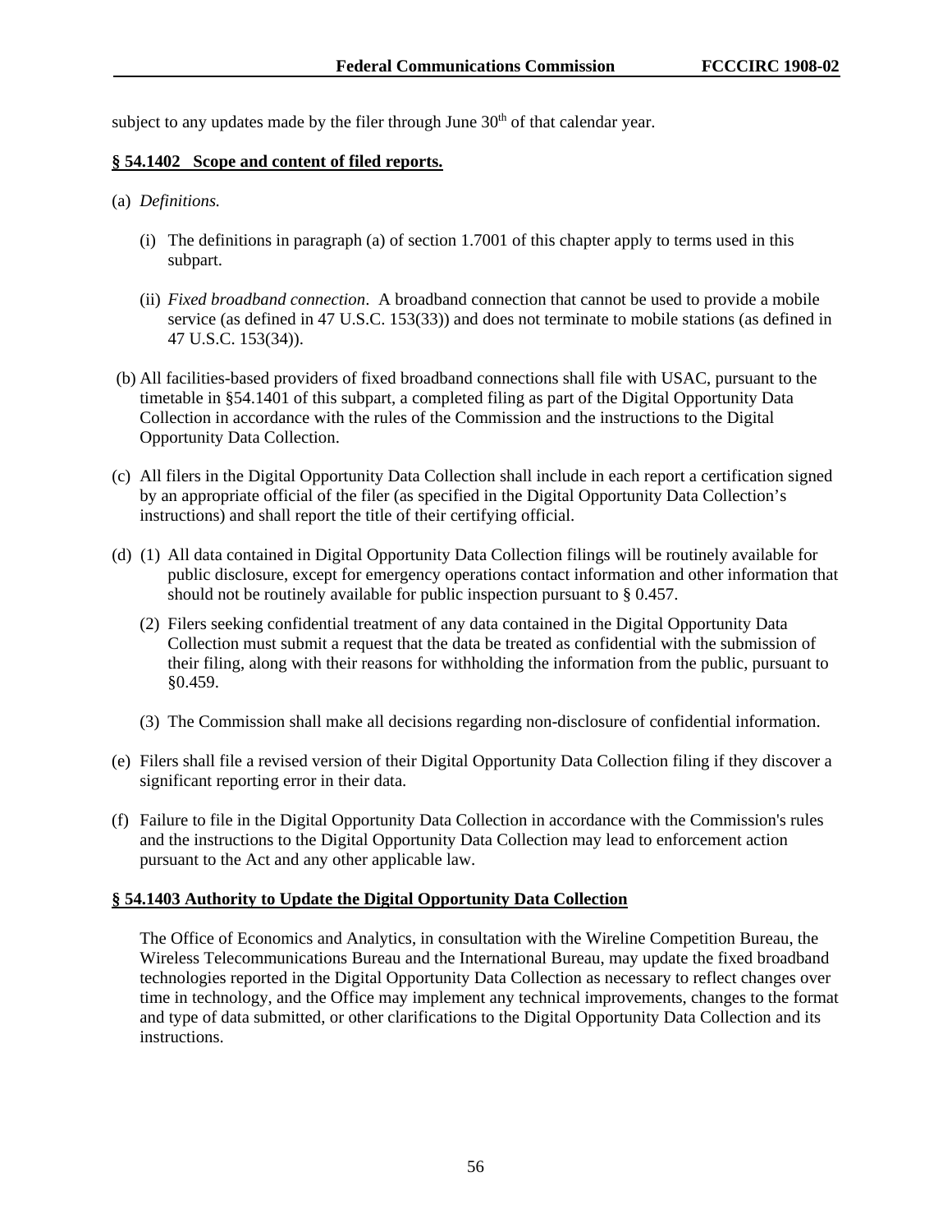subject to any updates made by the filer through June 30th of that calendar year.

**§ 54.1402 Scope and content of filed reports.**

(a) *Definitions.*

(i) The definitions in paragraph (a) of section 1.7001 of this chapter apply to terms used in this subpart.

(ii) *Fixed broadband connection*. A broadband connection that cannot be used to provide a mobile service (as defined in 47 U.S.C. 153(33)) and does not terminate to mobile stations (as defined in 47 U.S.C. 153(34)).

(b) All facilities-based providers of fixed broadband connections shall file with USAC, pursuant to the timetable in §54.1401 of this subpart, a completed filing as part of the Digital Opportunity Data Collection in accordance with the rules of the Commission and the instructions to the Digital Opportunity Data Collection.

(c) All filers in the Digital Opportunity Data Collection shall include in each report a certification signed by an appropriate official of the filer (as specified in the Digital Opportunity Data Collection's instructions) and shall report the title of their certifying official.

(d) (1) All data contained in Digital Opportunity Data Collection filings will be routinely available for public disclosure, except for emergency operations contact information and other information that should not be routinely available for public inspection pursuant to § 0.457.

(2) Filers seeking confidential treatment of any data contained in the Digital Opportunity Data Collection must submit a request that the data be treated as confidential with the submission of their filing, along with their reasons for withholding the information from the public, pursuant to §0.459.

(3) The Commission shall make all decisions regarding non-disclosure of confidential information.

(e) Filers shall file a revised version of their Digital Opportunity Data Collection filing if they discover a significant reporting error in their data.

(f) Failure to file in the Digital Opportunity Data Collection in accordance with the Commission's rules and the instructions to the Digital Opportunity Data Collection may lead to enforcement action pursuant to the Act and any other applicable law.

**§ 54.1403 Authority to Update the Digital Opportunity Data Collection**

The Office of Economics and Analytics, in consultation with the Wireline Competition Bureau, the Wireless Telecommunications Bureau and the International Bureau, may update the fixed broadband technologies reported in the Digital Opportunity Data Collection as necessary to reflect changes over time in technology, and the Office may implement any technical improvements, changes to the format and type of data submitted, or other clarifications to the Digital Opportunity Data Collection and its instructions.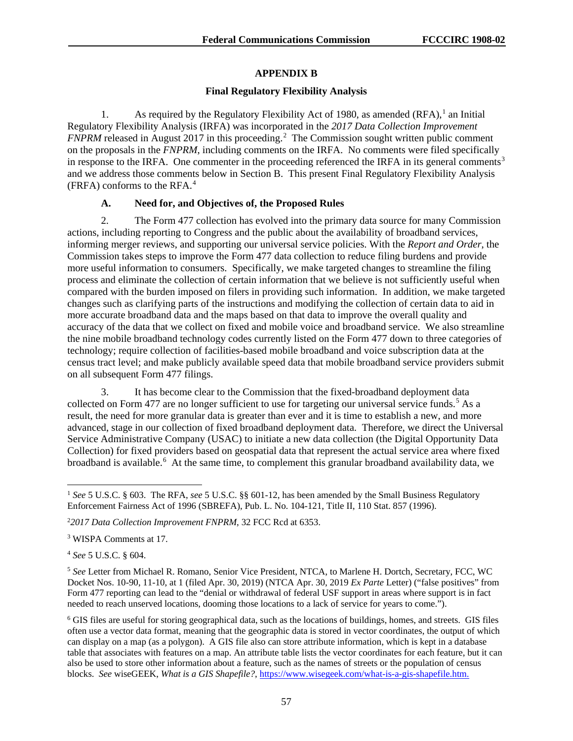## APPENDIX B

### Final Regulatory Flexibility Analysis

1. As required by the Regulatory Flexibility Act of 1980, as amended (RFA),[1] an Initial Regulatory Flexibility Analysis (IRFA) was incorporated in the *2017 Data Collection Improvement FNPRM* released in August 2017 in this proceeding.[2] The Commission sought written public comment on the proposals in the *FNPRM*, including comments on the IRFA. No comments were filed specifically in response to the IRFA. One commenter in the proceeding referenced the IRFA in its general comments[3] and we address those comments below in Section B. This present Final Regulatory Flexibility Analysis (FRFA) conforms to the RFA.[4]

#### A. Need for, and Objectives of, the Proposed Rules

2. The Form 477 collection has evolved into the primary data source for many Commission actions, including reporting to Congress and the public about the availability of broadband services, informing merger reviews, and supporting our universal service policies. With the *Report and Order*, the Commission takes steps to improve the Form 477 data collection to reduce filing burdens and provide more useful information to consumers. Specifically, we make targeted changes to streamline the filing process and eliminate the collection of certain information that we believe is not sufficiently useful when compared with the burden imposed on filers in providing such information. In addition, we make targeted changes such as clarifying parts of the instructions and modifying the collection of certain data to aid in more accurate broadband data and the maps based on that data to improve the overall quality and accuracy of the data that we collect on fixed and mobile voice and broadband service. We also streamline the nine mobile broadband technology codes currently listed on the Form 477 down to three categories of technology; require collection of facilities-based mobile broadband and voice subscription data at the census tract level; and make publicly available speed data that mobile broadband service providers submit on all subsequent Form 477 filings.

3. It has become clear to the Commission that the fixed-broadband deployment data collected on Form 477 are no longer sufficient to use for targeting our universal service funds.[5] As a result, the need for more granular data is greater than ever and it is time to establish a new, and more advanced, stage in our collection of fixed broadband deployment data. Therefore, we direct the Universal Service Administrative Company (USAC) to initiate a new data collection (the Digital Opportunity Data Collection) for fixed providers based on geospatial data that represent the actual service area where fixed broadband is available.[6] At the same time, to complement this granular broadband availability data, we

---

[1] *See* 5 U.S.C. § 603. The RFA, *see* 5 U.S.C. §§ 601-12, has been amended by the Small Business Regulatory Enforcement Fairness Act of 1996 (SBREFA), Pub. L. No. 104-121, Title II, 110 Stat. 857 (1996).

[2] *2017 Data Collection Improvement FNPRM*, 32 FCC Rcd at 6353.

[3] WISPA Comments at 17.

[4] *See* 5 U.S.C. § 604.

[5] *See* Letter from Michael R. Romano, Senior Vice President, NTCA, to Marlene H. Dortch, Secretary, FCC, WC Docket Nos. 10-90, 11-10, at 1 (filed Apr. 30, 2019) (NTCA Apr. 30, 2019 *Ex Parte* Letter) ("false positives" from Form 477 reporting can lead to the "denial or withdrawal of federal USF support in areas where support is in fact needed to reach unserved locations, dooming those locations to a lack of service for years to come.").

[6] GIS files are useful for storing geographical data, such as the locations of buildings, homes, and streets. GIS files often use a vector data format, meaning that the geographic data is stored in vector coordinates, the output of which can display on a map (as a polygon). A GIS file also can store attribute information, which is kept in a database table that associates with features on a map. An attribute table lists the vector coordinates for each feature, but it can also be used to store other information about a feature, such as the names of streets or the population of census blocks. *See* wiseGEEK, *What is a GIS Shapefile?*, https://www.wisegeek.com/what-is-a-gis-shapefile.htm.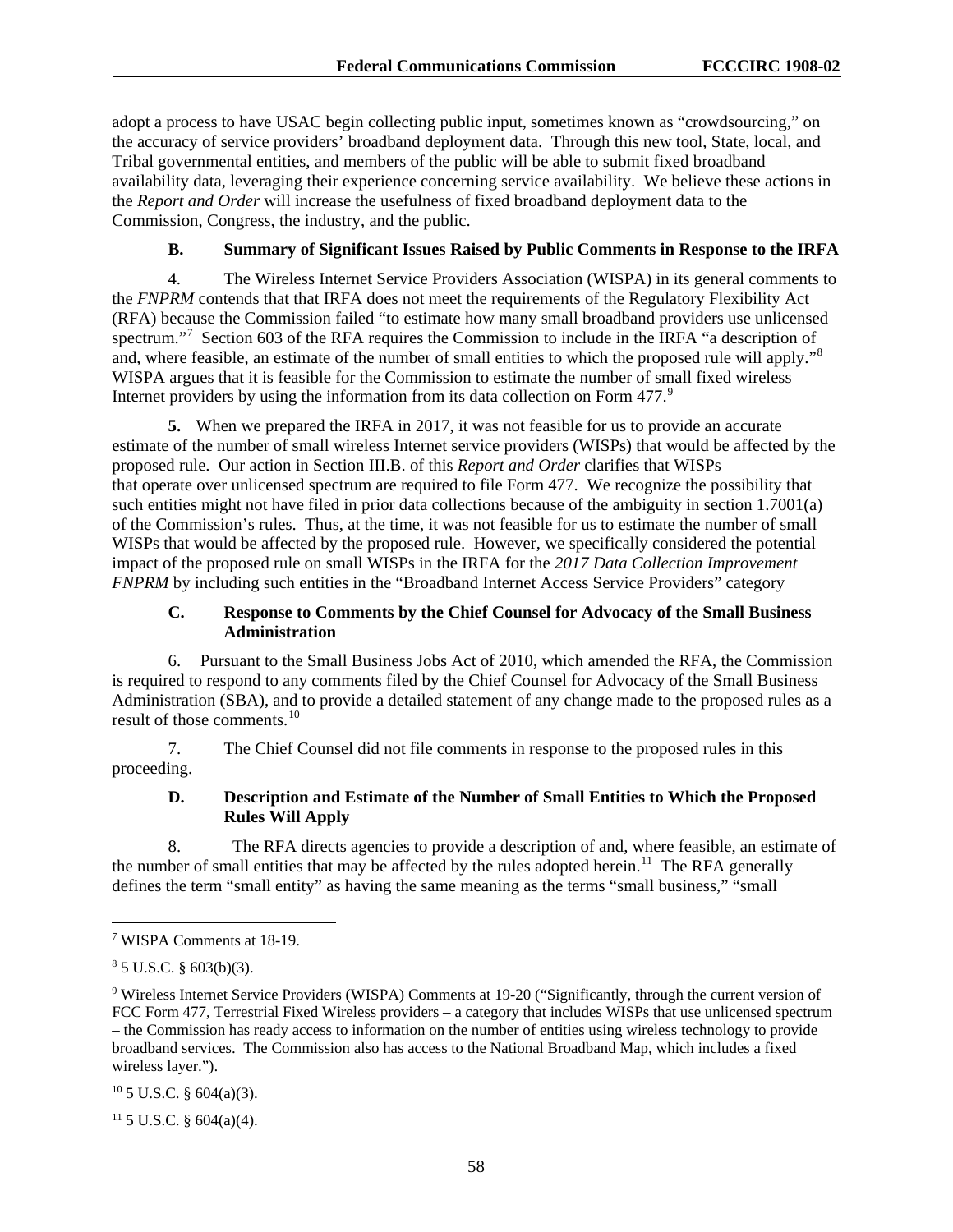adopt a process to have USAC begin collecting public input, sometimes known as "crowdsourcing," on the accuracy of service providers' broadband deployment data. Through this new tool, State, local, and Tribal governmental entities, and members of the public will be able to submit fixed broadband availability data, leveraging their experience concerning service availability. We believe these actions in the *Report and Order* will increase the usefulness of fixed broadband deployment data to the Commission, Congress, the industry, and the public.

### B. Summary of Significant Issues Raised by Public Comments in Response to the IRFA

4. The Wireless Internet Service Providers Association (WISPA) in its general comments to the *FNPRM* contends that that IRFA does not meet the requirements of the Regulatory Flexibility Act (RFA) because the Commission failed "to estimate how many small broadband providers use unlicensed spectrum."[7] Section 603 of the RFA requires the Commission to include in the IRFA "a description of and, where feasible, an estimate of the number of small entities to which the proposed rule will apply."[8] WISPA argues that it is feasible for the Commission to estimate the number of small fixed wireless Internet providers by using the information from its data collection on Form 477.[9]

**5.** When we prepared the IRFA in 2017, it was not feasible for us to provide an accurate estimate of the number of small wireless Internet service providers (WISPs) that would be affected by the proposed rule. Our action in Section III.B. of this *Report and Order* clarifies that WISPs that operate over unlicensed spectrum are required to file Form 477. We recognize the possibility that such entities might not have filed in prior data collections because of the ambiguity in section 1.7001(a) of the Commission's rules. Thus, at the time, it was not feasible for us to estimate the number of small WISPs that would be affected by the proposed rule. However, we specifically considered the potential impact of the proposed rule on small WISPs in the IRFA for the *2017 Data Collection Improvement FNPRM* by including such entities in the "Broadband Internet Access Service Providers" category

### C. Response to Comments by the Chief Counsel for Advocacy of the Small Business Administration

6. Pursuant to the Small Business Jobs Act of 2010, which amended the RFA, the Commission is required to respond to any comments filed by the Chief Counsel for Advocacy of the Small Business Administration (SBA), and to provide a detailed statement of any change made to the proposed rules as a result of those comments.[10]

7. The Chief Counsel did not file comments in response to the proposed rules in this proceeding.

### D. Description and Estimate of the Number of Small Entities to Which the Proposed Rules Will Apply

8. The RFA directs agencies to provide a description of and, where feasible, an estimate of the number of small entities that may be affected by the rules adopted herein.[11] The RFA generally defines the term "small entity" as having the same meaning as the terms "small business," "small

---

[7] WISPA Comments at 18-19.

[8] 5 U.S.C. § 603(b)(3).

[9] Wireless Internet Service Providers (WISPA) Comments at 19-20 ("Significantly, through the current version of FCC Form 477, Terrestrial Fixed Wireless providers – a category that includes WISPs that use unlicensed spectrum – the Commission has ready access to information on the number of entities using wireless technology to provide broadband services. The Commission also has access to the National Broadband Map, which includes a fixed wireless layer.").

[10] 5 U.S.C. § 604(a)(3).

[11] 5 U.S.C. § 604(a)(4).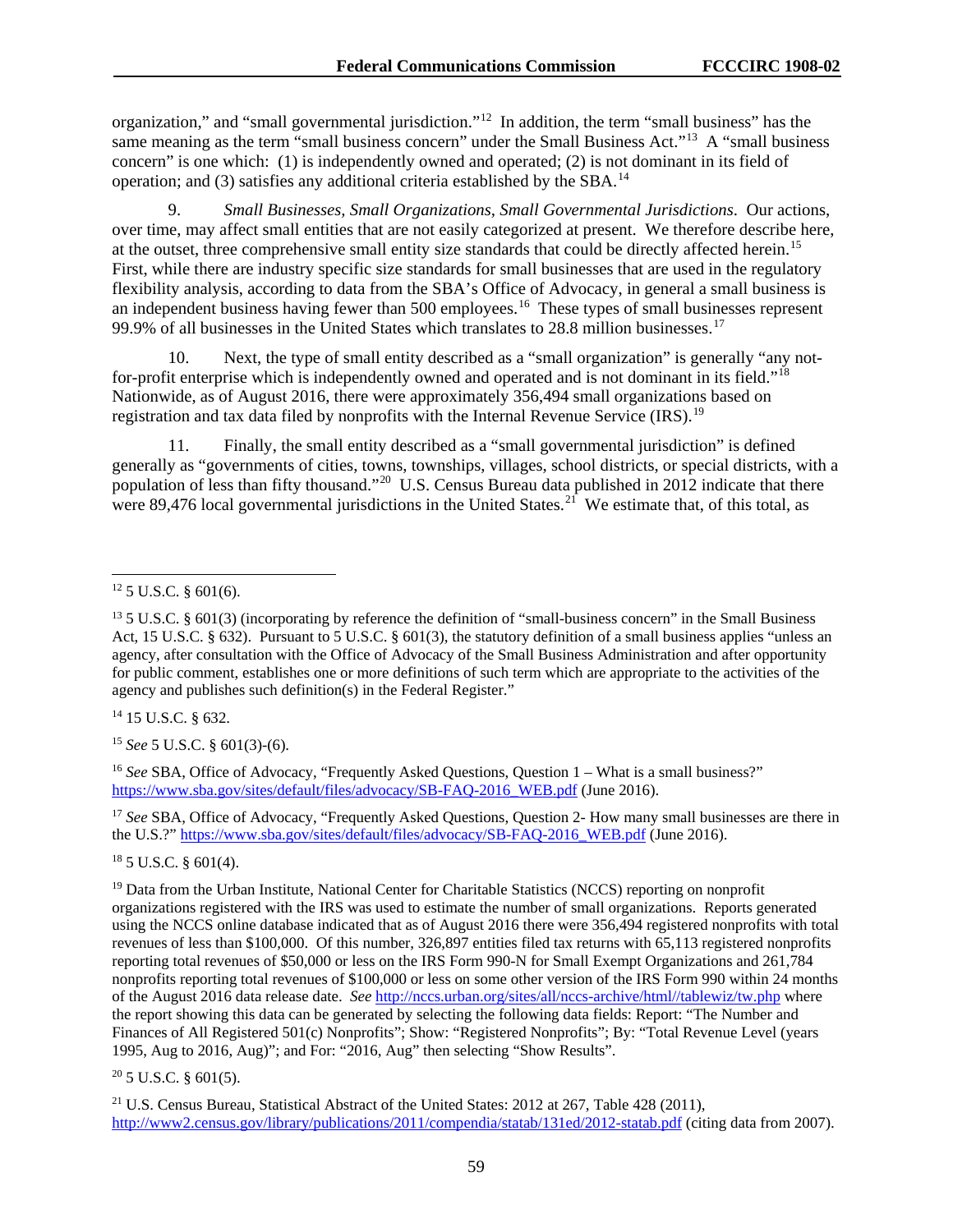organization," and "small governmental jurisdiction."[12] In addition, the term "small business" has the same meaning as the term "small business concern" under the Small Business Act."[13] A "small business concern" is one which: (1) is independently owned and operated; (2) is not dominant in its field of operation; and (3) satisfies any additional criteria established by the SBA.[14]

9. *Small Businesses, Small Organizations, Small Governmental Jurisdictions*. Our actions, over time, may affect small entities that are not easily categorized at present. We therefore describe here, at the outset, three comprehensive small entity size standards that could be directly affected herein.[15] First, while there are industry specific size standards for small businesses that are used in the regulatory flexibility analysis, according to data from the SBA's Office of Advocacy, in general a small business is an independent business having fewer than 500 employees.[16] These types of small businesses represent 99.9% of all businesses in the United States which translates to 28.8 million businesses.[17]

10. Next, the type of small entity described as a "small organization" is generally "any not-for-profit enterprise which is independently owned and operated and is not dominant in its field."[18] Nationwide, as of August 2016, there were approximately 356,494 small organizations based on registration and tax data filed by nonprofits with the Internal Revenue Service (IRS).[19]

11. Finally, the small entity described as a "small governmental jurisdiction" is defined generally as "governments of cities, towns, townships, villages, school districts, or special districts, with a population of less than fifty thousand."[20] U.S. Census Bureau data published in 2012 indicate that there were 89,476 local governmental jurisdictions in the United States.[21] We estimate that, of this total, as

---

[12] 5 U.S.C. § 601(6).

[13] 5 U.S.C. § 601(3) (incorporating by reference the definition of "small-business concern" in the Small Business Act, 15 U.S.C. § 632). Pursuant to 5 U.S.C. § 601(3), the statutory definition of a small business applies "unless an agency, after consultation with the Office of Advocacy of the Small Business Administration and after opportunity for public comment, establishes one or more definitions of such term which are appropriate to the activities of the agency and publishes such definition(s) in the Federal Register."

[14] 15 U.S.C. § 632.

[15] *See* 5 U.S.C. § 601(3)-(6).

[16] *See* SBA, Office of Advocacy, "Frequently Asked Questions, Question 1 – What is a small business?" https://www.sba.gov/sites/default/files/advocacy/SB-FAQ-2016_WEB.pdf (June 2016).

[17] *See* SBA, Office of Advocacy, "Frequently Asked Questions, Question 2- How many small businesses are there in the U.S.?" https://www.sba.gov/sites/default/files/advocacy/SB-FAQ-2016_WEB.pdf (June 2016).

[18] 5 U.S.C. § 601(4).

[19] Data from the Urban Institute, National Center for Charitable Statistics (NCCS) reporting on nonprofit organizations registered with the IRS was used to estimate the number of small organizations. Reports generated using the NCCS online database indicated that as of August 2016 there were 356,494 registered nonprofits with total revenues of less than $100,000. Of this number, 326,897 entities filed tax returns with 65,113 registered nonprofits reporting total revenues of $50,000 or less on the IRS Form 990-N for Small Exempt Organizations and 261,784 nonprofits reporting total revenues of $100,000 or less on some other version of the IRS Form 990 within 24 months of the August 2016 data release date. *See* http://nccs.urban.org/sites/all/nccs-archive/html//tablewiz/tw.php where the report showing this data can be generated by selecting the following data fields: Report: "The Number and Finances of All Registered 501(c) Nonprofits"; Show: "Registered Nonprofits"; By: "Total Revenue Level (years 1995, Aug to 2016, Aug)"; and For: "2016, Aug" then selecting "Show Results".

[20] 5 U.S.C. § 601(5).

[21] U.S. Census Bureau, Statistical Abstract of the United States: 2012 at 267, Table 428 (2011), http://www2.census.gov/library/publications/2011/compendia/statab/131ed/2012-statab.pdf (citing data from 2007).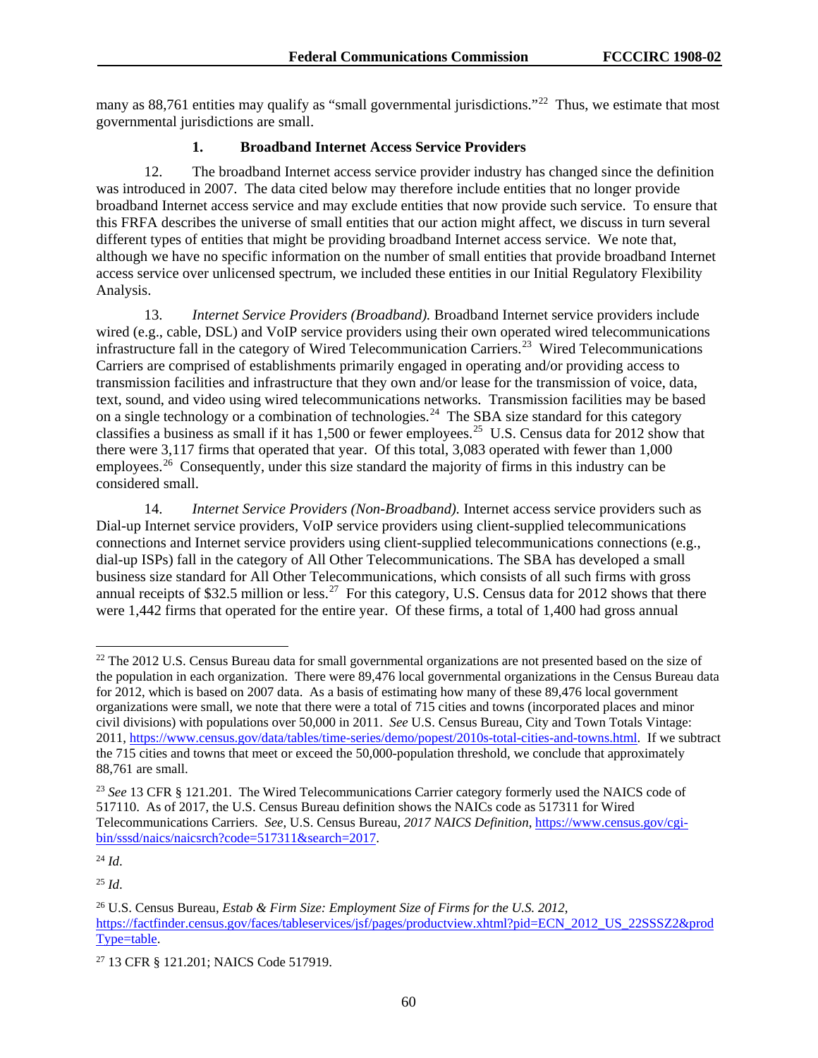many as 88,761 entities may qualify as "small governmental jurisdictions."[22] Thus, we estimate that most governmental jurisdictions are small.

### 1. Broadband Internet Access Service Providers

12. The broadband Internet access service provider industry has changed since the definition was introduced in 2007. The data cited below may therefore include entities that no longer provide broadband Internet access service and may exclude entities that now provide such service. To ensure that this FRFA describes the universe of small entities that our action might affect, we discuss in turn several different types of entities that might be providing broadband Internet access service. We note that, although we have no specific information on the number of small entities that provide broadband Internet access service over unlicensed spectrum, we included these entities in our Initial Regulatory Flexibility Analysis.

13. *Internet Service Providers (Broadband).* Broadband Internet service providers include wired (e.g., cable, DSL) and VoIP service providers using their own operated wired telecommunications infrastructure fall in the category of Wired Telecommunication Carriers.[23] Wired Telecommunications Carriers are comprised of establishments primarily engaged in operating and/or providing access to transmission facilities and infrastructure that they own and/or lease for the transmission of voice, data, text, sound, and video using wired telecommunications networks. Transmission facilities may be based on a single technology or a combination of technologies.[24] The SBA size standard for this category classifies a business as small if it has 1,500 or fewer employees.[25] U.S. Census data for 2012 show that there were 3,117 firms that operated that year. Of this total, 3,083 operated with fewer than 1,000 employees.[26] Consequently, under this size standard the majority of firms in this industry can be considered small.

14. *Internet Service Providers (Non-Broadband).* Internet access service providers such as Dial-up Internet service providers, VoIP service providers using client-supplied telecommunications connections and Internet service providers using client-supplied telecommunications connections (e.g., dial-up ISPs) fall in the category of All Other Telecommunications. The SBA has developed a small business size standard for All Other Telecommunications, which consists of all such firms with gross annual receipts of $32.5 million or less.[27] For this category, U.S. Census data for 2012 shows that there were 1,442 firms that operated for the entire year. Of these firms, a total of 1,400 had gross annual

---

[22] The 2012 U.S. Census Bureau data for small governmental organizations are not presented based on the size of the population in each organization. There were 89,476 local governmental organizations in the Census Bureau data for 2012, which is based on 2007 data. As a basis of estimating how many of these 89,476 local government organizations were small, we note that there were a total of 715 cities and towns (incorporated places and minor civil divisions) with populations over 50,000 in 2011. *See* U.S. Census Bureau, City and Town Totals Vintage: 2011, https://www.census.gov/data/tables/time-series/demo/popest/2010s-total-cities-and-towns.html. If we subtract the 715 cities and towns that meet or exceed the 50,000-population threshold, we conclude that approximately 88,761 are small.

[23] *See* 13 CFR § 121.201. The Wired Telecommunications Carrier category formerly used the NAICS code of 517110. As of 2017, the U.S. Census Bureau definition shows the NAICs code as 517311 for Wired Telecommunications Carriers. *See*, U.S. Census Bureau, *2017 NAICS Definition*, https://www.census.gov/cgi-bin/sssd/naics/naicsrch?code=517311&search=2017.

[24] *Id*.

[25] *Id*.

[26] U.S. Census Bureau, *Estab & Firm Size: Employment Size of Firms for the U.S. 2012*, https://factfinder.census.gov/faces/tableservices/jsf/pages/productview.xhtml?pid=ECN_2012_US_22SSSZ2&prodType=table.

[27] 13 CFR § 121.201; NAICS Code 517919.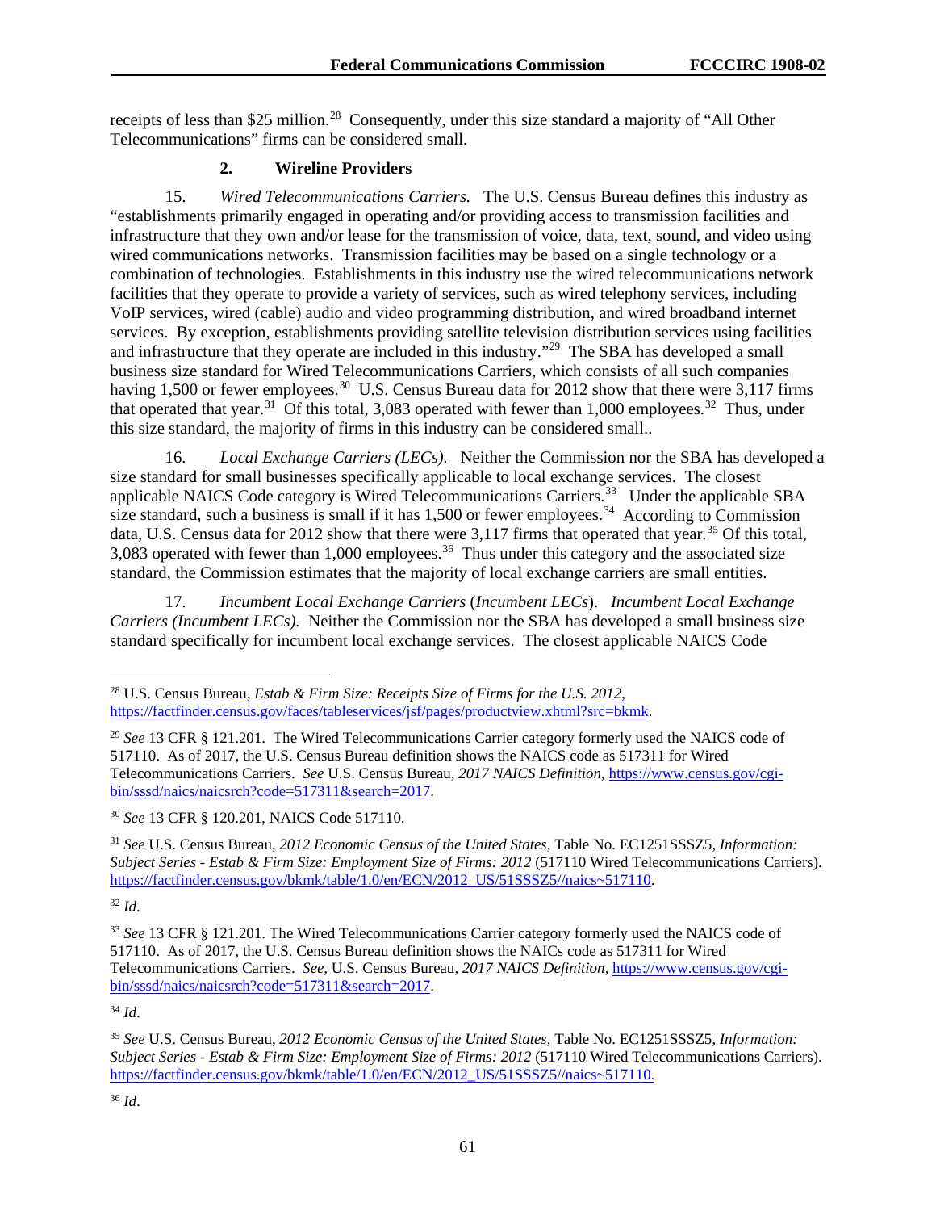receipts of less than $25 million.[28] Consequently, under this size standard a majority of "All Other Telecommunications" firms can be considered small.

### 2. Wireline Providers

15. *Wired Telecommunications Carriers.* The U.S. Census Bureau defines this industry as "establishments primarily engaged in operating and/or providing access to transmission facilities and infrastructure that they own and/or lease for the transmission of voice, data, text, sound, and video using wired communications networks. Transmission facilities may be based on a single technology or a combination of technologies. Establishments in this industry use the wired telecommunications network facilities that they operate to provide a variety of services, such as wired telephony services, including VoIP services, wired (cable) audio and video programming distribution, and wired broadband internet services. By exception, establishments providing satellite television distribution services using facilities and infrastructure that they operate are included in this industry."[29] The SBA has developed a small business size standard for Wired Telecommunications Carriers, which consists of all such companies having 1,500 or fewer employees.[30] U.S. Census Bureau data for 2012 show that there were 3,117 firms that operated that year.[31] Of this total, 3,083 operated with fewer than 1,000 employees.[32] Thus, under this size standard, the majority of firms in this industry can be considered small..

16. *Local Exchange Carriers (LECs).* Neither the Commission nor the SBA has developed a size standard for small businesses specifically applicable to local exchange services. The closest applicable NAICS Code category is Wired Telecommunications Carriers.[33] Under the applicable SBA size standard, such a business is small if it has 1,500 or fewer employees.[34] According to Commission data, U.S. Census data for 2012 show that there were 3,117 firms that operated that year.[35] Of this total, 3,083 operated with fewer than 1,000 employees.[36] Thus under this category and the associated size standard, the Commission estimates that the majority of local exchange carriers are small entities.

17. *Incumbent Local Exchange Carriers* (*Incumbent LECs*). *Incumbent Local Exchange Carriers (Incumbent LECs).* Neither the Commission nor the SBA has developed a small business size standard specifically for incumbent local exchange services. The closest applicable NAICS Code

---

[28] U.S. Census Bureau, *Estab & Firm Size: Receipts Size of Firms for the U.S. 2012*, https://factfinder.census.gov/faces/tableservices/jsf/pages/productview.xhtml?src=bkmk.

[29] *See* 13 CFR § 121.201. The Wired Telecommunications Carrier category formerly used the NAICS code of 517110. As of 2017, the U.S. Census Bureau definition shows the NAICS code as 517311 for Wired Telecommunications Carriers. *See* U.S. Census Bureau, *2017 NAICS Definition*, https://www.census.gov/cgi-bin/sssd/naics/naicsrch?code=517311&search=2017.

[30] *See* 13 CFR § 120.201, NAICS Code 517110.

[31] *See* U.S. Census Bureau, *2012 Economic Census of the United States*, Table No. EC1251SSSZ5, *Information: Subject Series - Estab & Firm Size: Employment Size of Firms: 2012* (517110 Wired Telecommunications Carriers). https://factfinder.census.gov/bkmk/table/1.0/en/ECN/2012_US/51SSSZ5//naics~517110.

[32] *Id*.

[33] *See* 13 CFR § 121.201. The Wired Telecommunications Carrier category formerly used the NAICS code of 517110. As of 2017, the U.S. Census Bureau definition shows the NAICs code as 517311 for Wired Telecommunications Carriers. *See*, U.S. Census Bureau, *2017 NAICS Definition*, https://www.census.gov/cgi-bin/sssd/naics/naicsrch?code=517311&search=2017.

[34] *Id*.

[35] *See* U.S. Census Bureau, *2012 Economic Census of the United States*, Table No. EC1251SSSZ5, *Information: Subject Series - Estab & Firm Size: Employment Size of Firms: 2012* (517110 Wired Telecommunications Carriers). https://factfinder.census.gov/bkmk/table/1.0/en/ECN/2012_US/51SSSZ5//naics~517110.

[36] *Id*.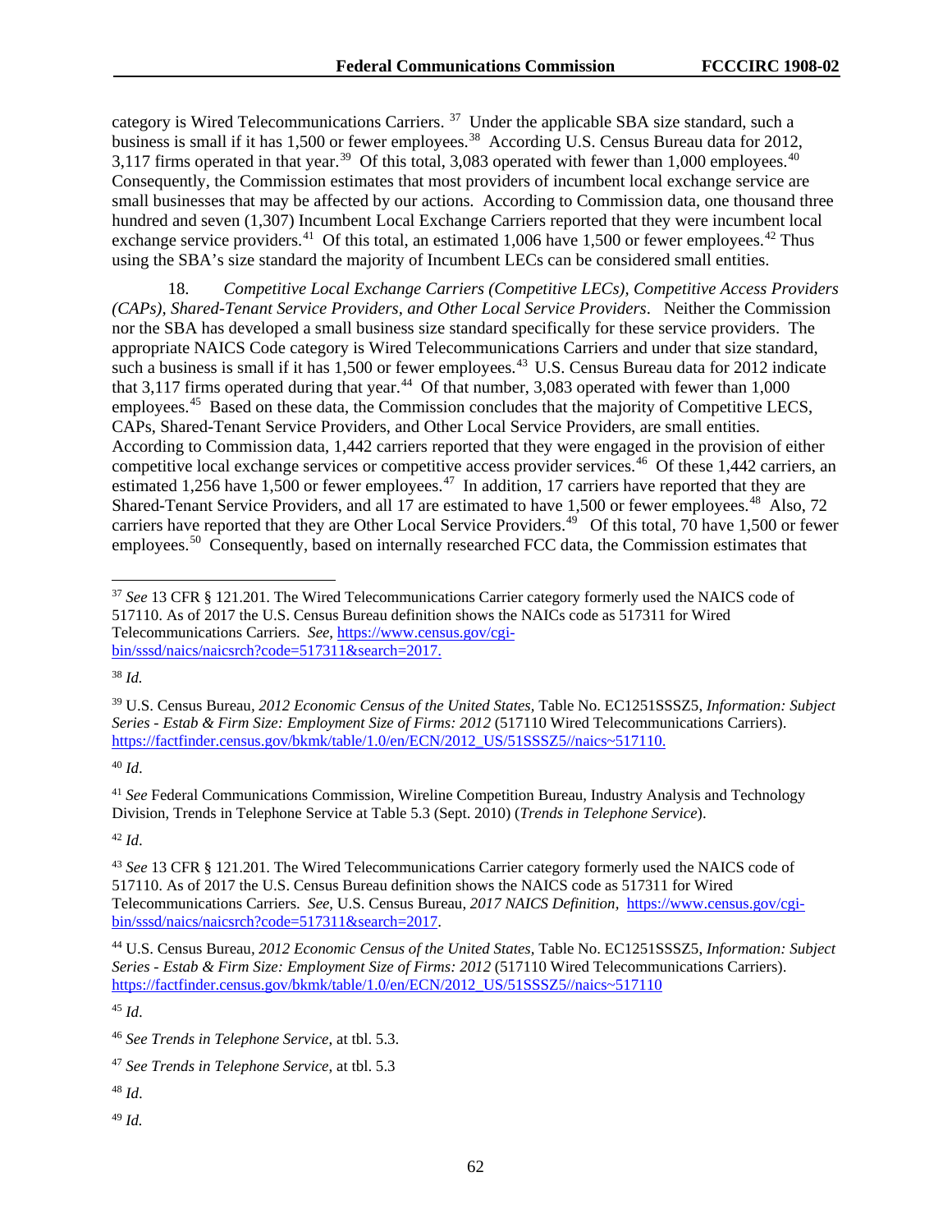category is Wired Telecommunications Carriers. [37] Under the applicable SBA size standard, such a business is small if it has 1,500 or fewer employees.[38] According U.S. Census Bureau data for 2012, 3,117 firms operated in that year.[39] Of this total, 3,083 operated with fewer than 1,000 employees.[40] Consequently, the Commission estimates that most providers of incumbent local exchange service are small businesses that may be affected by our actions. According to Commission data, one thousand three hundred and seven (1,307) Incumbent Local Exchange Carriers reported that they were incumbent local exchange service providers.[41] Of this total, an estimated 1,006 have 1,500 or fewer employees.[42] Thus using the SBA's size standard the majority of Incumbent LECs can be considered small entities.

18. *Competitive Local Exchange Carriers (Competitive LECs), Competitive Access Providers (CAPs), Shared-Tenant Service Providers, and Other Local Service Providers*. Neither the Commission nor the SBA has developed a small business size standard specifically for these service providers. The appropriate NAICS Code category is Wired Telecommunications Carriers and under that size standard, such a business is small if it has 1,500 or fewer employees.[43] U.S. Census Bureau data for 2012 indicate that 3,117 firms operated during that year.[44] Of that number, 3,083 operated with fewer than 1,000 employees.[45] Based on these data, the Commission concludes that the majority of Competitive LECS, CAPs, Shared-Tenant Service Providers, and Other Local Service Providers, are small entities. According to Commission data, 1,442 carriers reported that they were engaged in the provision of either competitive local exchange services or competitive access provider services.[46] Of these 1,442 carriers, an estimated 1,256 have 1,500 or fewer employees.[47] In addition, 17 carriers have reported that they are Shared-Tenant Service Providers, and all 17 are estimated to have 1,500 or fewer employees.[48] Also, 72 carriers have reported that they are Other Local Service Providers.[49] Of this total, 70 have 1,500 or fewer employees.[50] Consequently, based on internally researched FCC data, the Commission estimates that

---

[37] *See* 13 CFR § 121.201. The Wired Telecommunications Carrier category formerly used the NAICS code of 517110. As of 2017 the U.S. Census Bureau definition shows the NAICs code as 517311 for Wired Telecommunications Carriers. *See*, https://www.census.gov/cgi-bin/sssd/naics/naicsrch?code=517311&search=2017.

[38] *Id.*

[39] U.S. Census Bureau, *2012 Economic Census of the United States,* Table No. EC1251SSSZ5, *Information: Subject Series - Estab & Firm Size: Employment Size of Firms: 2012* (517110 Wired Telecommunications Carriers). https://factfinder.census.gov/bkmk/table/1.0/en/ECN/2012_US/51SSSZ5//naics~517110.

[40] *Id*.

[41] *See* Federal Communications Commission, Wireline Competition Bureau, Industry Analysis and Technology Division, Trends in Telephone Service at Table 5.3 (Sept. 2010) (*Trends in Telephone Service*).

[42] *Id*.

[43] *See* 13 CFR § 121.201. The Wired Telecommunications Carrier category formerly used the NAICS code of 517110. As of 2017 the U.S. Census Bureau definition shows the NAICS code as 517311 for Wired Telecommunications Carriers. *See*, U.S. Census Bureau, *2017 NAICS Definition*, https://www.census.gov/cgi-bin/sssd/naics/naicsrch?code=517311&search=2017.

[44] U.S. Census Bureau, *2012 Economic Census of the United States,* Table No. EC1251SSSZ5, *Information: Subject Series - Estab & Firm Size: Employment Size of Firms: 2012* (517110 Wired Telecommunications Carriers). https://factfinder.census.gov/bkmk/table/1.0/en/ECN/2012_US/51SSSZ5//naics~517110

[45] *Id*.

[46] *See Trends in Telephone Service*, at tbl. 5.3.

[47] *See Trends in Telephone Service*, at tbl. 5.3

[48] *Id*.

[49] *Id.*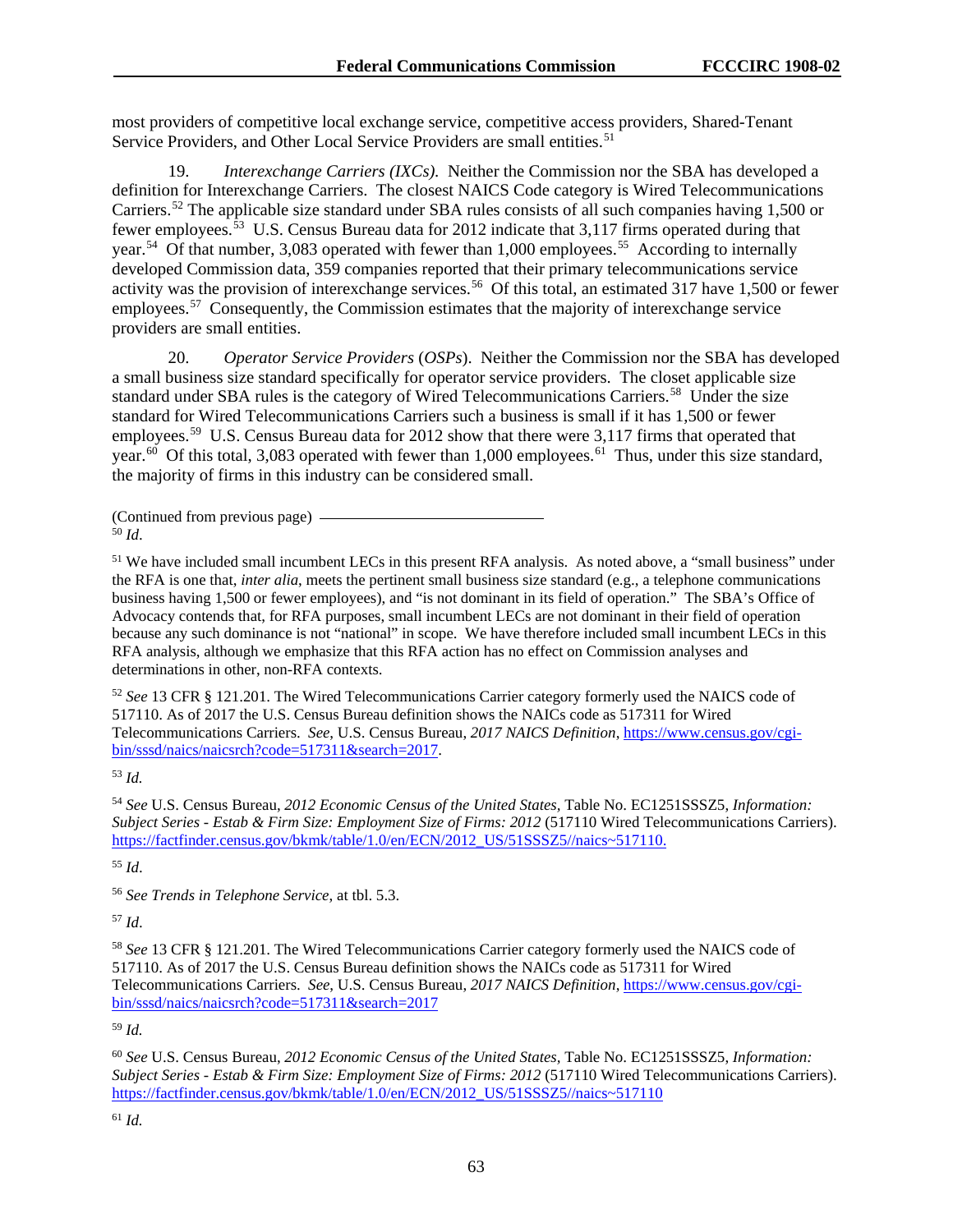most providers of competitive local exchange service, competitive access providers, Shared-Tenant Service Providers, and Other Local Service Providers are small entities.[51]

19. *Interexchange Carriers (IXCs).* Neither the Commission nor the SBA has developed a definition for Interexchange Carriers. The closest NAICS Code category is Wired Telecommunications Carriers.[52] The applicable size standard under SBA rules consists of all such companies having 1,500 or fewer employees.[53] U.S. Census Bureau data for 2012 indicate that 3,117 firms operated during that year.[54] Of that number, 3,083 operated with fewer than 1,000 employees.[55] According to internally developed Commission data, 359 companies reported that their primary telecommunications service activity was the provision of interexchange services.[56] Of this total, an estimated 317 have 1,500 or fewer employees.[57] Consequently, the Commission estimates that the majority of interexchange service providers are small entities.

20. *Operator Service Providers* (*OSPs*). Neither the Commission nor the SBA has developed a small business size standard specifically for operator service providers. The closet applicable size standard under SBA rules is the category of Wired Telecommunications Carriers.[58] Under the size standard for Wired Telecommunications Carriers such a business is small if it has 1,500 or fewer employees.[59] U.S. Census Bureau data for 2012 show that there were 3,117 firms that operated that year.[60] Of this total, 3,083 operated with fewer than 1,000 employees.[61] Thus, under this size standard, the majority of firms in this industry can be considered small.

(Continued from previous page)

[50] *Id*.

[51] We have included small incumbent LECs in this present RFA analysis. As noted above, a "small business" under the RFA is one that, *inter alia*, meets the pertinent small business size standard (e.g., a telephone communications business having 1,500 or fewer employees), and "is not dominant in its field of operation." The SBA's Office of Advocacy contends that, for RFA purposes, small incumbent LECs are not dominant in their field of operation because any such dominance is not "national" in scope. We have therefore included small incumbent LECs in this RFA analysis, although we emphasize that this RFA action has no effect on Commission analyses and determinations in other, non-RFA contexts.

[52] *See* 13 CFR § 121.201. The Wired Telecommunications Carrier category formerly used the NAICS code of 517110. As of 2017 the U.S. Census Bureau definition shows the NAICs code as 517311 for Wired Telecommunications Carriers. *See*, U.S. Census Bureau, *2017 NAICS Definition*, https://www.census.gov/cgi-bin/sssd/naics/naicsrch?code=517311&search=2017.

[53] *Id.*

[54] *See* U.S. Census Bureau, *2012 Economic Census of the United States*, Table No. EC1251SSSZ5, *Information: Subject Series - Estab & Firm Size: Employment Size of Firms: 2012* (517110 Wired Telecommunications Carriers). https://factfinder.census.gov/bkmk/table/1.0/en/ECN/2012_US/51SSSZ5//naics~517110.

[55] *Id*.

[56] *See Trends in Telephone Service*, at tbl. 5.3.

[57] *Id*.

[58] *See* 13 CFR § 121.201. The Wired Telecommunications Carrier category formerly used the NAICS code of 517110. As of 2017 the U.S. Census Bureau definition shows the NAICs code as 517311 for Wired Telecommunications Carriers. *See*, U.S. Census Bureau, *2017 NAICS Definition*, https://www.census.gov/cgi-bin/sssd/naics/naicsrch?code=517311&search=2017

[59] *Id.*

[60] *See* U.S. Census Bureau, *2012 Economic Census of the United States*, Table No. EC1251SSSZ5, *Information: Subject Series - Estab & Firm Size: Employment Size of Firms: 2012* (517110 Wired Telecommunications Carriers). https://factfinder.census.gov/bkmk/table/1.0/en/ECN/2012_US/51SSSZ5//naics~517110

[61] *Id.*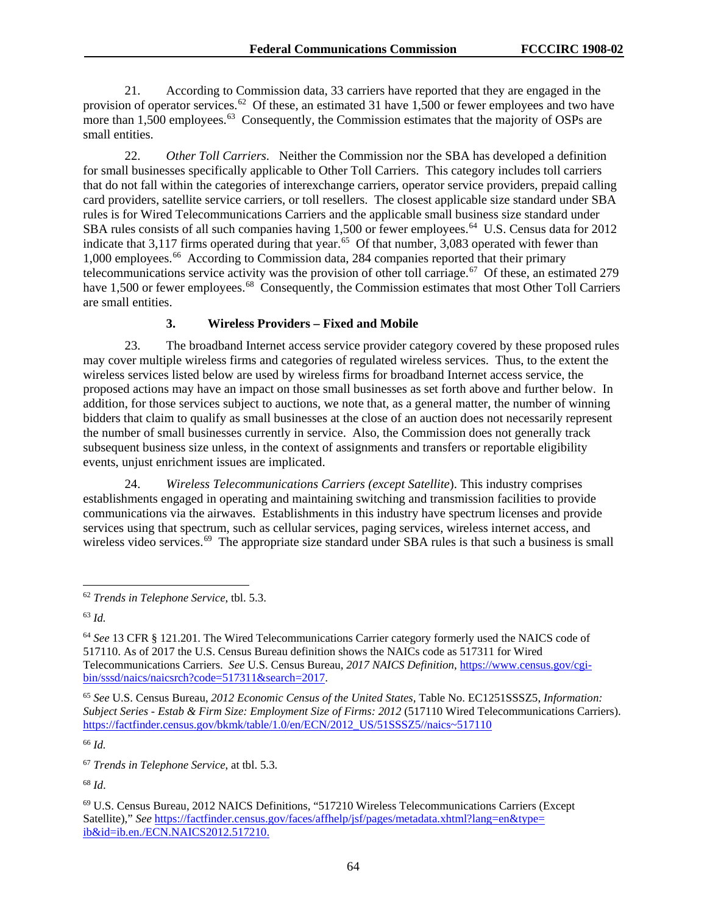21. According to Commission data, 33 carriers have reported that they are engaged in the provision of operator services.[62] Of these, an estimated 31 have 1,500 or fewer employees and two have more than 1,500 employees.[63] Consequently, the Commission estimates that the majority of OSPs are small entities.

22. *Other Toll Carriers*. Neither the Commission nor the SBA has developed a definition for small businesses specifically applicable to Other Toll Carriers. This category includes toll carriers that do not fall within the categories of interexchange carriers, operator service providers, prepaid calling card providers, satellite service carriers, or toll resellers. The closest applicable size standard under SBA rules is for Wired Telecommunications Carriers and the applicable small business size standard under SBA rules consists of all such companies having 1,500 or fewer employees.[64] U.S. Census data for 2012 indicate that 3,117 firms operated during that year.[65] Of that number, 3,083 operated with fewer than 1,000 employees.[66] According to Commission data, 284 companies reported that their primary telecommunications service activity was the provision of other toll carriage.[67] Of these, an estimated 279 have 1,500 or fewer employees.[68] Consequently, the Commission estimates that most Other Toll Carriers are small entities.

### 3. Wireless Providers – Fixed and Mobile

23. The broadband Internet access service provider category covered by these proposed rules may cover multiple wireless firms and categories of regulated wireless services. Thus, to the extent the wireless services listed below are used by wireless firms for broadband Internet access service, the proposed actions may have an impact on those small businesses as set forth above and further below. In addition, for those services subject to auctions, we note that, as a general matter, the number of winning bidders that claim to qualify as small businesses at the close of an auction does not necessarily represent the number of small businesses currently in service. Also, the Commission does not generally track subsequent business size unless, in the context of assignments and transfers or reportable eligibility events, unjust enrichment issues are implicated.

24. *Wireless Telecommunications Carriers (except Satellite*). This industry comprises establishments engaged in operating and maintaining switching and transmission facilities to provide communications via the airwaves. Establishments in this industry have spectrum licenses and provide services using that spectrum, such as cellular services, paging services, wireless internet access, and wireless video services.[69] The appropriate size standard under SBA rules is that such a business is small

---

[62] *Trends in Telephone Service*, tbl. 5.3.

[63] *Id.*

[64] *See* 13 CFR § 121.201. The Wired Telecommunications Carrier category formerly used the NAICS code of 517110. As of 2017 the U.S. Census Bureau definition shows the NAICs code as 517311 for Wired Telecommunications Carriers. *See* U.S. Census Bureau, *2017 NAICS Definition*, https://www.census.gov/cgi-bin/sssd/naics/naicsrch?code=517311&search=2017.

[65] *See* U.S. Census Bureau, *2012 Economic Census of the United States*, Table No. EC1251SSSZ5, *Information: Subject Series - Estab & Firm Size: Employment Size of Firms: 2012* (517110 Wired Telecommunications Carriers). https://factfinder.census.gov/bkmk/table/1.0/en/ECN/2012_US/51SSSZ5//naics~517110

[66] *Id.*

[67] *Trends in Telephone Service*, at tbl. 5.3.

[68] *Id*.

[69] U.S. Census Bureau, 2012 NAICS Definitions, "517210 Wireless Telecommunications Carriers (Except Satellite)," *See* https://factfinder.census.gov/faces/affhelp/jsf/pages/metadata.xhtml?lang=en&type=ib&id=ib.en./ECN.NAICS2012.517210.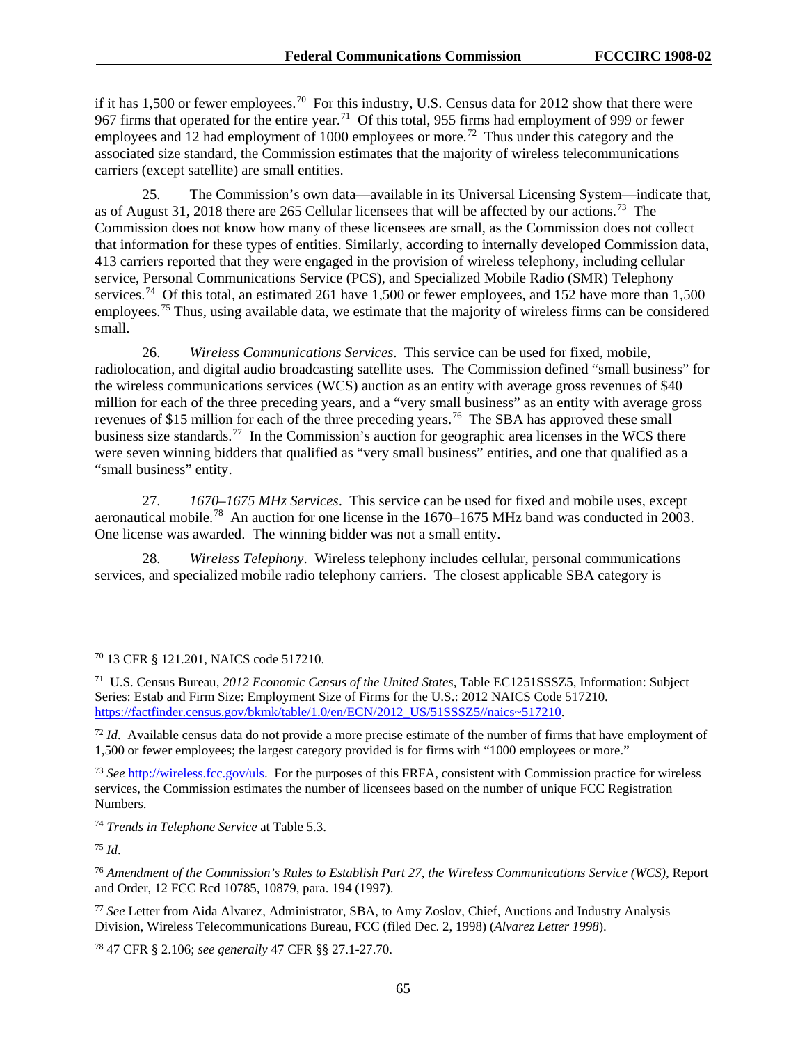if it has 1,500 or fewer employees.[70] For this industry, U.S. Census data for 2012 show that there were 967 firms that operated for the entire year.[71] Of this total, 955 firms had employment of 999 or fewer employees and 12 had employment of 1000 employees or more.[72] Thus under this category and the associated size standard, the Commission estimates that the majority of wireless telecommunications carriers (except satellite) are small entities.

25. The Commission's own data—available in its Universal Licensing System—indicate that, as of August 31, 2018 there are 265 Cellular licensees that will be affected by our actions.[73] The Commission does not know how many of these licensees are small, as the Commission does not collect that information for these types of entities. Similarly, according to internally developed Commission data, 413 carriers reported that they were engaged in the provision of wireless telephony, including cellular service, Personal Communications Service (PCS), and Specialized Mobile Radio (SMR) Telephony services.[74] Of this total, an estimated 261 have 1,500 or fewer employees, and 152 have more than 1,500 employees.[75] Thus, using available data, we estimate that the majority of wireless firms can be considered small.

26. *Wireless Communications Services*. This service can be used for fixed, mobile, radiolocation, and digital audio broadcasting satellite uses. The Commission defined "small business" for the wireless communications services (WCS) auction as an entity with average gross revenues of $40 million for each of the three preceding years, and a "very small business" as an entity with average gross revenues of $15 million for each of the three preceding years.[76] The SBA has approved these small business size standards.[77] In the Commission's auction for geographic area licenses in the WCS there were seven winning bidders that qualified as "very small business" entities, and one that qualified as a "small business" entity.

27. *1670–1675 MHz Services*. This service can be used for fixed and mobile uses, except aeronautical mobile.[78] An auction for one license in the 1670–1675 MHz band was conducted in 2003. One license was awarded. The winning bidder was not a small entity.

28. *Wireless Telephony*. Wireless telephony includes cellular, personal communications services, and specialized mobile radio telephony carriers. The closest applicable SBA category is

---

[70] 13 CFR § 121.201, NAICS code 517210.

[71] U.S. Census Bureau, *2012 Economic Census of the United States*, Table EC1251SSSZ5, Information: Subject Series: Estab and Firm Size: Employment Size of Firms for the U.S.: 2012 NAICS Code 517210. https://factfinder.census.gov/bkmk/table/1.0/en/ECN/2012_US/51SSSZ5//naics~517210.

[72] *Id*. Available census data do not provide a more precise estimate of the number of firms that have employment of 1,500 or fewer employees; the largest category provided is for firms with "1000 employees or more."

[73] *See* http://wireless.fcc.gov/uls. For the purposes of this FRFA, consistent with Commission practice for wireless services, the Commission estimates the number of licensees based on the number of unique FCC Registration Numbers.

[74] *Trends in Telephone Service* at Table 5.3.

[75] *Id*.

[76] *Amendment of the Commission's Rules to Establish Part 27, the Wireless Communications Service (WCS)*, Report and Order, 12 FCC Rcd 10785, 10879, para. 194 (1997).

[77] *See* Letter from Aida Alvarez, Administrator, SBA, to Amy Zoslov, Chief, Auctions and Industry Analysis Division, Wireless Telecommunications Bureau, FCC (filed Dec. 2, 1998) (*Alvarez Letter 1998*).

[78] 47 CFR § 2.106; *see generally* 47 CFR §§ 27.1-27.70.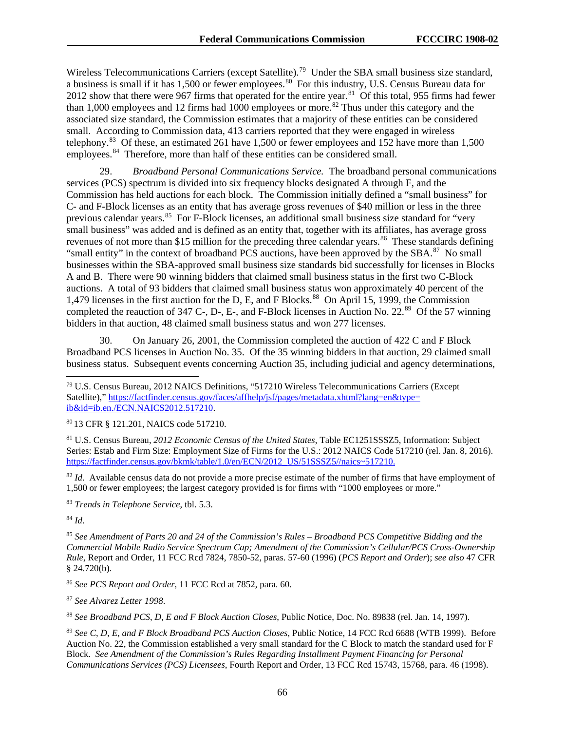Wireless Telecommunications Carriers (except Satellite).[79] Under the SBA small business size standard, a business is small if it has 1,500 or fewer employees.[80] For this industry, U.S. Census Bureau data for 2012 show that there were 967 firms that operated for the entire year.[81] Of this total, 955 firms had fewer than 1,000 employees and 12 firms had 1000 employees or more.[82] Thus under this category and the associated size standard, the Commission estimates that a majority of these entities can be considered small. According to Commission data, 413 carriers reported that they were engaged in wireless telephony.[83] Of these, an estimated 261 have 1,500 or fewer employees and 152 have more than 1,500 employees.[84] Therefore, more than half of these entities can be considered small.

29. *Broadband Personal Communications Service.* The broadband personal communications services (PCS) spectrum is divided into six frequency blocks designated A through F, and the Commission has held auctions for each block. The Commission initially defined a "small business" for C- and F-Block licenses as an entity that has average gross revenues of $40 million or less in the three previous calendar years.[85] For F-Block licenses, an additional small business size standard for "very small business" was added and is defined as an entity that, together with its affiliates, has average gross revenues of not more than $15 million for the preceding three calendar years.[86] These standards defining "small entity" in the context of broadband PCS auctions, have been approved by the SBA.[87] No small businesses within the SBA-approved small business size standards bid successfully for licenses in Blocks A and B. There were 90 winning bidders that claimed small business status in the first two C-Block auctions. A total of 93 bidders that claimed small business status won approximately 40 percent of the 1,479 licenses in the first auction for the D, E, and F Blocks.[88] On April 15, 1999, the Commission completed the reauction of 347 C-, D-, E-, and F-Block licenses in Auction No. 22.[89] Of the 57 winning bidders in that auction, 48 claimed small business status and won 277 licenses.

30. On January 26, 2001, the Commission completed the auction of 422 C and F Block Broadband PCS licenses in Auction No. 35. Of the 35 winning bidders in that auction, 29 claimed small business status. Subsequent events concerning Auction 35, including judicial and agency determinations,

---

[79] U.S. Census Bureau, 2012 NAICS Definitions, "517210 Wireless Telecommunications Carriers (Except Satellite)," https://factfinder.census.gov/faces/affhelp/jsf/pages/metadata.xhtml?lang=en&type=ib&id=ib.en./ECN.NAICS2012.517210.

[80] 13 CFR § 121.201, NAICS code 517210.

[81] U.S. Census Bureau, *2012 Economic Census of the United States*, Table EC1251SSSZ5, Information: Subject Series: Estab and Firm Size: Employment Size of Firms for the U.S.: 2012 NAICS Code 517210 (rel. Jan. 8, 2016). https://factfinder.census.gov/bkmk/table/1.0/en/ECN/2012_US/51SSSZ5//naics~517210.

[82] *Id*. Available census data do not provide a more precise estimate of the number of firms that have employment of 1,500 or fewer employees; the largest category provided is for firms with "1000 employees or more."

[83] *Trends in Telephone Service*, tbl. 5.3.

[84] *Id*.

[85] *See Amendment of Parts 20 and 24 of the Commission's Rules – Broadband PCS Competitive Bidding and the Commercial Mobile Radio Service Spectrum Cap; Amendment of the Commission's Cellular/PCS Cross-Ownership Rule*, Report and Order, 11 FCC Rcd 7824, 7850-52, paras. 57-60 (1996) (*PCS Report and Order*); *see also* 47 CFR § 24.720(b).

[86] *See PCS Report and Order*, 11 FCC Rcd at 7852, para. 60.

[87] *See Alvarez Letter 1998*.

[88] *See Broadband PCS, D, E and F Block Auction Closes*, Public Notice, Doc. No. 89838 (rel. Jan. 14, 1997).

[89] *See C, D, E, and F Block Broadband PCS Auction Closes*, Public Notice, 14 FCC Rcd 6688 (WTB 1999). Before Auction No. 22, the Commission established a very small standard for the C Block to match the standard used for F Block. *See Amendment of the Commission's Rules Regarding Installment Payment Financing for Personal Communications Services (PCS) Licensees*, Fourth Report and Order, 13 FCC Rcd 15743, 15768, para. 46 (1998).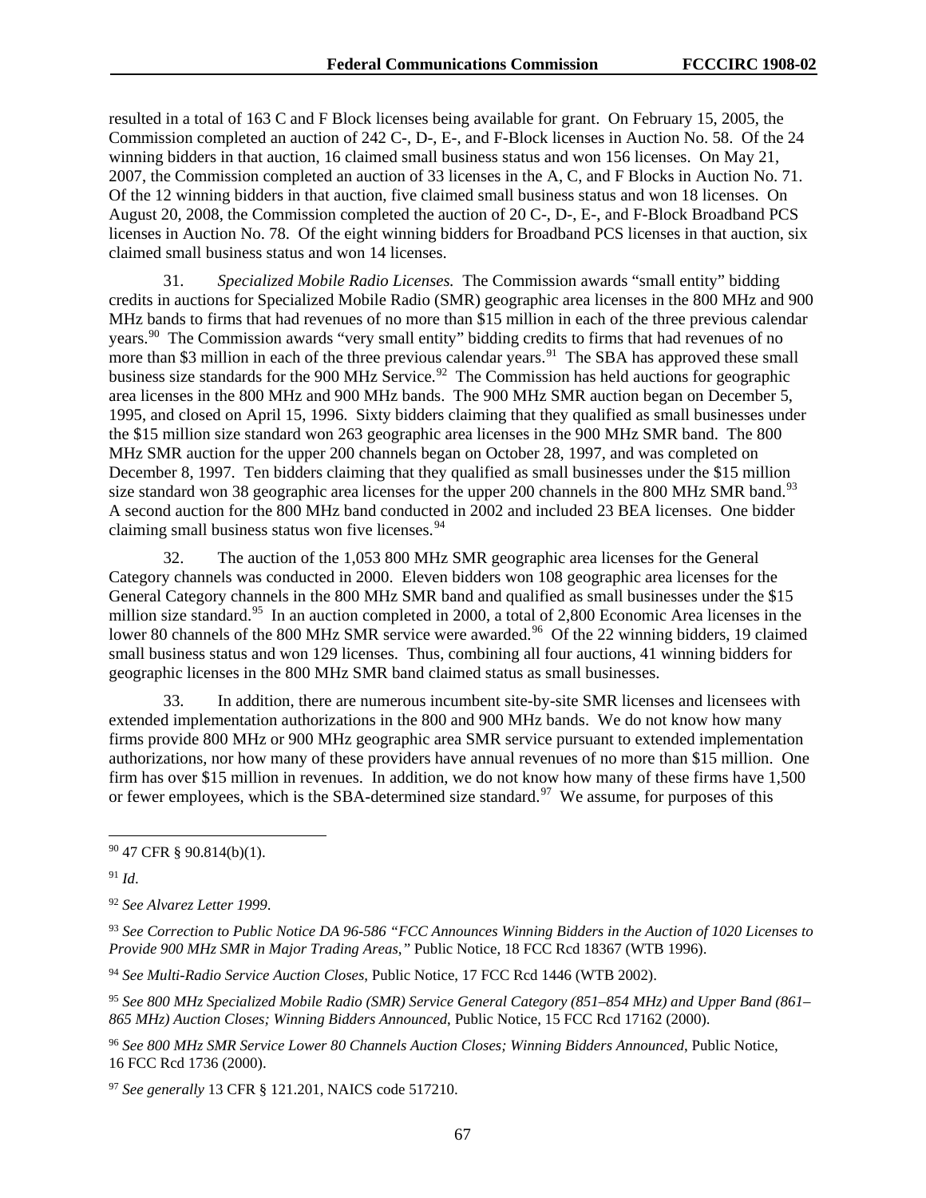resulted in a total of 163 C and F Block licenses being available for grant. On February 15, 2005, the Commission completed an auction of 242 C-, D-, E-, and F-Block licenses in Auction No. 58. Of the 24 winning bidders in that auction, 16 claimed small business status and won 156 licenses. On May 21, 2007, the Commission completed an auction of 33 licenses in the A, C, and F Blocks in Auction No. 71. Of the 12 winning bidders in that auction, five claimed small business status and won 18 licenses. On August 20, 2008, the Commission completed the auction of 20 C-, D-, E-, and F-Block Broadband PCS licenses in Auction No. 78. Of the eight winning bidders for Broadband PCS licenses in that auction, six claimed small business status and won 14 licenses.

31. *Specialized Mobile Radio Licenses.* The Commission awards "small entity" bidding credits in auctions for Specialized Mobile Radio (SMR) geographic area licenses in the 800 MHz and 900 MHz bands to firms that had revenues of no more than \$15 million in each of the three previous calendar years.[90] The Commission awards "very small entity" bidding credits to firms that had revenues of no more than \$3 million in each of the three previous calendar years.[91] The SBA has approved these small business size standards for the 900 MHz Service.[92] The Commission has held auctions for geographic area licenses in the 800 MHz and 900 MHz bands. The 900 MHz SMR auction began on December 5, 1995, and closed on April 15, 1996. Sixty bidders claiming that they qualified as small businesses under the \$15 million size standard won 263 geographic area licenses in the 900 MHz SMR band. The 800 MHz SMR auction for the upper 200 channels began on October 28, 1997, and was completed on December 8, 1997. Ten bidders claiming that they qualified as small businesses under the \$15 million size standard won 38 geographic area licenses for the upper 200 channels in the 800 MHz SMR band.[93] A second auction for the 800 MHz band conducted in 2002 and included 23 BEA licenses. One bidder claiming small business status won five licenses.[94]

32. The auction of the 1,053 800 MHz SMR geographic area licenses for the General Category channels was conducted in 2000. Eleven bidders won 108 geographic area licenses for the General Category channels in the 800 MHz SMR band and qualified as small businesses under the \$15 million size standard.[95] In an auction completed in 2000, a total of 2,800 Economic Area licenses in the lower 80 channels of the 800 MHz SMR service were awarded.[96] Of the 22 winning bidders, 19 claimed small business status and won 129 licenses. Thus, combining all four auctions, 41 winning bidders for geographic licenses in the 800 MHz SMR band claimed status as small businesses.

33. In addition, there are numerous incumbent site-by-site SMR licenses and licensees with extended implementation authorizations in the 800 and 900 MHz bands. We do not know how many firms provide 800 MHz or 900 MHz geographic area SMR service pursuant to extended implementation authorizations, nor how many of these providers have annual revenues of no more than \$15 million. One firm has over \$15 million in revenues. In addition, we do not know how many of these firms have 1,500 or fewer employees, which is the SBA-determined size standard.[97] We assume, for purposes of this

---

[90] 47 CFR § 90.814(b)(1).

[91] *Id*.

[92] *See Alvarez Letter 1999*.

[93] *See Correction to Public Notice DA 96-586 "FCC Announces Winning Bidders in the Auction of 1020 Licenses to Provide 900 MHz SMR in Major Trading Areas,"* Public Notice, 18 FCC Rcd 18367 (WTB 1996).

[94] *See Multi-Radio Service Auction Closes*, Public Notice, 17 FCC Rcd 1446 (WTB 2002).

[95] *See 800 MHz Specialized Mobile Radio (SMR) Service General Category (851–854 MHz) and Upper Band (861–865 MHz) Auction Closes; Winning Bidders Announced*, Public Notice, 15 FCC Rcd 17162 (2000).

[96] *See 800 MHz SMR Service Lower 80 Channels Auction Closes; Winning Bidders Announced*, Public Notice, 16 FCC Rcd 1736 (2000).

[97] *See generally* 13 CFR § 121.201, NAICS code 517210.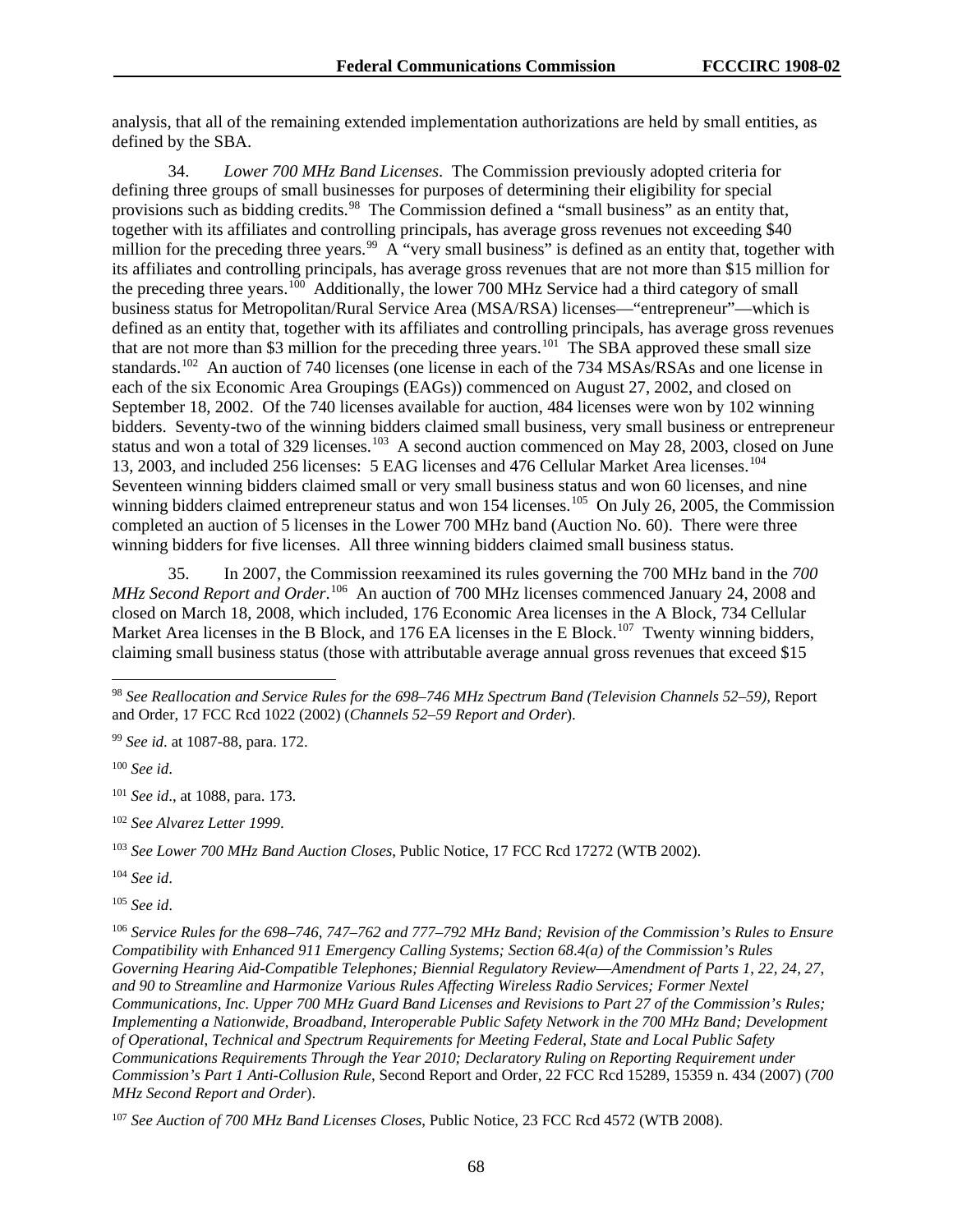analysis, that all of the remaining extended implementation authorizations are held by small entities, as defined by the SBA.

34. *Lower 700 MHz Band Licenses*. The Commission previously adopted criteria for defining three groups of small businesses for purposes of determining their eligibility for special provisions such as bidding credits.[98] The Commission defined a "small business" as an entity that, together with its affiliates and controlling principals, has average gross revenues not exceeding $40 million for the preceding three years.[99] A "very small business" is defined as an entity that, together with its affiliates and controlling principals, has average gross revenues that are not more than $15 million for the preceding three years.[100] Additionally, the lower 700 MHz Service had a third category of small business status for Metropolitan/Rural Service Area (MSA/RSA) licenses—"entrepreneur"—which is defined as an entity that, together with its affiliates and controlling principals, has average gross revenues that are not more than $3 million for the preceding three years.[101] The SBA approved these small size standards.[102] An auction of 740 licenses (one license in each of the 734 MSAs/RSAs and one license in each of the six Economic Area Groupings (EAGs)) commenced on August 27, 2002, and closed on September 18, 2002. Of the 740 licenses available for auction, 484 licenses were won by 102 winning bidders. Seventy-two of the winning bidders claimed small business, very small business or entrepreneur status and won a total of 329 licenses.[103] A second auction commenced on May 28, 2003, closed on June 13, 2003, and included 256 licenses: 5 EAG licenses and 476 Cellular Market Area licenses.[104] Seventeen winning bidders claimed small or very small business status and won 60 licenses, and nine winning bidders claimed entrepreneur status and won 154 licenses.[105] On July 26, 2005, the Commission completed an auction of 5 licenses in the Lower 700 MHz band (Auction No. 60). There were three winning bidders for five licenses. All three winning bidders claimed small business status.

35. In 2007, the Commission reexamined its rules governing the 700 MHz band in the *700 MHz Second Report and Order*.[106] An auction of 700 MHz licenses commenced January 24, 2008 and closed on March 18, 2008, which included, 176 Economic Area licenses in the A Block, 734 Cellular Market Area licenses in the B Block, and 176 EA licenses in the E Block.[107] Twenty winning bidders, claiming small business status (those with attributable average annual gross revenues that exceed $15

---

[98] *See Reallocation and Service Rules for the 698–746 MHz Spectrum Band (Television Channels 52–59)*, Report and Order, 17 FCC Rcd 1022 (2002) (*Channels 52–59 Report and Order*).

[99] *See id*. at 1087-88, para. 172.

[100] *See id*.

[101] *See id*., at 1088, para. 173.

[102] *See Alvarez Letter 1999*.

[103] *See Lower 700 MHz Band Auction Closes*, Public Notice, 17 FCC Rcd 17272 (WTB 2002).

[104] *See id*.

[105] *See id*.

[106] *Service Rules for the 698–746, 747–762 and 777–792 MHz Band; Revision of the Commission's Rules to Ensure Compatibility with Enhanced 911 Emergency Calling Systems; Section 68.4(a) of the Commission's Rules Governing Hearing Aid-Compatible Telephones; Biennial Regulatory Review—Amendment of Parts 1, 22, 24, 27, and 90 to Streamline and Harmonize Various Rules Affecting Wireless Radio Services; Former Nextel Communications, Inc. Upper 700 MHz Guard Band Licenses and Revisions to Part 27 of the Commission's Rules; Implementing a Nationwide, Broadband, Interoperable Public Safety Network in the 700 MHz Band; Development of Operational, Technical and Spectrum Requirements for Meeting Federal, State and Local Public Safety Communications Requirements Through the Year 2010; Declaratory Ruling on Reporting Requirement under Commission's Part 1 Anti-Collusion Rule*, Second Report and Order, 22 FCC Rcd 15289, 15359 n. 434 (2007) (*700 MHz Second Report and Order*).

[107] *See Auction of 700 MHz Band Licenses Closes*, Public Notice, 23 FCC Rcd 4572 (WTB 2008).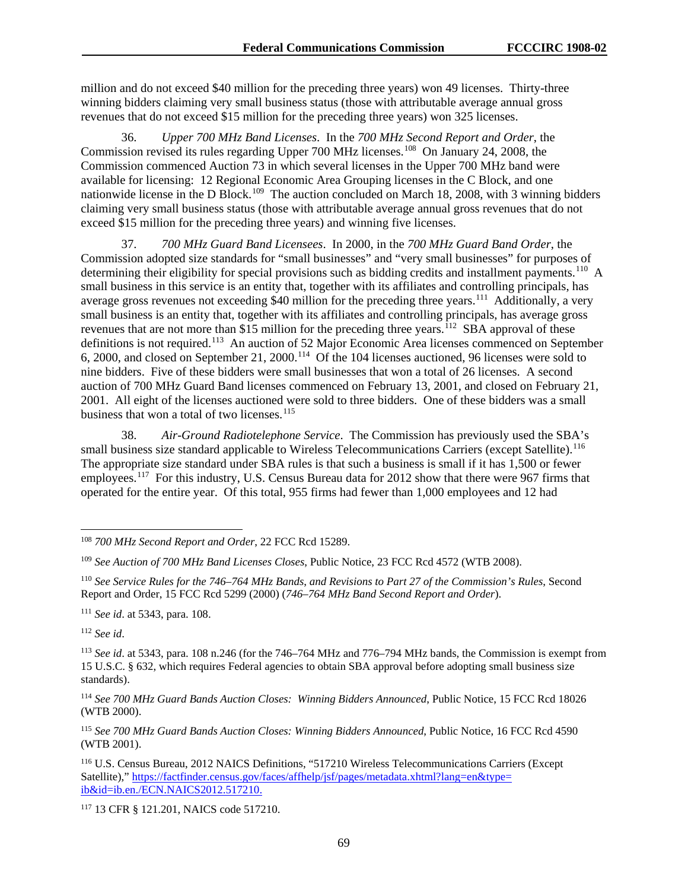million and do not exceed $40 million for the preceding three years) won 49 licenses. Thirty-three winning bidders claiming very small business status (those with attributable average annual gross revenues that do not exceed $15 million for the preceding three years) won 325 licenses.

36. *Upper 700 MHz Band Licenses*. In the *700 MHz Second Report and Order*, the Commission revised its rules regarding Upper 700 MHz licenses.[108] On January 24, 2008, the Commission commenced Auction 73 in which several licenses in the Upper 700 MHz band were available for licensing: 12 Regional Economic Area Grouping licenses in the C Block, and one nationwide license in the D Block.[109] The auction concluded on March 18, 2008, with 3 winning bidders claiming very small business status (those with attributable average annual gross revenues that do not exceed $15 million for the preceding three years) and winning five licenses.

37. *700 MHz Guard Band Licensees*. In 2000, in the *700 MHz Guard Band Order*, the Commission adopted size standards for "small businesses" and "very small businesses" for purposes of determining their eligibility for special provisions such as bidding credits and installment payments.[110] A small business in this service is an entity that, together with its affiliates and controlling principals, has average gross revenues not exceeding $40 million for the preceding three years.[111] Additionally, a very small business is an entity that, together with its affiliates and controlling principals, has average gross revenues that are not more than $15 million for the preceding three years.[112] SBA approval of these definitions is not required.[113] An auction of 52 Major Economic Area licenses commenced on September 6, 2000, and closed on September 21, 2000.[114] Of the 104 licenses auctioned, 96 licenses were sold to nine bidders. Five of these bidders were small businesses that won a total of 26 licenses. A second auction of 700 MHz Guard Band licenses commenced on February 13, 2001, and closed on February 21, 2001. All eight of the licenses auctioned were sold to three bidders. One of these bidders was a small business that won a total of two licenses.[115]

38. *Air-Ground Radiotelephone Service*. The Commission has previously used the SBA's small business size standard applicable to Wireless Telecommunications Carriers (except Satellite).[116] The appropriate size standard under SBA rules is that such a business is small if it has 1,500 or fewer employees.[117] For this industry, U.S. Census Bureau data for 2012 show that there were 967 firms that operated for the entire year. Of this total, 955 firms had fewer than 1,000 employees and 12 had

---

[108] *700 MHz Second Report and Order*, 22 FCC Rcd 15289.

[109] *See Auction of 700 MHz Band Licenses Closes*, Public Notice, 23 FCC Rcd 4572 (WTB 2008).

[110] *See Service Rules for the 746–764 MHz Bands, and Revisions to Part 27 of the Commission's Rules*, Second Report and Order, 15 FCC Rcd 5299 (2000) (*746–764 MHz Band Second Report and Order*).

[111] *See id*. at 5343, para. 108.

[112] *See id*.

[113] *See id*. at 5343, para. 108 n.246 (for the 746–764 MHz and 776–794 MHz bands, the Commission is exempt from 15 U.S.C. § 632, which requires Federal agencies to obtain SBA approval before adopting small business size standards).

[114] *See 700 MHz Guard Bands Auction Closes: Winning Bidders Announced*, Public Notice, 15 FCC Rcd 18026 (WTB 2000).

[115] *See 700 MHz Guard Bands Auction Closes: Winning Bidders Announced*, Public Notice, 16 FCC Rcd 4590 (WTB 2001).

[116] U.S. Census Bureau, 2012 NAICS Definitions, "517210 Wireless Telecommunications Carriers (Except Satellite)," https://factfinder.census.gov/faces/affhelp/jsf/pages/metadata.xhtml?lang=en&type=ib&id=ib.en./ECN.NAICS2012.517210.

[117] 13 CFR § 121.201, NAICS code 517210.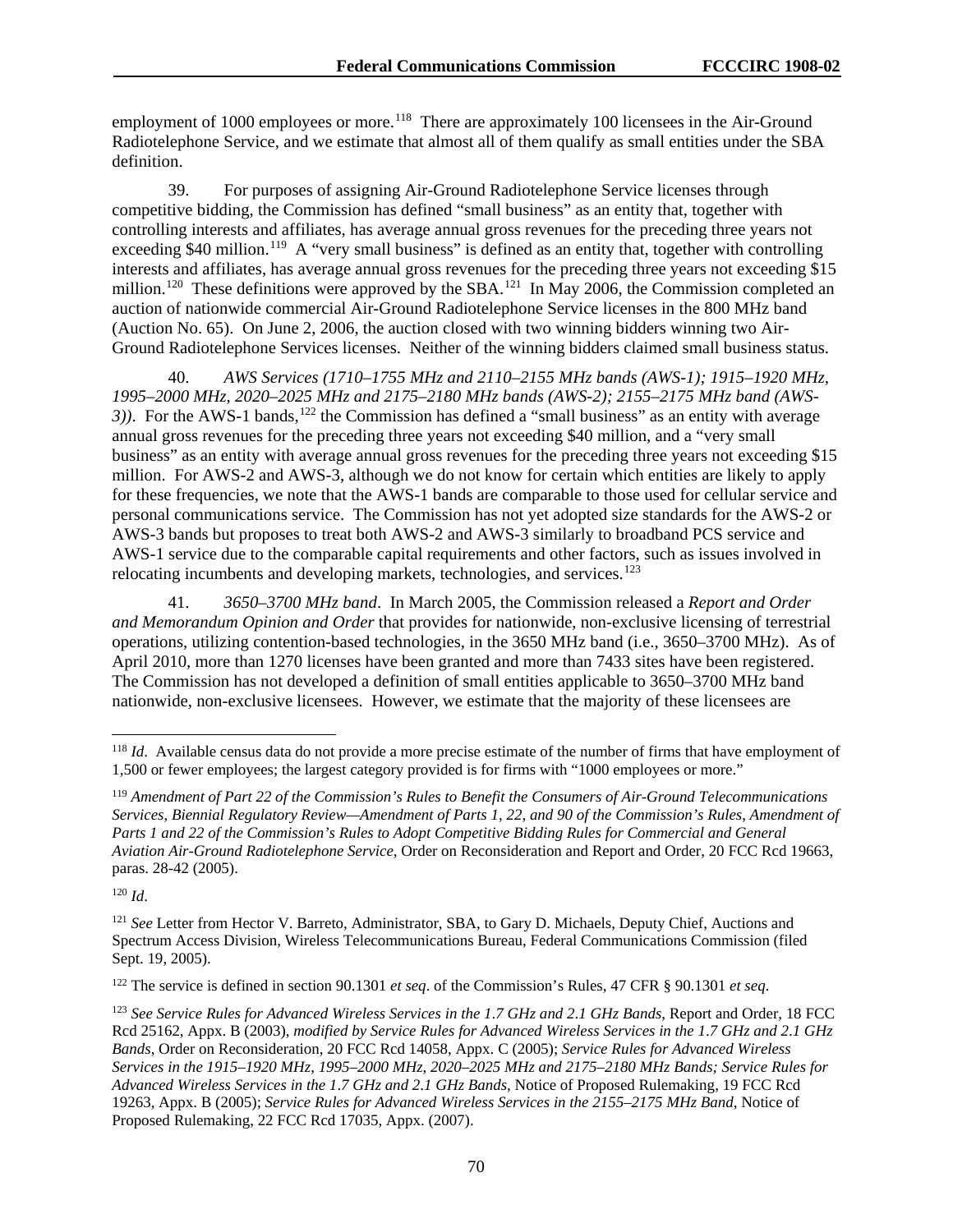employment of 1000 employees or more.[118] There are approximately 100 licensees in the Air-Ground Radiotelephone Service, and we estimate that almost all of them qualify as small entities under the SBA definition.

39. For purposes of assigning Air-Ground Radiotelephone Service licenses through competitive bidding, the Commission has defined "small business" as an entity that, together with controlling interests and affiliates, has average annual gross revenues for the preceding three years not exceeding $40 million.[119] A "very small business" is defined as an entity that, together with controlling interests and affiliates, has average annual gross revenues for the preceding three years not exceeding $15 million.[120] These definitions were approved by the SBA.[121] In May 2006, the Commission completed an auction of nationwide commercial Air-Ground Radiotelephone Service licenses in the 800 MHz band (Auction No. 65). On June 2, 2006, the auction closed with two winning bidders winning two Air-Ground Radiotelephone Services licenses. Neither of the winning bidders claimed small business status.

40. *AWS Services (1710–1755 MHz and 2110–2155 MHz bands (AWS-1); 1915–1920 MHz, 1995–2000 MHz, 2020–2025 MHz and 2175–2180 MHz bands (AWS-2); 2155–2175 MHz band (AWS-3))*. For the AWS-1 bands,[122] the Commission has defined a "small business" as an entity with average annual gross revenues for the preceding three years not exceeding $40 million, and a "very small business" as an entity with average annual gross revenues for the preceding three years not exceeding $15 million. For AWS-2 and AWS-3, although we do not know for certain which entities are likely to apply for these frequencies, we note that the AWS-1 bands are comparable to those used for cellular service and personal communications service. The Commission has not yet adopted size standards for the AWS-2 or AWS-3 bands but proposes to treat both AWS-2 and AWS-3 similarly to broadband PCS service and AWS-1 service due to the comparable capital requirements and other factors, such as issues involved in relocating incumbents and developing markets, technologies, and services.[123]

41. *3650–3700 MHz band*. In March 2005, the Commission released a *Report and Order and Memorandum Opinion and Order* that provides for nationwide, non-exclusive licensing of terrestrial operations, utilizing contention-based technologies, in the 3650 MHz band (i.e., 3650–3700 MHz). As of April 2010, more than 1270 licenses have been granted and more than 7433 sites have been registered. The Commission has not developed a definition of small entities applicable to 3650–3700 MHz band nationwide, non-exclusive licensees. However, we estimate that the majority of these licensees are

---

[118] *Id*. Available census data do not provide a more precise estimate of the number of firms that have employment of 1,500 or fewer employees; the largest category provided is for firms with "1000 employees or more."

[119] *Amendment of Part 22 of the Commission's Rules to Benefit the Consumers of Air-Ground Telecommunications Services, Biennial Regulatory Review—Amendment of Parts 1, 22, and 90 of the Commission's Rules, Amendment of Parts 1 and 22 of the Commission's Rules to Adopt Competitive Bidding Rules for Commercial and General Aviation Air-Ground Radiotelephone Service*, Order on Reconsideration and Report and Order, 20 FCC Rcd 19663, paras. 28-42 (2005).

[120] *Id*.

[121] *See* Letter from Hector V. Barreto, Administrator, SBA, to Gary D. Michaels, Deputy Chief, Auctions and Spectrum Access Division, Wireless Telecommunications Bureau, Federal Communications Commission (filed Sept. 19, 2005).

[122] The service is defined in section 90.1301 *et seq*. of the Commission's Rules, 47 CFR § 90.1301 *et seq*.

[123] *See Service Rules for Advanced Wireless Services in the 1.7 GHz and 2.1 GHz Bands*, Report and Order, 18 FCC Rcd 25162, Appx. B (2003), *modified by Service Rules for Advanced Wireless Services in the 1.7 GHz and 2.1 GHz Bands*, Order on Reconsideration, 20 FCC Rcd 14058, Appx. C (2005); *Service Rules for Advanced Wireless Services in the 1915–1920 MHz, 1995–2000 MHz, 2020–2025 MHz and 2175–2180 MHz Bands; Service Rules for Advanced Wireless Services in the 1.7 GHz and 2.1 GHz Bands*, Notice of Proposed Rulemaking, 19 FCC Rcd 19263, Appx. B (2005); *Service Rules for Advanced Wireless Services in the 2155–2175 MHz Band*, Notice of Proposed Rulemaking, 22 FCC Rcd 17035, Appx. (2007).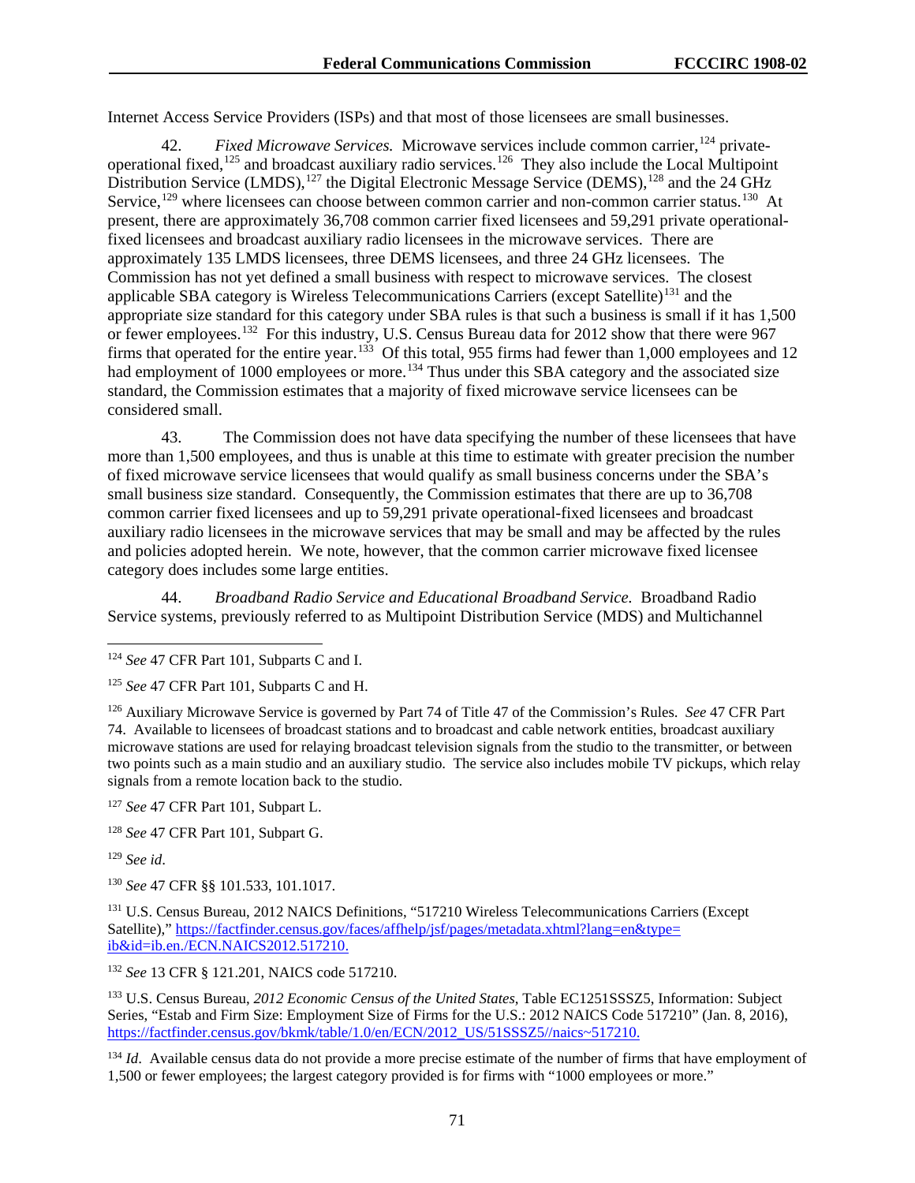Internet Access Service Providers (ISPs) and that most of those licensees are small businesses.

42. *Fixed Microwave Services.* Microwave services include common carrier,[124] private-operational fixed,[125] and broadcast auxiliary radio services.[126] They also include the Local Multipoint Distribution Service (LMDS),[127] the Digital Electronic Message Service (DEMS),[128] and the 24 GHz Service,[129] where licensees can choose between common carrier and non-common carrier status.[130] At present, there are approximately 36,708 common carrier fixed licensees and 59,291 private operational-fixed licensees and broadcast auxiliary radio licensees in the microwave services. There are approximately 135 LMDS licensees, three DEMS licensees, and three 24 GHz licensees. The Commission has not yet defined a small business with respect to microwave services. The closest applicable SBA category is Wireless Telecommunications Carriers (except Satellite)[131] and the appropriate size standard for this category under SBA rules is that such a business is small if it has 1,500 or fewer employees.[132] For this industry, U.S. Census Bureau data for 2012 show that there were 967 firms that operated for the entire year.[133] Of this total, 955 firms had fewer than 1,000 employees and 12 had employment of 1000 employees or more.[134] Thus under this SBA category and the associated size standard, the Commission estimates that a majority of fixed microwave service licensees can be considered small.

43. The Commission does not have data specifying the number of these licensees that have more than 1,500 employees, and thus is unable at this time to estimate with greater precision the number of fixed microwave service licensees that would qualify as small business concerns under the SBA's small business size standard. Consequently, the Commission estimates that there are up to 36,708 common carrier fixed licensees and up to 59,291 private operational-fixed licensees and broadcast auxiliary radio licensees in the microwave services that may be small and may be affected by the rules and policies adopted herein. We note, however, that the common carrier microwave fixed licensee category does includes some large entities.

44. *Broadband Radio Service and Educational Broadband Service.* Broadband Radio Service systems, previously referred to as Multipoint Distribution Service (MDS) and Multichannel

---

[124] *See* 47 CFR Part 101, Subparts C and I.

[125] *See* 47 CFR Part 101, Subparts C and H.

[126] Auxiliary Microwave Service is governed by Part 74 of Title 47 of the Commission's Rules. *See* 47 CFR Part 74. Available to licensees of broadcast stations and to broadcast and cable network entities, broadcast auxiliary microwave stations are used for relaying broadcast television signals from the studio to the transmitter, or between two points such as a main studio and an auxiliary studio. The service also includes mobile TV pickups, which relay signals from a remote location back to the studio.

[127] *See* 47 CFR Part 101, Subpart L.

[128] *See* 47 CFR Part 101, Subpart G.

[129] *See id*.

[130] *See* 47 CFR §§ 101.533, 101.1017.

[131] U.S. Census Bureau, 2012 NAICS Definitions, "517210 Wireless Telecommunications Carriers (Except Satellite)," https://factfinder.census.gov/faces/affhelp/jsf/pages/metadata.xhtml?lang=en&type=ib&id=ib.en./ECN.NAICS2012.517210.

[132] *See* 13 CFR § 121.201, NAICS code 517210.

[133] U.S. Census Bureau, *2012 Economic Census of the United States*, Table EC1251SSSZ5, Information: Subject Series, "Estab and Firm Size: Employment Size of Firms for the U.S.: 2012 NAICS Code 517210" (Jan. 8, 2016), https://factfinder.census.gov/bkmk/table/1.0/en/ECN/2012_US/51SSSZ5//naics~517210.

[134] *Id*. Available census data do not provide a more precise estimate of the number of firms that have employment of 1,500 or fewer employees; the largest category provided is for firms with "1000 employees or more."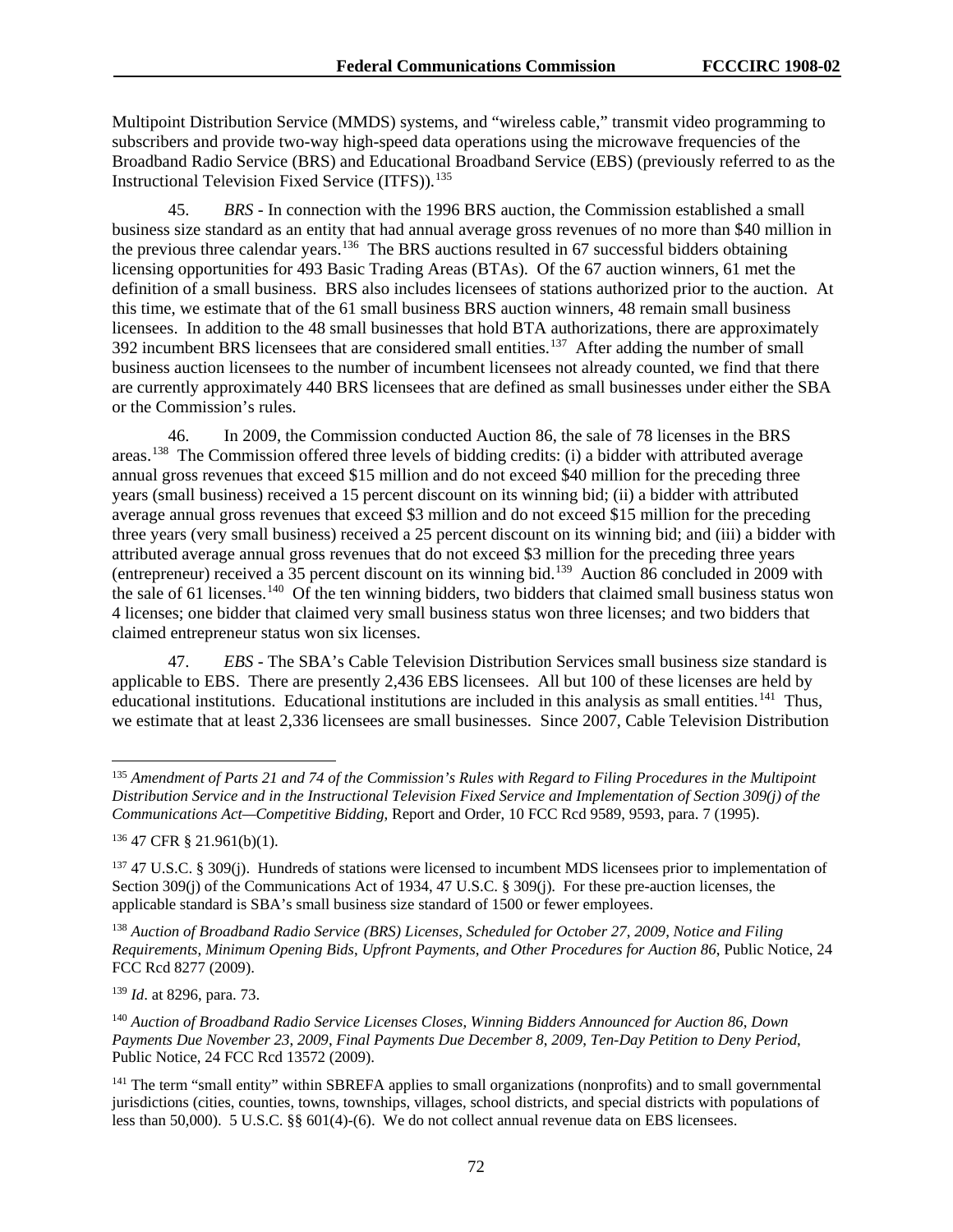Multipoint Distribution Service (MMDS) systems, and "wireless cable," transmit video programming to subscribers and provide two-way high-speed data operations using the microwave frequencies of the Broadband Radio Service (BRS) and Educational Broadband Service (EBS) (previously referred to as the Instructional Television Fixed Service (ITFS)).[135]

45. *BRS* - In connection with the 1996 BRS auction, the Commission established a small business size standard as an entity that had annual average gross revenues of no more than $40 million in the previous three calendar years.[136] The BRS auctions resulted in 67 successful bidders obtaining licensing opportunities for 493 Basic Trading Areas (BTAs). Of the 67 auction winners, 61 met the definition of a small business. BRS also includes licensees of stations authorized prior to the auction. At this time, we estimate that of the 61 small business BRS auction winners, 48 remain small business licensees. In addition to the 48 small businesses that hold BTA authorizations, there are approximately 392 incumbent BRS licensees that are considered small entities.[137] After adding the number of small business auction licensees to the number of incumbent licensees not already counted, we find that there are currently approximately 440 BRS licensees that are defined as small businesses under either the SBA or the Commission's rules.

46. In 2009, the Commission conducted Auction 86, the sale of 78 licenses in the BRS areas.[138] The Commission offered three levels of bidding credits: (i) a bidder with attributed average annual gross revenues that exceed $15 million and do not exceed $40 million for the preceding three years (small business) received a 15 percent discount on its winning bid; (ii) a bidder with attributed average annual gross revenues that exceed $3 million and do not exceed $15 million for the preceding three years (very small business) received a 25 percent discount on its winning bid; and (iii) a bidder with attributed average annual gross revenues that do not exceed $3 million for the preceding three years (entrepreneur) received a 35 percent discount on its winning bid.[139] Auction 86 concluded in 2009 with the sale of 61 licenses.[140] Of the ten winning bidders, two bidders that claimed small business status won 4 licenses; one bidder that claimed very small business status won three licenses; and two bidders that claimed entrepreneur status won six licenses.

47. *EBS* - The SBA's Cable Television Distribution Services small business size standard is applicable to EBS. There are presently 2,436 EBS licensees. All but 100 of these licenses are held by educational institutions. Educational institutions are included in this analysis as small entities.[141] Thus, we estimate that at least 2,336 licensees are small businesses. Since 2007, Cable Television Distribution

---

[135] *Amendment of Parts 21 and 74 of the Commission's Rules with Regard to Filing Procedures in the Multipoint Distribution Service and in the Instructional Television Fixed Service and Implementation of Section 309(j) of the Communications Act—Competitive Bidding*, Report and Order, 10 FCC Rcd 9589, 9593, para. 7 (1995).

[136] 47 CFR § 21.961(b)(1).

[137] 47 U.S.C. § 309(j). Hundreds of stations were licensed to incumbent MDS licensees prior to implementation of Section 309(j) of the Communications Act of 1934, 47 U.S.C. § 309(j). For these pre-auction licenses, the applicable standard is SBA's small business size standard of 1500 or fewer employees.

[138] *Auction of Broadband Radio Service (BRS) Licenses, Scheduled for October 27, 2009, Notice and Filing Requirements, Minimum Opening Bids, Upfront Payments, and Other Procedures for Auction 86*, Public Notice, 24 FCC Rcd 8277 (2009).

[139] *Id*. at 8296, para. 73.

[140] *Auction of Broadband Radio Service Licenses Closes, Winning Bidders Announced for Auction 86, Down Payments Due November 23, 2009, Final Payments Due December 8, 2009, Ten-Day Petition to Deny Period*, Public Notice, 24 FCC Rcd 13572 (2009).

[141] The term "small entity" within SBREFA applies to small organizations (nonprofits) and to small governmental jurisdictions (cities, counties, towns, townships, villages, school districts, and special districts with populations of less than 50,000). 5 U.S.C. §§ 601(4)-(6). We do not collect annual revenue data on EBS licensees.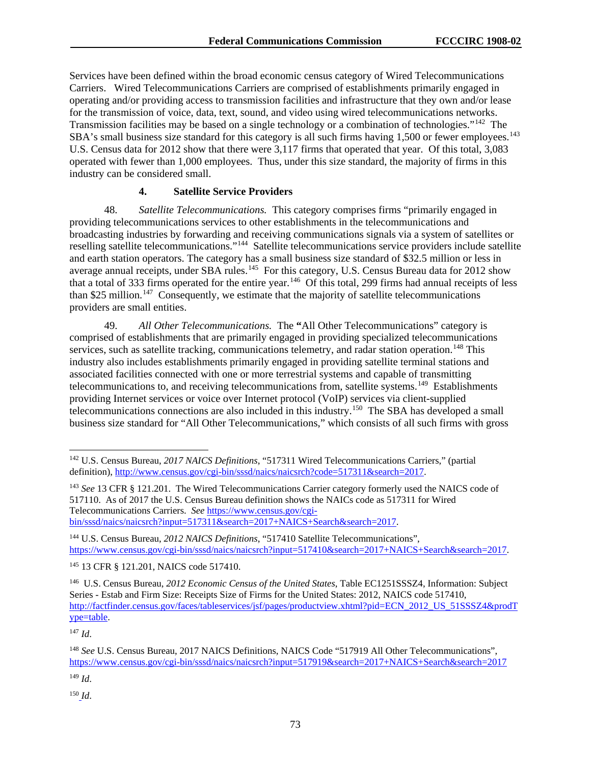Services have been defined within the broad economic census category of Wired Telecommunications Carriers. Wired Telecommunications Carriers are comprised of establishments primarily engaged in operating and/or providing access to transmission facilities and infrastructure that they own and/or lease for the transmission of voice, data, text, sound, and video using wired telecommunications networks. Transmission facilities may be based on a single technology or a combination of technologies."[142] The SBA's small business size standard for this category is all such firms having 1,500 or fewer employees.[143] U.S. Census data for 2012 show that there were 3,117 firms that operated that year. Of this total, 3,083 operated with fewer than 1,000 employees. Thus, under this size standard, the majority of firms in this industry can be considered small.

### 4. Satellite Service Providers

48. *Satellite Telecommunications.* This category comprises firms "primarily engaged in providing telecommunications services to other establishments in the telecommunications and broadcasting industries by forwarding and receiving communications signals via a system of satellites or reselling satellite telecommunications."[144] Satellite telecommunications service providers include satellite and earth station operators. The category has a small business size standard of $32.5 million or less in average annual receipts, under SBA rules.[145] For this category, U.S. Census Bureau data for 2012 show that a total of 333 firms operated for the entire year.[146] Of this total, 299 firms had annual receipts of less than $25 million.[147] Consequently, we estimate that the majority of satellite telecommunications providers are small entities.

49. *All Other Telecommunications.* The **"**All Other Telecommunications" category is comprised of establishments that are primarily engaged in providing specialized telecommunications services, such as satellite tracking, communications telemetry, and radar station operation.[148] This industry also includes establishments primarily engaged in providing satellite terminal stations and associated facilities connected with one or more terrestrial systems and capable of transmitting telecommunications to, and receiving telecommunications from, satellite systems.[149] Establishments providing Internet services or voice over Internet protocol (VoIP) services via client-supplied telecommunications connections are also included in this industry.[150] The SBA has developed a small business size standard for "All Other Telecommunications," which consists of all such firms with gross

---

[142] U.S. Census Bureau, *2017 NAICS Definitions*, "517311 Wired Telecommunications Carriers," (partial definition), http://www.census.gov/cgi-bin/sssd/naics/naicsrch?code=517311&search=2017.

[143] *See* 13 CFR § 121.201. The Wired Telecommunications Carrier category formerly used the NAICS code of 517110. As of 2017 the U.S. Census Bureau definition shows the NAICs code as 517311 for Wired Telecommunications Carriers. *See* https://www.census.gov/cgi-bin/sssd/naics/naicsrch?input=517311&search=2017+NAICS+Search&search=2017.

[144] U.S. Census Bureau, *2012 NAICS Definitions*, "517410 Satellite Telecommunications", https://www.census.gov/cgi-bin/sssd/naics/naicsrch?input=517410&search=2017+NAICS+Search&search=2017.

[145] 13 CFR § 121.201, NAICS code 517410.

[146] U.S. Census Bureau, *2012 Economic Census of the United States*, Table EC1251SSSZ4, Information: Subject Series - Estab and Firm Size: Receipts Size of Firms for the United States: 2012, NAICS code 517410, http://factfinder.census.gov/faces/tableservices/jsf/pages/productview.xhtml?pid=ECN_2012_US_51SSSZ4&prodType=table.

[147] *Id*.

[148] *See* U.S. Census Bureau, 2017 NAICS Definitions, NAICS Code "517919 All Other Telecommunications", https://www.census.gov/cgi-bin/sssd/naics/naicsrch?input=517919&search=2017+NAICS+Search&search=2017

[149] *Id*.

[150] *Id*.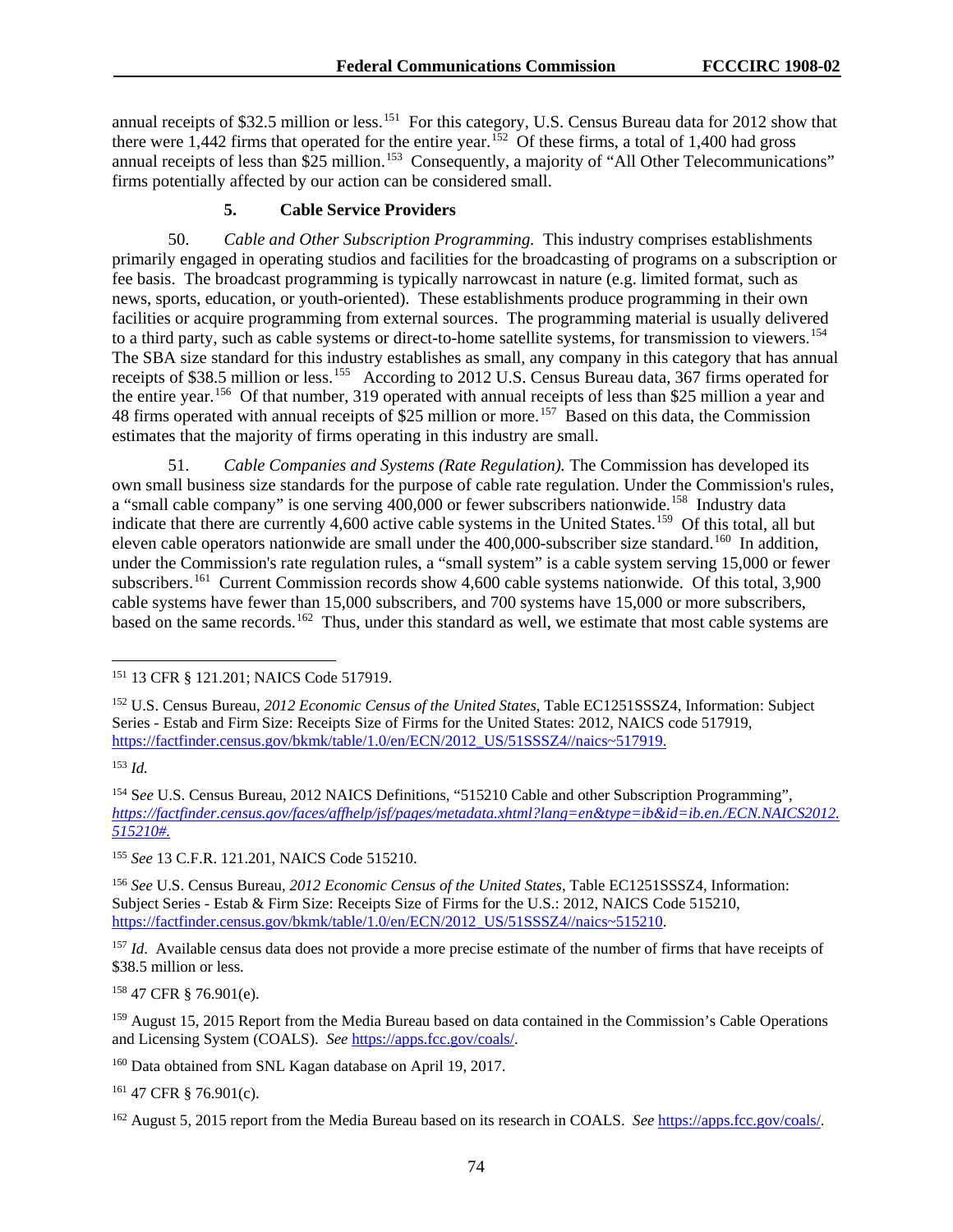annual receipts of $32.5 million or less.[151] For this category, U.S. Census Bureau data for 2012 show that there were 1,442 firms that operated for the entire year.[152] Of these firms, a total of 1,400 had gross annual receipts of less than $25 million.[153] Consequently, a majority of "All Other Telecommunications" firms potentially affected by our action can be considered small.

### 5. Cable Service Providers

50. *Cable and Other Subscription Programming.* This industry comprises establishments primarily engaged in operating studios and facilities for the broadcasting of programs on a subscription or fee basis. The broadcast programming is typically narrowcast in nature (e.g. limited format, such as news, sports, education, or youth-oriented). These establishments produce programming in their own facilities or acquire programming from external sources. The programming material is usually delivered to a third party, such as cable systems or direct-to-home satellite systems, for transmission to viewers.[154] The SBA size standard for this industry establishes as small, any company in this category that has annual receipts of $38.5 million or less.[155] According to 2012 U.S. Census Bureau data, 367 firms operated for the entire year.[156] Of that number, 319 operated with annual receipts of less than $25 million a year and 48 firms operated with annual receipts of $25 million or more.[157] Based on this data, the Commission estimates that the majority of firms operating in this industry are small.

51. *Cable Companies and Systems (Rate Regulation).* The Commission has developed its own small business size standards for the purpose of cable rate regulation. Under the Commission's rules, a "small cable company" is one serving 400,000 or fewer subscribers nationwide.[158] Industry data indicate that there are currently 4,600 active cable systems in the United States.[159] Of this total, all but eleven cable operators nationwide are small under the 400,000-subscriber size standard.[160] In addition, under the Commission's rate regulation rules, a "small system" is a cable system serving 15,000 or fewer subscribers.[161] Current Commission records show 4,600 cable systems nationwide. Of this total, 3,900 cable systems have fewer than 15,000 subscribers, and 700 systems have 15,000 or more subscribers, based on the same records.[162] Thus, under this standard as well, we estimate that most cable systems are

---

[151] 13 CFR § 121.201; NAICS Code 517919.

[152] U.S. Census Bureau, *2012 Economic Census of the United States*, Table EC1251SSSZ4, Information: Subject Series - Estab and Firm Size: Receipts Size of Firms for the United States: 2012, NAICS code 517919, https://factfinder.census.gov/bkmk/table/1.0/en/ECN/2012_US/51SSSZ4//naics~517919.

[153] *Id.*

[154] S*ee* U.S. Census Bureau, 2012 NAICS Definitions, "515210 Cable and other Subscription Programming", *https://factfinder.census.gov/faces/affhelp/jsf/pages/metadata.xhtml?lang=en&type=ib&id=ib.en./ECN.NAICS2012.515210#.*

[155] *See* 13 C.F.R. 121.201, NAICS Code 515210.

[156] *See* U.S. Census Bureau, *2012 Economic Census of the United States*, Table EC1251SSSZ4, Information: Subject Series - Estab & Firm Size: Receipts Size of Firms for the U.S.: 2012, NAICS Code 515210, https://factfinder.census.gov/bkmk/table/1.0/en/ECN/2012_US/51SSSZ4//naics~515210.

[157] *Id*. Available census data does not provide a more precise estimate of the number of firms that have receipts of $38.5 million or less.

[158] 47 CFR § 76.901(e).

[159] August 15, 2015 Report from the Media Bureau based on data contained in the Commission's Cable Operations and Licensing System (COALS). *See* https://apps.fcc.gov/coals/.

[160] Data obtained from SNL Kagan database on April 19, 2017.

[161] 47 CFR § 76.901(c).

[162] August 5, 2015 report from the Media Bureau based on its research in COALS. *See* https://apps.fcc.gov/coals/.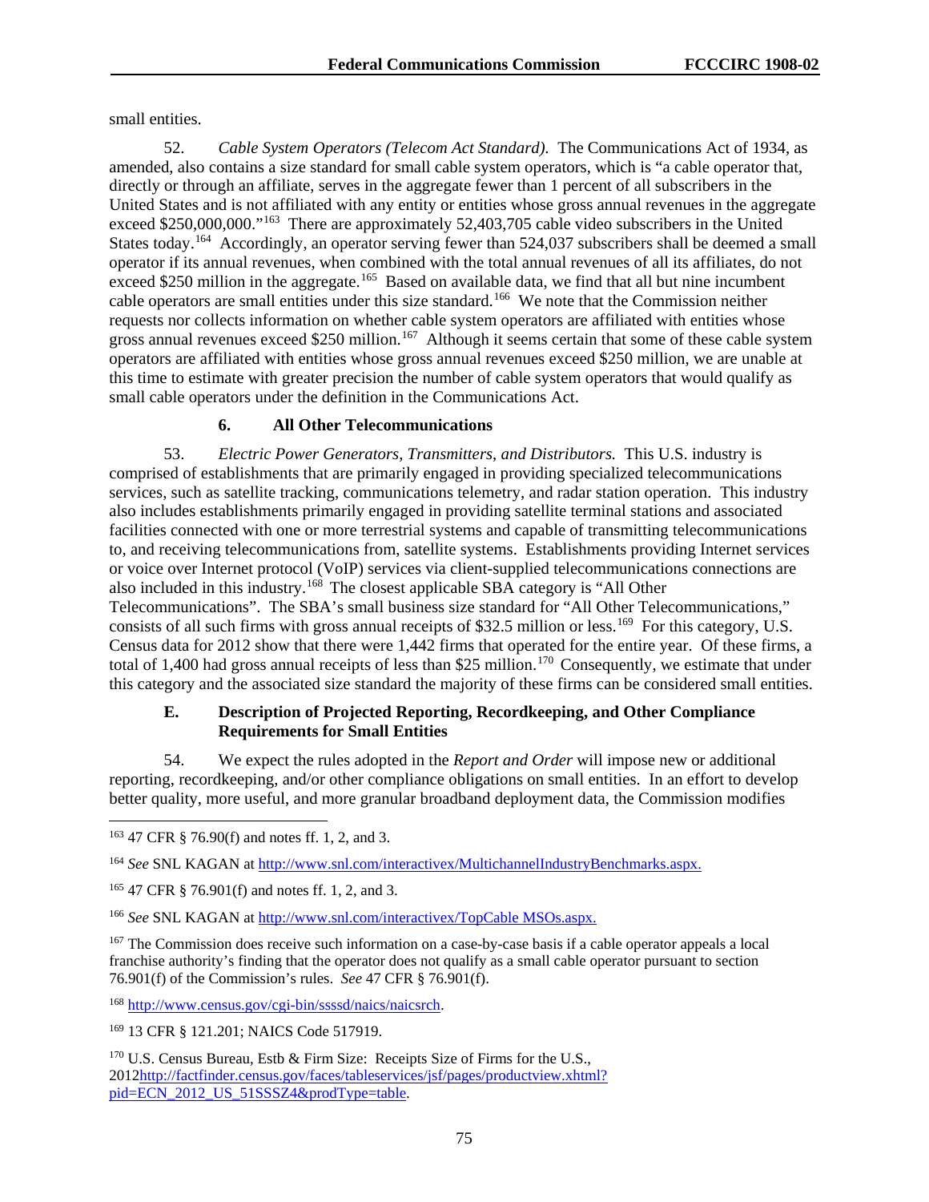small entities.

52. *Cable System Operators (Telecom Act Standard).* The Communications Act of 1934, as amended, also contains a size standard for small cable system operators, which is "a cable operator that, directly or through an affiliate, serves in the aggregate fewer than 1 percent of all subscribers in the United States and is not affiliated with any entity or entities whose gross annual revenues in the aggregate exceed $250,000,000."[163] There are approximately 52,403,705 cable video subscribers in the United States today.[164] Accordingly, an operator serving fewer than 524,037 subscribers shall be deemed a small operator if its annual revenues, when combined with the total annual revenues of all its affiliates, do not exceed $250 million in the aggregate.[165] Based on available data, we find that all but nine incumbent cable operators are small entities under this size standard.[166] We note that the Commission neither requests nor collects information on whether cable system operators are affiliated with entities whose gross annual revenues exceed $250 million.[167] Although it seems certain that some of these cable system operators are affiliated with entities whose gross annual revenues exceed $250 million, we are unable at this time to estimate with greater precision the number of cable system operators that would qualify as small cable operators under the definition in the Communications Act.

### 6. All Other Telecommunications

53. *Electric Power Generators, Transmitters, and Distributors.* This U.S. industry is comprised of establishments that are primarily engaged in providing specialized telecommunications services, such as satellite tracking, communications telemetry, and radar station operation. This industry also includes establishments primarily engaged in providing satellite terminal stations and associated facilities connected with one or more terrestrial systems and capable of transmitting telecommunications to, and receiving telecommunications from, satellite systems. Establishments providing Internet services or voice over Internet protocol (VoIP) services via client-supplied telecommunications connections are also included in this industry.[168] The closest applicable SBA category is "All Other Telecommunications". The SBA's small business size standard for "All Other Telecommunications," consists of all such firms with gross annual receipts of $32.5 million or less.[169] For this category, U.S. Census data for 2012 show that there were 1,442 firms that operated for the entire year. Of these firms, a total of 1,400 had gross annual receipts of less than $25 million.[170] Consequently, we estimate that under this category and the associated size standard the majority of these firms can be considered small entities.

## E. Description of Projected Reporting, Recordkeeping, and Other Compliance Requirements for Small Entities

54. We expect the rules adopted in the *Report and Order* will impose new or additional reporting, recordkeeping, and/or other compliance obligations on small entities. In an effort to develop better quality, more useful, and more granular broadband deployment data, the Commission modifies

---

[163] 47 CFR § 76.90(f) and notes ff. 1, 2, and 3.

[164] *See* SNL KAGAN at http://www.snl.com/interactivex/MultichannelIndustryBenchmarks.aspx.

[165] 47 CFR § 76.901(f) and notes ff. 1, 2, and 3.

[166] *See* SNL KAGAN at http://www.snl.com/interactivex/TopCable MSOs.aspx.

[167] The Commission does receive such information on a case-by-case basis if a cable operator appeals a local franchise authority's finding that the operator does not qualify as a small cable operator pursuant to section 76.901(f) of the Commission's rules. *See* 47 CFR § 76.901(f).

[168] http://www.census.gov/cgi-bin/ssssd/naics/naicsrch.

[169] 13 CFR § 121.201; NAICS Code 517919.

[170] U.S. Census Bureau, Estb & Firm Size: Receipts Size of Firms for the U.S., 2012http://factfinder.census.gov/faces/tableservices/jsf/pages/productview.xhtml?pid=ECN_2012_US_51SSSZ4&prodType=table.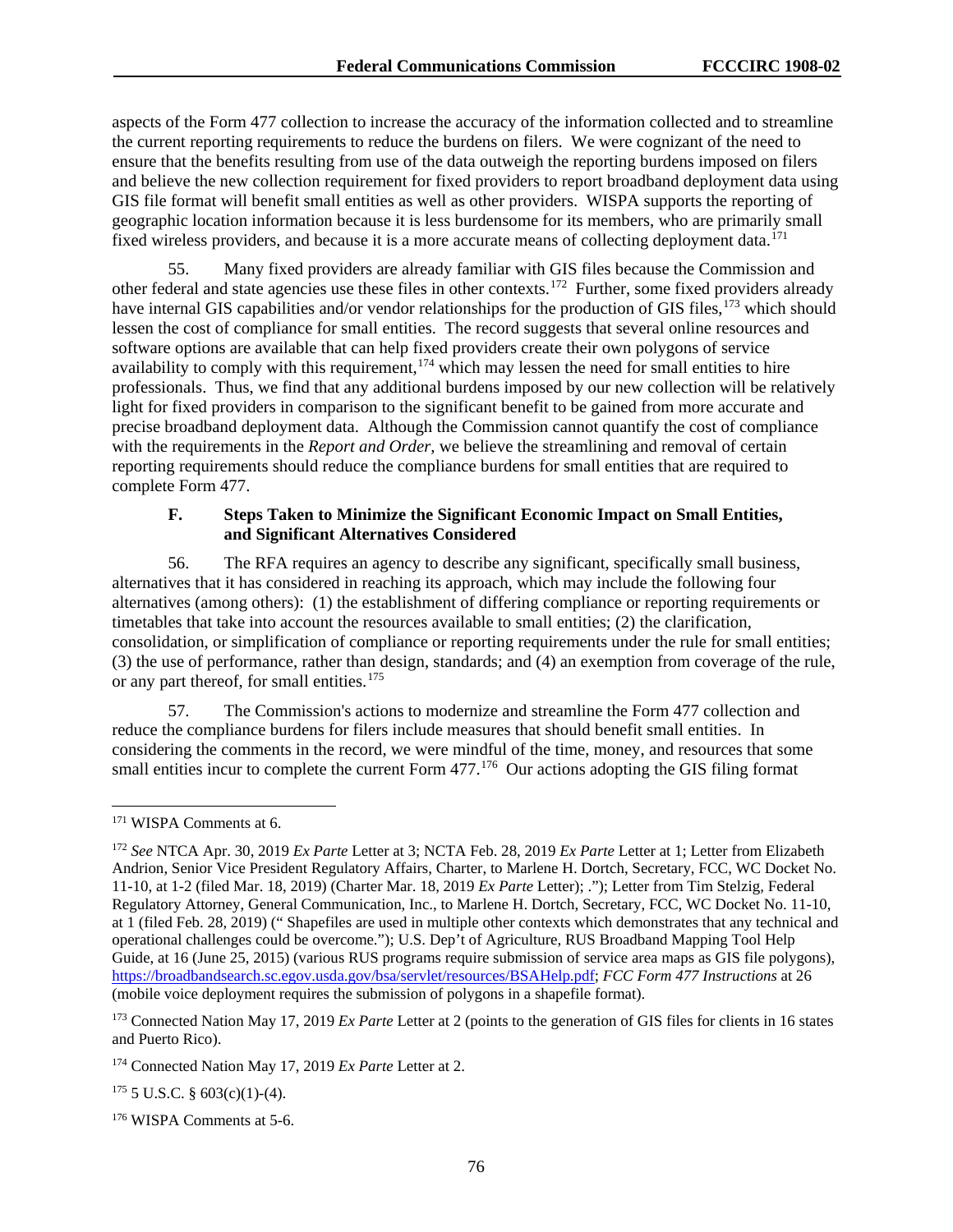aspects of the Form 477 collection to increase the accuracy of the information collected and to streamline the current reporting requirements to reduce the burdens on filers. We were cognizant of the need to ensure that the benefits resulting from use of the data outweigh the reporting burdens imposed on filers and believe the new collection requirement for fixed providers to report broadband deployment data using GIS file format will benefit small entities as well as other providers. WISPA supports the reporting of geographic location information because it is less burdensome for its members, who are primarily small fixed wireless providers, and because it is a more accurate means of collecting deployment data.[171]

55. Many fixed providers are already familiar with GIS files because the Commission and other federal and state agencies use these files in other contexts.[172] Further, some fixed providers already have internal GIS capabilities and/or vendor relationships for the production of GIS files,[173] which should lessen the cost of compliance for small entities. The record suggests that several online resources and software options are available that can help fixed providers create their own polygons of service availability to comply with this requirement,[174] which may lessen the need for small entities to hire professionals. Thus, we find that any additional burdens imposed by our new collection will be relatively light for fixed providers in comparison to the significant benefit to be gained from more accurate and precise broadband deployment data. Although the Commission cannot quantify the cost of compliance with the requirements in the *Report and Order,* we believe the streamlining and removal of certain reporting requirements should reduce the compliance burdens for small entities that are required to complete Form 477.

### F. Steps Taken to Minimize the Significant Economic Impact on Small Entities, and Significant Alternatives Considered

56. The RFA requires an agency to describe any significant, specifically small business, alternatives that it has considered in reaching its approach, which may include the following four alternatives (among others): (1) the establishment of differing compliance or reporting requirements or timetables that take into account the resources available to small entities; (2) the clarification, consolidation, or simplification of compliance or reporting requirements under the rule for small entities; (3) the use of performance, rather than design, standards; and (4) an exemption from coverage of the rule, or any part thereof, for small entities.[175]

57. The Commission's actions to modernize and streamline the Form 477 collection and reduce the compliance burdens for filers include measures that should benefit small entities. In considering the comments in the record, we were mindful of the time, money, and resources that some small entities incur to complete the current Form 477.[176] Our actions adopting the GIS filing format

---

[171] WISPA Comments at 6.

[172] *See* NTCA Apr. 30, 2019 *Ex Parte* Letter at 3; NCTA Feb. 28, 2019 *Ex Parte* Letter at 1; Letter from Elizabeth Andrion, Senior Vice President Regulatory Affairs, Charter, to Marlene H. Dortch, Secretary, FCC, WC Docket No. 11-10, at 1-2 (filed Mar. 18, 2019) (Charter Mar. 18, 2019 *Ex Parte* Letter); ."); Letter from Tim Stelzig, Federal Regulatory Attorney, General Communication, Inc., to Marlene H. Dortch, Secretary, FCC, WC Docket No. 11-10, at 1 (filed Feb. 28, 2019) (" Shapefiles are used in multiple other contexts which demonstrates that any technical and operational challenges could be overcome."); U.S. Dep't of Agriculture, RUS Broadband Mapping Tool Help Guide, at 16 (June 25, 2015) (various RUS programs require submission of service area maps as GIS file polygons), https://broadbandsearch.sc.egov.usda.gov/bsa/servlet/resources/BSAHelp.pdf; *FCC Form 477 Instructions* at 26 (mobile voice deployment requires the submission of polygons in a shapefile format).

[173] Connected Nation May 17, 2019 *Ex Parte* Letter at 2 (points to the generation of GIS files for clients in 16 states and Puerto Rico).

[174] Connected Nation May 17, 2019 *Ex Parte* Letter at 2.

[175] 5 U.S.C. § 603(c)(1)-(4).

[176] WISPA Comments at 5-6.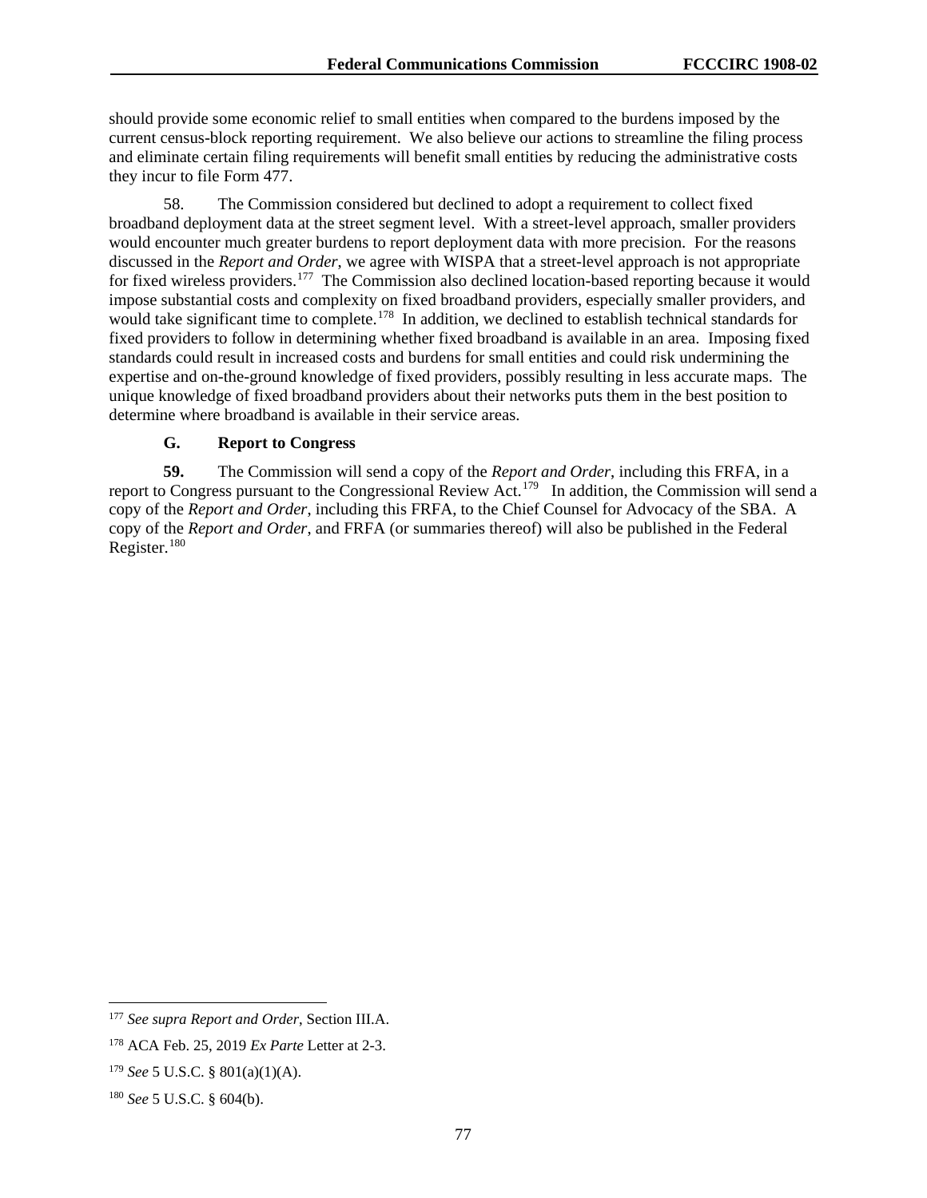should provide some economic relief to small entities when compared to the burdens imposed by the current census-block reporting requirement. We also believe our actions to streamline the filing process and eliminate certain filing requirements will benefit small entities by reducing the administrative costs they incur to file Form 477.

58. The Commission considered but declined to adopt a requirement to collect fixed broadband deployment data at the street segment level. With a street-level approach, smaller providers would encounter much greater burdens to report deployment data with more precision. For the reasons discussed in the *Report and Order*, we agree with WISPA that a street-level approach is not appropriate for fixed wireless providers.[177] The Commission also declined location-based reporting because it would impose substantial costs and complexity on fixed broadband providers, especially smaller providers, and would take significant time to complete.[178] In addition, we declined to establish technical standards for fixed providers to follow in determining whether fixed broadband is available in an area. Imposing fixed standards could result in increased costs and burdens for small entities and could risk undermining the expertise and on-the-ground knowledge of fixed providers, possibly resulting in less accurate maps. The unique knowledge of fixed broadband providers about their networks puts them in the best position to determine where broadband is available in their service areas.

### G. Report to Congress

**59.** The Commission will send a copy of the *Report and Order*, including this FRFA, in a report to Congress pursuant to the Congressional Review Act.[179] In addition, the Commission will send a copy of the *Report and Order*, including this FRFA, to the Chief Counsel for Advocacy of the SBA. A copy of the *Report and Order*, and FRFA (or summaries thereof) will also be published in the Federal Register.[180]

---

[177] *See supra Report and Order*, Section III.A.

[178] ACA Feb. 25, 2019 *Ex Parte* Letter at 2-3.

[179] *See* 5 U.S.C. § 801(a)(1)(A).

[180] *See* 5 U.S.C. § 604(b).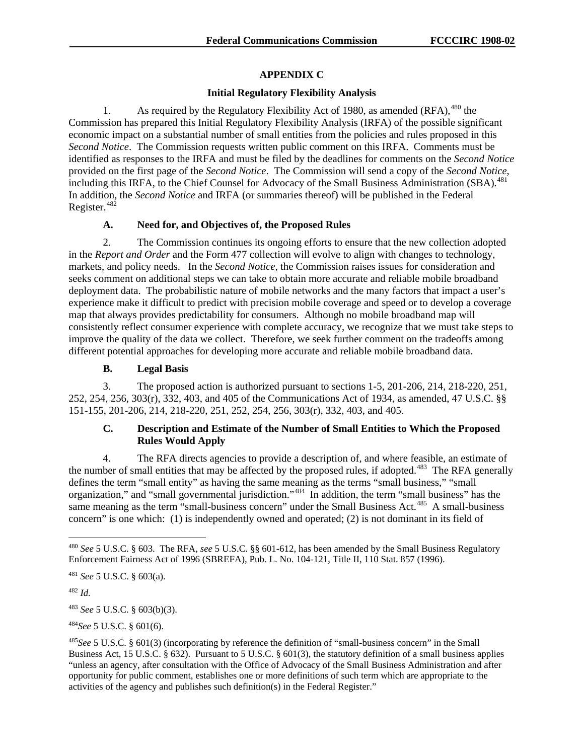## APPENDIX C

### Initial Regulatory Flexibility Analysis

1. As required by the Regulatory Flexibility Act of 1980, as amended (RFA),[480] the Commission has prepared this Initial Regulatory Flexibility Analysis (IRFA) of the possible significant economic impact on a substantial number of small entities from the policies and rules proposed in this *Second Notice*. The Commission requests written public comment on this IRFA. Comments must be identified as responses to the IRFA and must be filed by the deadlines for comments on the *Second Notice* provided on the first page of the *Second Notice*. The Commission will send a copy of the *Second Notice*, including this IRFA, to the Chief Counsel for Advocacy of the Small Business Administration (SBA).[481] In addition, the *Second Notice* and IRFA (or summaries thereof) will be published in the Federal Register.[482]

#### A. Need for, and Objectives of, the Proposed Rules

2. The Commission continues its ongoing efforts to ensure that the new collection adopted in the *Report and Order* and the Form 477 collection will evolve to align with changes to technology, markets, and policy needs. In the *Second Notice*, the Commission raises issues for consideration and seeks comment on additional steps we can take to obtain more accurate and reliable mobile broadband deployment data. The probabilistic nature of mobile networks and the many factors that impact a user's experience make it difficult to predict with precision mobile coverage and speed or to develop a coverage map that always provides predictability for consumers. Although no mobile broadband map will consistently reflect consumer experience with complete accuracy, we recognize that we must take steps to improve the quality of the data we collect. Therefore, we seek further comment on the tradeoffs among different potential approaches for developing more accurate and reliable mobile broadband data.

#### B. Legal Basis

3. The proposed action is authorized pursuant to sections 1-5, 201-206, 214, 218-220, 251, 252, 254, 256, 303(r), 332, 403, and 405 of the Communications Act of 1934, as amended, 47 U.S.C. §§ 151-155, 201-206, 214, 218-220, 251, 252, 254, 256, 303(r), 332, 403, and 405.

#### C. Description and Estimate of the Number of Small Entities to Which the Proposed Rules Would Apply

4. The RFA directs agencies to provide a description of, and where feasible, an estimate of the number of small entities that may be affected by the proposed rules, if adopted.[483] The RFA generally defines the term "small entity" as having the same meaning as the terms "small business," "small organization," and "small governmental jurisdiction."[484] In addition, the term "small business" has the same meaning as the term "small-business concern" under the Small Business Act.[485] A small-business concern" is one which: (1) is independently owned and operated; (2) is not dominant in its field of

---

[480] *See* 5 U.S.C. § 603. The RFA, *see* 5 U.S.C. §§ 601-612, has been amended by the Small Business Regulatory Enforcement Fairness Act of 1996 (SBREFA), Pub. L. No. 104-121, Title II, 110 Stat. 857 (1996).

[481] *See* 5 U.S.C. § 603(a).

[482] *Id.*

[483] *See* 5 U.S.C. § 603(b)(3).

[484] *See* 5 U.S.C. § 601(6).

[485] *See* 5 U.S.C. § 601(3) (incorporating by reference the definition of "small-business concern" in the Small Business Act, 15 U.S.C. § 632). Pursuant to 5 U.S.C. § 601(3), the statutory definition of a small business applies "unless an agency, after consultation with the Office of Advocacy of the Small Business Administration and after opportunity for public comment, establishes one or more definitions of such term which are appropriate to the activities of the agency and publishes such definition(s) in the Federal Register."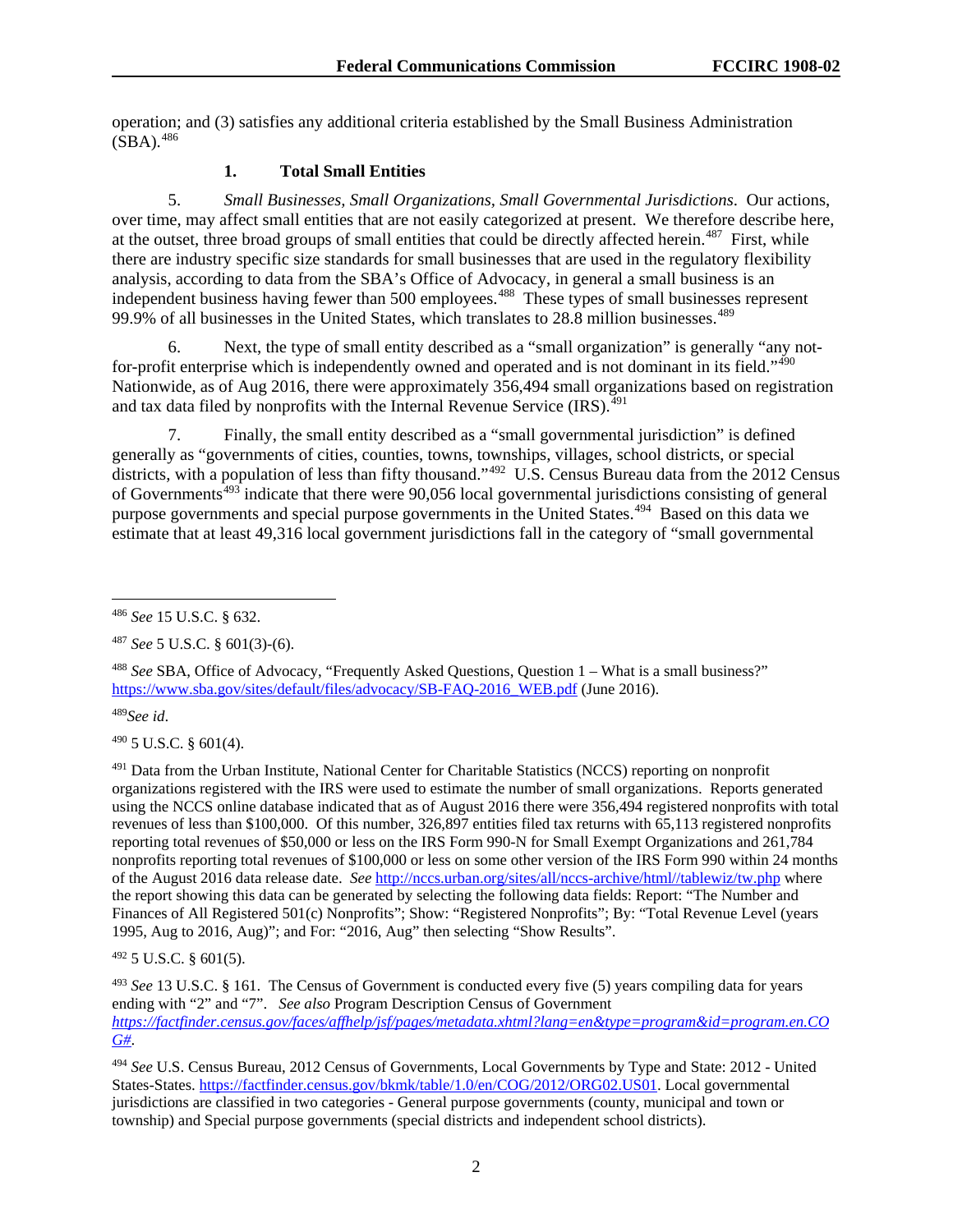operation; and (3) satisfies any additional criteria established by the Small Business Administration (SBA).[486]

### 1. Total Small Entities

5. *Small Businesses, Small Organizations, Small Governmental Jurisdictions*. Our actions, over time, may affect small entities that are not easily categorized at present. We therefore describe here, at the outset, three broad groups of small entities that could be directly affected herein.[487] First, while there are industry specific size standards for small businesses that are used in the regulatory flexibility analysis, according to data from the SBA's Office of Advocacy, in general a small business is an independent business having fewer than 500 employees.[488] These types of small businesses represent 99.9% of all businesses in the United States, which translates to 28.8 million businesses.[489]

6. Next, the type of small entity described as a "small organization" is generally "any not-for-profit enterprise which is independently owned and operated and is not dominant in its field."[490] Nationwide, as of Aug 2016, there were approximately 356,494 small organizations based on registration and tax data filed by nonprofits with the Internal Revenue Service (IRS).[491]

7. Finally, the small entity described as a "small governmental jurisdiction" is defined generally as "governments of cities, counties, towns, townships, villages, school districts, or special districts, with a population of less than fifty thousand."[492] U.S. Census Bureau data from the 2012 Census of Governments[493] indicate that there were 90,056 local governmental jurisdictions consisting of general purpose governments and special purpose governments in the United States.[494] Based on this data we estimate that at least 49,316 local government jurisdictions fall in the category of "small governmental

---

[486] *See* 15 U.S.C. § 632.

[487] *See* 5 U.S.C. § 601(3)-(6).

[488] *See* SBA, Office of Advocacy, "Frequently Asked Questions, Question 1 – What is a small business?" https://www.sba.gov/sites/default/files/advocacy/SB-FAQ-2016_WEB.pdf (June 2016).

[489] *See id*.

[490] 5 U.S.C. § 601(4).

[491] Data from the Urban Institute, National Center for Charitable Statistics (NCCS) reporting on nonprofit organizations registered with the IRS were used to estimate the number of small organizations. Reports generated using the NCCS online database indicated that as of August 2016 there were 356,494 registered nonprofits with total revenues of less than $100,000. Of this number, 326,897 entities filed tax returns with 65,113 registered nonprofits reporting total revenues of $50,000 or less on the IRS Form 990-N for Small Exempt Organizations and 261,784 nonprofits reporting total revenues of $100,000 or less on some other version of the IRS Form 990 within 24 months of the August 2016 data release date. *See* http://nccs.urban.org/sites/all/nccs-archive/html//tablewiz/tw.php where the report showing this data can be generated by selecting the following data fields: Report: "The Number and Finances of All Registered 501(c) Nonprofits"; Show: "Registered Nonprofits"; By: "Total Revenue Level (years 1995, Aug to 2016, Aug)"; and For: "2016, Aug" then selecting "Show Results".

[492] 5 U.S.C. § 601(5).

[493] *See* 13 U.S.C. § 161. The Census of Government is conducted every five (5) years compiling data for years ending with "2" and "7". *See also* Program Description Census of Government *https://factfinder.census.gov/faces/affhelp/jsf/pages/metadata.xhtml?lang=en&type=program&id=program.en.COG#*.

[494] *See* U.S. Census Bureau, 2012 Census of Governments, Local Governments by Type and State: 2012 - United States-States. https://factfinder.census.gov/bkmk/table/1.0/en/COG/2012/ORG02.US01. Local governmental jurisdictions are classified in two categories - General purpose governments (county, municipal and town or township) and Special purpose governments (special districts and independent school districts).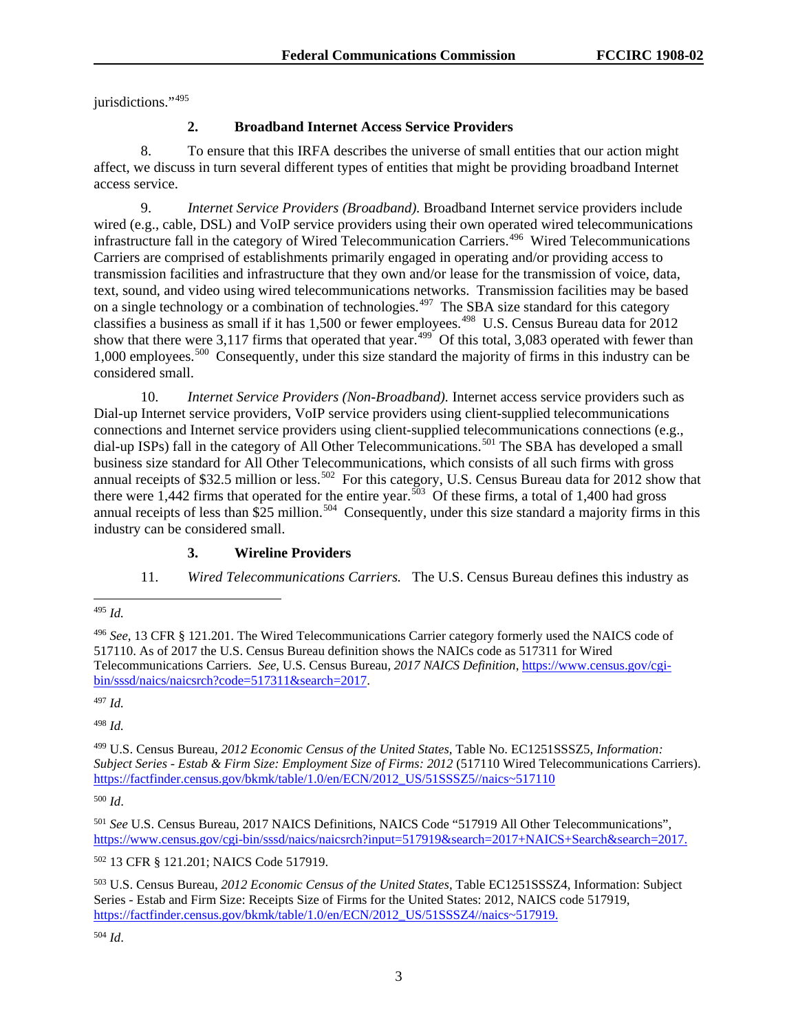jurisdictions."[495]

### 2. Broadband Internet Access Service Providers

8. To ensure that this IRFA describes the universe of small entities that our action might affect, we discuss in turn several different types of entities that might be providing broadband Internet access service.

9. *Internet Service Providers (Broadband).* Broadband Internet service providers include wired (e.g., cable, DSL) and VoIP service providers using their own operated wired telecommunications infrastructure fall in the category of Wired Telecommunication Carriers.[496] Wired Telecommunications Carriers are comprised of establishments primarily engaged in operating and/or providing access to transmission facilities and infrastructure that they own and/or lease for the transmission of voice, data, text, sound, and video using wired telecommunications networks. Transmission facilities may be based on a single technology or a combination of technologies.[497] The SBA size standard for this category classifies a business as small if it has 1,500 or fewer employees.[498] U.S. Census Bureau data for 2012 show that there were 3,117 firms that operated that year.[499] Of this total, 3,083 operated with fewer than 1,000 employees.[500] Consequently, under this size standard the majority of firms in this industry can be considered small.

10. *Internet Service Providers (Non-Broadband).* Internet access service providers such as Dial-up Internet service providers, VoIP service providers using client-supplied telecommunications connections and Internet service providers using client-supplied telecommunications connections (e.g., dial-up ISPs) fall in the category of All Other Telecommunications.[501] The SBA has developed a small business size standard for All Other Telecommunications, which consists of all such firms with gross annual receipts of $32.5 million or less.[502] For this category, U.S. Census Bureau data for 2012 show that there were 1,442 firms that operated for the entire year.[503] Of these firms, a total of 1,400 had gross annual receipts of less than $25 million.[504] Consequently, under this size standard a majority firms in this industry can be considered small.

### 3. Wireline Providers

11. *Wired Telecommunications Carriers.* The U.S. Census Bureau defines this industry as

---

[495] *Id.*

[496] *See*, 13 CFR § 121.201. The Wired Telecommunications Carrier category formerly used the NAICS code of 517110. As of 2017 the U.S. Census Bureau definition shows the NAICs code as 517311 for Wired Telecommunications Carriers. *See*, U.S. Census Bureau, *2017 NAICS Definition*, https://www.census.gov/cgi-bin/sssd/naics/naicsrch?code=517311&search=2017.

[497] *Id.*

[498] *Id.*

[499] U.S. Census Bureau, *2012 Economic Census of the United States*, Table No. EC1251SSSZ5, *Information: Subject Series - Estab & Firm Size: Employment Size of Firms: 2012* (517110 Wired Telecommunications Carriers). https://factfinder.census.gov/bkmk/table/1.0/en/ECN/2012_US/51SSSZ5//naics~517110

[500] *Id*.

[501] *See* U.S. Census Bureau, 2017 NAICS Definitions, NAICS Code "517919 All Other Telecommunications", https://www.census.gov/cgi-bin/sssd/naics/naicsrch?input=517919&search=2017+NAICS+Search&search=2017.

[502] 13 CFR § 121.201; NAICS Code 517919.

[503] U.S. Census Bureau, *2012 Economic Census of the United States*, Table EC1251SSSZ4, Information: Subject Series - Estab and Firm Size: Receipts Size of Firms for the United States: 2012, NAICS code 517919, https://factfinder.census.gov/bkmk/table/1.0/en/ECN/2012_US/51SSSZ4//naics~517919.

[504] *Id*.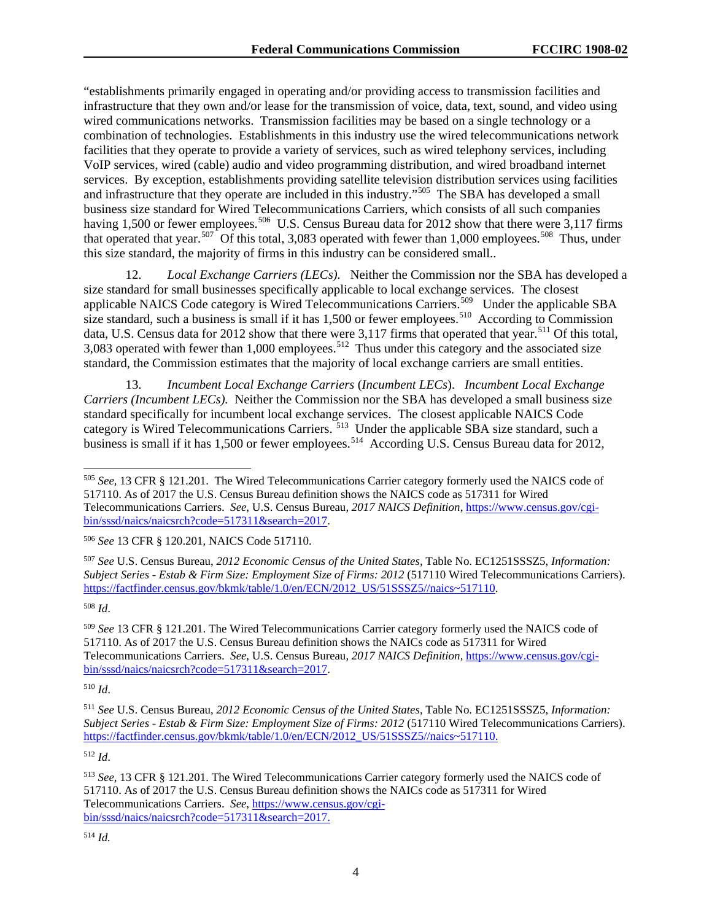"establishments primarily engaged in operating and/or providing access to transmission facilities and infrastructure that they own and/or lease for the transmission of voice, data, text, sound, and video using wired communications networks. Transmission facilities may be based on a single technology or a combination of technologies. Establishments in this industry use the wired telecommunications network facilities that they operate to provide a variety of services, such as wired telephony services, including VoIP services, wired (cable) audio and video programming distribution, and wired broadband internet services. By exception, establishments providing satellite television distribution services using facilities and infrastructure that they operate are included in this industry."[505] The SBA has developed a small business size standard for Wired Telecommunications Carriers, which consists of all such companies having 1,500 or fewer employees.[506] U.S. Census Bureau data for 2012 show that there were 3,117 firms that operated that year.[507] Of this total, 3,083 operated with fewer than 1,000 employees.[508] Thus, under this size standard, the majority of firms in this industry can be considered small..

12. *Local Exchange Carriers (LECs).* Neither the Commission nor the SBA has developed a size standard for small businesses specifically applicable to local exchange services. The closest applicable NAICS Code category is Wired Telecommunications Carriers.[509] Under the applicable SBA size standard, such a business is small if it has 1,500 or fewer employees.[510] According to Commission data, U.S. Census data for 2012 show that there were 3,117 firms that operated that year.[511] Of this total, 3,083 operated with fewer than 1,000 employees.[512] Thus under this category and the associated size standard, the Commission estimates that the majority of local exchange carriers are small entities.

13. *Incumbent Local Exchange Carriers* (*Incumbent LECs*). *Incumbent Local Exchange Carriers (Incumbent LECs).* Neither the Commission nor the SBA has developed a small business size standard specifically for incumbent local exchange services. The closest applicable NAICS Code category is Wired Telecommunications Carriers.[513] Under the applicable SBA size standard, such a business is small if it has 1,500 or fewer employees.[514] According U.S. Census Bureau data for 2012,

---

[505] *See,* 13 CFR § 121.201. The Wired Telecommunications Carrier category formerly used the NAICS code of 517110. As of 2017 the U.S. Census Bureau definition shows the NAICS code as 517311 for Wired Telecommunications Carriers. *See*, U.S. Census Bureau, *2017 NAICS Definition*, https://www.census.gov/cgi-bin/sssd/naics/naicsrch?code=517311&search=2017.

[506] *See* 13 CFR § 120.201, NAICS Code 517110.

[507] *See* U.S. Census Bureau, *2012 Economic Census of the United States*, Table No. EC1251SSSZ5, *Information: Subject Series - Estab & Firm Size: Employment Size of Firms: 2012* (517110 Wired Telecommunications Carriers). https://factfinder.census.gov/bkmk/table/1.0/en/ECN/2012_US/51SSSZ5//naics~517110.

[508] *Id*.

[509] *See* 13 CFR § 121.201. The Wired Telecommunications Carrier category formerly used the NAICS code of 517110. As of 2017 the U.S. Census Bureau definition shows the NAICs code as 517311 for Wired Telecommunications Carriers. *See*, U.S. Census Bureau, *2017 NAICS Definition*, https://www.census.gov/cgi-bin/sssd/naics/naicsrch?code=517311&search=2017.

[510] *Id*.

[511] *See* U.S. Census Bureau, *2012 Economic Census of the United States*, Table No. EC1251SSSZ5, *Information: Subject Series - Estab & Firm Size: Employment Size of Firms: 2012* (517110 Wired Telecommunications Carriers). https://factfinder.census.gov/bkmk/table/1.0/en/ECN/2012_US/51SSSZ5//naics~517110.

[512] *Id*.

[513] *See,* 13 CFR § 121.201. The Wired Telecommunications Carrier category formerly used the NAICS code of 517110. As of 2017 the U.S. Census Bureau definition shows the NAICs code as 517311 for Wired Telecommunications Carriers. *See*, https://www.census.gov/cgi-bin/sssd/naics/naicsrch?code=517311&search=2017.

[514] *Id.*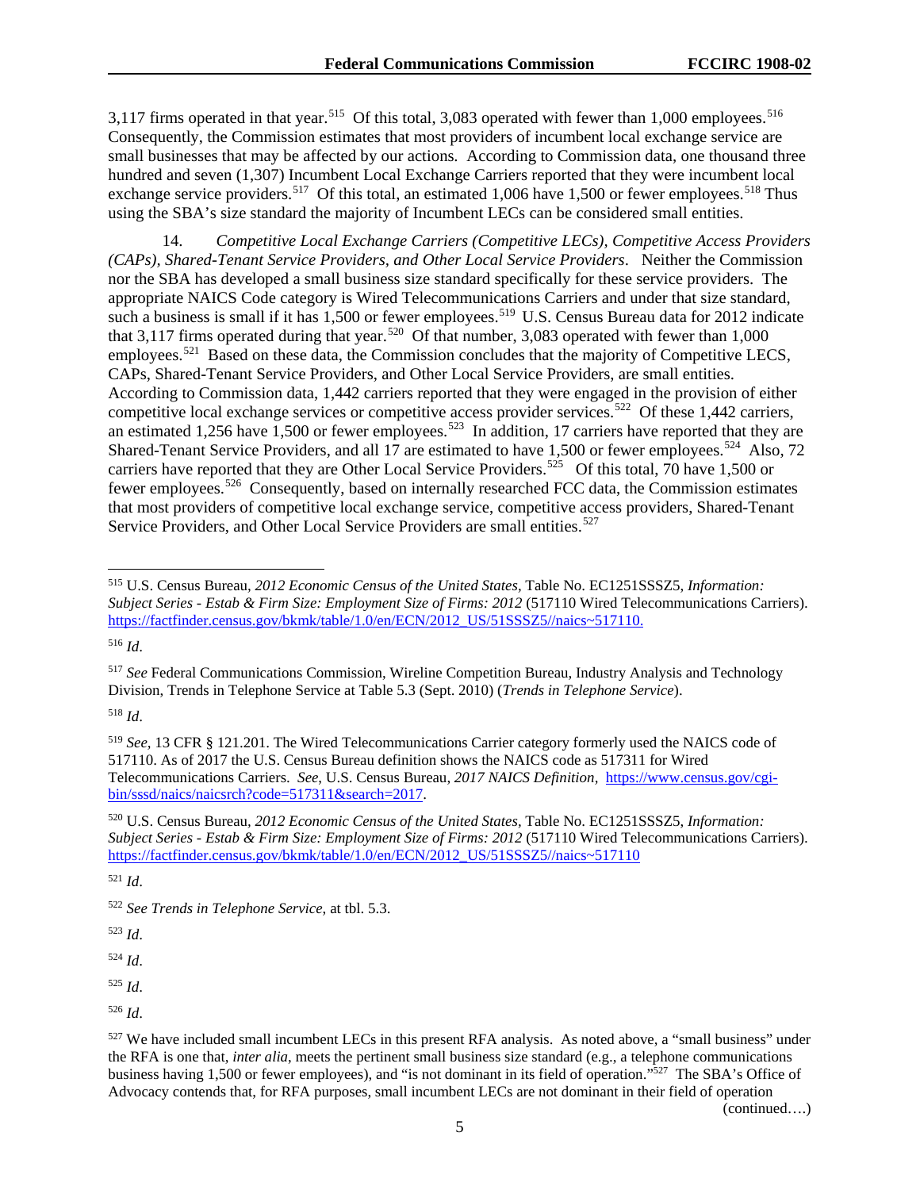3,117 firms operated in that year.[515] Of this total, 3,083 operated with fewer than 1,000 employees.[516] Consequently, the Commission estimates that most providers of incumbent local exchange service are small businesses that may be affected by our actions. According to Commission data, one thousand three hundred and seven (1,307) Incumbent Local Exchange Carriers reported that they were incumbent local exchange service providers.[517] Of this total, an estimated 1,006 have 1,500 or fewer employees.[518] Thus using the SBA's size standard the majority of Incumbent LECs can be considered small entities.

14. *Competitive Local Exchange Carriers (Competitive LECs), Competitive Access Providers (CAPs), Shared-Tenant Service Providers, and Other Local Service Providers*. Neither the Commission nor the SBA has developed a small business size standard specifically for these service providers. The appropriate NAICS Code category is Wired Telecommunications Carriers and under that size standard, such a business is small if it has 1,500 or fewer employees.[519] U.S. Census Bureau data for 2012 indicate that 3,117 firms operated during that year.[520] Of that number, 3,083 operated with fewer than 1,000 employees.[521] Based on these data, the Commission concludes that the majority of Competitive LECS, CAPs, Shared-Tenant Service Providers, and Other Local Service Providers, are small entities. According to Commission data, 1,442 carriers reported that they were engaged in the provision of either competitive local exchange services or competitive access provider services.[522] Of these 1,442 carriers, an estimated 1,256 have 1,500 or fewer employees.[523] In addition, 17 carriers have reported that they are Shared-Tenant Service Providers, and all 17 are estimated to have 1,500 or fewer employees.[524] Also, 72 carriers have reported that they are Other Local Service Providers.[525] Of this total, 70 have 1,500 or fewer employees.[526] Consequently, based on internally researched FCC data, the Commission estimates that most providers of competitive local exchange service, competitive access providers, Shared-Tenant Service Providers, and Other Local Service Providers are small entities.[527]

---

[515] U.S. Census Bureau, *2012 Economic Census of the United States*, Table No. EC1251SSSZ5, *Information: Subject Series - Estab & Firm Size: Employment Size of Firms: 2012* (517110 Wired Telecommunications Carriers). https://factfinder.census.gov/bkmk/table/1.0/en/ECN/2012_US/51SSSZ5//naics~517110.

[516] *Id*.

[517] *See* Federal Communications Commission, Wireline Competition Bureau, Industry Analysis and Technology Division, Trends in Telephone Service at Table 5.3 (Sept. 2010) (*Trends in Telephone Service*).

[518] *Id*.

[519] *See*, 13 CFR § 121.201. The Wired Telecommunications Carrier category formerly used the NAICS code of 517110. As of 2017 the U.S. Census Bureau definition shows the NAICS code as 517311 for Wired Telecommunications Carriers. *See*, U.S. Census Bureau, *2017 NAICS Definition*, https://www.census.gov/cgi-bin/sssd/naics/naicsrch?code=517311&search=2017.

[520] U.S. Census Bureau, *2012 Economic Census of the United States*, Table No. EC1251SSSZ5, *Information: Subject Series - Estab & Firm Size: Employment Size of Firms: 2012* (517110 Wired Telecommunications Carriers). https://factfinder.census.gov/bkmk/table/1.0/en/ECN/2012_US/51SSSZ5//naics~517110

[521] *Id*.

[522] *See Trends in Telephone Service*, at tbl. 5.3.

[523] *Id*.

[524] *Id*.

[525] *Id*.

[526] *Id*.

[527] We have included small incumbent LECs in this present RFA analysis. As noted above, a "small business" under the RFA is one that, *inter alia*, meets the pertinent small business size standard (e.g., a telephone communications business having 1,500 or fewer employees), and "is not dominant in its field of operation."[527] The SBA's Office of Advocacy contends that, for RFA purposes, small incumbent LECs are not dominant in their field of operation (continued….)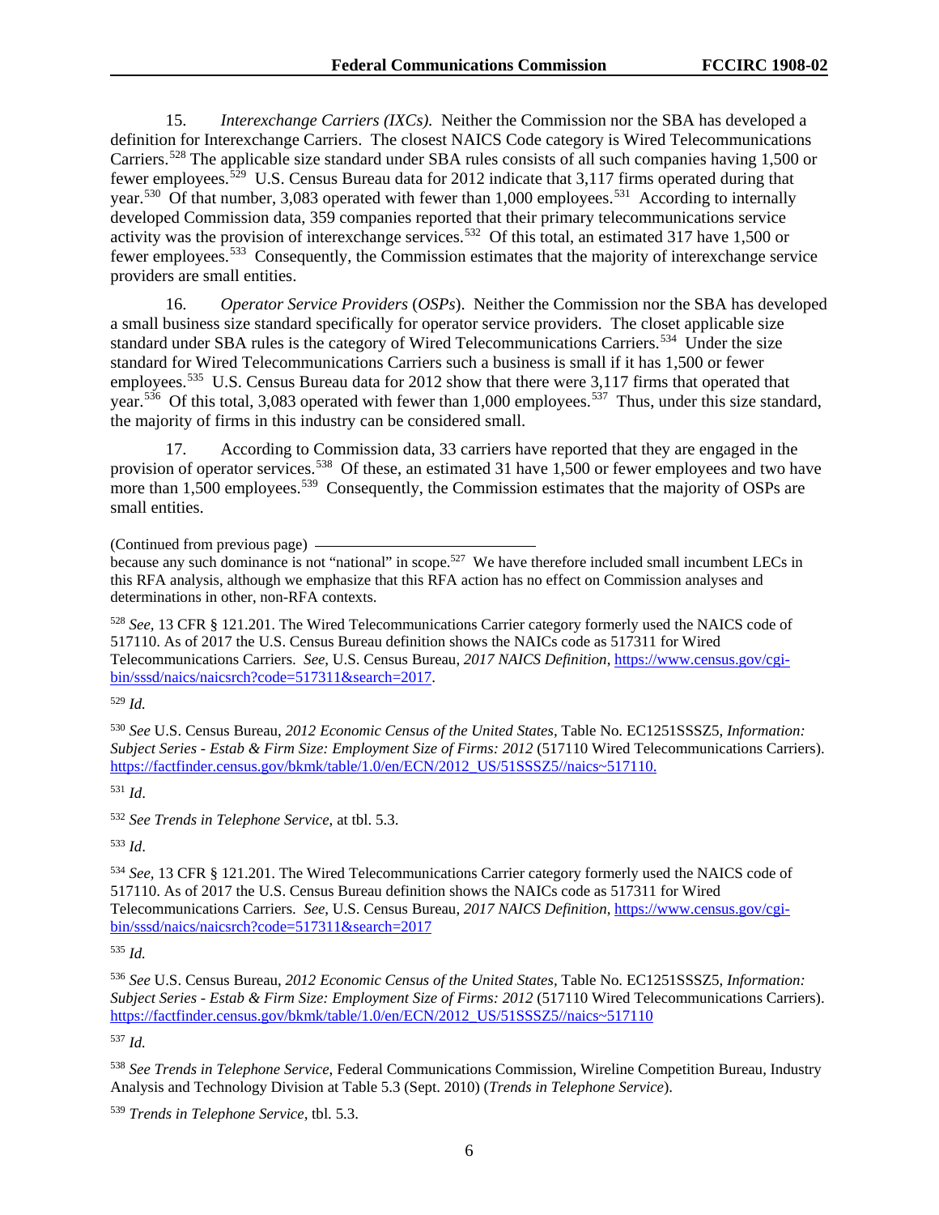15. *Interexchange Carriers (IXCs).* Neither the Commission nor the SBA has developed a definition for Interexchange Carriers. The closest NAICS Code category is Wired Telecommunications Carriers.[528] The applicable size standard under SBA rules consists of all such companies having 1,500 or fewer employees.[529] U.S. Census Bureau data for 2012 indicate that 3,117 firms operated during that year.[530] Of that number, 3,083 operated with fewer than 1,000 employees.[531] According to internally developed Commission data, 359 companies reported that their primary telecommunications service activity was the provision of interexchange services.[532] Of this total, an estimated 317 have 1,500 or fewer employees.[533] Consequently, the Commission estimates that the majority of interexchange service providers are small entities.

16. *Operator Service Providers* (*OSPs*). Neither the Commission nor the SBA has developed a small business size standard specifically for operator service providers. The closet applicable size standard under SBA rules is the category of Wired Telecommunications Carriers.[534] Under the size standard for Wired Telecommunications Carriers such a business is small if it has 1,500 or fewer employees.[535] U.S. Census Bureau data for 2012 show that there were 3,117 firms that operated that year.[536] Of this total, 3,083 operated with fewer than 1,000 employees.[537] Thus, under this size standard, the majority of firms in this industry can be considered small.

17. According to Commission data, 33 carriers have reported that they are engaged in the provision of operator services.[538] Of these, an estimated 31 have 1,500 or fewer employees and two have more than 1,500 employees.[539] Consequently, the Commission estimates that the majority of OSPs are small entities.

(Continued from previous page)

because any such dominance is not "national" in scope.[527] We have therefore included small incumbent LECs in this RFA analysis, although we emphasize that this RFA action has no effect on Commission analyses and determinations in other, non-RFA contexts.

[528] *See,* 13 CFR § 121.201. The Wired Telecommunications Carrier category formerly used the NAICS code of 517110. As of 2017 the U.S. Census Bureau definition shows the NAICs code as 517311 for Wired Telecommunications Carriers. *See*, U.S. Census Bureau, *2017 NAICS Definition*, https://www.census.gov/cgi-bin/sssd/naics/naicsrch?code=517311&search=2017.

[529] *Id.*

[530] *See* U.S. Census Bureau, *2012 Economic Census of the United States*, Table No. EC1251SSSZ5, *Information: Subject Series - Estab & Firm Size: Employment Size of Firms: 2012* (517110 Wired Telecommunications Carriers). https://factfinder.census.gov/bkmk/table/1.0/en/ECN/2012_US/51SSSZ5//naics~517110.

[531] *Id*.

[532] *See Trends in Telephone Service*, at tbl. 5.3.

[533] *Id*.

[534] *See,* 13 CFR § 121.201. The Wired Telecommunications Carrier category formerly used the NAICS code of 517110. As of 2017 the U.S. Census Bureau definition shows the NAICs code as 517311 for Wired Telecommunications Carriers. *See*, U.S. Census Bureau, *2017 NAICS Definition*, https://www.census.gov/cgi-bin/sssd/naics/naicsrch?code=517311&search=2017

[535] *Id.*

[536] *See* U.S. Census Bureau, *2012 Economic Census of the United States*, Table No. EC1251SSSZ5, *Information: Subject Series - Estab & Firm Size: Employment Size of Firms: 2012* (517110 Wired Telecommunications Carriers). https://factfinder.census.gov/bkmk/table/1.0/en/ECN/2012_US/51SSSZ5//naics~517110

[537] *Id.*

[538] *See Trends in Telephone Service*, Federal Communications Commission, Wireline Competition Bureau, Industry Analysis and Technology Division at Table 5.3 (Sept. 2010) (*Trends in Telephone Service*).

[539] *Trends in Telephone Service*, tbl. 5.3.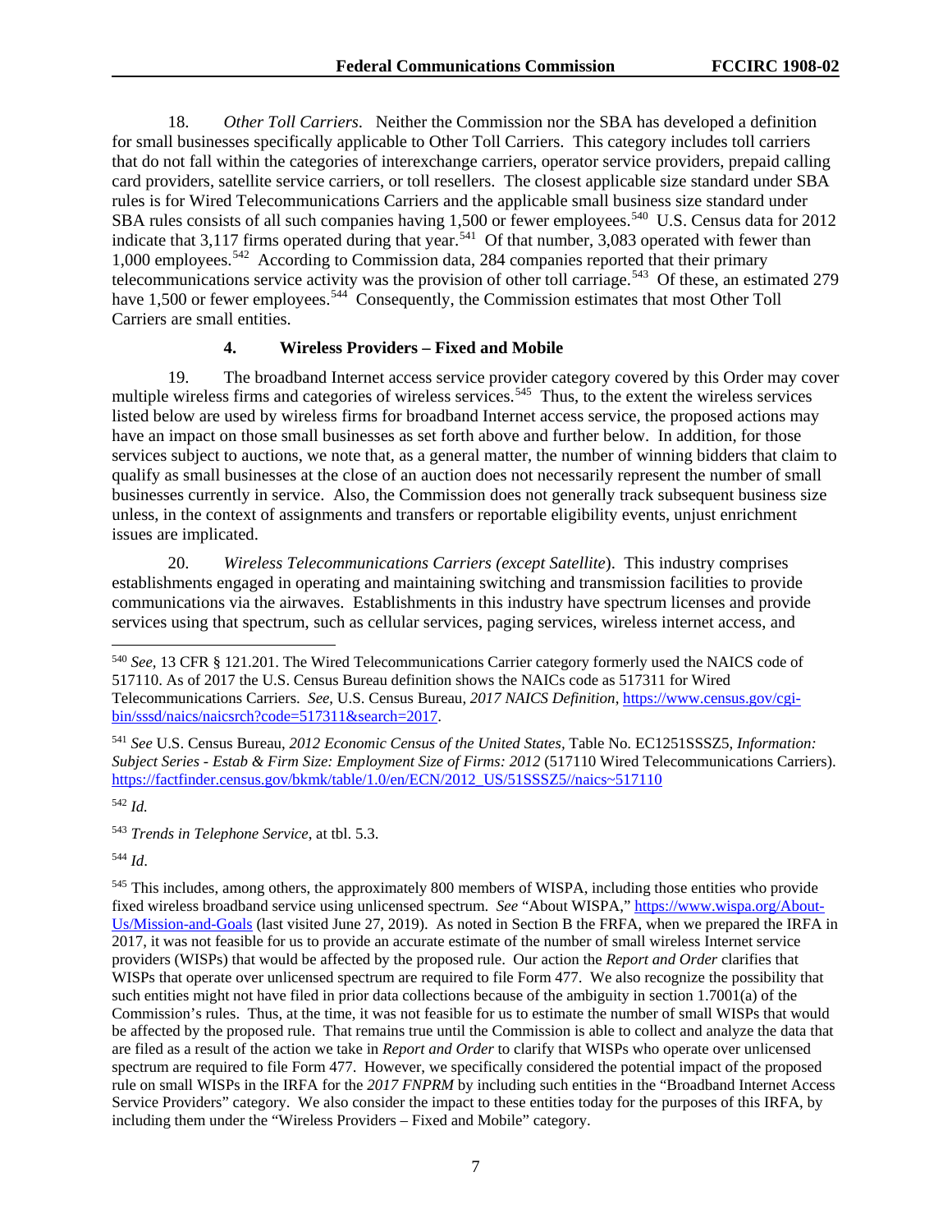18. *Other Toll Carriers*. Neither the Commission nor the SBA has developed a definition for small businesses specifically applicable to Other Toll Carriers. This category includes toll carriers that do not fall within the categories of interexchange carriers, operator service providers, prepaid calling card providers, satellite service carriers, or toll resellers. The closest applicable size standard under SBA rules is for Wired Telecommunications Carriers and the applicable small business size standard under SBA rules consists of all such companies having 1,500 or fewer employees.[540] U.S. Census data for 2012 indicate that 3,117 firms operated during that year.[541] Of that number, 3,083 operated with fewer than 1,000 employees.[542] According to Commission data, 284 companies reported that their primary telecommunications service activity was the provision of other toll carriage.[543] Of these, an estimated 279 have 1,500 or fewer employees.[544] Consequently, the Commission estimates that most Other Toll Carriers are small entities.

**4. Wireless Providers – Fixed and Mobile**

19. The broadband Internet access service provider category covered by this Order may cover multiple wireless firms and categories of wireless services.[545] Thus, to the extent the wireless services listed below are used by wireless firms for broadband Internet access service, the proposed actions may have an impact on those small businesses as set forth above and further below. In addition, for those services subject to auctions, we note that, as a general matter, the number of winning bidders that claim to qualify as small businesses at the close of an auction does not necessarily represent the number of small businesses currently in service. Also, the Commission does not generally track subsequent business size unless, in the context of assignments and transfers or reportable eligibility events, unjust enrichment issues are implicated.

20. *Wireless Telecommunications Carriers (except Satellite*). This industry comprises establishments engaged in operating and maintaining switching and transmission facilities to provide communications via the airwaves. Establishments in this industry have spectrum licenses and provide services using that spectrum, such as cellular services, paging services, wireless internet access, and

---

[540] *See*, 13 CFR § 121.201. The Wired Telecommunications Carrier category formerly used the NAICS code of 517110. As of 2017 the U.S. Census Bureau definition shows the NAICs code as 517311 for Wired Telecommunications Carriers. *See*, U.S. Census Bureau, *2017 NAICS Definition*, https://www.census.gov/cgi-bin/sssd/naics/naicsrch?code=517311&search=2017.

[541] *See* U.S. Census Bureau, *2012 Economic Census of the United States*, Table No. EC1251SSSZ5, *Information: Subject Series - Estab & Firm Size: Employment Size of Firms: 2012* (517110 Wired Telecommunications Carriers). https://factfinder.census.gov/bkmk/table/1.0/en/ECN/2012_US/51SSSZ5//naics~517110

[542] *Id.*

[543] *Trends in Telephone Service*, at tbl. 5.3.

[544] *Id*.

[545] This includes, among others, the approximately 800 members of WISPA, including those entities who provide fixed wireless broadband service using unlicensed spectrum. *See* "About WISPA," https://www.wispa.org/About-Us/Mission-and-Goals (last visited June 27, 2019). As noted in Section B the FRFA, when we prepared the IRFA in 2017, it was not feasible for us to provide an accurate estimate of the number of small wireless Internet service providers (WISPs) that would be affected by the proposed rule. Our action the *Report and Order* clarifies that WISPs that operate over unlicensed spectrum are required to file Form 477. We also recognize the possibility that such entities might not have filed in prior data collections because of the ambiguity in section 1.7001(a) of the Commission's rules. Thus, at the time, it was not feasible for us to estimate the number of small WISPs that would be affected by the proposed rule. That remains true until the Commission is able to collect and analyze the data that are filed as a result of the action we take in *Report and Order* to clarify that WISPs who operate over unlicensed spectrum are required to file Form 477. However, we specifically considered the potential impact of the proposed rule on small WISPs in the IRFA for the *2017 FNPRM* by including such entities in the "Broadband Internet Access Service Providers" category. We also consider the impact to these entities today for the purposes of this IRFA, by including them under the "Wireless Providers – Fixed and Mobile" category.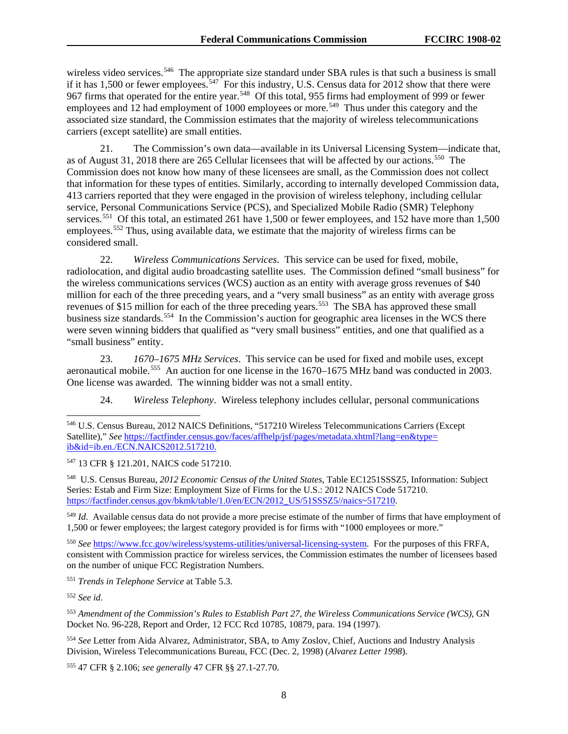wireless video services.[546] The appropriate size standard under SBA rules is that such a business is small if it has 1,500 or fewer employees.[547] For this industry, U.S. Census data for 2012 show that there were 967 firms that operated for the entire year.[548] Of this total, 955 firms had employment of 999 or fewer employees and 12 had employment of 1000 employees or more.[549] Thus under this category and the associated size standard, the Commission estimates that the majority of wireless telecommunications carriers (except satellite) are small entities.

21. The Commission's own data—available in its Universal Licensing System—indicate that, as of August 31, 2018 there are 265 Cellular licensees that will be affected by our actions.[550] The Commission does not know how many of these licensees are small, as the Commission does not collect that information for these types of entities. Similarly, according to internally developed Commission data, 413 carriers reported that they were engaged in the provision of wireless telephony, including cellular service, Personal Communications Service (PCS), and Specialized Mobile Radio (SMR) Telephony services.[551] Of this total, an estimated 261 have 1,500 or fewer employees, and 152 have more than 1,500 employees.[552] Thus, using available data, we estimate that the majority of wireless firms can be considered small.

22. *Wireless Communications Services*. This service can be used for fixed, mobile, radiolocation, and digital audio broadcasting satellite uses. The Commission defined "small business" for the wireless communications services (WCS) auction as an entity with average gross revenues of $40 million for each of the three preceding years, and a "very small business" as an entity with average gross revenues of $15 million for each of the three preceding years.[553] The SBA has approved these small business size standards.[554] In the Commission's auction for geographic area licenses in the WCS there were seven winning bidders that qualified as "very small business" entities, and one that qualified as a "small business" entity.

23. *1670–1675 MHz Services*. This service can be used for fixed and mobile uses, except aeronautical mobile.[555] An auction for one license in the 1670–1675 MHz band was conducted in 2003. One license was awarded. The winning bidder was not a small entity.

24. *Wireless Telephony*. Wireless telephony includes cellular, personal communications

---

[546] U.S. Census Bureau, 2012 NAICS Definitions, "517210 Wireless Telecommunications Carriers (Except Satellite)," *See* https://factfinder.census.gov/faces/affhelp/jsf/pages/metadata.xhtml?lang=en&type=ib&id=ib.en./ECN.NAICS2012.517210.

[547] 13 CFR § 121.201, NAICS code 517210.

[548] U.S. Census Bureau, *2012 Economic Census of the United States*, Table EC1251SSSZ5, Information: Subject Series: Estab and Firm Size: Employment Size of Firms for the U.S.: 2012 NAICS Code 517210. https://factfinder.census.gov/bkmk/table/1.0/en/ECN/2012_US/51SSSZ5//naics~517210.

[549] *Id*. Available census data do not provide a more precise estimate of the number of firms that have employment of 1,500 or fewer employees; the largest category provided is for firms with "1000 employees or more."

[550] *See* https://www.fcc.gov/wireless/systems-utilities/universal-licensing-system. For the purposes of this FRFA, consistent with Commission practice for wireless services, the Commission estimates the number of licensees based on the number of unique FCC Registration Numbers.

[551] *Trends in Telephone Service* at Table 5.3.

[552] *See id*.

[553] *Amendment of the Commission's Rules to Establish Part 27, the Wireless Communications Service (WCS)*, GN Docket No. 96-228, Report and Order, 12 FCC Rcd 10785, 10879, para. 194 (1997).

[554] *See* Letter from Aida Alvarez, Administrator, SBA, to Amy Zoslov, Chief, Auctions and Industry Analysis Division, Wireless Telecommunications Bureau, FCC (Dec. 2, 1998) (*Alvarez Letter 1998*).

[555] 47 CFR § 2.106; *see generally* 47 CFR §§ 27.1-27.70.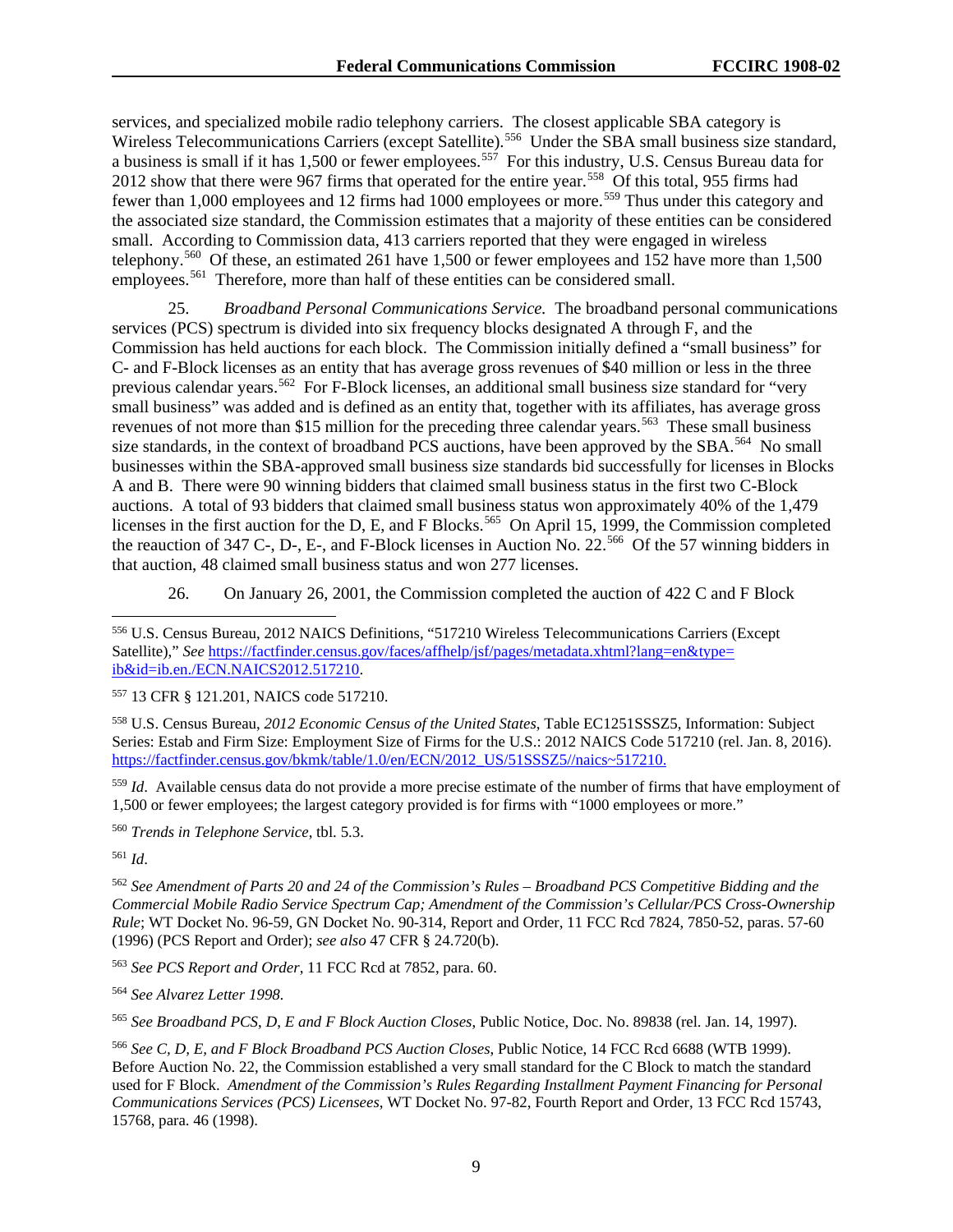services, and specialized mobile radio telephony carriers. The closest applicable SBA category is Wireless Telecommunications Carriers (except Satellite).[556] Under the SBA small business size standard, a business is small if it has 1,500 or fewer employees.[557] For this industry, U.S. Census Bureau data for 2012 show that there were 967 firms that operated for the entire year.[558] Of this total, 955 firms had fewer than 1,000 employees and 12 firms had 1000 employees or more.[559] Thus under this category and the associated size standard, the Commission estimates that a majority of these entities can be considered small. According to Commission data, 413 carriers reported that they were engaged in wireless telephony.[560] Of these, an estimated 261 have 1,500 or fewer employees and 152 have more than 1,500 employees.[561] Therefore, more than half of these entities can be considered small.

25. *Broadband Personal Communications Service.* The broadband personal communications services (PCS) spectrum is divided into six frequency blocks designated A through F, and the Commission has held auctions for each block. The Commission initially defined a "small business" for C- and F-Block licenses as an entity that has average gross revenues of $40 million or less in the three previous calendar years.[562] For F-Block licenses, an additional small business size standard for "very small business" was added and is defined as an entity that, together with its affiliates, has average gross revenues of not more than $15 million for the preceding three calendar years.[563] These small business size standards, in the context of broadband PCS auctions, have been approved by the SBA.[564] No small businesses within the SBA-approved small business size standards bid successfully for licenses in Blocks A and B. There were 90 winning bidders that claimed small business status in the first two C-Block auctions. A total of 93 bidders that claimed small business status won approximately 40% of the 1,479 licenses in the first auction for the D, E, and F Blocks.[565] On April 15, 1999, the Commission completed the reauction of 347 C-, D-, E-, and F-Block licenses in Auction No. 22.[566] Of the 57 winning bidders in that auction, 48 claimed small business status and won 277 licenses.

26. On January 26, 2001, the Commission completed the auction of 422 C and F Block

---

[556] U.S. Census Bureau, 2012 NAICS Definitions, "517210 Wireless Telecommunications Carriers (Except Satellite)," *See* https://factfinder.census.gov/faces/affhelp/jsf/pages/metadata.xhtml?lang=en&type=ib&id=ib.en./ECN.NAICS2012.517210.

[557] 13 CFR § 121.201, NAICS code 517210.

[558] U.S. Census Bureau, *2012 Economic Census of the United States*, Table EC1251SSSZ5, Information: Subject Series: Estab and Firm Size: Employment Size of Firms for the U.S.: 2012 NAICS Code 517210 (rel. Jan. 8, 2016). https://factfinder.census.gov/bkmk/table/1.0/en/ECN/2012_US/51SSSZ5//naics~517210.

[559] *Id*. Available census data do not provide a more precise estimate of the number of firms that have employment of 1,500 or fewer employees; the largest category provided is for firms with "1000 employees or more."

[560] *Trends in Telephone Service*, tbl. 5.3.

[561] *Id*.

[562] *See Amendment of Parts 20 and 24 of the Commission's Rules – Broadband PCS Competitive Bidding and the Commercial Mobile Radio Service Spectrum Cap; Amendment of the Commission's Cellular/PCS Cross-Ownership Rule*; WT Docket No. 96-59, GN Docket No. 90-314, Report and Order, 11 FCC Rcd 7824, 7850-52, paras. 57-60 (1996) (PCS Report and Order); *see also* 47 CFR § 24.720(b).

[563] *See PCS Report and Order*, 11 FCC Rcd at 7852, para. 60.

[564] *See Alvarez Letter 1998*.

[565] *See Broadband PCS, D, E and F Block Auction Closes*, Public Notice, Doc. No. 89838 (rel. Jan. 14, 1997).

[566] *See C, D, E, and F Block Broadband PCS Auction Closes*, Public Notice, 14 FCC Rcd 6688 (WTB 1999). Before Auction No. 22, the Commission established a very small standard for the C Block to match the standard used for F Block. *Amendment of the Commission's Rules Regarding Installment Payment Financing for Personal Communications Services (PCS) Licensees*, WT Docket No. 97-82, Fourth Report and Order, 13 FCC Rcd 15743, 15768, para. 46 (1998).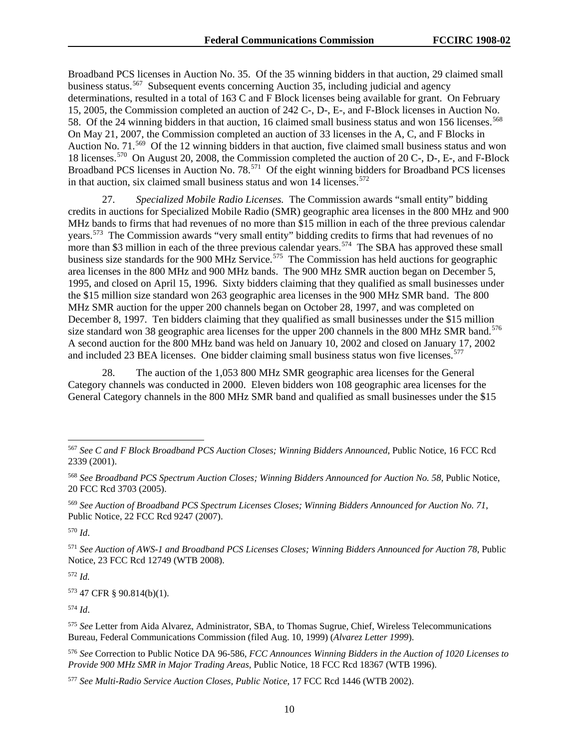Broadband PCS licenses in Auction No. 35. Of the 35 winning bidders in that auction, 29 claimed small business status.[567] Subsequent events concerning Auction 35, including judicial and agency determinations, resulted in a total of 163 C and F Block licenses being available for grant. On February 15, 2005, the Commission completed an auction of 242 C-, D-, E-, and F-Block licenses in Auction No. 58. Of the 24 winning bidders in that auction, 16 claimed small business status and won 156 licenses.[568] On May 21, 2007, the Commission completed an auction of 33 licenses in the A, C, and F Blocks in Auction No. 71.[569] Of the 12 winning bidders in that auction, five claimed small business status and won 18 licenses.[570] On August 20, 2008, the Commission completed the auction of 20 C-, D-, E-, and F-Block Broadband PCS licenses in Auction No. 78.[571] Of the eight winning bidders for Broadband PCS licenses in that auction, six claimed small business status and won 14 licenses.[572]

27. *Specialized Mobile Radio Licenses.* The Commission awards "small entity" bidding credits in auctions for Specialized Mobile Radio (SMR) geographic area licenses in the 800 MHz and 900 MHz bands to firms that had revenues of no more than $15 million in each of the three previous calendar years.[573] The Commission awards "very small entity" bidding credits to firms that had revenues of no more than $3 million in each of the three previous calendar years.[574] The SBA has approved these small business size standards for the 900 MHz Service.[575] The Commission has held auctions for geographic area licenses in the 800 MHz and 900 MHz bands. The 900 MHz SMR auction began on December 5, 1995, and closed on April 15, 1996. Sixty bidders claiming that they qualified as small businesses under the $15 million size standard won 263 geographic area licenses in the 900 MHz SMR band. The 800 MHz SMR auction for the upper 200 channels began on October 28, 1997, and was completed on December 8, 1997. Ten bidders claiming that they qualified as small businesses under the $15 million size standard won 38 geographic area licenses for the upper 200 channels in the 800 MHz SMR band.[576] A second auction for the 800 MHz band was held on January 10, 2002 and closed on January 17, 2002 and included 23 BEA licenses. One bidder claiming small business status won five licenses.[577]

28. The auction of the 1,053 800 MHz SMR geographic area licenses for the General Category channels was conducted in 2000. Eleven bidders won 108 geographic area licenses for the General Category channels in the 800 MHz SMR band and qualified as small businesses under the $15

---

[567] *See C and F Block Broadband PCS Auction Closes; Winning Bidders Announced*, Public Notice, 16 FCC Rcd 2339 (2001).

[568] *See Broadband PCS Spectrum Auction Closes; Winning Bidders Announced for Auction No. 58*, Public Notice, 20 FCC Rcd 3703 (2005).

[569] *See Auction of Broadband PCS Spectrum Licenses Closes; Winning Bidders Announced for Auction No. 71*, Public Notice, 22 FCC Rcd 9247 (2007).

[570] *Id*.

[571] *See Auction of AWS-1 and Broadband PCS Licenses Closes; Winning Bidders Announced for Auction 78*, Public Notice, 23 FCC Rcd 12749 (WTB 2008).

[572] *Id.*

[573] 47 CFR § 90.814(b)(1).

[574] *Id*.

[575] *See* Letter from Aida Alvarez, Administrator, SBA, to Thomas Sugrue, Chief, Wireless Telecommunications Bureau, Federal Communications Commission (filed Aug. 10, 1999) (*Alvarez Letter 1999*).

[576] *See* Correction to Public Notice DA 96-586, *FCC Announces Winning Bidders in the Auction of 1020 Licenses to Provide 900 MHz SMR in Major Trading Areas*, Public Notice, 18 FCC Rcd 18367 (WTB 1996).

[577] *See Multi-Radio Service Auction Closes, Public Notice*, 17 FCC Rcd 1446 (WTB 2002).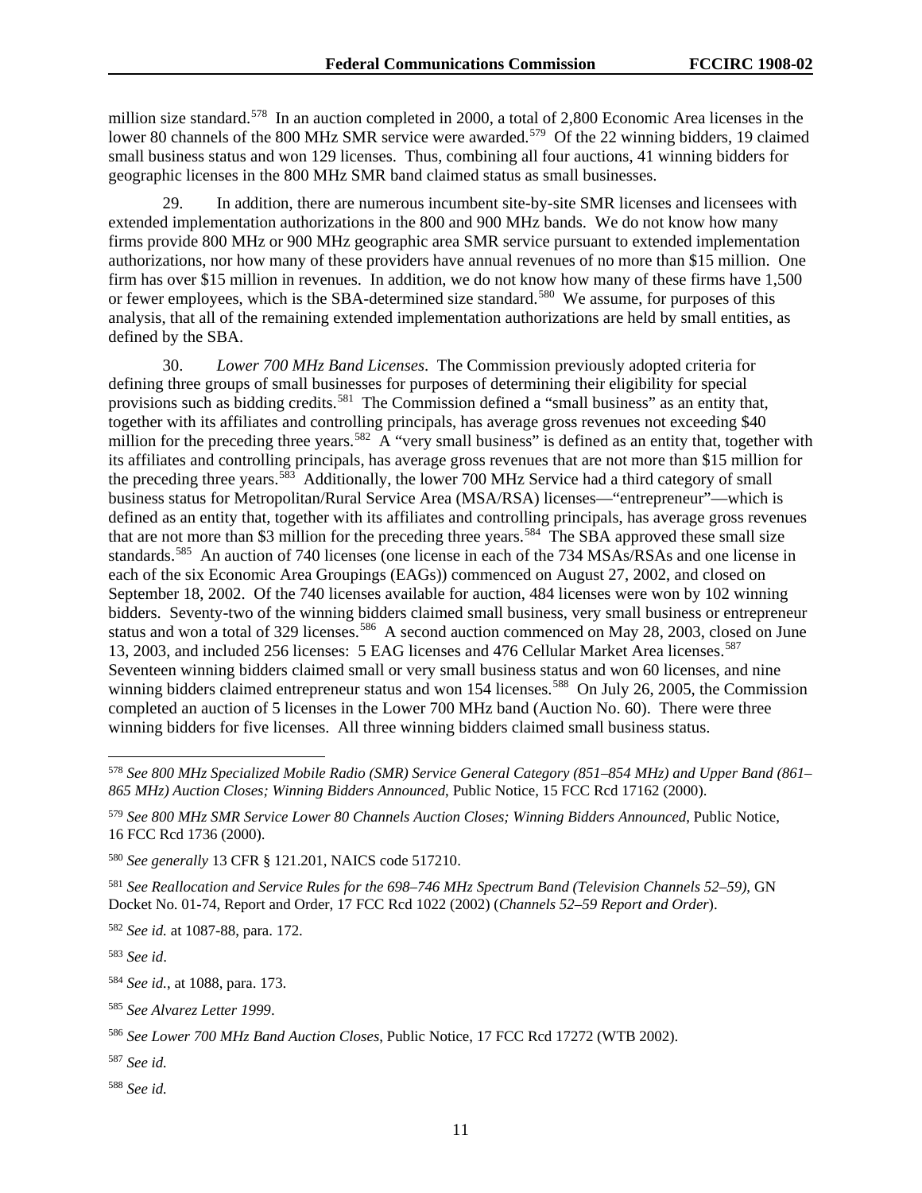million size standard.[578] In an auction completed in 2000, a total of 2,800 Economic Area licenses in the lower 80 channels of the 800 MHz SMR service were awarded.[579] Of the 22 winning bidders, 19 claimed small business status and won 129 licenses. Thus, combining all four auctions, 41 winning bidders for geographic licenses in the 800 MHz SMR band claimed status as small businesses.

29. In addition, there are numerous incumbent site-by-site SMR licenses and licensees with extended implementation authorizations in the 800 and 900 MHz bands. We do not know how many firms provide 800 MHz or 900 MHz geographic area SMR service pursuant to extended implementation authorizations, nor how many of these providers have annual revenues of no more than \$15 million. One firm has over \$15 million in revenues. In addition, we do not know how many of these firms have 1,500 or fewer employees, which is the SBA-determined size standard.[580] We assume, for purposes of this analysis, that all of the remaining extended implementation authorizations are held by small entities, as defined by the SBA.

30. *Lower 700 MHz Band Licenses*. The Commission previously adopted criteria for defining three groups of small businesses for purposes of determining their eligibility for special provisions such as bidding credits.[581] The Commission defined a "small business" as an entity that, together with its affiliates and controlling principals, has average gross revenues not exceeding \$40 million for the preceding three years.[582] A "very small business" is defined as an entity that, together with its affiliates and controlling principals, has average gross revenues that are not more than \$15 million for the preceding three years.[583] Additionally, the lower 700 MHz Service had a third category of small business status for Metropolitan/Rural Service Area (MSA/RSA) licenses—"entrepreneur"—which is defined as an entity that, together with its affiliates and controlling principals, has average gross revenues that are not more than \$3 million for the preceding three years.[584] The SBA approved these small size standards.[585] An auction of 740 licenses (one license in each of the 734 MSAs/RSAs and one license in each of the six Economic Area Groupings (EAGs)) commenced on August 27, 2002, and closed on September 18, 2002. Of the 740 licenses available for auction, 484 licenses were won by 102 winning bidders. Seventy-two of the winning bidders claimed small business, very small business or entrepreneur status and won a total of 329 licenses.[586] A second auction commenced on May 28, 2003, closed on June 13, 2003, and included 256 licenses: 5 EAG licenses and 476 Cellular Market Area licenses.[587] Seventeen winning bidders claimed small or very small business status and won 60 licenses, and nine winning bidders claimed entrepreneur status and won 154 licenses.[588] On July 26, 2005, the Commission completed an auction of 5 licenses in the Lower 700 MHz band (Auction No. 60). There were three winning bidders for five licenses. All three winning bidders claimed small business status.

---

[578] *See 800 MHz Specialized Mobile Radio (SMR) Service General Category (851–854 MHz) and Upper Band (861–865 MHz) Auction Closes; Winning Bidders Announced*, Public Notice, 15 FCC Rcd 17162 (2000).

[579] *See 800 MHz SMR Service Lower 80 Channels Auction Closes; Winning Bidders Announced*, Public Notice, 16 FCC Rcd 1736 (2000).

[580] *See generally* 13 CFR § 121.201, NAICS code 517210.

[581] *See Reallocation and Service Rules for the 698–746 MHz Spectrum Band (Television Channels 52–59)*, GN Docket No. 01-74, Report and Order, 17 FCC Rcd 1022 (2002) (*Channels 52–59 Report and Order*).

[582] *See id.* at 1087-88, para. 172.

[583] *See id*.

[584] *See id.*, at 1088, para. 173.

[585] *See Alvarez Letter 1999*.

[586] *See Lower 700 MHz Band Auction Closes*, Public Notice, 17 FCC Rcd 17272 (WTB 2002).

[587] *See id.*

[588] *See id.*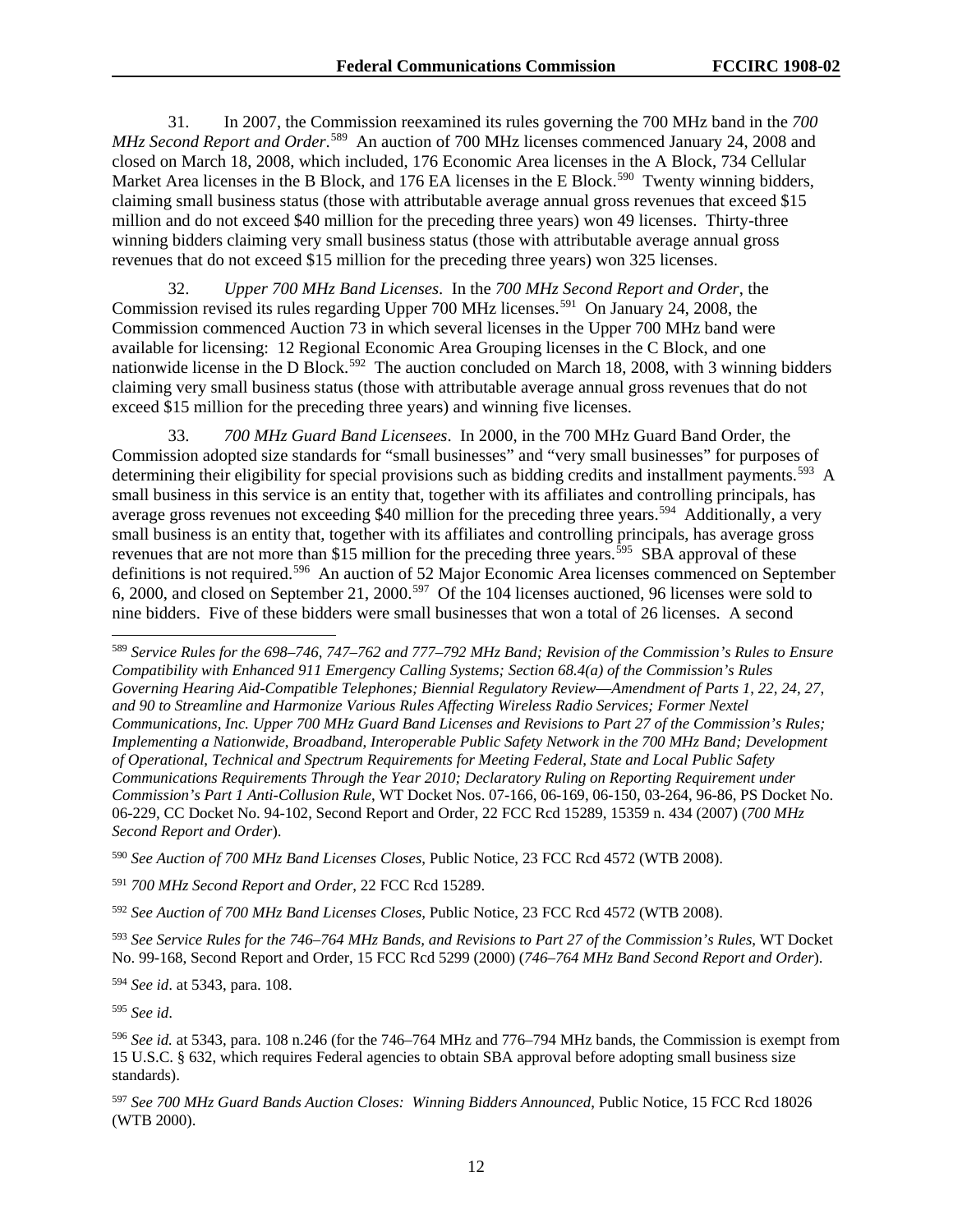31. In 2007, the Commission reexamined its rules governing the 700 MHz band in the *700 MHz Second Report and Order*.[589] An auction of 700 MHz licenses commenced January 24, 2008 and closed on March 18, 2008, which included, 176 Economic Area licenses in the A Block, 734 Cellular Market Area licenses in the B Block, and 176 EA licenses in the E Block.[590] Twenty winning bidders, claiming small business status (those with attributable average annual gross revenues that exceed $15 million and do not exceed $40 million for the preceding three years) won 49 licenses. Thirty-three winning bidders claiming very small business status (those with attributable average annual gross revenues that do not exceed $15 million for the preceding three years) won 325 licenses.

32. *Upper 700 MHz Band Licenses*. In the *700 MHz Second Report and Order*, the Commission revised its rules regarding Upper 700 MHz licenses.[591] On January 24, 2008, the Commission commenced Auction 73 in which several licenses in the Upper 700 MHz band were available for licensing: 12 Regional Economic Area Grouping licenses in the C Block, and one nationwide license in the D Block.[592] The auction concluded on March 18, 2008, with 3 winning bidders claiming very small business status (those with attributable average annual gross revenues that do not exceed $15 million for the preceding three years) and winning five licenses.

33. *700 MHz Guard Band Licensees*. In 2000, in the 700 MHz Guard Band Order, the Commission adopted size standards for "small businesses" and "very small businesses" for purposes of determining their eligibility for special provisions such as bidding credits and installment payments.[593] A small business in this service is an entity that, together with its affiliates and controlling principals, has average gross revenues not exceeding $40 million for the preceding three years.[594] Additionally, a very small business is an entity that, together with its affiliates and controlling principals, has average gross revenues that are not more than $15 million for the preceding three years.[595] SBA approval of these definitions is not required.[596] An auction of 52 Major Economic Area licenses commenced on September 6, 2000, and closed on September 21, 2000.[597] Of the 104 licenses auctioned, 96 licenses were sold to nine bidders. Five of these bidders were small businesses that won a total of 26 licenses. A second

---

[589] *Service Rules for the 698–746, 747–762 and 777–792 MHz Band; Revision of the Commission's Rules to Ensure Compatibility with Enhanced 911 Emergency Calling Systems; Section 68.4(a) of the Commission's Rules Governing Hearing Aid-Compatible Telephones; Biennial Regulatory Review—Amendment of Parts 1, 22, 24, 27, and 90 to Streamline and Harmonize Various Rules Affecting Wireless Radio Services; Former Nextel Communications, Inc. Upper 700 MHz Guard Band Licenses and Revisions to Part 27 of the Commission's Rules; Implementing a Nationwide, Broadband, Interoperable Public Safety Network in the 700 MHz Band; Development of Operational, Technical and Spectrum Requirements for Meeting Federal, State and Local Public Safety Communications Requirements Through the Year 2010; Declaratory Ruling on Reporting Requirement under Commission's Part 1 Anti-Collusion Rule*, WT Docket Nos. 07-166, 06-169, 06-150, 03-264, 96-86, PS Docket No. 06-229, CC Docket No. 94-102, Second Report and Order, 22 FCC Rcd 15289, 15359 n. 434 (2007) (*700 MHz Second Report and Order*).

[590] *See Auction of 700 MHz Band Licenses Closes*, Public Notice, 23 FCC Rcd 4572 (WTB 2008).

[591] *700 MHz Second Report and Order*, 22 FCC Rcd 15289.

[592] *See Auction of 700 MHz Band Licenses Closes*, Public Notice, 23 FCC Rcd 4572 (WTB 2008).

[593] *See Service Rules for the 746–764 MHz Bands, and Revisions to Part 27 of the Commission's Rules*, WT Docket No. 99-168, Second Report and Order, 15 FCC Rcd 5299 (2000) (*746–764 MHz Band Second Report and Order*).

[594] *See id*. at 5343, para. 108.

[595] *See id*.

[596] *See id.* at 5343, para. 108 n.246 (for the 746–764 MHz and 776–794 MHz bands, the Commission is exempt from 15 U.S.C. § 632, which requires Federal agencies to obtain SBA approval before adopting small business size standards).

[597] *See 700 MHz Guard Bands Auction Closes: Winning Bidders Announced*, Public Notice, 15 FCC Rcd 18026 (WTB 2000).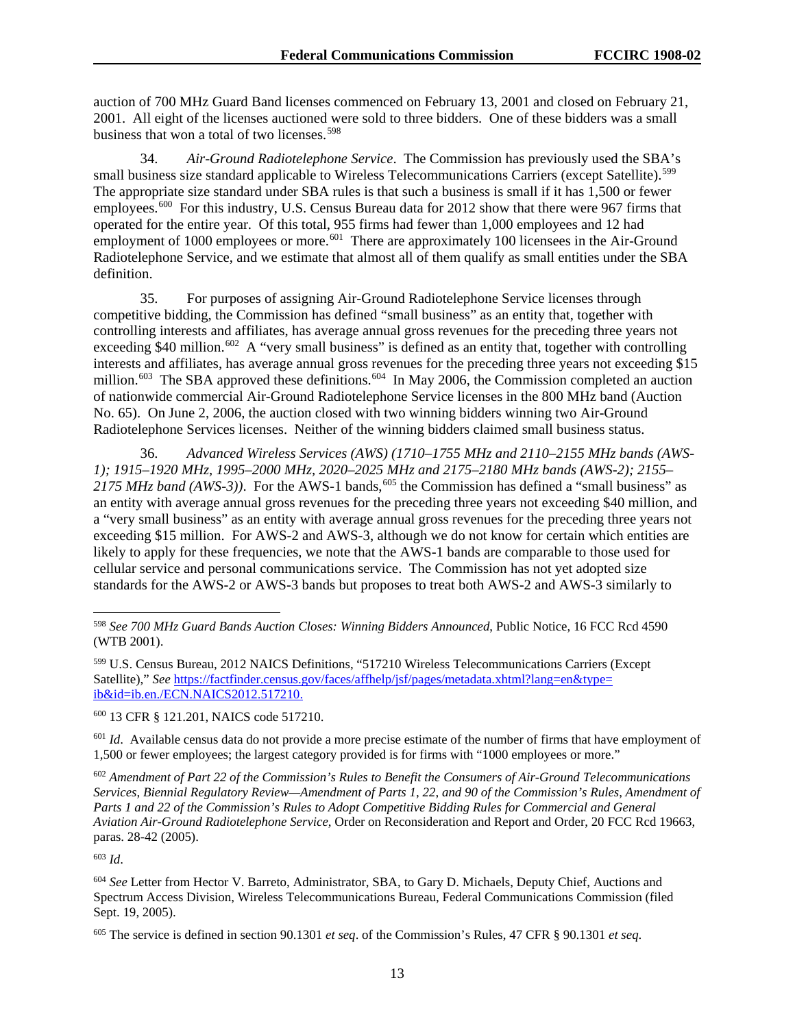auction of 700 MHz Guard Band licenses commenced on February 13, 2001 and closed on February 21, 2001. All eight of the licenses auctioned were sold to three bidders. One of these bidders was a small business that won a total of two licenses.[598]

34. *Air-Ground Radiotelephone Service*. The Commission has previously used the SBA's small business size standard applicable to Wireless Telecommunications Carriers (except Satellite).[599] The appropriate size standard under SBA rules is that such a business is small if it has 1,500 or fewer employees.[600] For this industry, U.S. Census Bureau data for 2012 show that there were 967 firms that operated for the entire year. Of this total, 955 firms had fewer than 1,000 employees and 12 had employment of 1000 employees or more.[601] There are approximately 100 licensees in the Air-Ground Radiotelephone Service, and we estimate that almost all of them qualify as small entities under the SBA definition.

35. For purposes of assigning Air-Ground Radiotelephone Service licenses through competitive bidding, the Commission has defined "small business" as an entity that, together with controlling interests and affiliates, has average annual gross revenues for the preceding three years not exceeding \$40 million.[602] A "very small business" is defined as an entity that, together with controlling interests and affiliates, has average annual gross revenues for the preceding three years not exceeding \$15 million.[603] The SBA approved these definitions.[604] In May 2006, the Commission completed an auction of nationwide commercial Air-Ground Radiotelephone Service licenses in the 800 MHz band (Auction No. 65). On June 2, 2006, the auction closed with two winning bidders winning two Air-Ground Radiotelephone Services licenses. Neither of the winning bidders claimed small business status.

36. *Advanced Wireless Services (AWS) (1710–1755 MHz and 2110–2155 MHz bands (AWS-1); 1915–1920 MHz, 1995–2000 MHz, 2020–2025 MHz and 2175–2180 MHz bands (AWS-2); 2155–2175 MHz band (AWS-3))*. For the AWS-1 bands,[605] the Commission has defined a "small business" as an entity with average annual gross revenues for the preceding three years not exceeding \$40 million, and a "very small business" as an entity with average annual gross revenues for the preceding three years not exceeding \$15 million. For AWS-2 and AWS-3, although we do not know for certain which entities are likely to apply for these frequencies, we note that the AWS-1 bands are comparable to those used for cellular service and personal communications service. The Commission has not yet adopted size standards for the AWS-2 or AWS-3 bands but proposes to treat both AWS-2 and AWS-3 similarly to

---

[598] *See 700 MHz Guard Bands Auction Closes: Winning Bidders Announced*, Public Notice, 16 FCC Rcd 4590 (WTB 2001).

[599] U.S. Census Bureau, 2012 NAICS Definitions, "517210 Wireless Telecommunications Carriers (Except Satellite)," *See* https://factfinder.census.gov/faces/affhelp/jsf/pages/metadata.xhtml?lang=en&type=ib&id=ib.en./ECN.NAICS2012.517210.

[600] 13 CFR § 121.201, NAICS code 517210.

[601] *Id*. Available census data do not provide a more precise estimate of the number of firms that have employment of 1,500 or fewer employees; the largest category provided is for firms with "1000 employees or more."

[602] *Amendment of Part 22 of the Commission's Rules to Benefit the Consumers of Air-Ground Telecommunications Services, Biennial Regulatory Review—Amendment of Parts 1, 22, and 90 of the Commission's Rules, Amendment of Parts 1 and 22 of the Commission's Rules to Adopt Competitive Bidding Rules for Commercial and General Aviation Air-Ground Radiotelephone Service,* Order on Reconsideration and Report and Order, 20 FCC Rcd 19663, paras. 28-42 (2005).

[603] *Id*.

[604] *See* Letter from Hector V. Barreto, Administrator, SBA, to Gary D. Michaels, Deputy Chief, Auctions and Spectrum Access Division, Wireless Telecommunications Bureau, Federal Communications Commission (filed Sept. 19, 2005).

[605] The service is defined in section 90.1301 *et seq*. of the Commission's Rules, 47 CFR § 90.1301 *et seq*.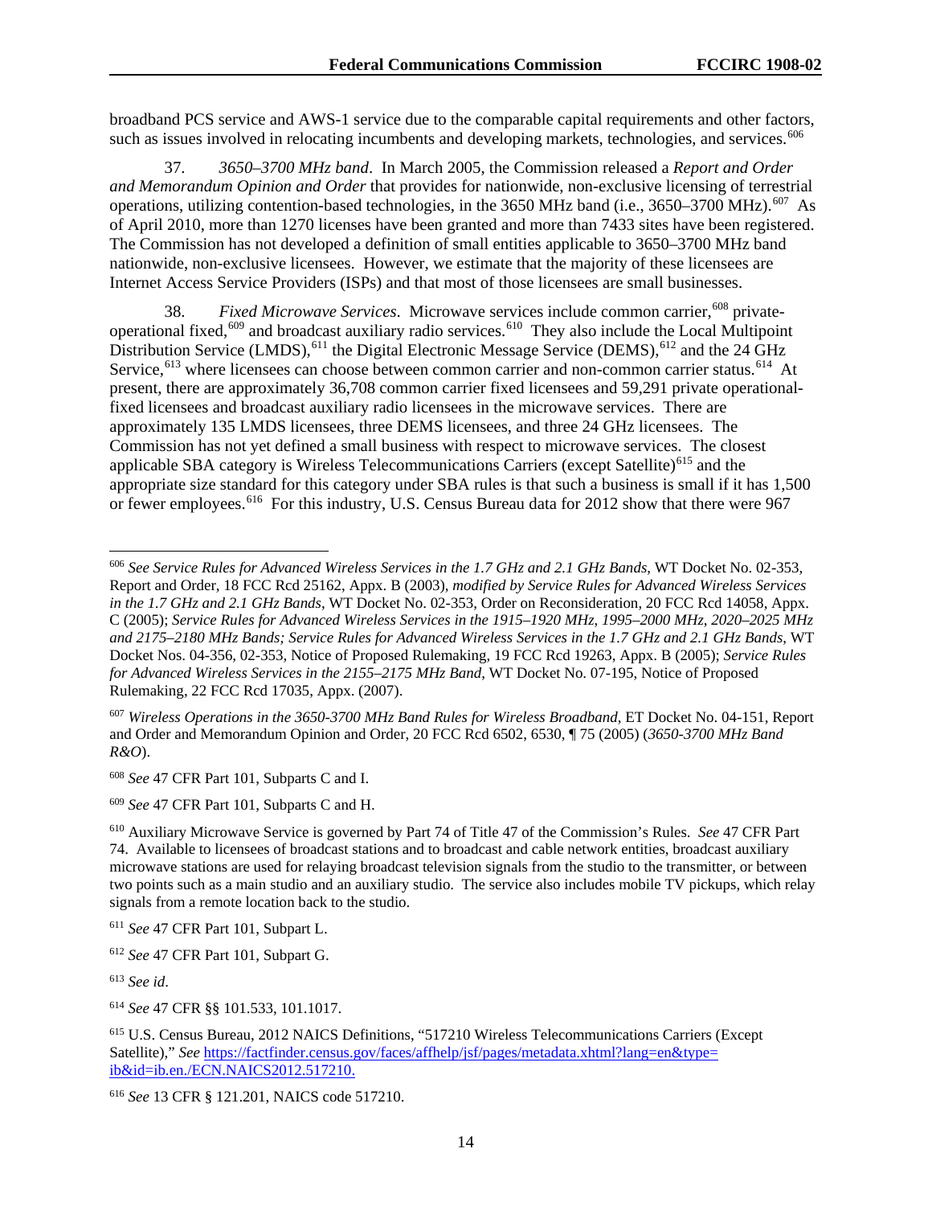broadband PCS service and AWS-1 service due to the comparable capital requirements and other factors, such as issues involved in relocating incumbents and developing markets, technologies, and services.[606]

37. *3650–3700 MHz band*. In March 2005, the Commission released a *Report and Order and Memorandum Opinion and Order* that provides for nationwide, non-exclusive licensing of terrestrial operations, utilizing contention-based technologies, in the 3650 MHz band (i.e., 3650–3700 MHz).[607] As of April 2010, more than 1270 licenses have been granted and more than 7433 sites have been registered. The Commission has not developed a definition of small entities applicable to 3650–3700 MHz band nationwide, non-exclusive licensees. However, we estimate that the majority of these licensees are Internet Access Service Providers (ISPs) and that most of those licensees are small businesses.

38. *Fixed Microwave Services*. Microwave services include common carrier,[608] private-operational fixed,[609] and broadcast auxiliary radio services.[610] They also include the Local Multipoint Distribution Service (LMDS),[611] the Digital Electronic Message Service (DEMS),[612] and the 24 GHz Service,[613] where licensees can choose between common carrier and non-common carrier status.[614] At present, there are approximately 36,708 common carrier fixed licensees and 59,291 private operational-fixed licensees and broadcast auxiliary radio licensees in the microwave services. There are approximately 135 LMDS licensees, three DEMS licensees, and three 24 GHz licensees. The Commission has not yet defined a small business with respect to microwave services. The closest applicable SBA category is Wireless Telecommunications Carriers (except Satellite)[615] and the appropriate size standard for this category under SBA rules is that such a business is small if it has 1,500 or fewer employees.[616] For this industry, U.S. Census Bureau data for 2012 show that there were 967

---

[606] *See Service Rules for Advanced Wireless Services in the 1.7 GHz and 2.1 GHz Bands*, WT Docket No. 02-353, Report and Order, 18 FCC Rcd 25162, Appx. B (2003), *modified by Service Rules for Advanced Wireless Services in the 1.7 GHz and 2.1 GHz Bands*, WT Docket No. 02-353, Order on Reconsideration, 20 FCC Rcd 14058, Appx. C (2005); *Service Rules for Advanced Wireless Services in the 1915–1920 MHz, 1995–2000 MHz, 2020–2025 MHz and 2175–2180 MHz Bands; Service Rules for Advanced Wireless Services in the 1.7 GHz and 2.1 GHz Bands*, WT Docket Nos. 04-356, 02-353, Notice of Proposed Rulemaking, 19 FCC Rcd 19263, Appx. B (2005); *Service Rules for Advanced Wireless Services in the 2155–2175 MHz Band*, WT Docket No. 07-195, Notice of Proposed Rulemaking, 22 FCC Rcd 17035, Appx. (2007).

[607] *Wireless Operations in the 3650-3700 MHz Band Rules for Wireless Broadband*, ET Docket No. 04-151, Report and Order and Memorandum Opinion and Order, 20 FCC Rcd 6502, 6530, ¶ 75 (2005) (*3650-3700 MHz Band R&O*).

[608] *See* 47 CFR Part 101, Subparts C and I.

[609] *See* 47 CFR Part 101, Subparts C and H.

[610] Auxiliary Microwave Service is governed by Part 74 of Title 47 of the Commission's Rules. *See* 47 CFR Part 74. Available to licensees of broadcast stations and to broadcast and cable network entities, broadcast auxiliary microwave stations are used for relaying broadcast television signals from the studio to the transmitter, or between two points such as a main studio and an auxiliary studio. The service also includes mobile TV pickups, which relay signals from a remote location back to the studio.

[611] *See* 47 CFR Part 101, Subpart L.

[612] *See* 47 CFR Part 101, Subpart G.

[613] *See id*.

[614] *See* 47 CFR §§ 101.533, 101.1017.

[615] U.S. Census Bureau, 2012 NAICS Definitions, "517210 Wireless Telecommunications Carriers (Except Satellite)," *See* https://factfinder.census.gov/faces/affhelp/jsf/pages/metadata.xhtml?lang=en&type=ib&id=ib.en./ECN.NAICS2012.517210.

[616] *See* 13 CFR § 121.201, NAICS code 517210.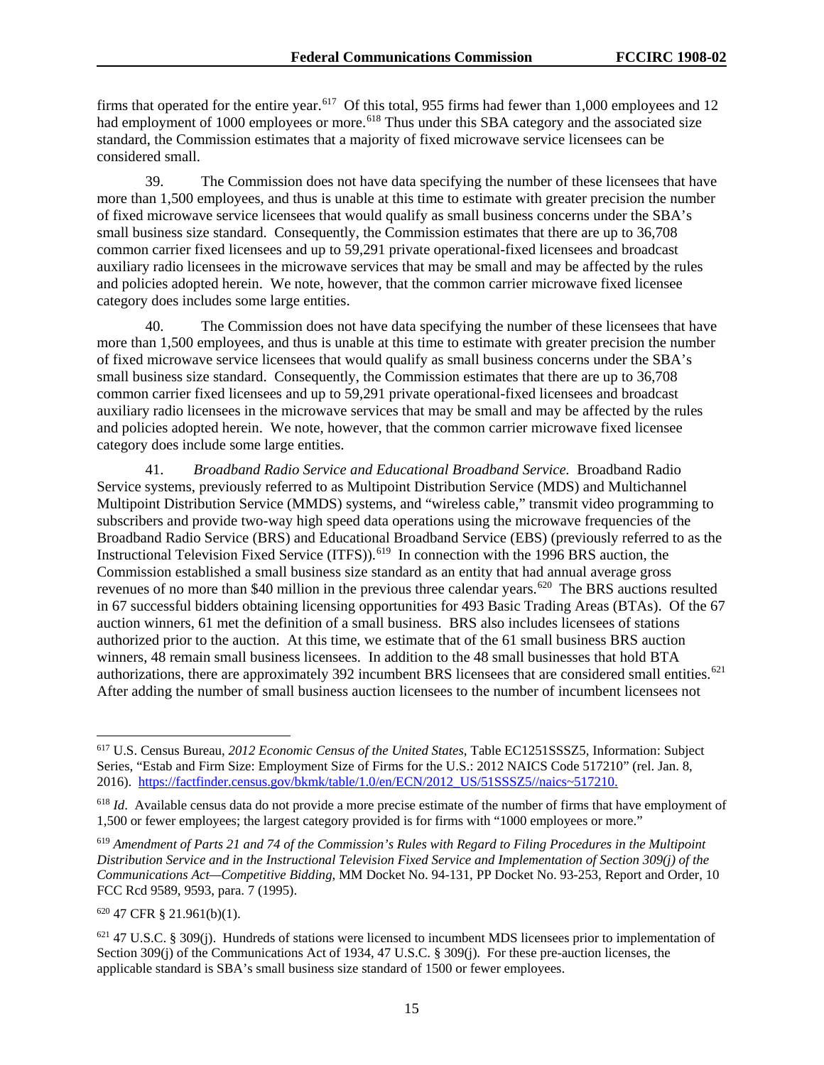firms that operated for the entire year.[617] Of this total, 955 firms had fewer than 1,000 employees and 12 had employment of 1000 employees or more.[618] Thus under this SBA category and the associated size standard, the Commission estimates that a majority of fixed microwave service licensees can be considered small.

39. The Commission does not have data specifying the number of these licensees that have more than 1,500 employees, and thus is unable at this time to estimate with greater precision the number of fixed microwave service licensees that would qualify as small business concerns under the SBA's small business size standard. Consequently, the Commission estimates that there are up to 36,708 common carrier fixed licensees and up to 59,291 private operational-fixed licensees and broadcast auxiliary radio licensees in the microwave services that may be small and may be affected by the rules and policies adopted herein. We note, however, that the common carrier microwave fixed licensee category does includes some large entities.

40. The Commission does not have data specifying the number of these licensees that have more than 1,500 employees, and thus is unable at this time to estimate with greater precision the number of fixed microwave service licensees that would qualify as small business concerns under the SBA's small business size standard. Consequently, the Commission estimates that there are up to 36,708 common carrier fixed licensees and up to 59,291 private operational-fixed licensees and broadcast auxiliary radio licensees in the microwave services that may be small and may be affected by the rules and policies adopted herein. We note, however, that the common carrier microwave fixed licensee category does include some large entities.

41. *Broadband Radio Service and Educational Broadband Service.* Broadband Radio Service systems, previously referred to as Multipoint Distribution Service (MDS) and Multichannel Multipoint Distribution Service (MMDS) systems, and "wireless cable," transmit video programming to subscribers and provide two-way high speed data operations using the microwave frequencies of the Broadband Radio Service (BRS) and Educational Broadband Service (EBS) (previously referred to as the Instructional Television Fixed Service (ITFS)).[619] In connection with the 1996 BRS auction, the Commission established a small business size standard as an entity that had annual average gross revenues of no more than $40 million in the previous three calendar years.[620] The BRS auctions resulted in 67 successful bidders obtaining licensing opportunities for 493 Basic Trading Areas (BTAs). Of the 67 auction winners, 61 met the definition of a small business. BRS also includes licensees of stations authorized prior to the auction. At this time, we estimate that of the 61 small business BRS auction winners, 48 remain small business licensees. In addition to the 48 small businesses that hold BTA authorizations, there are approximately 392 incumbent BRS licensees that are considered small entities.[621] After adding the number of small business auction licensees to the number of incumbent licensees not

---

[617] U.S. Census Bureau, *2012 Economic Census of the United States*, Table EC1251SSSZ5, Information: Subject Series, "Estab and Firm Size: Employment Size of Firms for the U.S.: 2012 NAICS Code 517210" (rel. Jan. 8, 2016). https://factfinder.census.gov/bkmk/table/1.0/en/ECN/2012_US/51SSSZ5//naics~517210.

[618] *Id*. Available census data do not provide a more precise estimate of the number of firms that have employment of 1,500 or fewer employees; the largest category provided is for firms with "1000 employees or more."

[619] *Amendment of Parts 21 and 74 of the Commission's Rules with Regard to Filing Procedures in the Multipoint Distribution Service and in the Instructional Television Fixed Service and Implementation of Section 309(j) of the Communications Act—Competitive Bidding*, MM Docket No. 94-131, PP Docket No. 93-253, Report and Order, 10 FCC Rcd 9589, 9593, para. 7 (1995).

[620] 47 CFR § 21.961(b)(1).

[621] 47 U.S.C. § 309(j). Hundreds of stations were licensed to incumbent MDS licensees prior to implementation of Section 309(j) of the Communications Act of 1934, 47 U.S.C. § 309(j). For these pre-auction licenses, the applicable standard is SBA's small business size standard of 1500 or fewer employees.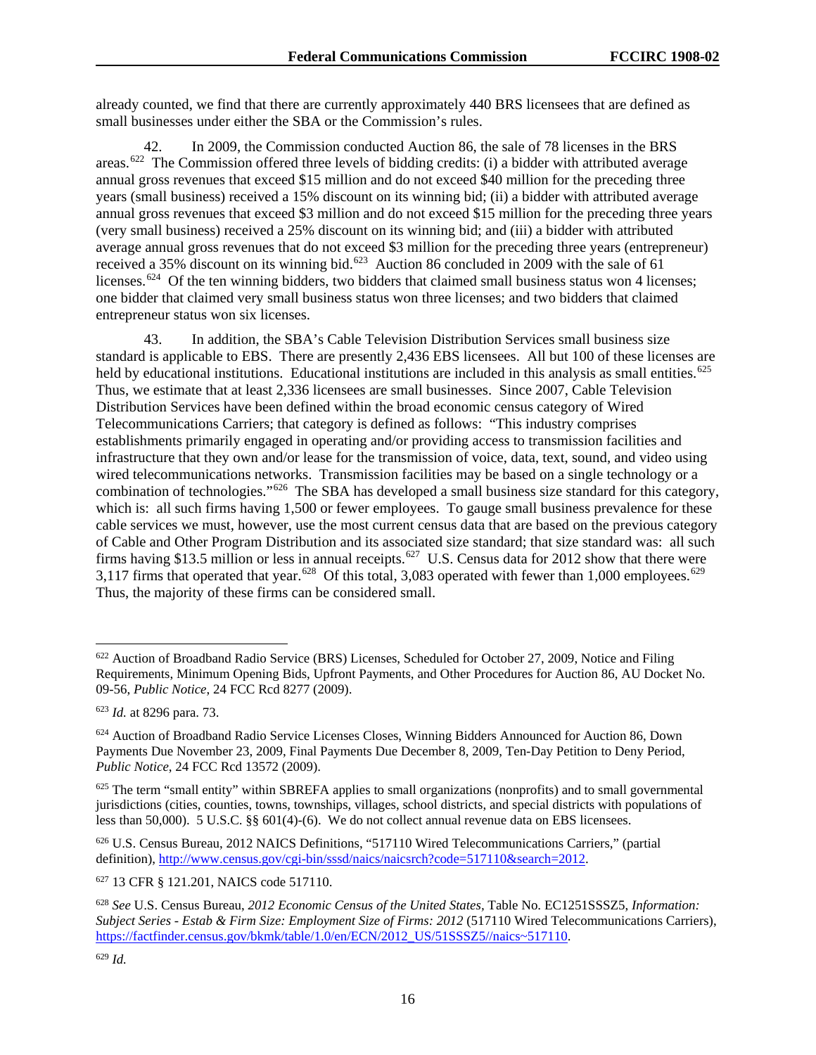already counted, we find that there are currently approximately 440 BRS licensees that are defined as small businesses under either the SBA or the Commission's rules.

42. In 2009, the Commission conducted Auction 86, the sale of 78 licenses in the BRS areas.[622] The Commission offered three levels of bidding credits: (i) a bidder with attributed average annual gross revenues that exceed \$15 million and do not exceed \$40 million for the preceding three years (small business) received a 15% discount on its winning bid; (ii) a bidder with attributed average annual gross revenues that exceed \$3 million and do not exceed \$15 million for the preceding three years (very small business) received a 25% discount on its winning bid; and (iii) a bidder with attributed average annual gross revenues that do not exceed \$3 million for the preceding three years (entrepreneur) received a 35% discount on its winning bid.[623] Auction 86 concluded in 2009 with the sale of 61 licenses.[624] Of the ten winning bidders, two bidders that claimed small business status won 4 licenses; one bidder that claimed very small business status won three licenses; and two bidders that claimed entrepreneur status won six licenses.

43. In addition, the SBA's Cable Television Distribution Services small business size standard is applicable to EBS. There are presently 2,436 EBS licensees. All but 100 of these licenses are held by educational institutions. Educational institutions are included in this analysis as small entities.[625] Thus, we estimate that at least 2,336 licensees are small businesses. Since 2007, Cable Television Distribution Services have been defined within the broad economic census category of Wired Telecommunications Carriers; that category is defined as follows: "This industry comprises establishments primarily engaged in operating and/or providing access to transmission facilities and infrastructure that they own and/or lease for the transmission of voice, data, text, sound, and video using wired telecommunications networks. Transmission facilities may be based on a single technology or a combination of technologies."[626] The SBA has developed a small business size standard for this category, which is: all such firms having 1,500 or fewer employees. To gauge small business prevalence for these cable services we must, however, use the most current census data that are based on the previous category of Cable and Other Program Distribution and its associated size standard; that size standard was: all such firms having \$13.5 million or less in annual receipts.[627] U.S. Census data for 2012 show that there were 3,117 firms that operated that year.[628] Of this total, 3,083 operated with fewer than 1,000 employees.[629] Thus, the majority of these firms can be considered small.

---

[622] Auction of Broadband Radio Service (BRS) Licenses, Scheduled for October 27, 2009, Notice and Filing Requirements, Minimum Opening Bids, Upfront Payments, and Other Procedures for Auction 86, AU Docket No. 09-56, *Public Notice*, 24 FCC Rcd 8277 (2009).

[623] *Id.* at 8296 para. 73.

[624] Auction of Broadband Radio Service Licenses Closes, Winning Bidders Announced for Auction 86, Down Payments Due November 23, 2009, Final Payments Due December 8, 2009, Ten-Day Petition to Deny Period, *Public Notice*, 24 FCC Rcd 13572 (2009).

[625] The term "small entity" within SBREFA applies to small organizations (nonprofits) and to small governmental jurisdictions (cities, counties, towns, townships, villages, school districts, and special districts with populations of less than 50,000). 5 U.S.C. §§ 601(4)-(6). We do not collect annual revenue data on EBS licensees.

[626] U.S. Census Bureau, 2012 NAICS Definitions, "517110 Wired Telecommunications Carriers," (partial definition), http://www.census.gov/cgi-bin/sssd/naics/naicsrch?code=517110&search=2012.

[627] 13 CFR § 121.201, NAICS code 517110.

[628] *See* U.S. Census Bureau, *2012 Economic Census of the United States*, Table No. EC1251SSSZ5, *Information: Subject Series - Estab & Firm Size: Employment Size of Firms: 2012* (517110 Wired Telecommunications Carriers), https://factfinder.census.gov/bkmk/table/1.0/en/ECN/2012_US/51SSSZ5//naics~517110.

[629] *Id.*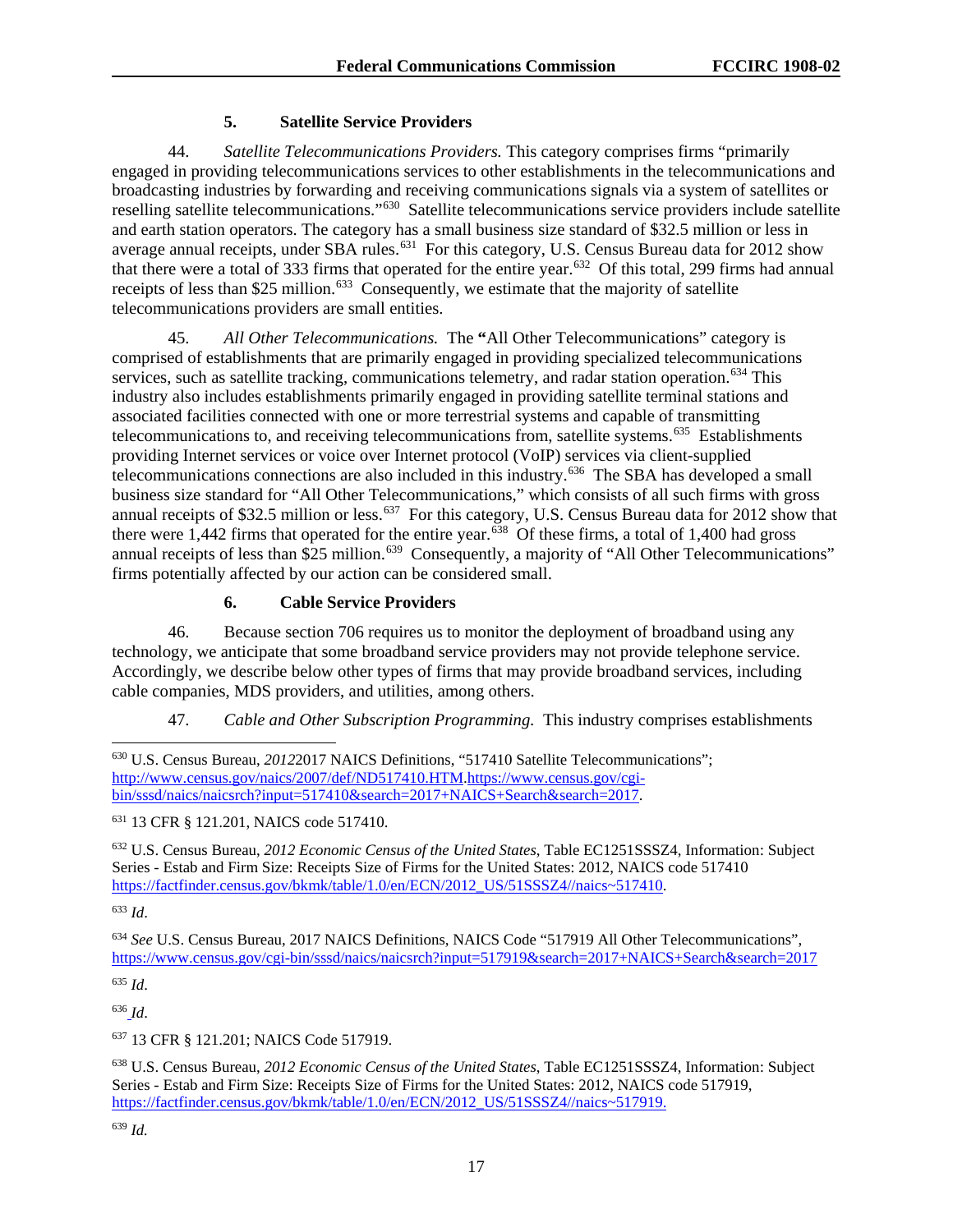### 5. Satellite Service Providers

44. *Satellite Telecommunications Providers.* This category comprises firms "primarily engaged in providing telecommunications services to other establishments in the telecommunications and broadcasting industries by forwarding and receiving communications signals via a system of satellites or reselling satellite telecommunications."[630] Satellite telecommunications service providers include satellite and earth station operators. The category has a small business size standard of $32.5 million or less in average annual receipts, under SBA rules.[631] For this category, U.S. Census Bureau data for 2012 show that there were a total of 333 firms that operated for the entire year.[632] Of this total, 299 firms had annual receipts of less than $25 million.[633] Consequently, we estimate that the majority of satellite telecommunications providers are small entities.

45. *All Other Telecommunications.* The **"**All Other Telecommunications" category is comprised of establishments that are primarily engaged in providing specialized telecommunications services, such as satellite tracking, communications telemetry, and radar station operation.[634] This industry also includes establishments primarily engaged in providing satellite terminal stations and associated facilities connected with one or more terrestrial systems and capable of transmitting telecommunications to, and receiving telecommunications from, satellite systems.[635] Establishments providing Internet services or voice over Internet protocol (VoIP) services via client-supplied telecommunications connections are also included in this industry.[636] The SBA has developed a small business size standard for "All Other Telecommunications," which consists of all such firms with gross annual receipts of $32.5 million or less.[637] For this category, U.S. Census Bureau data for 2012 show that there were 1,442 firms that operated for the entire year.[638] Of these firms, a total of 1,400 had gross annual receipts of less than $25 million.[639] Consequently, a majority of "All Other Telecommunications" firms potentially affected by our action can be considered small.

### 6. Cable Service Providers

46. Because section 706 requires us to monitor the deployment of broadband using any technology, we anticipate that some broadband service providers may not provide telephone service. Accordingly, we describe below other types of firms that may provide broadband services, including cable companies, MDS providers, and utilities, among others.

47. *Cable and Other Subscription Programming.* This industry comprises establishments

---

[630] U.S. Census Bureau, *2012*2017 NAICS Definitions, "517410 Satellite Telecommunications"; http://www.census.gov/naics/2007/def/ND517410.HTM.https://www.census.gov/cgi-bin/sssd/naics/naicsrch?input=517410&search=2017+NAICS+Search&search=2017.

[631] 13 CFR § 121.201, NAICS code 517410.

[632] U.S. Census Bureau, *2012 Economic Census of the United States*, Table EC1251SSSZ4, Information: Subject Series - Estab and Firm Size: Receipts Size of Firms for the United States: 2012, NAICS code 517410 https://factfinder.census.gov/bkmk/table/1.0/en/ECN/2012_US/51SSSZ4//naics~517410.

[633] *Id*.

[634] *See* U.S. Census Bureau, 2017 NAICS Definitions, NAICS Code "517919 All Other Telecommunications", https://www.census.gov/cgi-bin/sssd/naics/naicsrch?input=517919&search=2017+NAICS+Search&search=2017

[635] *Id*.

[636] *Id*.

[637] 13 CFR § 121.201; NAICS Code 517919.

[638] U.S. Census Bureau, *2012 Economic Census of the United States*, Table EC1251SSSZ4, Information: Subject Series - Estab and Firm Size: Receipts Size of Firms for the United States: 2012, NAICS code 517919, https://factfinder.census.gov/bkmk/table/1.0/en/ECN/2012_US/51SSSZ4//naics~517919.

[639] *Id.*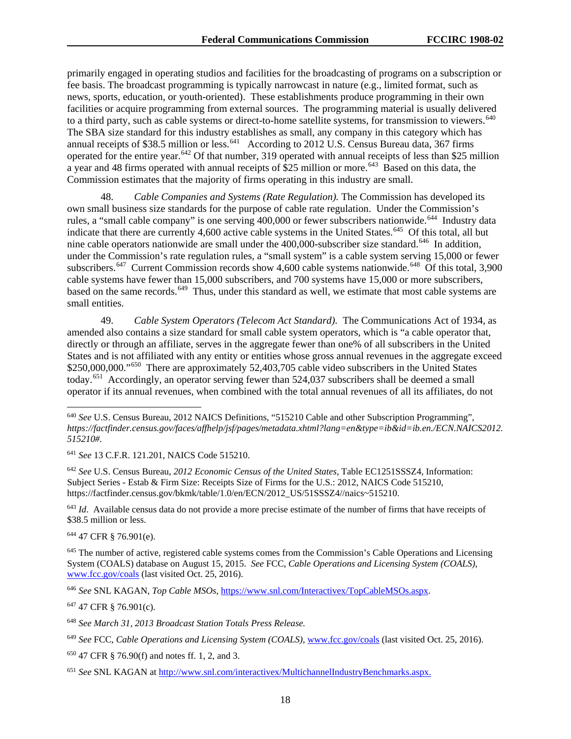primarily engaged in operating studios and facilities for the broadcasting of programs on a subscription or fee basis. The broadcast programming is typically narrowcast in nature (e.g., limited format, such as news, sports, education, or youth-oriented). These establishments produce programming in their own facilities or acquire programming from external sources. The programming material is usually delivered to a third party, such as cable systems or direct-to-home satellite systems, for transmission to viewers.[640] The SBA size standard for this industry establishes as small, any company in this category which has annual receipts of $38.5 million or less.[641] According to 2012 U.S. Census Bureau data, 367 firms operated for the entire year.[642] Of that number, 319 operated with annual receipts of less than $25 million a year and 48 firms operated with annual receipts of $25 million or more.[643] Based on this data, the Commission estimates that the majority of firms operating in this industry are small.

48. *Cable Companies and Systems (Rate Regulation).* The Commission has developed its own small business size standards for the purpose of cable rate regulation. Under the Commission's rules, a "small cable company" is one serving 400,000 or fewer subscribers nationwide.[644] Industry data indicate that there are currently 4,600 active cable systems in the United States.[645] Of this total, all but nine cable operators nationwide are small under the 400,000-subscriber size standard.[646] In addition, under the Commission's rate regulation rules, a "small system" is a cable system serving 15,000 or fewer subscribers.[647] Current Commission records show 4,600 cable systems nationwide.[648] Of this total, 3,900 cable systems have fewer than 15,000 subscribers, and 700 systems have 15,000 or more subscribers, based on the same records.[649] Thus, under this standard as well, we estimate that most cable systems are small entities.

49. *Cable System Operators (Telecom Act Standard).* The Communications Act of 1934, as amended also contains a size standard for small cable system operators, which is "a cable operator that, directly or through an affiliate, serves in the aggregate fewer than one% of all subscribers in the United States and is not affiliated with any entity or entities whose gross annual revenues in the aggregate exceed $250,000,000."[650] There are approximately 52,403,705 cable video subscribers in the United States today.[651] Accordingly, an operator serving fewer than 524,037 subscribers shall be deemed a small operator if its annual revenues, when combined with the total annual revenues of all its affiliates, do not

---

[640] *See* U.S. Census Bureau, 2012 NAICS Definitions, "515210 Cable and other Subscription Programming", *https://factfinder.census.gov/faces/affhelp/jsf/pages/metadata.xhtml?lang=en&type=ib&id=ib.en./ECN.NAICS2012.515210#.*

[641] *See* 13 C.F.R. 121.201, NAICS Code 515210.

[642] *See* U.S. Census Bureau, *2012 Economic Census of the United States*, Table EC1251SSSZ4, Information: Subject Series - Estab & Firm Size: Receipts Size of Firms for the U.S.: 2012, NAICS Code 515210, https://factfinder.census.gov/bkmk/table/1.0/en/ECN/2012_US/51SSSZ4//naics~515210.

[643] *Id*. Available census data do not provide a more precise estimate of the number of firms that have receipts of $38.5 million or less.

[644] 47 CFR § 76.901(e).

[645] The number of active, registered cable systems comes from the Commission's Cable Operations and Licensing System (COALS) database on August 15, 2015. *See* FCC, *Cable Operations and Licensing System (COALS)*, www.fcc.gov/coals (last visited Oct. 25, 2016).

[646] *See* SNL KAGAN, *Top Cable MSOs*, https://www.snl.com/Interactivex/TopCableMSOs.aspx.

[647] 47 CFR § 76.901(c).

[648] *See March 31, 2013 Broadcast Station Totals Press Release.*

[649] *See* FCC, *Cable Operations and Licensing System (COALS)*, www.fcc.gov/coals (last visited Oct. 25, 2016).

[650] 47 CFR § 76.90(f) and notes ff. 1, 2, and 3.

[651] *See* SNL KAGAN at http://www.snl.com/interactivex/MultichannelIndustryBenchmarks.aspx.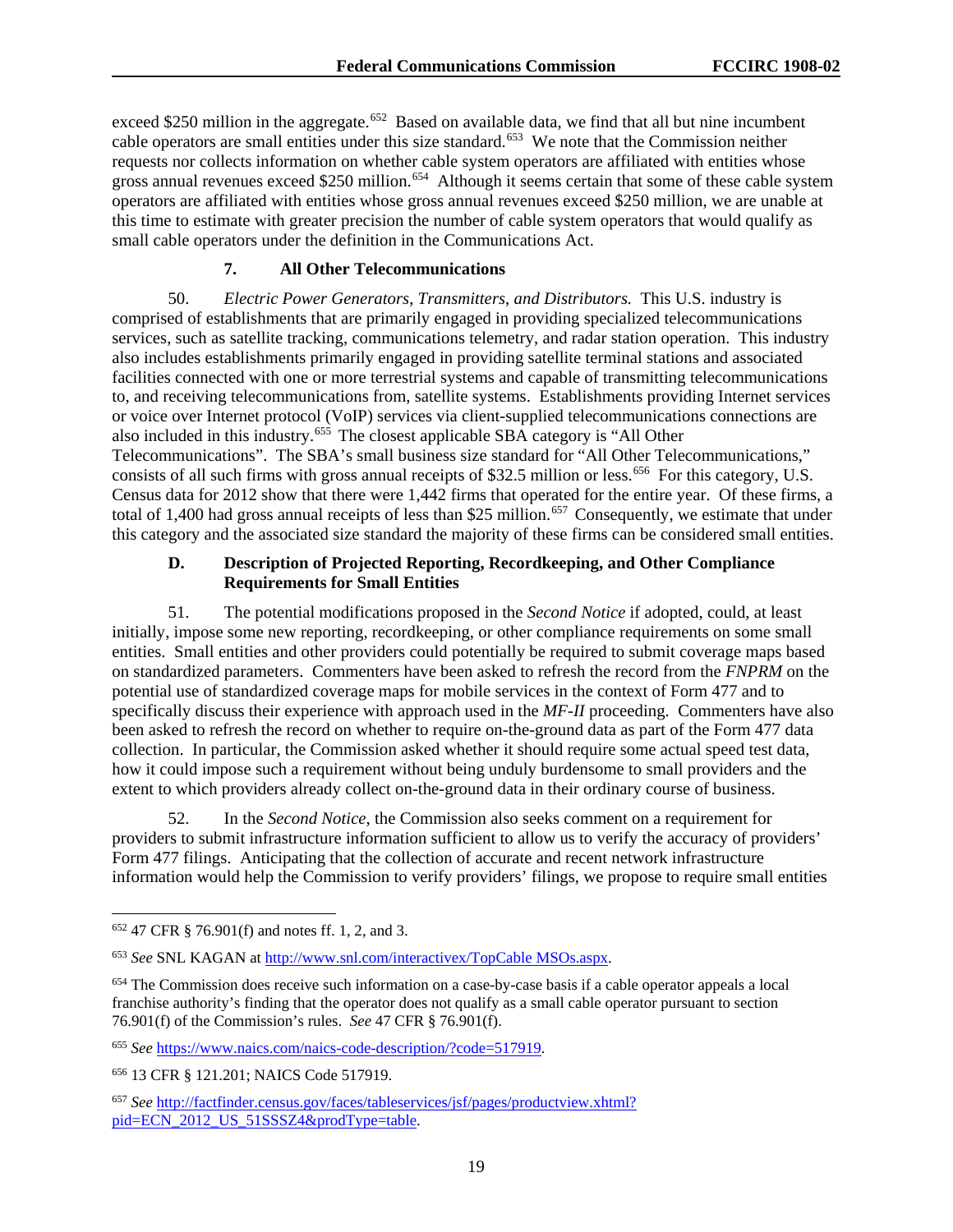exceed $250 million in the aggregate.[652] Based on available data, we find that all but nine incumbent cable operators are small entities under this size standard.[653] We note that the Commission neither requests nor collects information on whether cable system operators are affiliated with entities whose gross annual revenues exceed $250 million.[654] Although it seems certain that some of these cable system operators are affiliated with entities whose gross annual revenues exceed $250 million, we are unable at this time to estimate with greater precision the number of cable system operators that would qualify as small cable operators under the definition in the Communications Act.

### 7. All Other Telecommunications

50. *Electric Power Generators, Transmitters, and Distributors.* This U.S. industry is comprised of establishments that are primarily engaged in providing specialized telecommunications services, such as satellite tracking, communications telemetry, and radar station operation. This industry also includes establishments primarily engaged in providing satellite terminal stations and associated facilities connected with one or more terrestrial systems and capable of transmitting telecommunications to, and receiving telecommunications from, satellite systems. Establishments providing Internet services or voice over Internet protocol (VoIP) services via client-supplied telecommunications connections are also included in this industry.[655] The closest applicable SBA category is "All Other Telecommunications". The SBA's small business size standard for "All Other Telecommunications," consists of all such firms with gross annual receipts of $32.5 million or less.[656] For this category, U.S. Census data for 2012 show that there were 1,442 firms that operated for the entire year. Of these firms, a total of 1,400 had gross annual receipts of less than $25 million.[657] Consequently, we estimate that under this category and the associated size standard the majority of these firms can be considered small entities.

## D. Description of Projected Reporting, Recordkeeping, and Other Compliance Requirements for Small Entities

51. The potential modifications proposed in the *Second Notice* if adopted, could, at least initially, impose some new reporting, recordkeeping, or other compliance requirements on some small entities. Small entities and other providers could potentially be required to submit coverage maps based on standardized parameters. Commenters have been asked to refresh the record from the *FNPRM* on the potential use of standardized coverage maps for mobile services in the context of Form 477 and to specifically discuss their experience with approach used in the *MF-II* proceeding. Commenters have also been asked to refresh the record on whether to require on-the-ground data as part of the Form 477 data collection. In particular, the Commission asked whether it should require some actual speed test data, how it could impose such a requirement without being unduly burdensome to small providers and the extent to which providers already collect on-the-ground data in their ordinary course of business.

52. In the *Second Notice*, the Commission also seeks comment on a requirement for providers to submit infrastructure information sufficient to allow us to verify the accuracy of providers' Form 477 filings. Anticipating that the collection of accurate and recent network infrastructure information would help the Commission to verify providers' filings, we propose to require small entities

---

[652] 47 CFR § 76.901(f) and notes ff. 1, 2, and 3.

[653] *See* SNL KAGAN at http://www.snl.com/interactivex/TopCable MSOs.aspx.

[654] The Commission does receive such information on a case-by-case basis if a cable operator appeals a local franchise authority's finding that the operator does not qualify as a small cable operator pursuant to section 76.901(f) of the Commission's rules. *See* 47 CFR § 76.901(f).

[655] *See* https://www.naics.com/naics-code-description/?code=517919.

[656] 13 CFR § 121.201; NAICS Code 517919.

[657] *See* http://factfinder.census.gov/faces/tableservices/jsf/pages/productview.xhtml?pid=ECN_2012_US_51SSSZ4&prodType=table.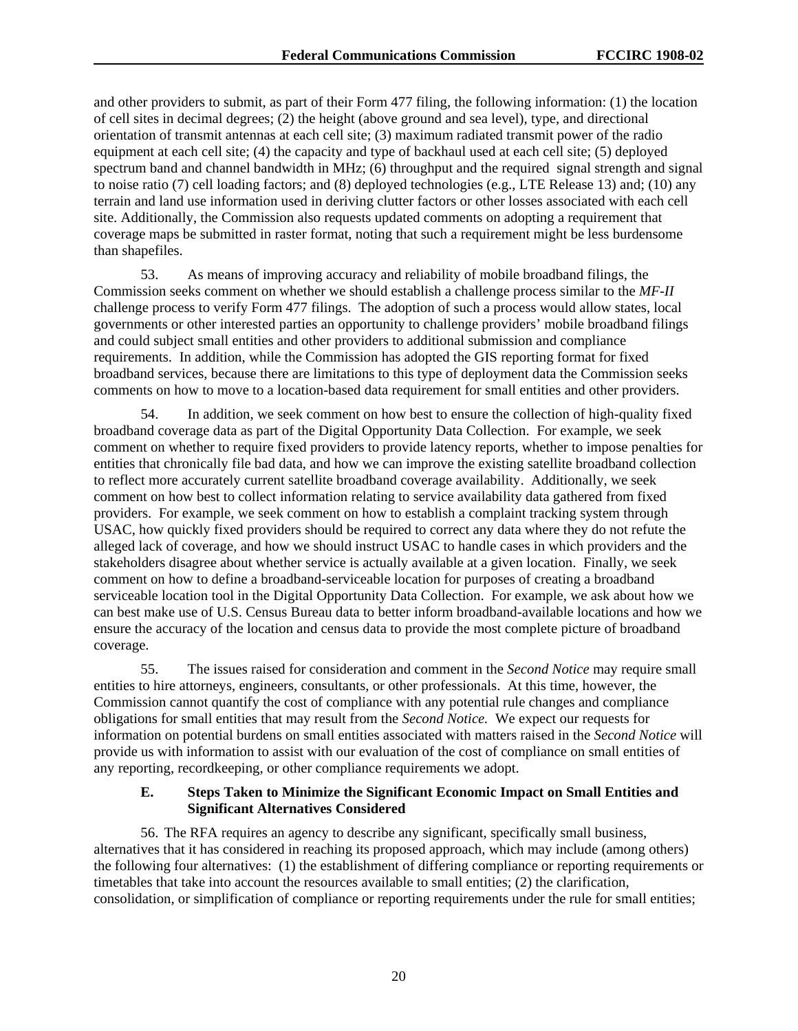and other providers to submit, as part of their Form 477 filing, the following information: (1) the location of cell sites in decimal degrees; (2) the height (above ground and sea level), type, and directional orientation of transmit antennas at each cell site; (3) maximum radiated transmit power of the radio equipment at each cell site; (4) the capacity and type of backhaul used at each cell site; (5) deployed spectrum band and channel bandwidth in MHz; (6) throughput and the required signal strength and signal to noise ratio (7) cell loading factors; and (8) deployed technologies (e.g., LTE Release 13) and; (10) any terrain and land use information used in deriving clutter factors or other losses associated with each cell site. Additionally, the Commission also requests updated comments on adopting a requirement that coverage maps be submitted in raster format, noting that such a requirement might be less burdensome than shapefiles.

53. As means of improving accuracy and reliability of mobile broadband filings, the Commission seeks comment on whether we should establish a challenge process similar to the *MF-II* challenge process to verify Form 477 filings. The adoption of such a process would allow states, local governments or other interested parties an opportunity to challenge providers' mobile broadband filings and could subject small entities and other providers to additional submission and compliance requirements. In addition, while the Commission has adopted the GIS reporting format for fixed broadband services, because there are limitations to this type of deployment data the Commission seeks comments on how to move to a location-based data requirement for small entities and other providers.

54. In addition, we seek comment on how best to ensure the collection of high-quality fixed broadband coverage data as part of the Digital Opportunity Data Collection. For example, we seek comment on whether to require fixed providers to provide latency reports, whether to impose penalties for entities that chronically file bad data, and how we can improve the existing satellite broadband collection to reflect more accurately current satellite broadband coverage availability. Additionally, we seek comment on how best to collect information relating to service availability data gathered from fixed providers. For example, we seek comment on how to establish a complaint tracking system through USAC, how quickly fixed providers should be required to correct any data where they do not refute the alleged lack of coverage, and how we should instruct USAC to handle cases in which providers and the stakeholders disagree about whether service is actually available at a given location. Finally, we seek comment on how to define a broadband-serviceable location for purposes of creating a broadband serviceable location tool in the Digital Opportunity Data Collection. For example, we ask about how we can best make use of U.S. Census Bureau data to better inform broadband-available locations and how we ensure the accuracy of the location and census data to provide the most complete picture of broadband coverage.

55. The issues raised for consideration and comment in the *Second Notice* may require small entities to hire attorneys, engineers, consultants, or other professionals. At this time, however, the Commission cannot quantify the cost of compliance with any potential rule changes and compliance obligations for small entities that may result from the *Second Notice.* We expect our requests for information on potential burdens on small entities associated with matters raised in the *Second Notice* will provide us with information to assist with our evaluation of the cost of compliance on small entities of any reporting, recordkeeping, or other compliance requirements we adopt.

### E. Steps Taken to Minimize the Significant Economic Impact on Small Entities and Significant Alternatives Considered

56. The RFA requires an agency to describe any significant, specifically small business, alternatives that it has considered in reaching its proposed approach, which may include (among others) the following four alternatives: (1) the establishment of differing compliance or reporting requirements or timetables that take into account the resources available to small entities; (2) the clarification, consolidation, or simplification of compliance or reporting requirements under the rule for small entities;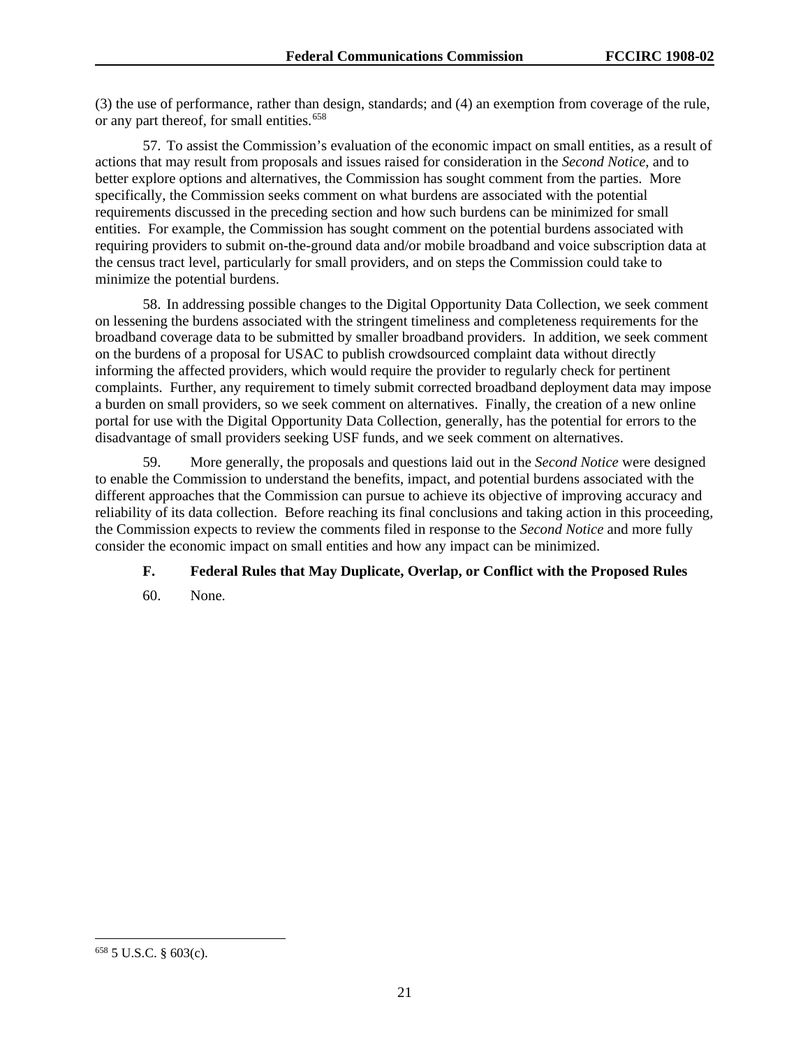(3) the use of performance, rather than design, standards; and (4) an exemption from coverage of the rule, or any part thereof, for small entities.[658]

57. To assist the Commission's evaluation of the economic impact on small entities, as a result of actions that may result from proposals and issues raised for consideration in the *Second Notice*, and to better explore options and alternatives, the Commission has sought comment from the parties. More specifically, the Commission seeks comment on what burdens are associated with the potential requirements discussed in the preceding section and how such burdens can be minimized for small entities. For example, the Commission has sought comment on the potential burdens associated with requiring providers to submit on-the-ground data and/or mobile broadband and voice subscription data at the census tract level, particularly for small providers, and on steps the Commission could take to minimize the potential burdens.

58. In addressing possible changes to the Digital Opportunity Data Collection, we seek comment on lessening the burdens associated with the stringent timeliness and completeness requirements for the broadband coverage data to be submitted by smaller broadband providers. In addition, we seek comment on the burdens of a proposal for USAC to publish crowdsourced complaint data without directly informing the affected providers, which would require the provider to regularly check for pertinent complaints. Further, any requirement to timely submit corrected broadband deployment data may impose a burden on small providers, so we seek comment on alternatives. Finally, the creation of a new online portal for use with the Digital Opportunity Data Collection, generally, has the potential for errors to the disadvantage of small providers seeking USF funds, and we seek comment on alternatives.

59. More generally, the proposals and questions laid out in the *Second Notice* were designed to enable the Commission to understand the benefits, impact, and potential burdens associated with the different approaches that the Commission can pursue to achieve its objective of improving accuracy and reliability of its data collection. Before reaching its final conclusions and taking action in this proceeding, the Commission expects to review the comments filed in response to the *Second Notice* and more fully consider the economic impact on small entities and how any impact can be minimized.

### F. Federal Rules that May Duplicate, Overlap, or Conflict with the Proposed Rules

60. None.

---

[658] 5 U.S.C. § 603(c).